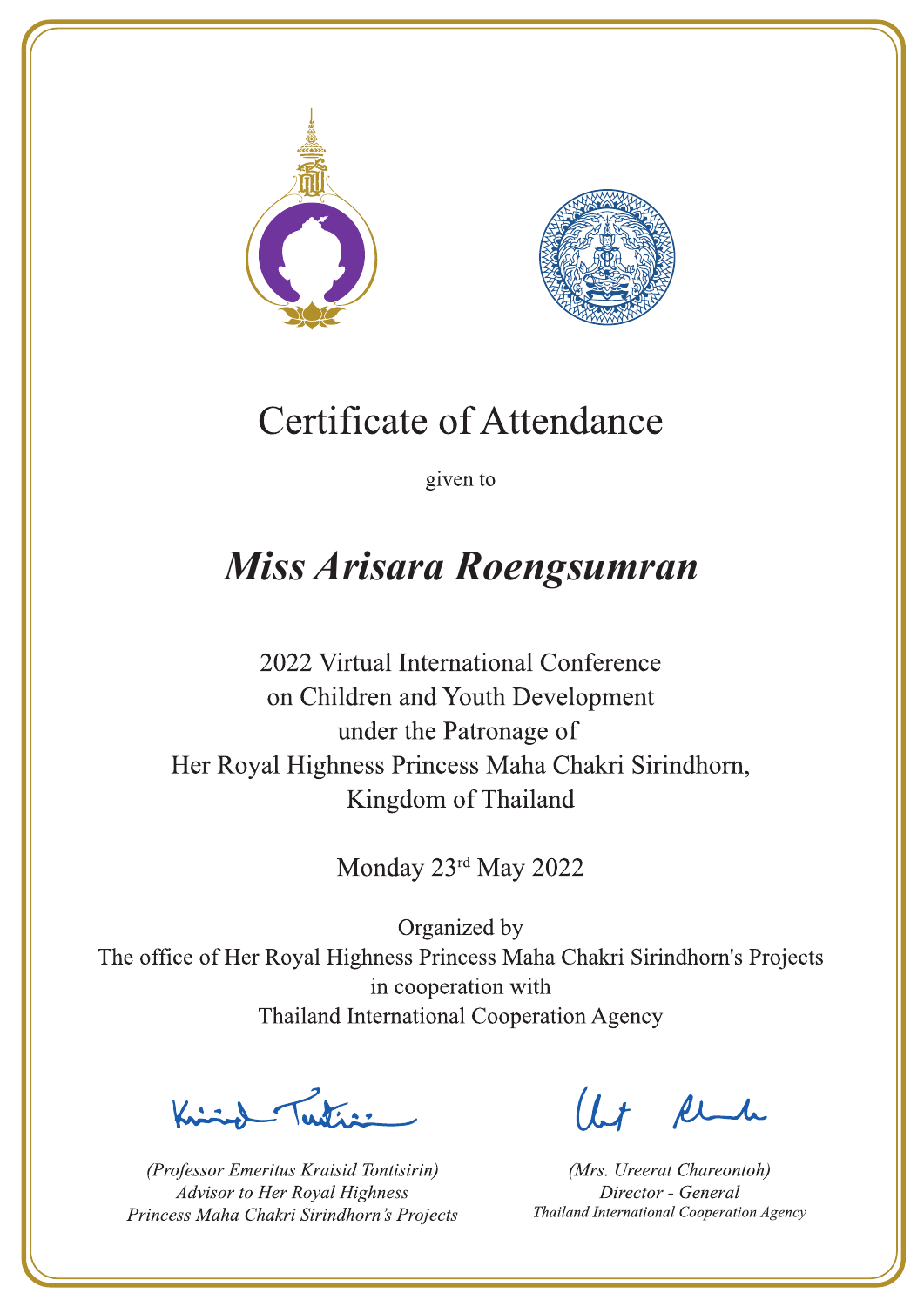# Certificate of Attendance

given to

## *Miss Arisara Roengsumran*

2022 Virtual International Conference
on Children and Youth Development
under the Patronage of
Her Royal Highness Princess Maha Chakri Sirindhorn,
Kingdom of Thailand

Monday 23rd May 2022

Organized by
The office of Her Royal Highness Princess Maha Chakri Sirindhorn's Projects
in cooperation with
Thailand International Cooperation Agency

*(Professor Emeritus Kraisid Tontisirin)*
*Advisor to Her Royal Highness*
*Princess Maha Chakri Sirindhorn's Projects*

*(Mrs. Ureerat Chareontoh)*
*Director - General*
*Thailand International Cooperation Agency*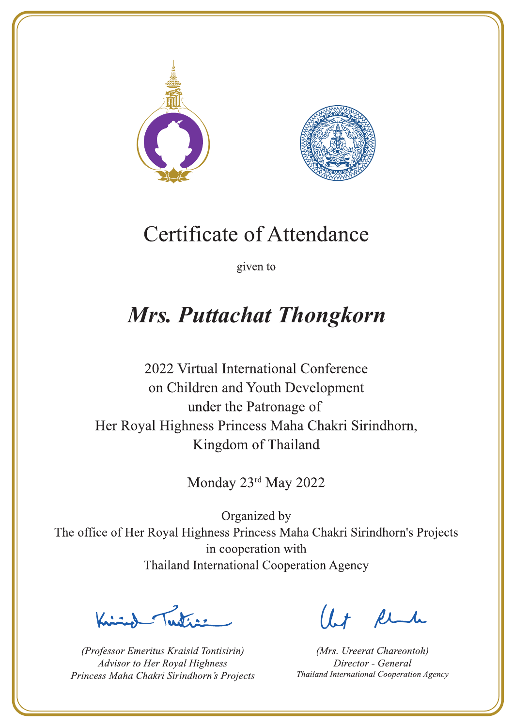# Certificate of Attendance

given to

## *Mrs. Puttachat Thongkorn*

2022 Virtual International Conference
on Children and Youth Development
under the Patronage of
Her Royal Highness Princess Maha Chakri Sirindhorn,
Kingdom of Thailand

Monday 23rd May 2022

Organized by
The office of Her Royal Highness Princess Maha Chakri Sirindhorn's Projects
in cooperation with
Thailand International Cooperation Agency

*(Professor Emeritus Kraisid Tontisirin)*
*Advisor to Her Royal Highness*
*Princess Maha Chakri Sirindhorn's Projects*

*(Mrs. Ureerat Chareontoh)*
*Director - General*
*Thailand International Cooperation Agency*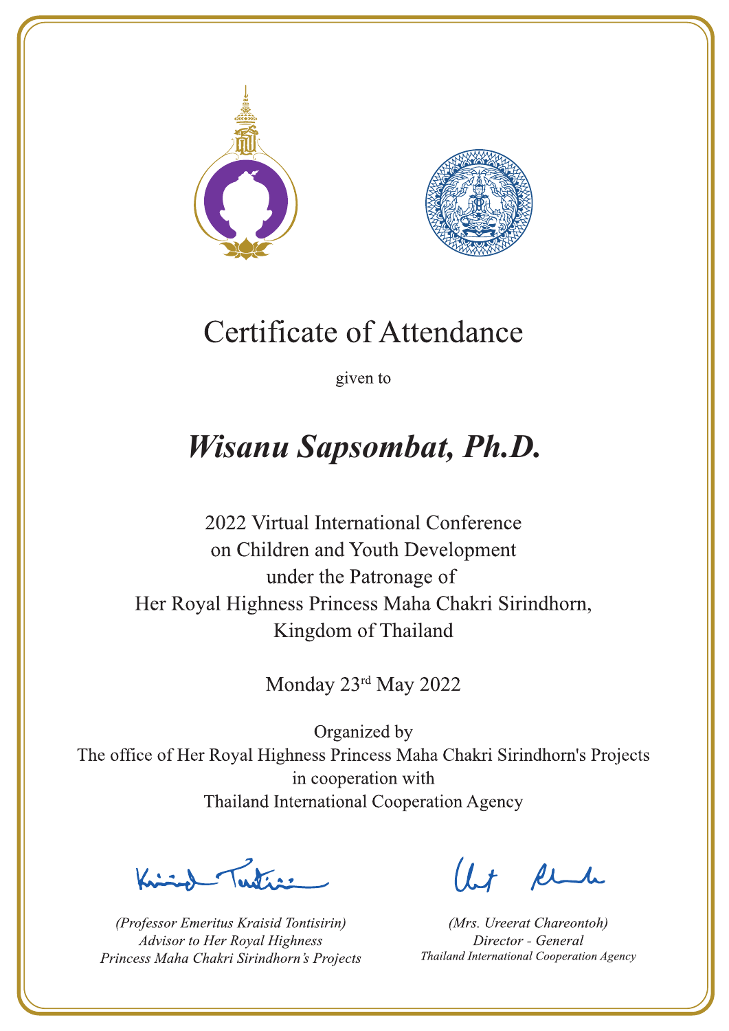# Certificate of Attendance

given to

## *Wisanu Sapsombat, Ph.D.*

2022 Virtual International Conference
on Children and Youth Development
under the Patronage of
Her Royal Highness Princess Maha Chakri Sirindhorn,
Kingdom of Thailand

Monday 23rd May 2022

Organized by
The office of Her Royal Highness Princess Maha Chakri Sirindhorn's Projects
in cooperation with
Thailand International Cooperation Agency

*(Professor Emeritus Kraisid Tontisirin)*
*Advisor to Her Royal Highness*
*Princess Maha Chakri Sirindhorn's Projects*

*(Mrs. Ureerat Chareontoh)*
*Director - General*
*Thailand International Cooperation Agency*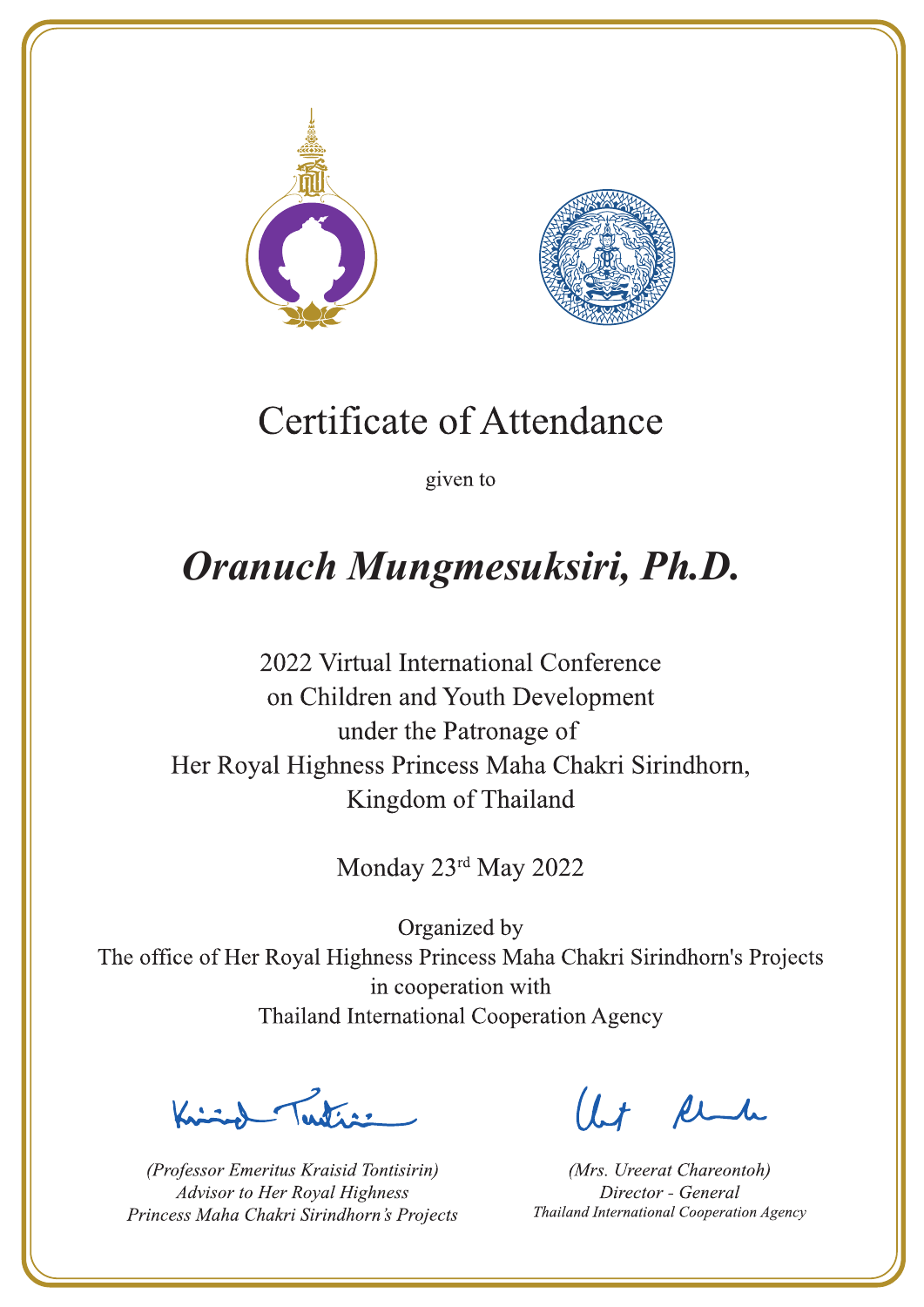# Certificate of Attendance

given to

## *Oranuch Mungmesuksiri, Ph.D.*

2022 Virtual International Conference
on Children and Youth Development
under the Patronage of
Her Royal Highness Princess Maha Chakri Sirindhorn,
Kingdom of Thailand

Monday 23rd May 2022

Organized by
The office of Her Royal Highness Princess Maha Chakri Sirindhorn's Projects
in cooperation with
Thailand International Cooperation Agency

*(Professor Emeritus Kraisid Tontisirin)*
*Advisor to Her Royal Highness*
*Princess Maha Chakri Sirindhorn's Projects*

*(Mrs. Ureerat Chareontoh)*
*Director - General*
*Thailand International Cooperation Agency*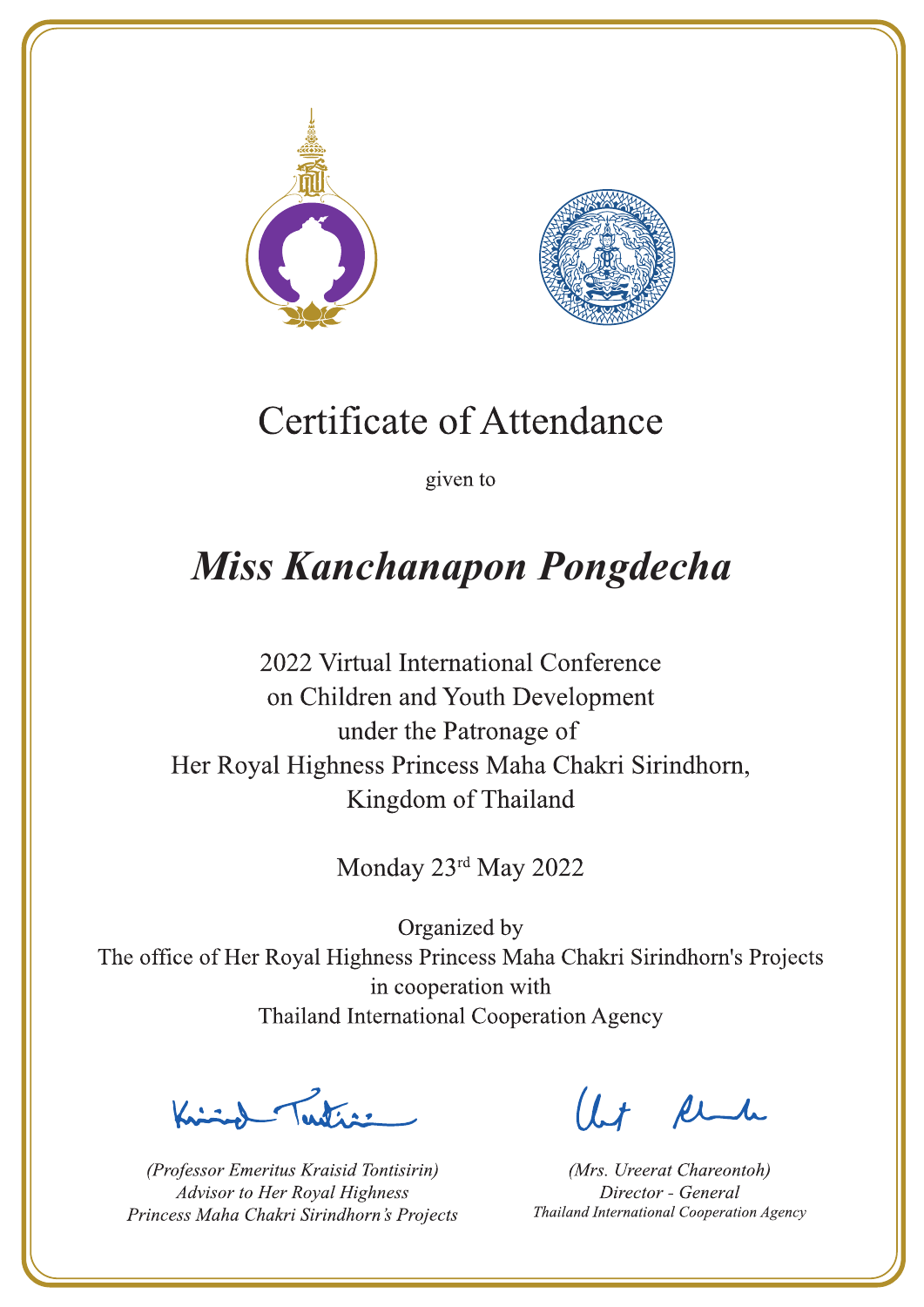# Certificate of Attendance

given to

## *Miss Kanchanapon Pongdecha*

2022 Virtual International Conference
on Children and Youth Development
under the Patronage of
Her Royal Highness Princess Maha Chakri Sirindhorn,
Kingdom of Thailand

Monday 23rd May 2022

Organized by
The office of Her Royal Highness Princess Maha Chakri Sirindhorn's Projects
in cooperation with
Thailand International Cooperation Agency

*(Professor Emeritus Kraisid Tontisirin)*
*Advisor to Her Royal Highness*
*Princess Maha Chakri Sirindhorn's Projects*

*(Mrs. Ureerat Chareontoh)*
*Director - General*
*Thailand International Cooperation Agency*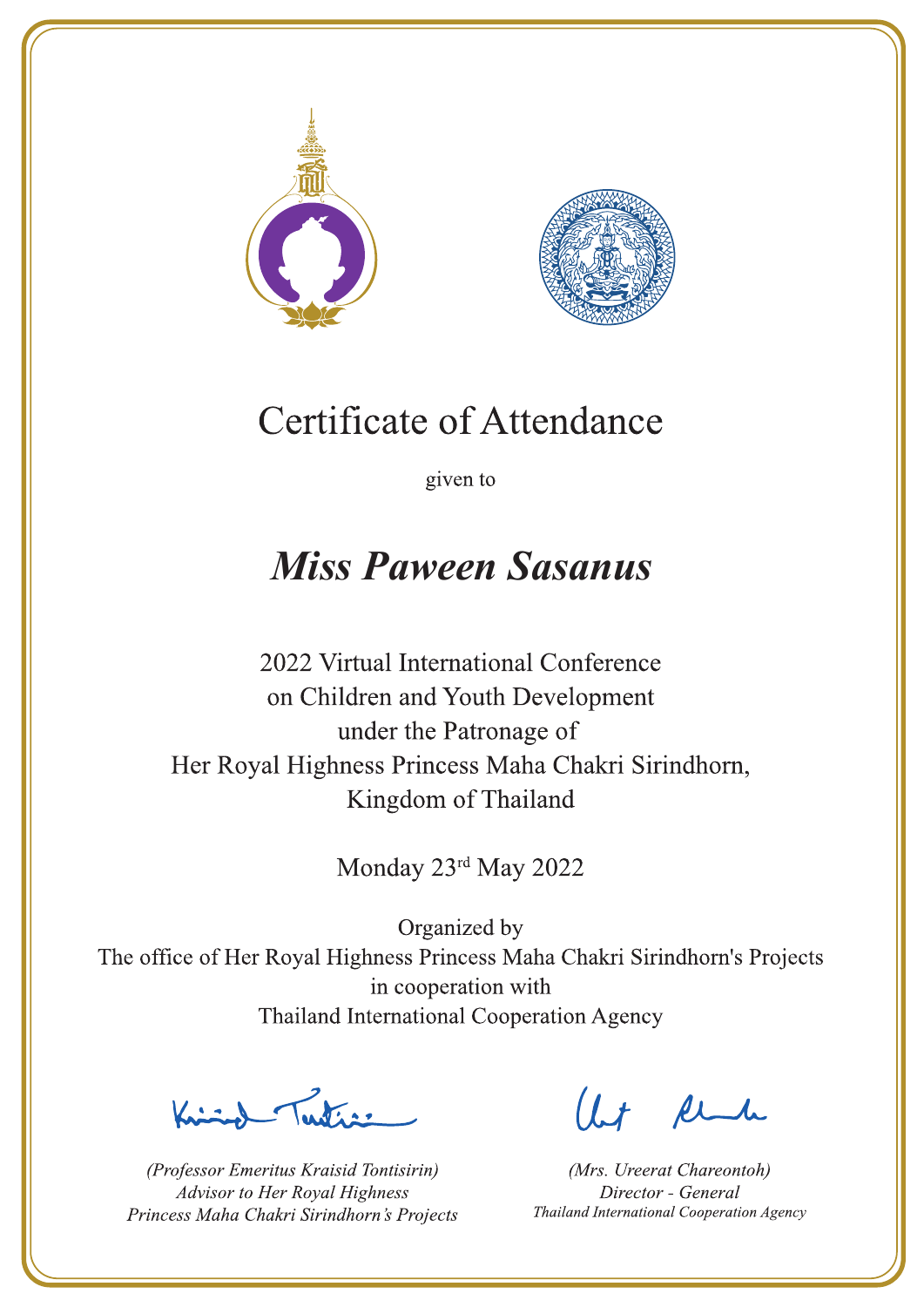# Certificate of Attendance

given to

## *Miss Paween Sasanus*

2022 Virtual International Conference
on Children and Youth Development
under the Patronage of
Her Royal Highness Princess Maha Chakri Sirindhorn,
Kingdom of Thailand

Monday 23rd May 2022

Organized by
The office of Her Royal Highness Princess Maha Chakri Sirindhorn's Projects
in cooperation with
Thailand International Cooperation Agency

*(Professor Emeritus Kraisid Tontisirin)*
*Advisor to Her Royal Highness*
*Princess Maha Chakri Sirindhorn's Projects*

*(Mrs. Ureerat Chareontoh)*
*Director - General*
*Thailand International Cooperation Agency*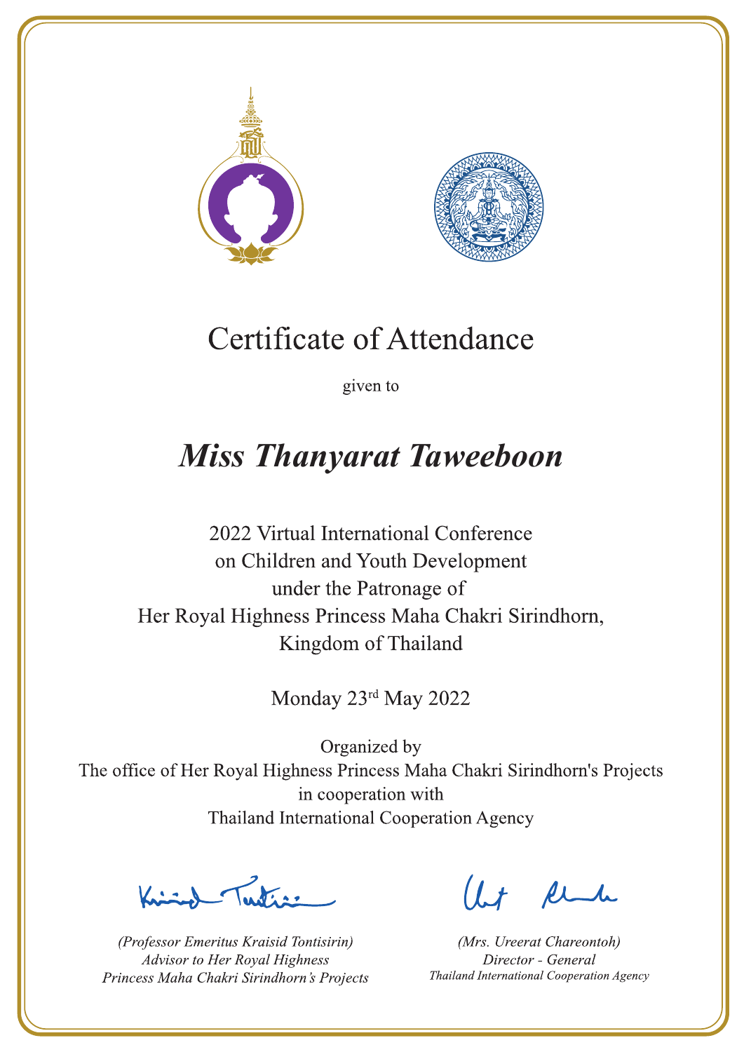# Certificate of Attendance

given to

## *Miss Thanyarat Taweeboon*

2022 Virtual International Conference
on Children and Youth Development
under the Patronage of
Her Royal Highness Princess Maha Chakri Sirindhorn,
Kingdom of Thailand

Monday 23rd May 2022

Organized by
The office of Her Royal Highness Princess Maha Chakri Sirindhorn's Projects
in cooperation with
Thailand International Cooperation Agency

*(Professor Emeritus Kraisid Tontisirin)*
*Advisor to Her Royal Highness*
*Princess Maha Chakri Sirindhorn's Projects*

*(Mrs. Ureerat Chareontoh)*
*Director - General*
*Thailand International Cooperation Agency*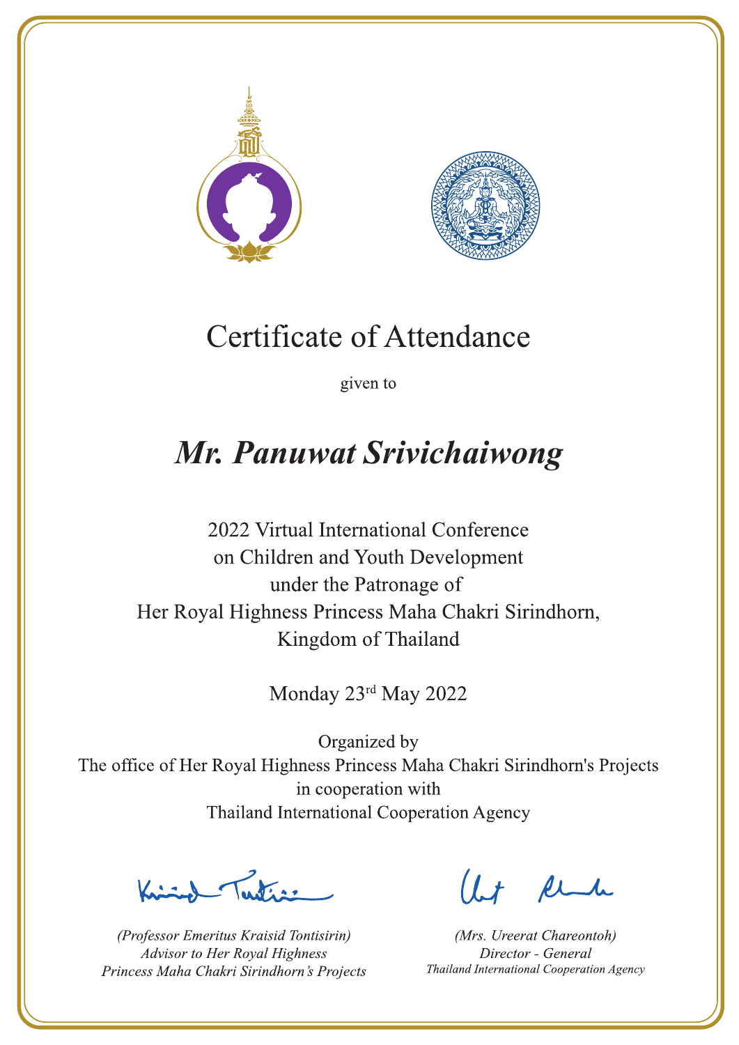# Certificate of Attendance

given to

## *Mr. Panuwat Srivichaiwong*

2022 Virtual International Conference
on Children and Youth Development
under the Patronage of
Her Royal Highness Princess Maha Chakri Sirindhorn,
Kingdom of Thailand

Monday 23rd May 2022

Organized by
The office of Her Royal Highness Princess Maha Chakri Sirindhorn's Projects
in cooperation with
Thailand International Cooperation Agency

*(Professor Emeritus Kraisid Tontisirin)*
*Advisor to Her Royal Highness*
*Princess Maha Chakri Sirindhorn's Projects*

*(Mrs. Ureerat Chareontoh)*
*Director - General*
*Thailand International Cooperation Agency*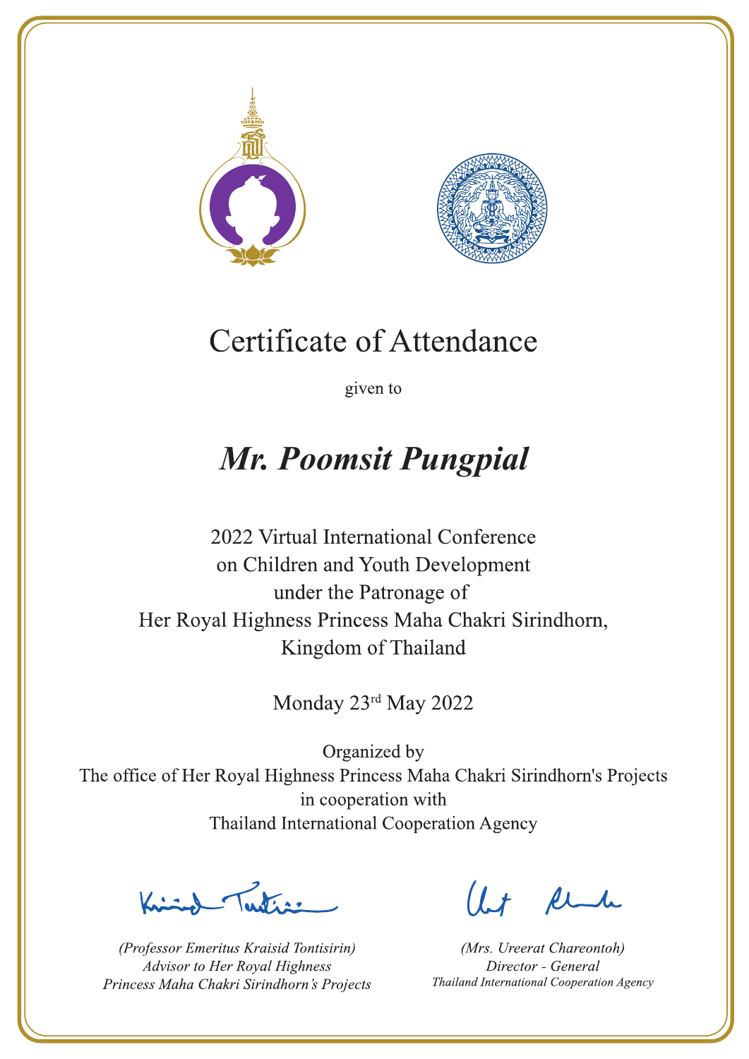# Certificate of Attendance

given to

## ***Mr. Poomsit Pungpial***

2022 Virtual International Conference
on Children and Youth Development
under the Patronage of
Her Royal Highness Princess Maha Chakri Sirindhorn,
Kingdom of Thailand

Monday 23rd May 2022

Organized by
The office of Her Royal Highness Princess Maha Chakri Sirindhorn's Projects
in cooperation with
Thailand International Cooperation Agency

*(Professor Emeritus Kraisid Tontisirin)*
*Advisor to Her Royal Highness*
*Princess Maha Chakri Sirindhorn's Projects*

*(Mrs. Ureerat Chareontoh)*
*Director - General*
*Thailand International Cooperation Agency*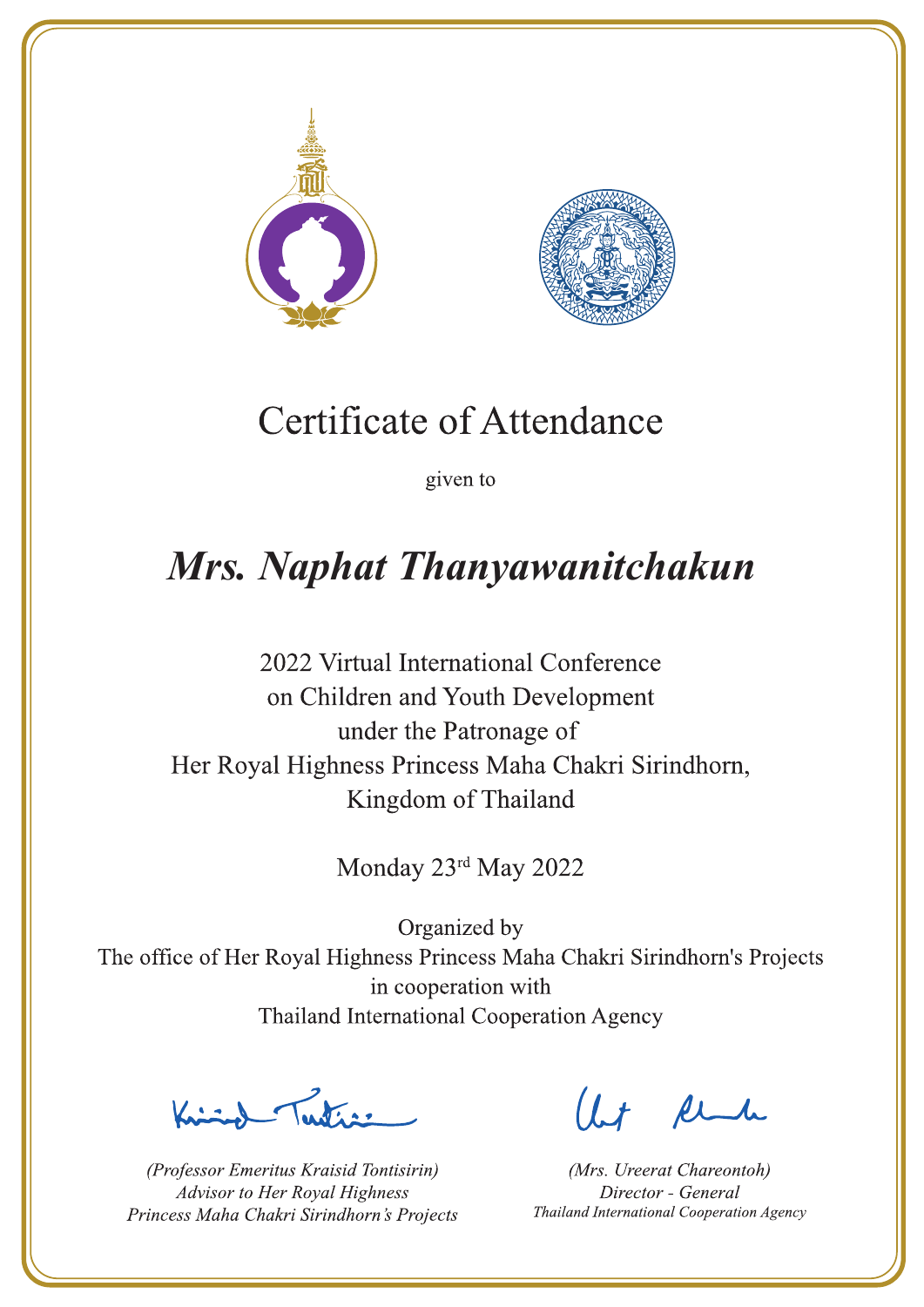# Certificate of Attendance

given to

## *Mrs. Naphat Thanyawanitchakun*

2022 Virtual International Conference
on Children and Youth Development
under the Patronage of
Her Royal Highness Princess Maha Chakri Sirindhorn,
Kingdom of Thailand

Monday 23rd May 2022

Organized by
The office of Her Royal Highness Princess Maha Chakri Sirindhorn's Projects
in cooperation with
Thailand International Cooperation Agency

*(Professor Emeritus Kraisid Tontisirin)*
*Advisor to Her Royal Highness*
*Princess Maha Chakri Sirindhorn's Projects*

*(Mrs. Ureerat Chareontoh)*
*Director - General*
*Thailand International Cooperation Agency*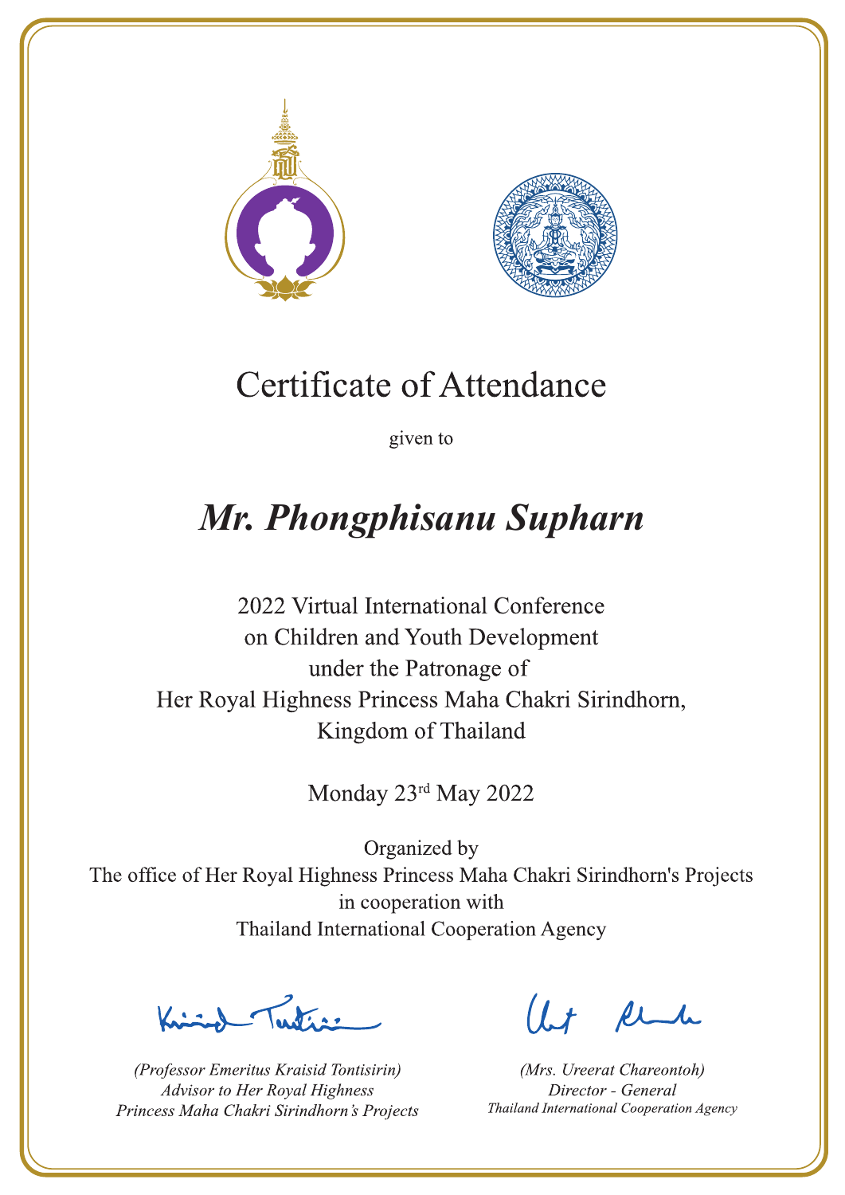# Certificate of Attendance

given to

## *Mr. Phongphisanu Supharn*

2022 Virtual International Conference
on Children and Youth Development
under the Patronage of
Her Royal Highness Princess Maha Chakri Sirindhorn,
Kingdom of Thailand

Monday 23rd May 2022

Organized by
The office of Her Royal Highness Princess Maha Chakri Sirindhorn's Projects
in cooperation with
Thailand International Cooperation Agency

*(Professor Emeritus Kraisid Tontisirin)*
*Advisor to Her Royal Highness*
*Princess Maha Chakri Sirindhorn's Projects*

*(Mrs. Ureerat Chareontoh)*
*Director - General*
*Thailand International Cooperation Agency*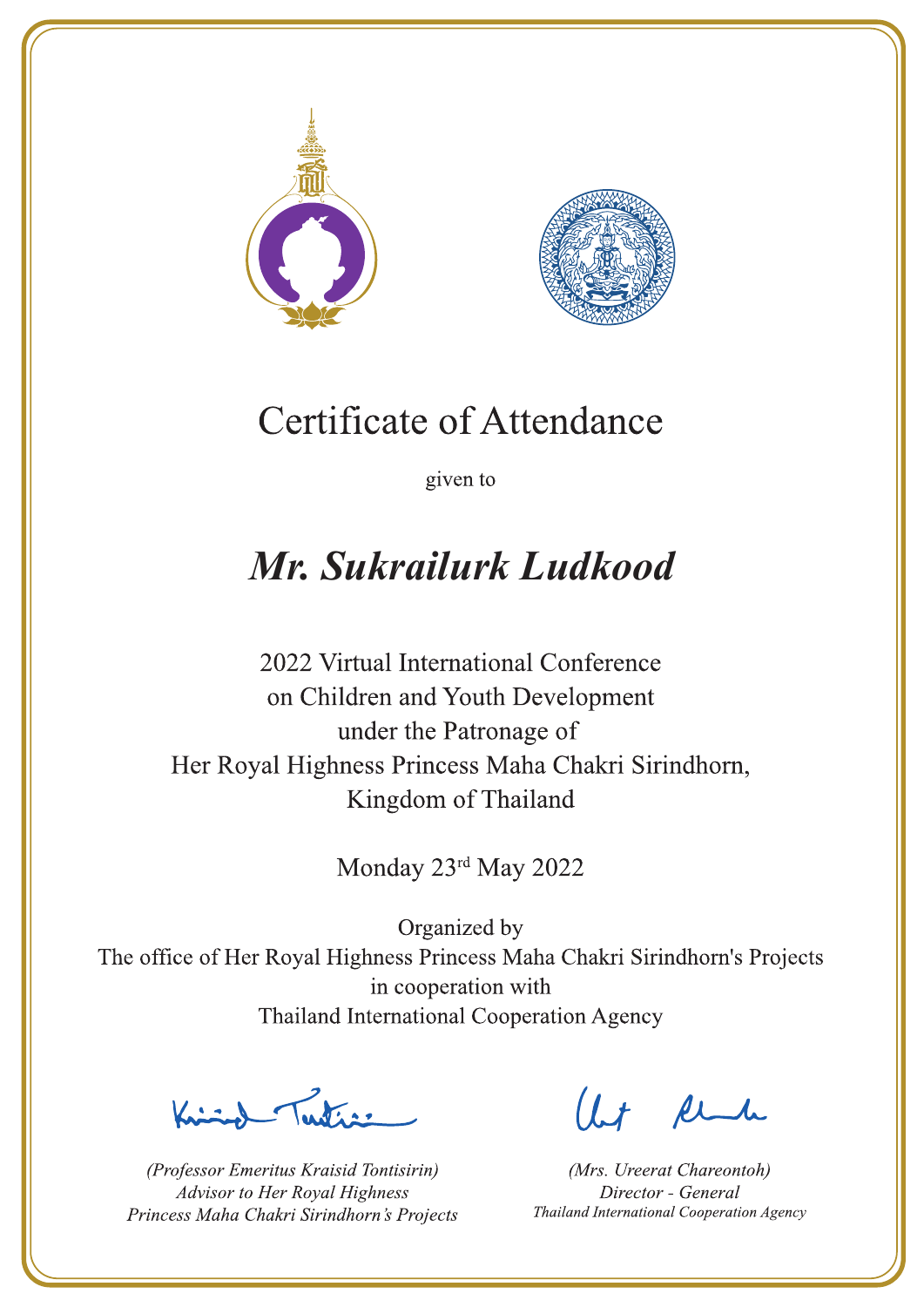# Certificate of Attendance

given to

## *Mr. Sukrailurk Ludkood*

2022 Virtual International Conference
on Children and Youth Development
under the Patronage of
Her Royal Highness Princess Maha Chakri Sirindhorn,
Kingdom of Thailand

Monday 23rd May 2022

Organized by
The office of Her Royal Highness Princess Maha Chakri Sirindhorn's Projects
in cooperation with
Thailand International Cooperation Agency

*(Professor Emeritus Kraisid Tontisirin)*
*Advisor to Her Royal Highness*
*Princess Maha Chakri Sirindhorn's Projects*

*(Mrs. Ureerat Chareontoh)*
*Director - General*
*Thailand International Cooperation Agency*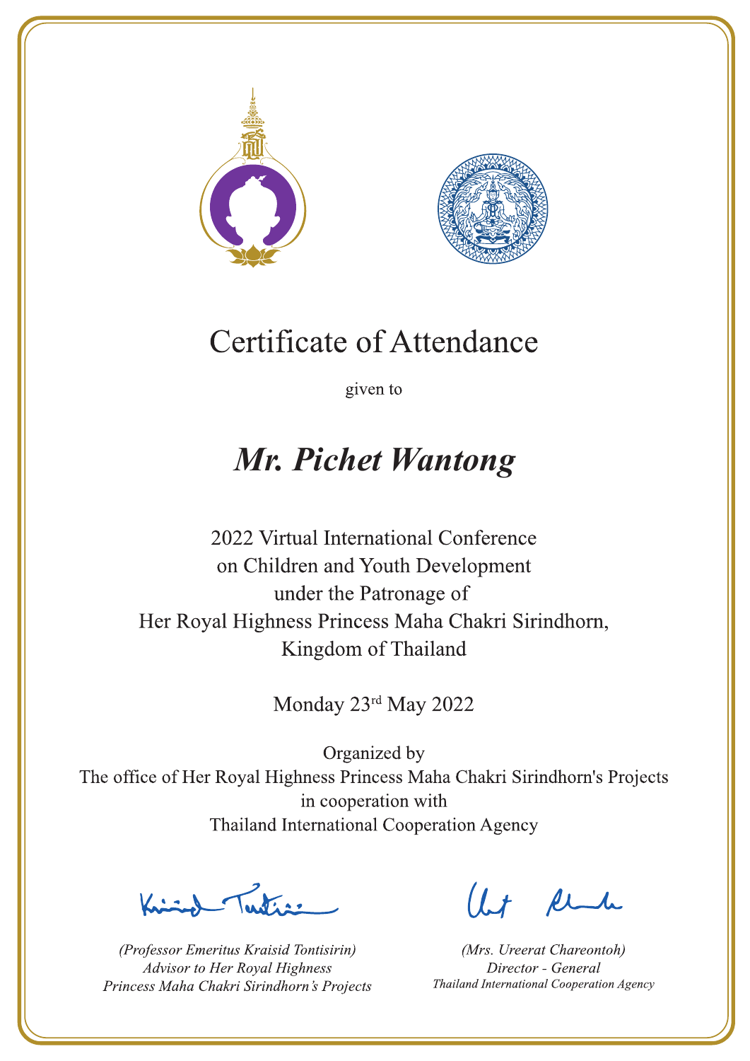# Certificate of Attendance

given to

## *Mr. Pichet Wantong*

2022 Virtual International Conference
on Children and Youth Development
under the Patronage of
Her Royal Highness Princess Maha Chakri Sirindhorn,
Kingdom of Thailand

Monday 23rd May 2022

Organized by
The office of Her Royal Highness Princess Maha Chakri Sirindhorn's Projects
in cooperation with
Thailand International Cooperation Agency

*(Professor Emeritus Kraisid Tontisirin)*
*Advisor to Her Royal Highness*
*Princess Maha Chakri Sirindhorn's Projects*

*(Mrs. Ureerat Chareontoh)*
*Director - General*
*Thailand International Cooperation Agency*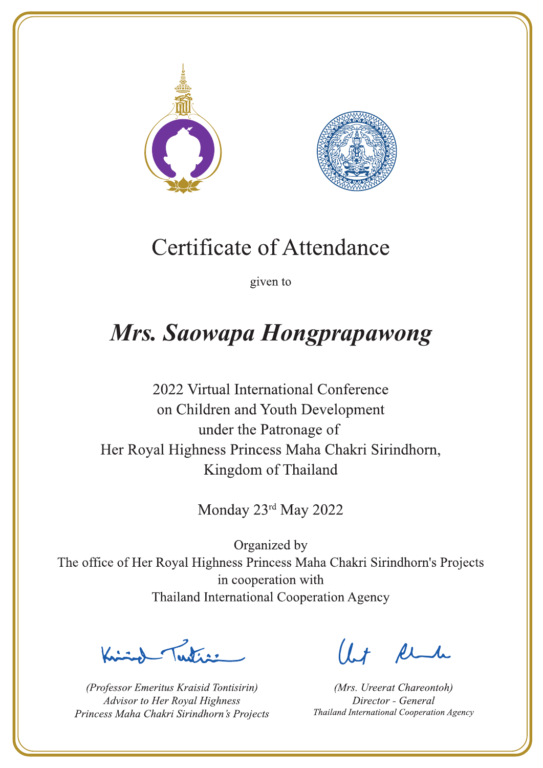# Certificate of Attendance

given to

## *Mrs. Saowapa Hongprapawong*

2022 Virtual International Conference
on Children and Youth Development
under the Patronage of
Her Royal Highness Princess Maha Chakri Sirindhorn,
Kingdom of Thailand

Monday 23rd May 2022

Organized by
The office of Her Royal Highness Princess Maha Chakri Sirindhorn's Projects
in cooperation with
Thailand International Cooperation Agency

*(Professor Emeritus Kraisid Tontisirin)*
*Advisor to Her Royal Highness*
*Princess Maha Chakri Sirindhorn's Projects*

*(Mrs. Ureerat Chareontoh)*
*Director - General*
*Thailand International Cooperation Agency*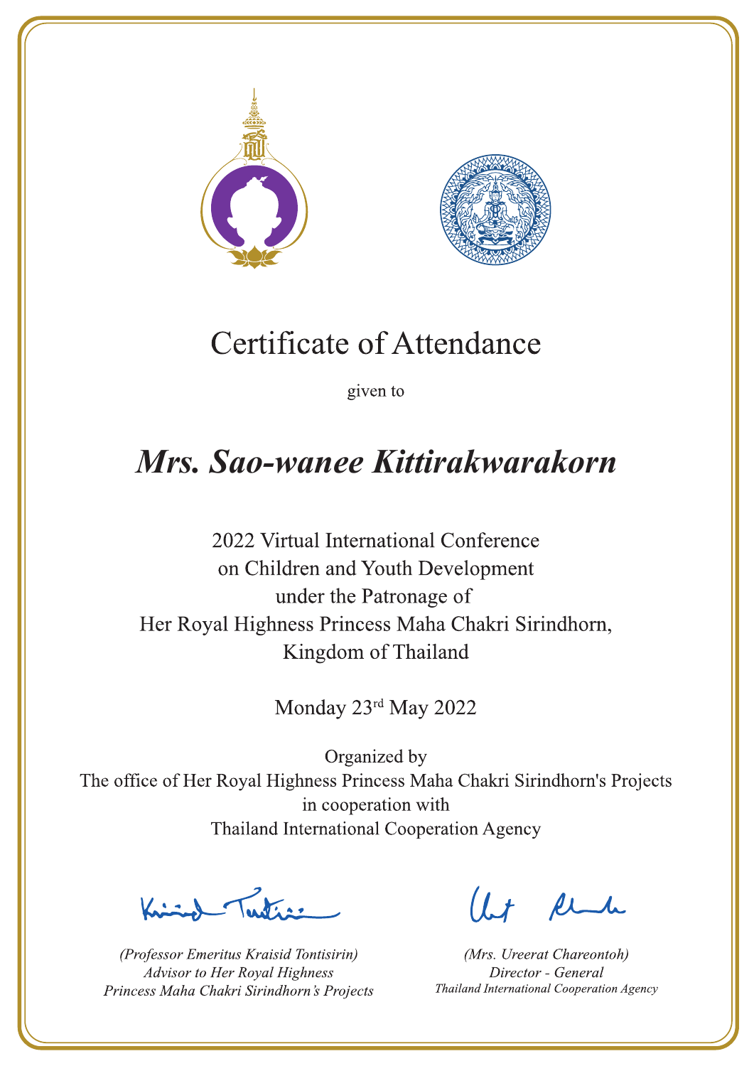# Certificate of Attendance

given to

## ***Mrs. Sao-wanee Kittirakwarakorn***

2022 Virtual International Conference
on Children and Youth Development
under the Patronage of
Her Royal Highness Princess Maha Chakri Sirindhorn,
Kingdom of Thailand

Monday 23rd May 2022

Organized by
The office of Her Royal Highness Princess Maha Chakri Sirindhorn's Projects
in cooperation with
Thailand International Cooperation Agency

*(Professor Emeritus Kraisid Tontisirin)*
*Advisor to Her Royal Highness*
*Princess Maha Chakri Sirindhorn's Projects*

*(Mrs. Ureerat Chareontoh)*
*Director - General*
*Thailand International Cooperation Agency*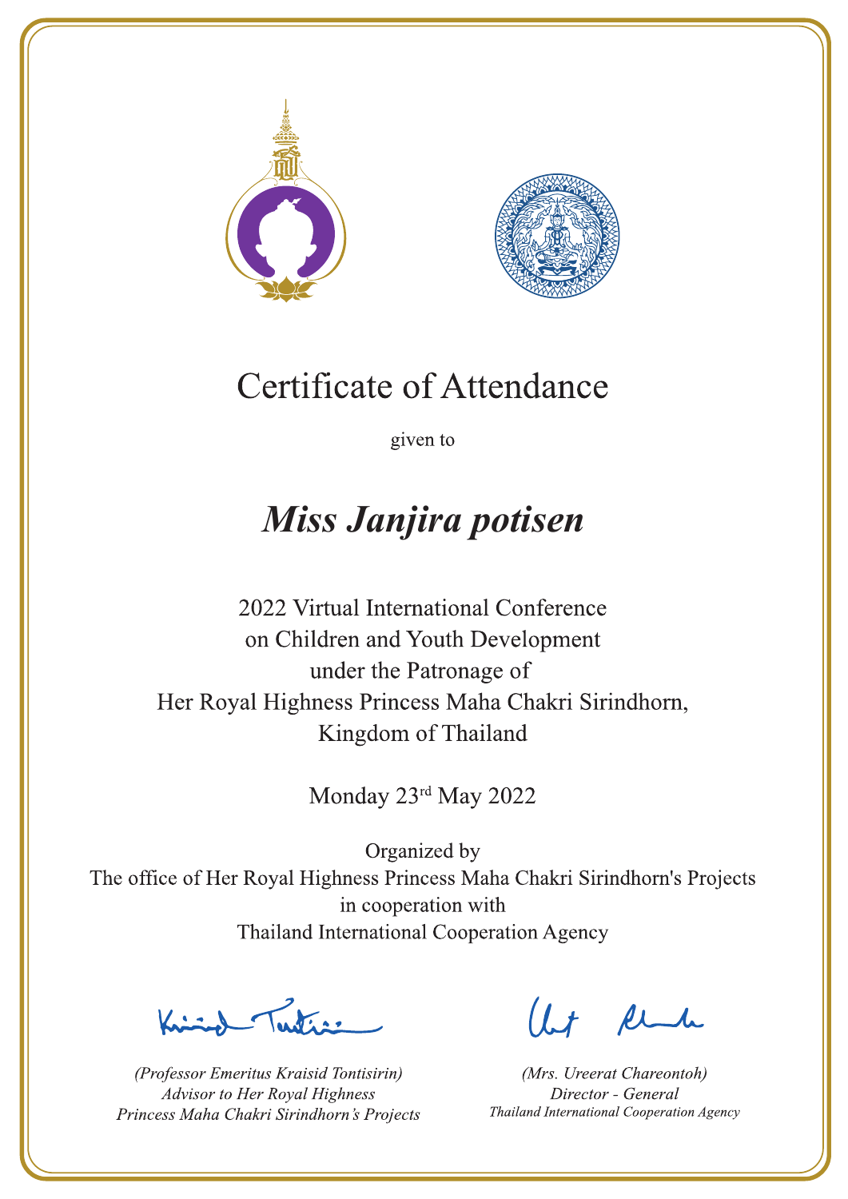# Certificate of Attendance

given to

## *Miss Janjira potisen*

2022 Virtual International Conference
on Children and Youth Development
under the Patronage of
Her Royal Highness Princess Maha Chakri Sirindhorn,
Kingdom of Thailand

Monday 23rd May 2022

Organized by
The office of Her Royal Highness Princess Maha Chakri Sirindhorn's Projects
in cooperation with
Thailand International Cooperation Agency

*(Professor Emeritus Kraisid Tontisirin)*
*Advisor to Her Royal Highness*
*Princess Maha Chakri Sirindhorn's Projects*

*(Mrs. Ureerat Chareontoh)*
*Director - General*
*Thailand International Cooperation Agency*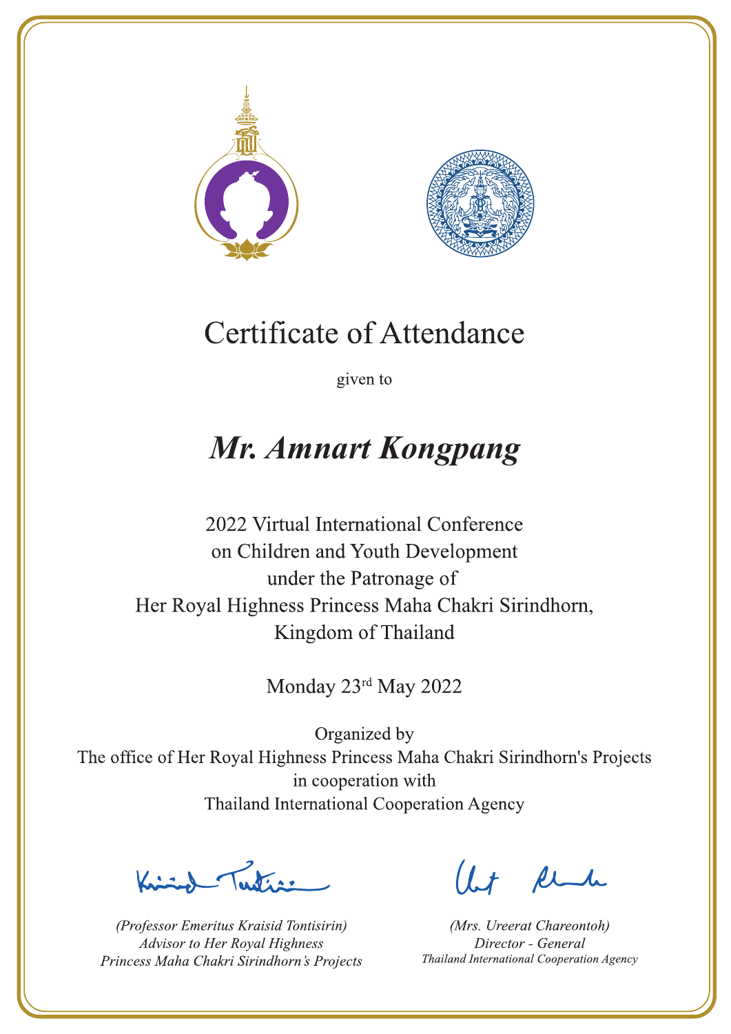# Certificate of Attendance

given to

## *Mr. Amnart Kongpang*

2022 Virtual International Conference
on Children and Youth Development
under the Patronage of
Her Royal Highness Princess Maha Chakri Sirindhorn,
Kingdom of Thailand

Monday 23rd May 2022

Organized by
The office of Her Royal Highness Princess Maha Chakri Sirindhorn's Projects
in cooperation with
Thailand International Cooperation Agency

*(Professor Emeritus Kraisid Tontisirin)*
*Advisor to Her Royal Highness*
*Princess Maha Chakri Sirindhorn's Projects*

*(Mrs. Ureerat Chareontoh)*
*Director - General*
*Thailand International Cooperation Agency*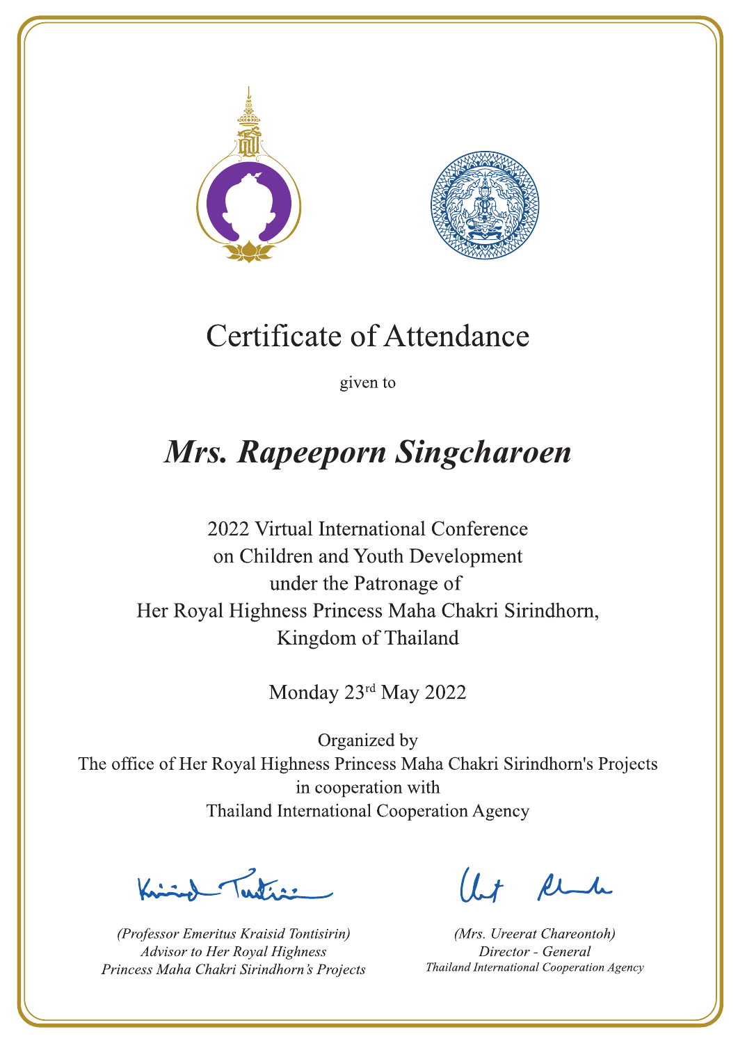# Certificate of Attendance

given to

## *Mrs. Rapeeporn Singcharoen*

2022 Virtual International Conference
on Children and Youth Development
under the Patronage of
Her Royal Highness Princess Maha Chakri Sirindhorn,
Kingdom of Thailand

Monday 23rd May 2022

Organized by
The office of Her Royal Highness Princess Maha Chakri Sirindhorn's Projects
in cooperation with
Thailand International Cooperation Agency

*(Professor Emeritus Kraisid Tontisirin)*
*Advisor to Her Royal Highness*
*Princess Maha Chakri Sirindhorn's Projects*

*(Mrs. Ureerat Chareontoh)*
*Director - General*
*Thailand International Cooperation Agency*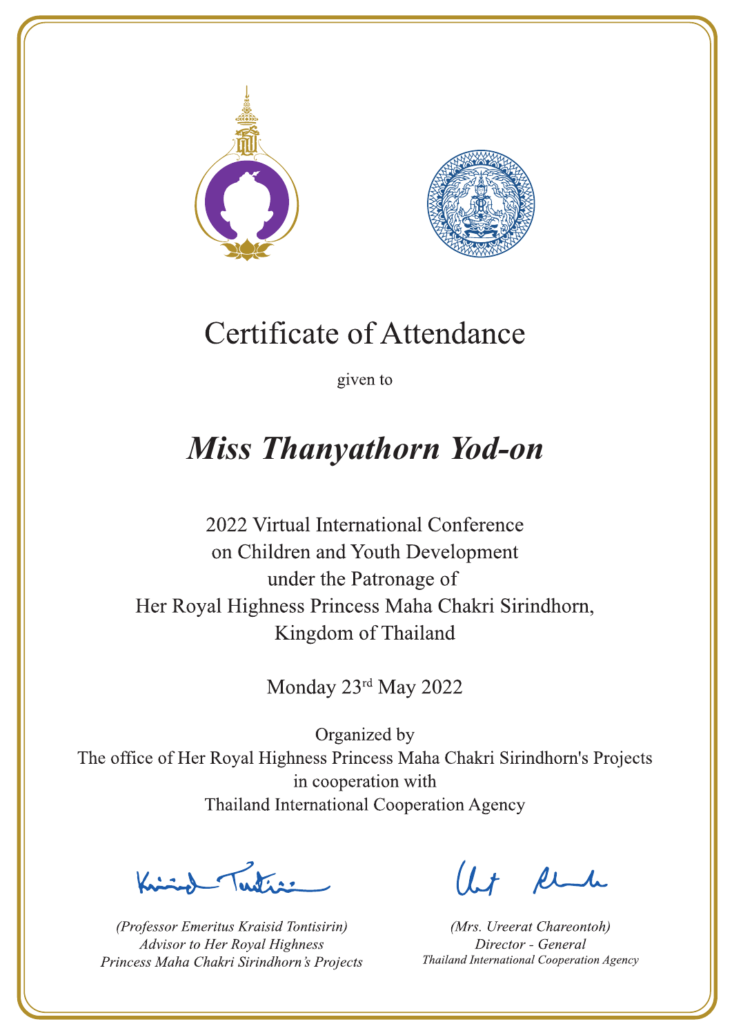# Certificate of Attendance

given to

## ***Miss Thanyathorn Yod-on***

2022 Virtual International Conference
on Children and Youth Development
under the Patronage of
Her Royal Highness Princess Maha Chakri Sirindhorn,
Kingdom of Thailand

Monday 23rd May 2022

Organized by
The office of Her Royal Highness Princess Maha Chakri Sirindhorn's Projects
in cooperation with
Thailand International Cooperation Agency

*(Professor Emeritus Kraisid Tontisirin)*
*Advisor to Her Royal Highness*
*Princess Maha Chakri Sirindhorn's Projects*

*(Mrs. Ureerat Chareontoh)*
*Director - General*
*Thailand International Cooperation Agency*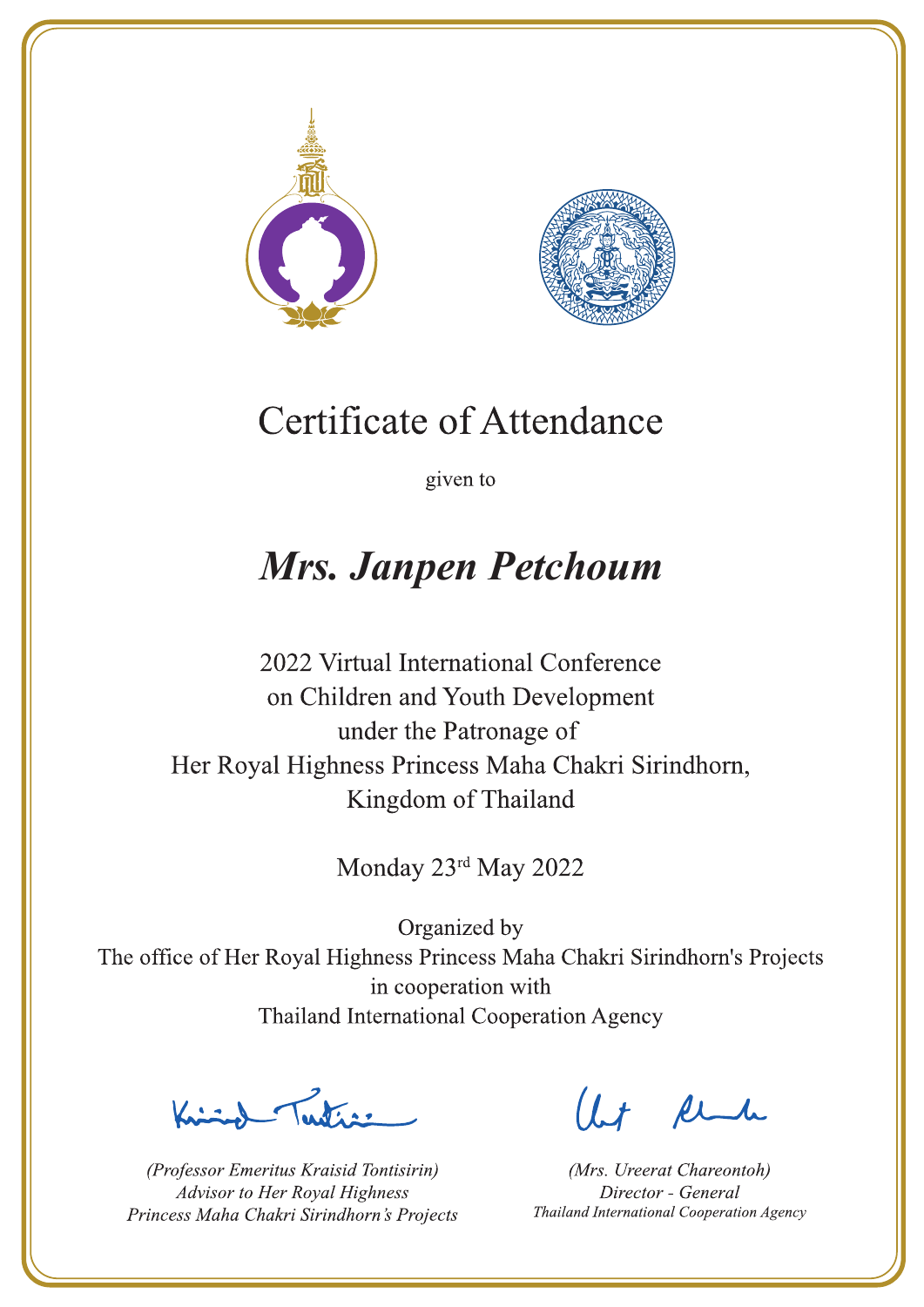# Certificate of Attendance

given to

## *Mrs. Janpen Petchoum*

2022 Virtual International Conference
on Children and Youth Development
under the Patronage of
Her Royal Highness Princess Maha Chakri Sirindhorn,
Kingdom of Thailand

Monday 23rd May 2022

Organized by
The office of Her Royal Highness Princess Maha Chakri Sirindhorn's Projects
in cooperation with
Thailand International Cooperation Agency

*(Professor Emeritus Kraisid Tontisirin)*
*Advisor to Her Royal Highness*
*Princess Maha Chakri Sirindhorn's Projects*

*(Mrs. Ureerat Chareontoh)*
*Director - General*
*Thailand International Cooperation Agency*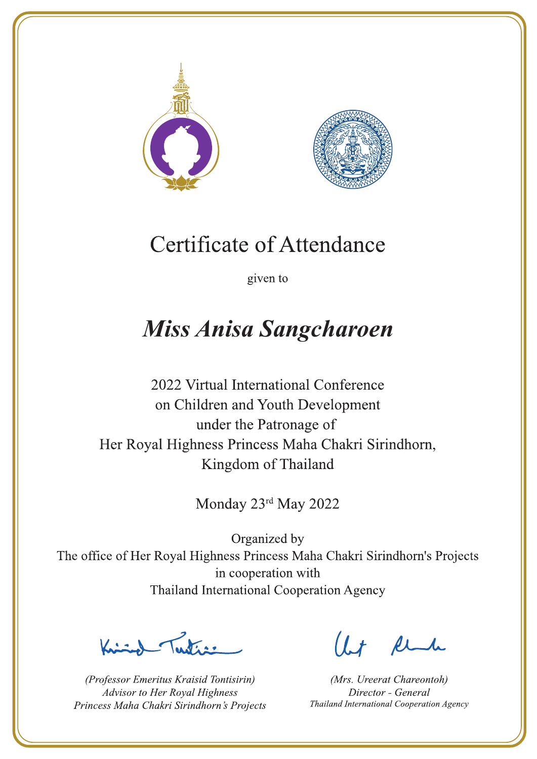# Certificate of Attendance

given to

## *Miss Anisa Sangcharoen*

2022 Virtual International Conference
on Children and Youth Development
under the Patronage of
Her Royal Highness Princess Maha Chakri Sirindhorn,
Kingdom of Thailand

Monday 23rd May 2022

Organized by
The office of Her Royal Highness Princess Maha Chakri Sirindhorn's Projects
in cooperation with
Thailand International Cooperation Agency

*(Professor Emeritus Kraisid Tontisirin)*
*Advisor to Her Royal Highness*
*Princess Maha Chakri Sirindhorn's Projects*

*(Mrs. Ureerat Chareontoh)*
*Director - General*
*Thailand International Cooperation Agency*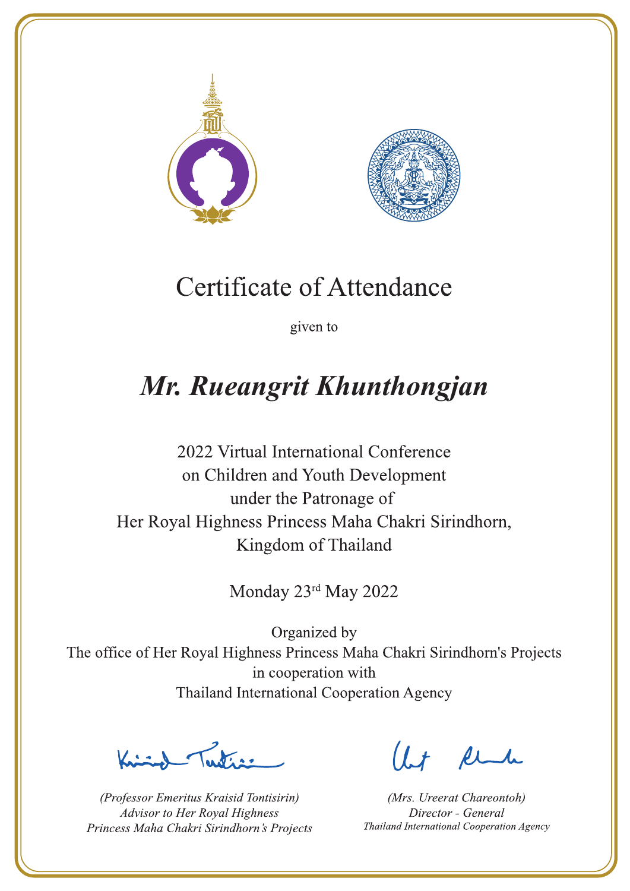# Certificate of Attendance

given to

## *Mr. Rueangrit Khunthongjan*

2022 Virtual International Conference
on Children and Youth Development
under the Patronage of
Her Royal Highness Princess Maha Chakri Sirindhorn,
Kingdom of Thailand

Monday 23rd May 2022

Organized by
The office of Her Royal Highness Princess Maha Chakri Sirindhorn's Projects
in cooperation with
Thailand International Cooperation Agency

*(Professor Emeritus Kraisid Tontisirin)*
*Advisor to Her Royal Highness*
*Princess Maha Chakri Sirindhorn's Projects*

*(Mrs. Ureerat Chareontoh)*
*Director - General*
*Thailand International Cooperation Agency*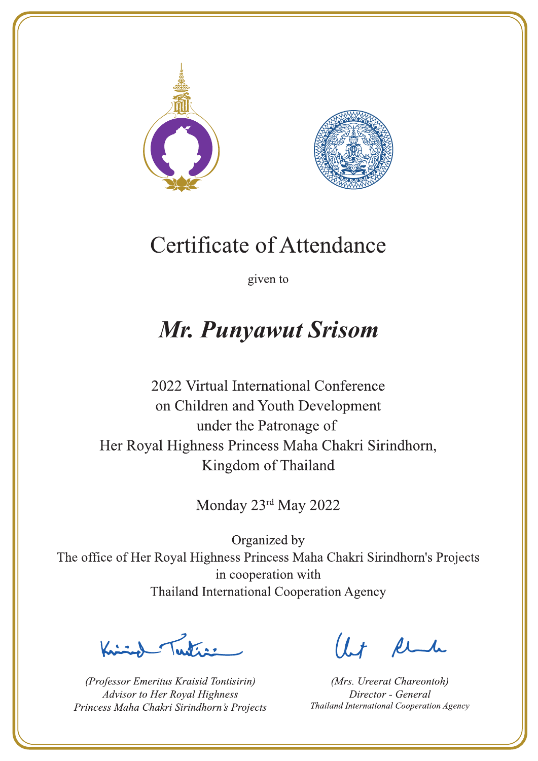# Certificate of Attendance

given to

## *Mr. Punyawut Srisom*

2022 Virtual International Conference
on Children and Youth Development
under the Patronage of
Her Royal Highness Princess Maha Chakri Sirindhorn,
Kingdom of Thailand

Monday 23rd May 2022

Organized by
The office of Her Royal Highness Princess Maha Chakri Sirindhorn's Projects
in cooperation with
Thailand International Cooperation Agency

*(Professor Emeritus Kraisid Tontisirin)*
*Advisor to Her Royal Highness*
*Princess Maha Chakri Sirindhorn's Projects*

*(Mrs. Ureerat Chareontoh)*
*Director - General*
*Thailand International Cooperation Agency*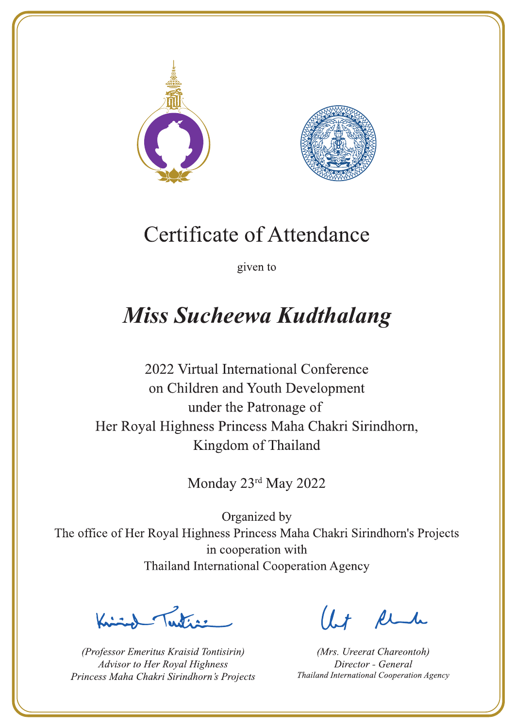# Certificate of Attendance

given to

## *Miss Sucheewa Kudthalang*

2022 Virtual International Conference
on Children and Youth Development
under the Patronage of
Her Royal Highness Princess Maha Chakri Sirindhorn,
Kingdom of Thailand

Monday 23rd May 2022

Organized by
The office of Her Royal Highness Princess Maha Chakri Sirindhorn's Projects
in cooperation with
Thailand International Cooperation Agency

*(Professor Emeritus Kraisid Tontisirin)*
*Advisor to Her Royal Highness*
*Princess Maha Chakri Sirindhorn's Projects*

*(Mrs. Ureerat Chareontoh)*
*Director - General*
*Thailand International Cooperation Agency*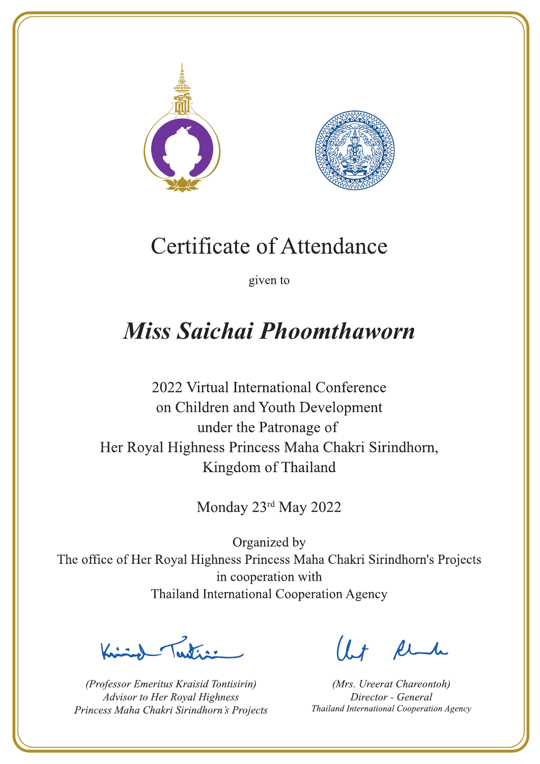# Certificate of Attendance

given to

## *Miss Saichai Phoomthaworn*

2022 Virtual International Conference
on Children and Youth Development
under the Patronage of
Her Royal Highness Princess Maha Chakri Sirindhorn,
Kingdom of Thailand

Monday 23rd May 2022

Organized by
The office of Her Royal Highness Princess Maha Chakri Sirindhorn's Projects
in cooperation with
Thailand International Cooperation Agency

*(Professor Emeritus Kraisid Tontisirin)*
*Advisor to Her Royal Highness*
*Princess Maha Chakri Sirindhorn's Projects*

*(Mrs. Ureerat Chareontoh)*
*Director - General*
*Thailand International Cooperation Agency*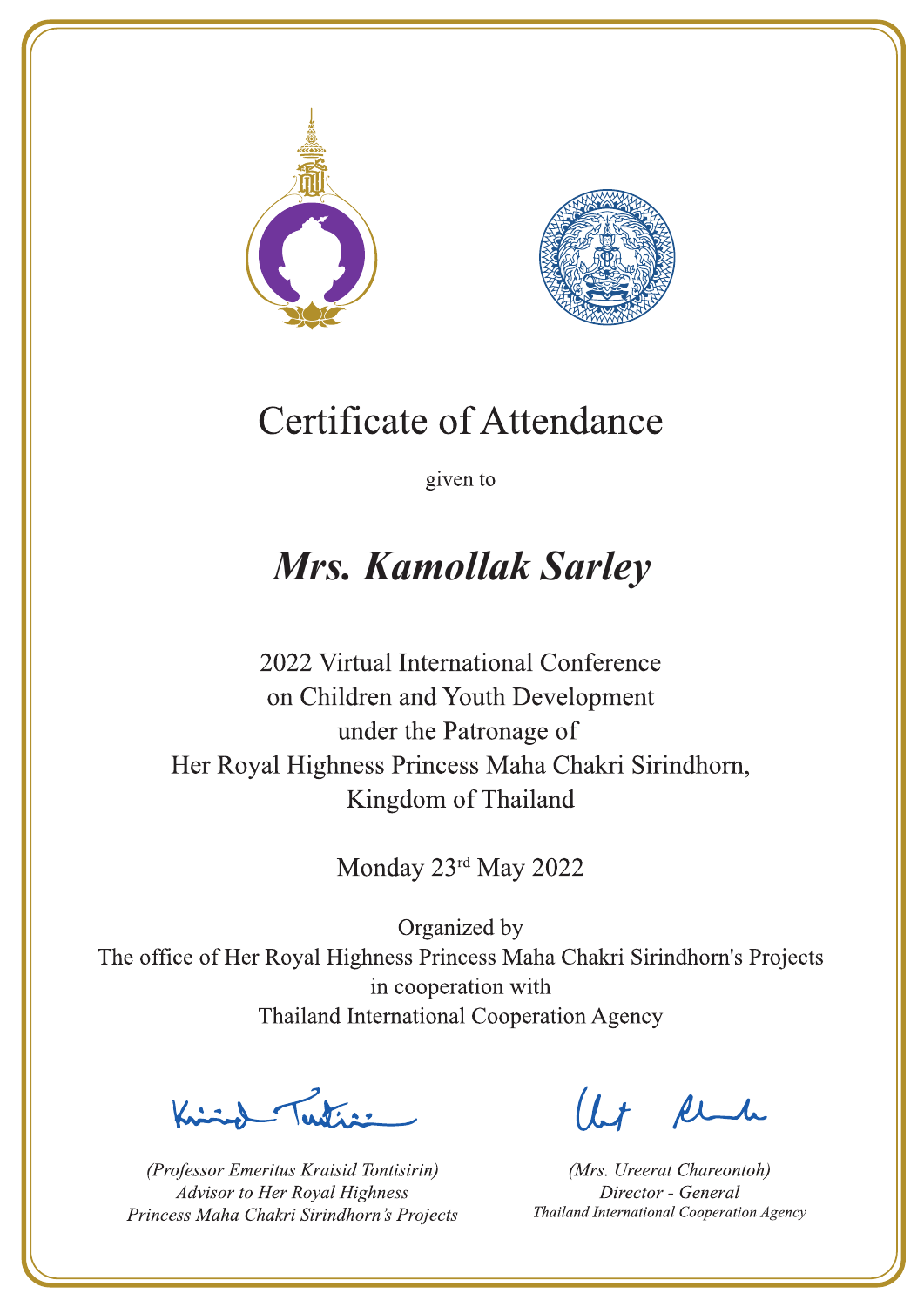# Certificate of Attendance

given to

## *Mrs. Kamollak Sarley*

2022 Virtual International Conference
on Children and Youth Development
under the Patronage of
Her Royal Highness Princess Maha Chakri Sirindhorn,
Kingdom of Thailand

Monday 23rd May 2022

Organized by
The office of Her Royal Highness Princess Maha Chakri Sirindhorn's Projects
in cooperation with
Thailand International Cooperation Agency

*(Professor Emeritus Kraisid Tontisirin)*
*Advisor to Her Royal Highness*
*Princess Maha Chakri Sirindhorn's Projects*

*(Mrs. Ureerat Chareontoh)*
*Director - General*
*Thailand International Cooperation Agency*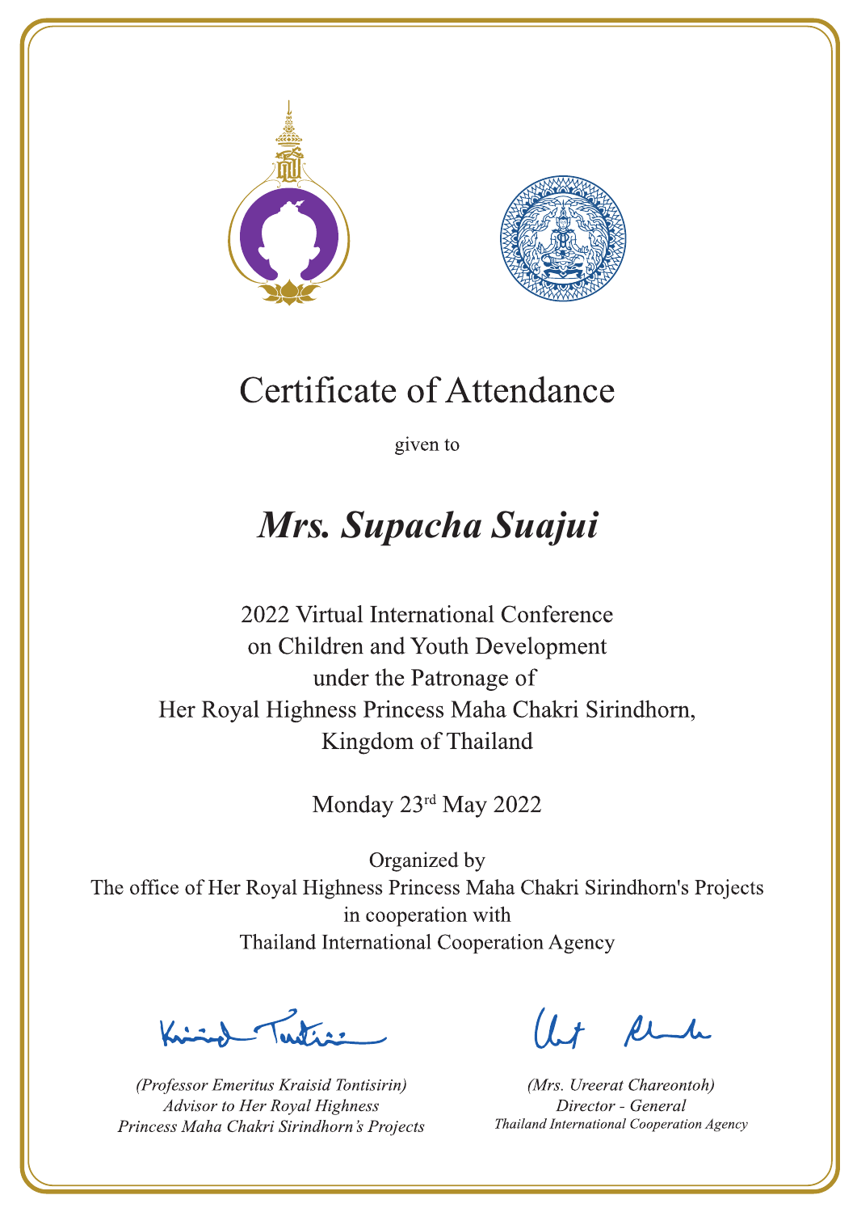# Certificate of Attendance

given to

## *Mrs. Supacha Suajui*

2022 Virtual International Conference
on Children and Youth Development
under the Patronage of
Her Royal Highness Princess Maha Chakri Sirindhorn,
Kingdom of Thailand

Monday 23rd May 2022

Organized by
The office of Her Royal Highness Princess Maha Chakri Sirindhorn's Projects
in cooperation with
Thailand International Cooperation Agency

*(Professor Emeritus Kraisid Tontisirin)*
*Advisor to Her Royal Highness*
*Princess Maha Chakri Sirindhorn's Projects*

*(Mrs. Ureerat Chareontoh)*
*Director - General*
*Thailand International Cooperation Agency*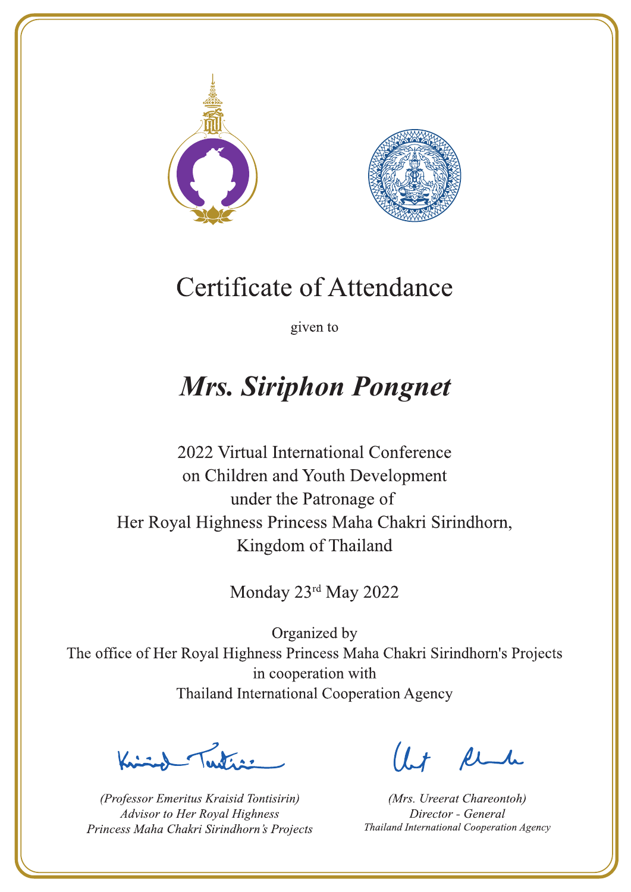# Certificate of Attendance

given to

## ***Mrs. Siriphon Pongnet***

2022 Virtual International Conference
on Children and Youth Development
under the Patronage of
Her Royal Highness Princess Maha Chakri Sirindhorn,
Kingdom of Thailand

Monday 23rd May 2022

Organized by
The office of Her Royal Highness Princess Maha Chakri Sirindhorn's Projects
in cooperation with
Thailand International Cooperation Agency

*(Professor Emeritus Kraisid Tontisirin)*
*Advisor to Her Royal Highness*
*Princess Maha Chakri Sirindhorn's Projects*

*(Mrs. Ureerat Chareontoh)*
*Director - General*
*Thailand International Cooperation Agency*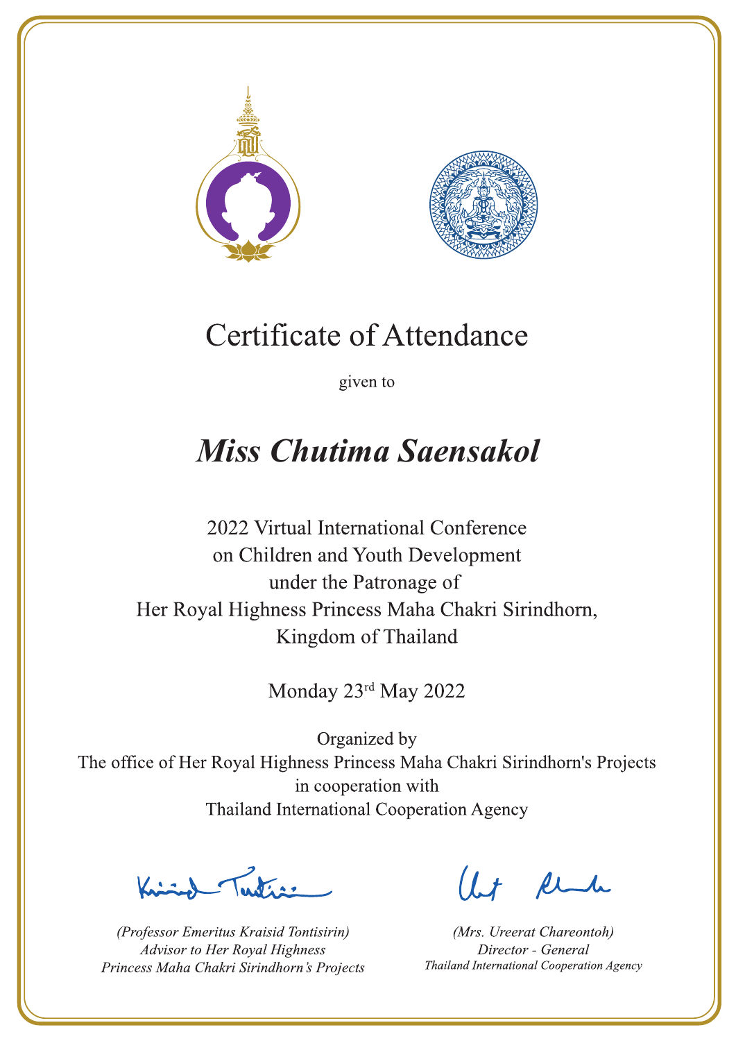# Certificate of Attendance

given to

## *Miss Chutima Saensakol*

2022 Virtual International Conference
on Children and Youth Development
under the Patronage of
Her Royal Highness Princess Maha Chakri Sirindhorn,
Kingdom of Thailand

Monday 23rd May 2022

Organized by
The office of Her Royal Highness Princess Maha Chakri Sirindhorn's Projects
in cooperation with
Thailand International Cooperation Agency

*(Professor Emeritus Kraisid Tontisirin)*
*Advisor to Her Royal Highness*
*Princess Maha Chakri Sirindhorn's Projects*

*(Mrs. Ureerat Chareontoh)*
*Director - General*
*Thailand International Cooperation Agency*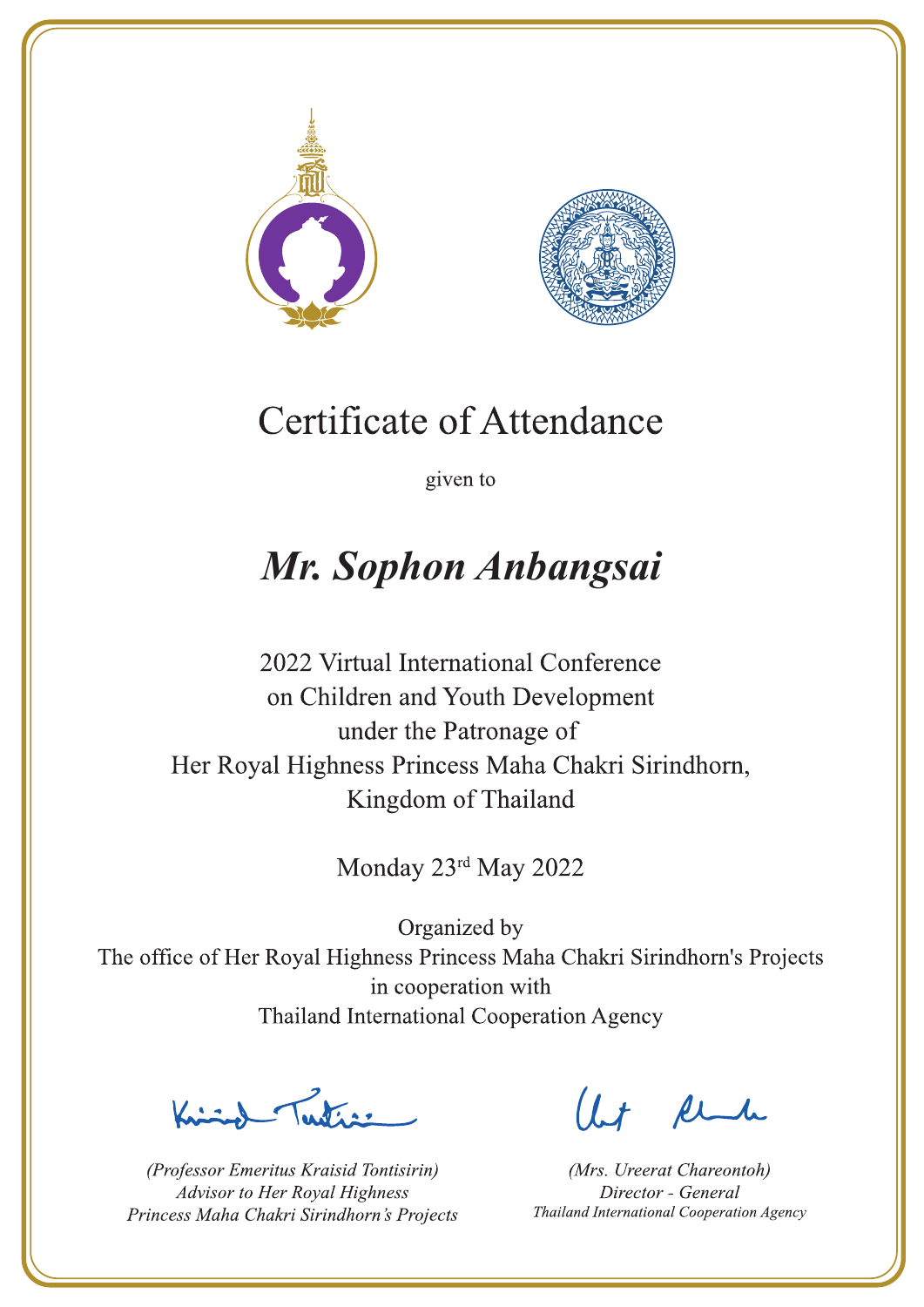# Certificate of Attendance

given to

## *Mr. Sophon Anbangsai*

2022 Virtual International Conference
on Children and Youth Development
under the Patronage of
Her Royal Highness Princess Maha Chakri Sirindhorn,
Kingdom of Thailand

Monday 23rd May 2022

Organized by
The office of Her Royal Highness Princess Maha Chakri Sirindhorn's Projects
in cooperation with
Thailand International Cooperation Agency

*(Professor Emeritus Kraisid Tontisirin)*
*Advisor to Her Royal Highness*
*Princess Maha Chakri Sirindhorn's Projects*

*(Mrs. Ureerat Chareontoh)*
*Director - General*
*Thailand International Cooperation Agency*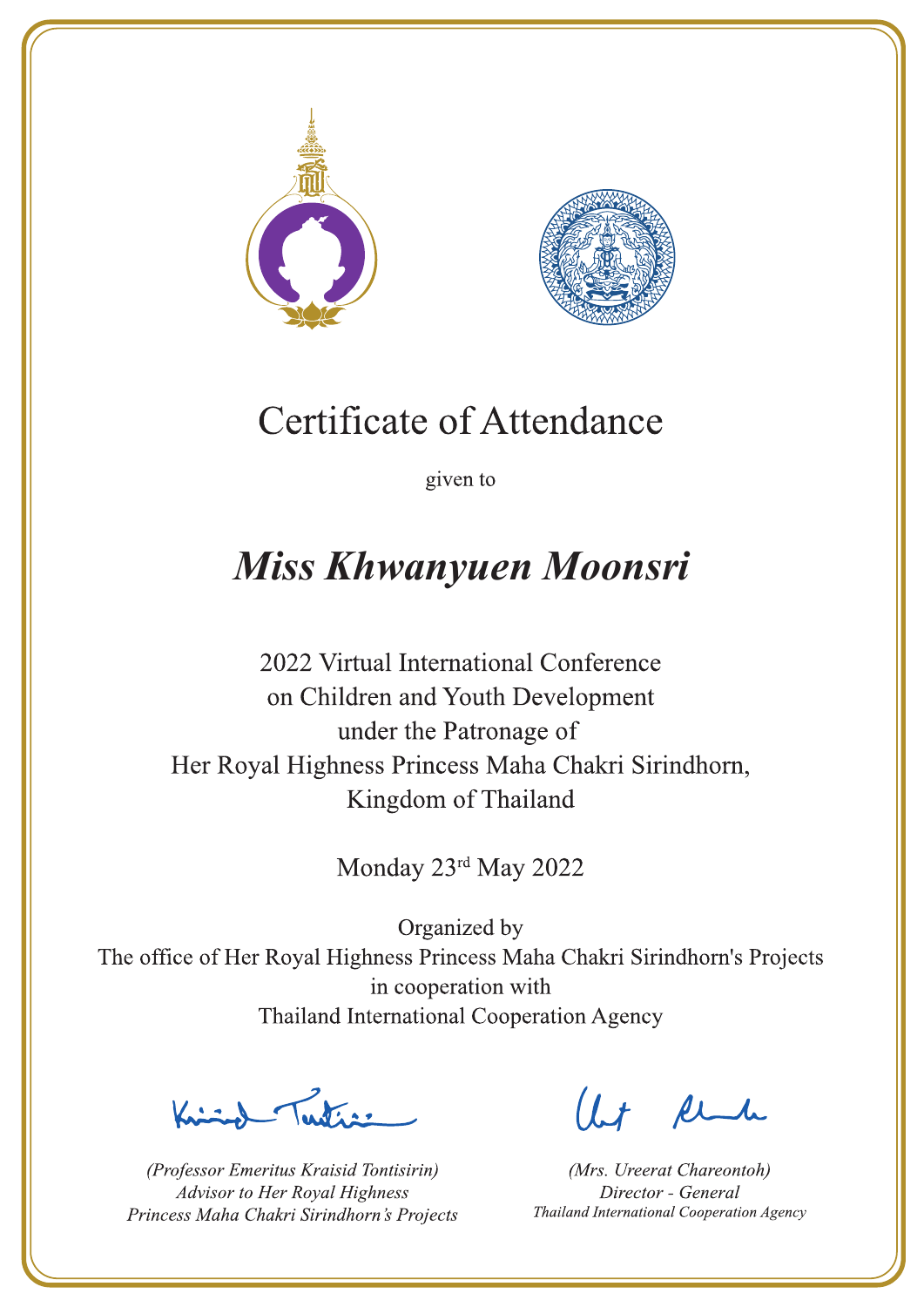# Certificate of Attendance

given to

## *Miss Khwanyuen Moonsri*

2022 Virtual International Conference
on Children and Youth Development
under the Patronage of
Her Royal Highness Princess Maha Chakri Sirindhorn,
Kingdom of Thailand

Monday 23rd May 2022

Organized by
The office of Her Royal Highness Princess Maha Chakri Sirindhorn's Projects
in cooperation with
Thailand International Cooperation Agency

*(Professor Emeritus Kraisid Tontisirin)*
*Advisor to Her Royal Highness*
*Princess Maha Chakri Sirindhorn's Projects*

*(Mrs. Ureerat Chareontoh)*
*Director - General*
*Thailand International Cooperation Agency*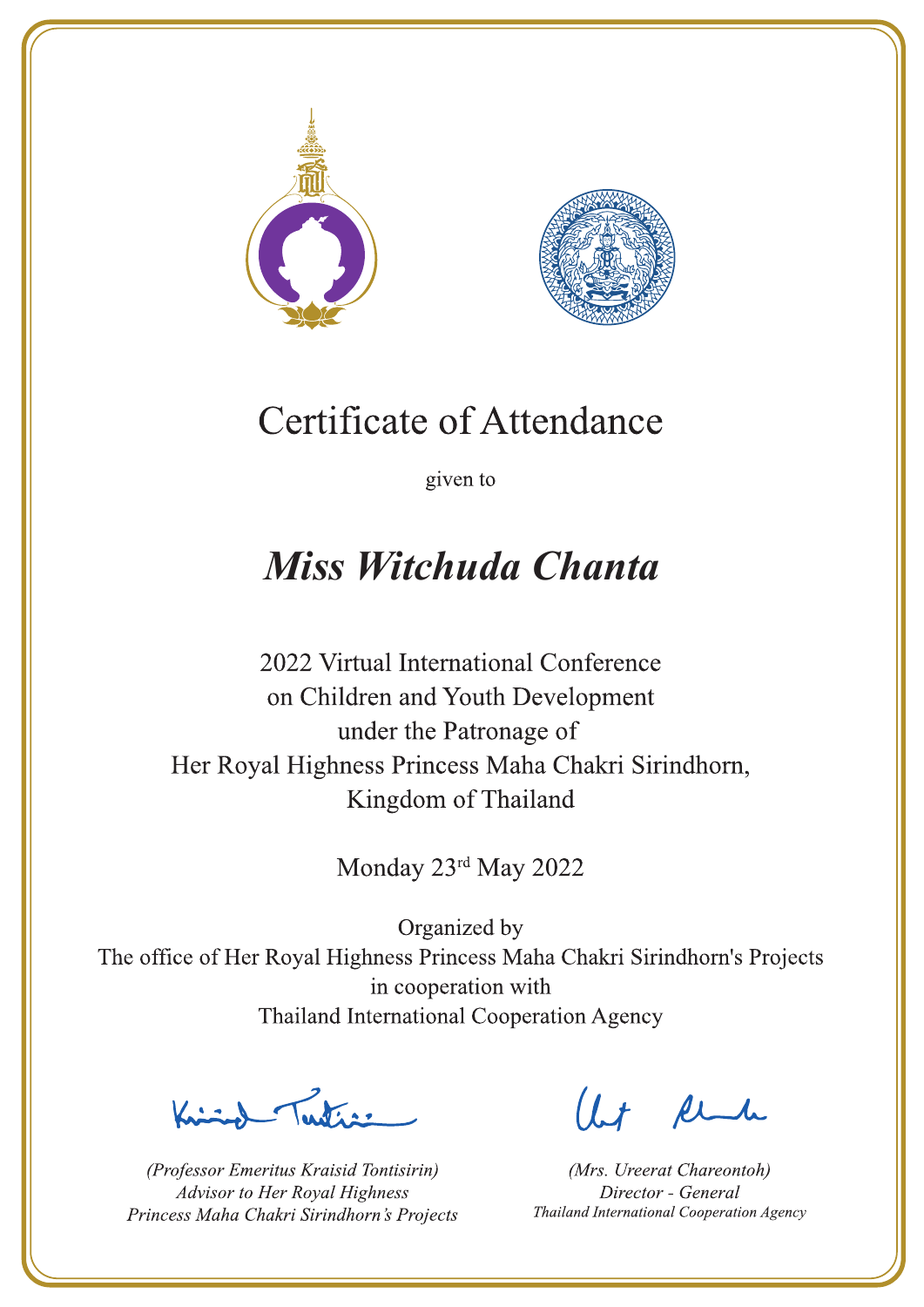# Certificate of Attendance

given to

## *Miss Witchuda Chanta*

2022 Virtual International Conference
on Children and Youth Development
under the Patronage of
Her Royal Highness Princess Maha Chakri Sirindhorn,
Kingdom of Thailand

Monday 23rd May 2022

Organized by
The office of Her Royal Highness Princess Maha Chakri Sirindhorn's Projects
in cooperation with
Thailand International Cooperation Agency

*(Professor Emeritus Kraisid Tontisirin)*
*Advisor to Her Royal Highness*
*Princess Maha Chakri Sirindhorn's Projects*

*(Mrs. Ureerat Chareontoh)*
*Director - General*
*Thailand International Cooperation Agency*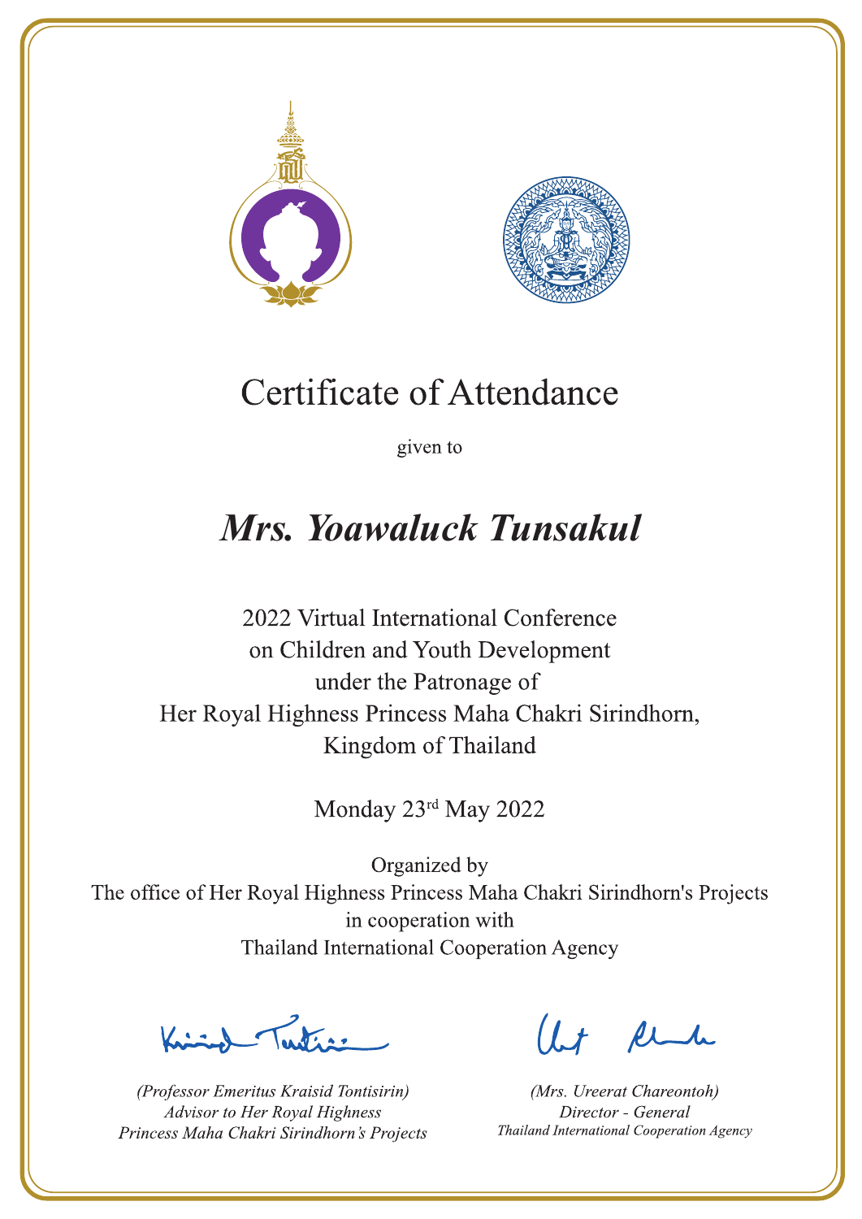# Certificate of Attendance

given to

***Mrs. Yoawaluck Tunsakul***

2022 Virtual International Conference
on Children and Youth Development
under the Patronage of
Her Royal Highness Princess Maha Chakri Sirindhorn,
Kingdom of Thailand

Monday 23rd May 2022

Organized by
The office of Her Royal Highness Princess Maha Chakri Sirindhorn's Projects
in cooperation with
Thailand International Cooperation Agency

*(Professor Emeritus Kraisid Tontisirin)*
*Advisor to Her Royal Highness*
*Princess Maha Chakri Sirindhorn's Projects*

*(Mrs. Ureerat Chareontoh)*
*Director - General*
*Thailand International Cooperation Agency*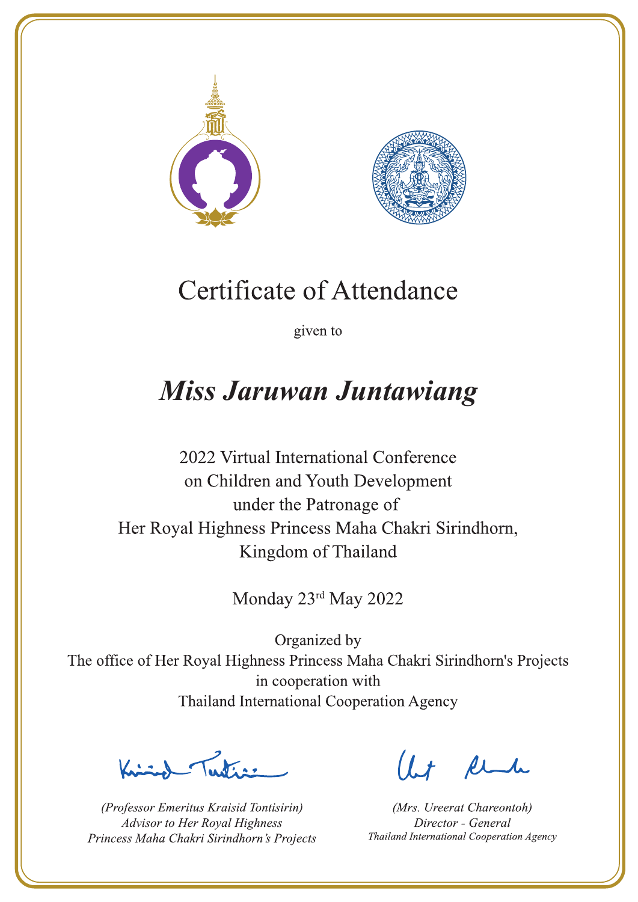# Certificate of Attendance

given to

## *Miss Jaruwan Juntawiang*

2022 Virtual International Conference
on Children and Youth Development
under the Patronage of
Her Royal Highness Princess Maha Chakri Sirindhorn,
Kingdom of Thailand

Monday 23rd May 2022

Organized by
The office of Her Royal Highness Princess Maha Chakri Sirindhorn's Projects
in cooperation with
Thailand International Cooperation Agency

*(Professor Emeritus Kraisid Tontisirin)*
*Advisor to Her Royal Highness*
*Princess Maha Chakri Sirindhorn's Projects*

*(Mrs. Ureerat Chareontoh)*
*Director - General*
*Thailand International Cooperation Agency*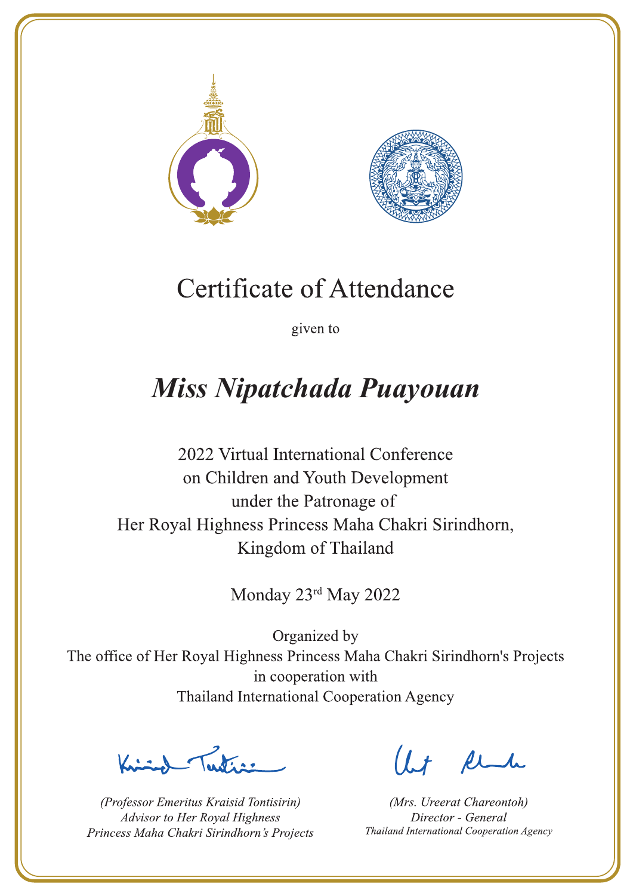# Certificate of Attendance

given to

## *Miss Nipatchada Puayouan*

2022 Virtual International Conference
on Children and Youth Development
under the Patronage of
Her Royal Highness Princess Maha Chakri Sirindhorn,
Kingdom of Thailand

Monday 23rd May 2022

Organized by
The office of Her Royal Highness Princess Maha Chakri Sirindhorn's Projects
in cooperation with
Thailand International Cooperation Agency

*(Professor Emeritus Kraisid Tontisirin)*
*Advisor to Her Royal Highness*
*Princess Maha Chakri Sirindhorn's Projects*

*(Mrs. Ureerat Chareontoh)*
*Director - General*
*Thailand International Cooperation Agency*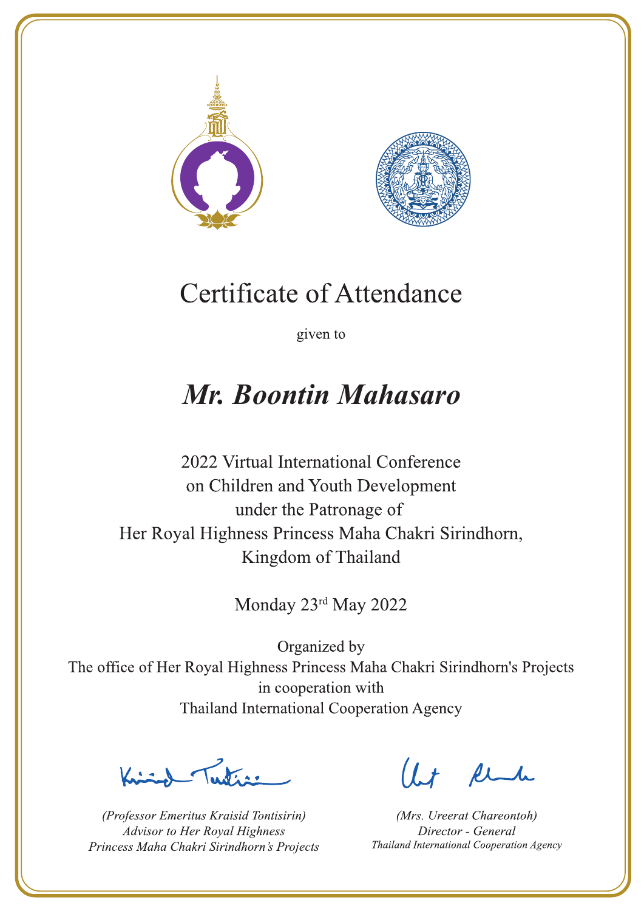# Certificate of Attendance

given to

## *Mr. Boontin Mahasaro*

2022 Virtual International Conference
on Children and Youth Development
under the Patronage of
Her Royal Highness Princess Maha Chakri Sirindhorn,
Kingdom of Thailand

Monday 23rd May 2022

Organized by
The office of Her Royal Highness Princess Maha Chakri Sirindhorn's Projects
in cooperation with
Thailand International Cooperation Agency

*(Professor Emeritus Kraisid Tontisirin)*
*Advisor to Her Royal Highness*
*Princess Maha Chakri Sirindhorn's Projects*

*(Mrs. Ureerat Chareontoh)*
*Director - General*
*Thailand International Cooperation Agency*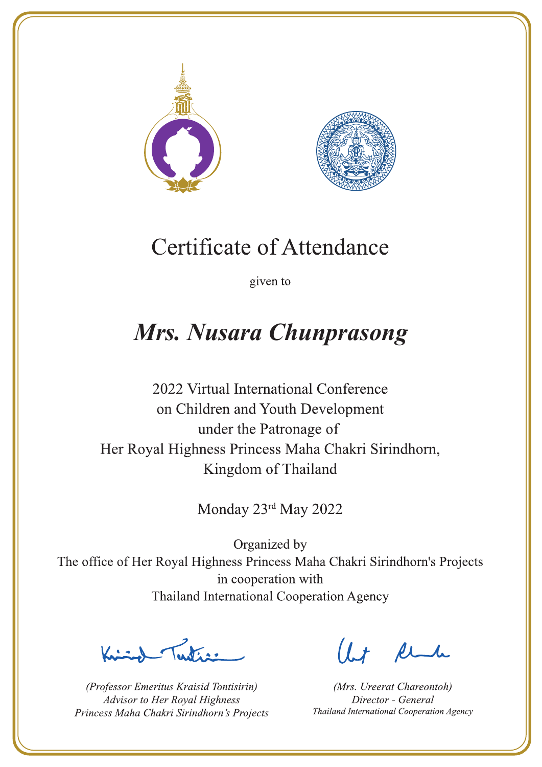# Certificate of Attendance

given to

## *Mrs. Nusara Chunprasong*

2022 Virtual International Conference
on Children and Youth Development
under the Patronage of
Her Royal Highness Princess Maha Chakri Sirindhorn,
Kingdom of Thailand

Monday 23rd May 2022

Organized by
The office of Her Royal Highness Princess Maha Chakri Sirindhorn's Projects
in cooperation with
Thailand International Cooperation Agency

*(Professor Emeritus Kraisid Tontisirin)*
*Advisor to Her Royal Highness*
*Princess Maha Chakri Sirindhorn's Projects*

*(Mrs. Ureerat Chareontoh)*
*Director - General*
*Thailand International Cooperation Agency*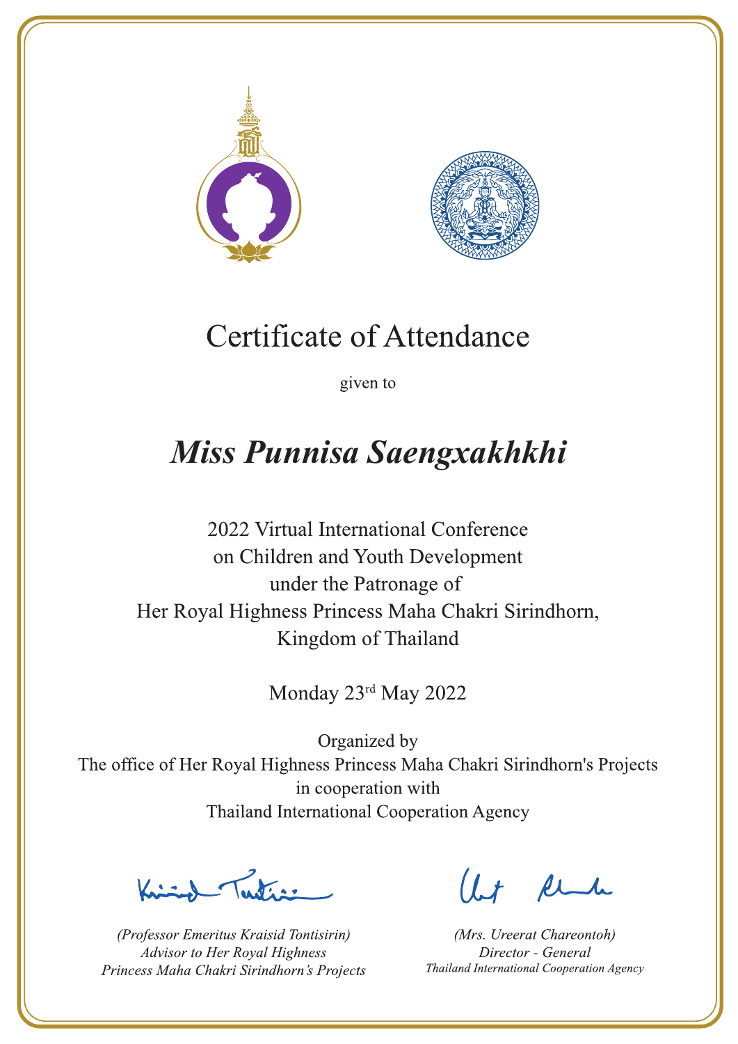# Certificate of Attendance

given to

## *Miss Punnisa Saengxakhkhi*

2022 Virtual International Conference
on Children and Youth Development
under the Patronage of
Her Royal Highness Princess Maha Chakri Sirindhorn,
Kingdom of Thailand

Monday 23rd May 2022

Organized by
The office of Her Royal Highness Princess Maha Chakri Sirindhorn's Projects
in cooperation with
Thailand International Cooperation Agency

*(Professor Emeritus Kraisid Tontisirin)*
*Advisor to Her Royal Highness*
*Princess Maha Chakri Sirindhorn's Projects*

*(Mrs. Ureerat Chareontoh)*
*Director - General*
*Thailand International Cooperation Agency*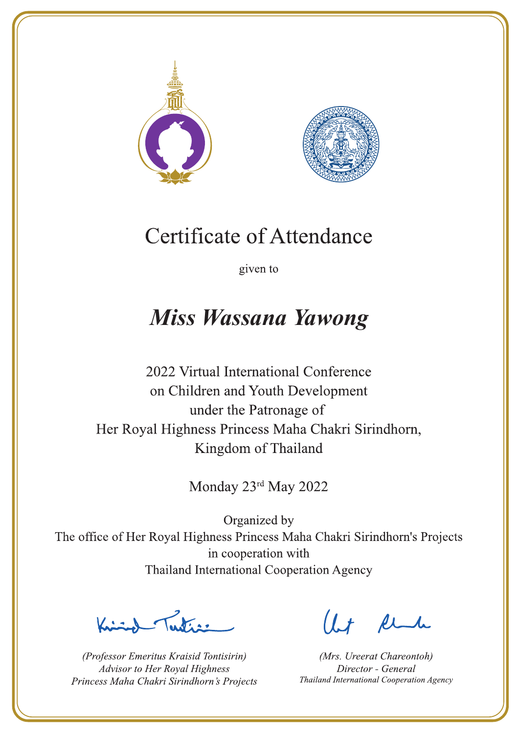# Certificate of Attendance

given to

## *Miss Wassana Yawong*

2022 Virtual International Conference
on Children and Youth Development
under the Patronage of
Her Royal Highness Princess Maha Chakri Sirindhorn,
Kingdom of Thailand

Monday 23rd May 2022

Organized by
The office of Her Royal Highness Princess Maha Chakri Sirindhorn's Projects
in cooperation with
Thailand International Cooperation Agency

*(Professor Emeritus Kraisid Tontisirin)*
*Advisor to Her Royal Highness*
*Princess Maha Chakri Sirindhorn's Projects*

*(Mrs. Ureerat Chareontoh)*
*Director - General*
*Thailand International Cooperation Agency*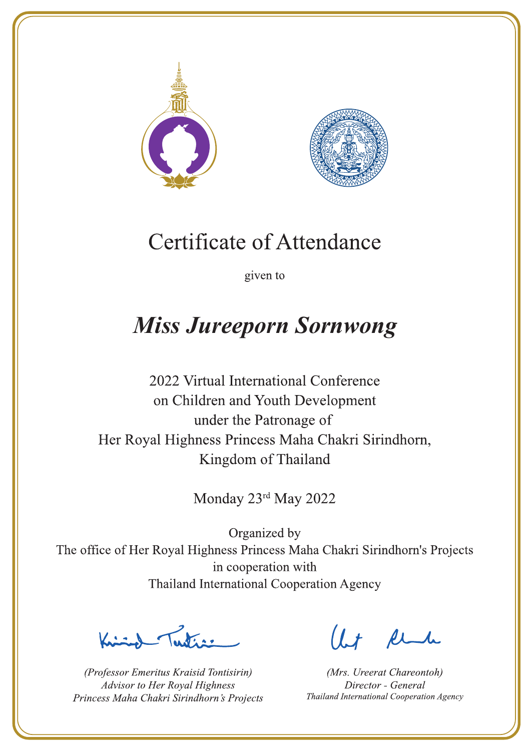# Certificate of Attendance

given to

## *Miss Jureeporn Sornwong*

2022 Virtual International Conference
on Children and Youth Development
under the Patronage of
Her Royal Highness Princess Maha Chakri Sirindhorn,
Kingdom of Thailand

Monday 23rd May 2022

Organized by
The office of Her Royal Highness Princess Maha Chakri Sirindhorn's Projects
in cooperation with
Thailand International Cooperation Agency

*(Professor Emeritus Kraisid Tontisirin)*
*Advisor to Her Royal Highness*
*Princess Maha Chakri Sirindhorn's Projects*

*(Mrs. Ureerat Chareontoh)*
*Director - General*
*Thailand International Cooperation Agency*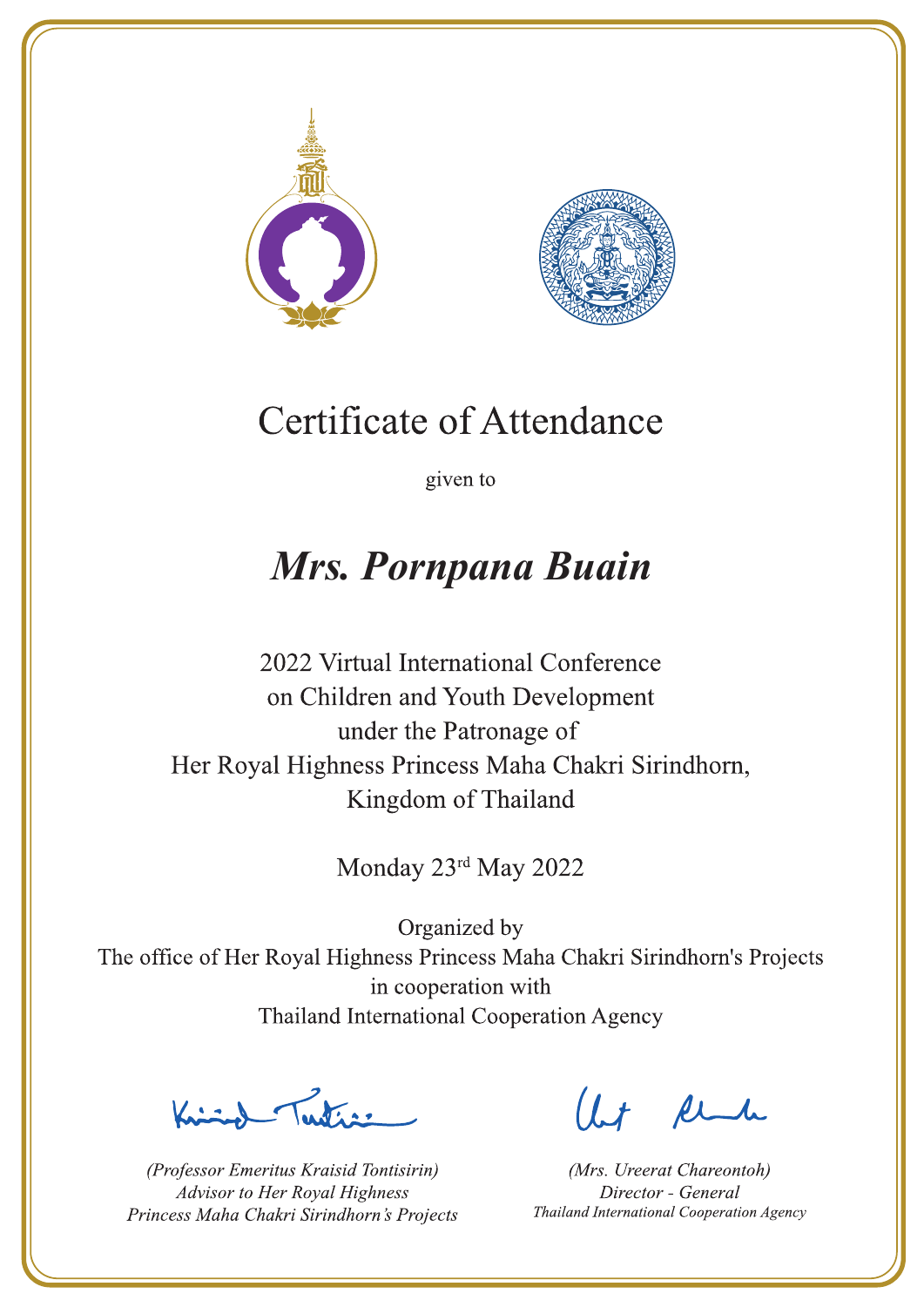# Certificate of Attendance

given to

## *Mrs. Pornpana Buain*

2022 Virtual International Conference
on Children and Youth Development
under the Patronage of
Her Royal Highness Princess Maha Chakri Sirindhorn,
Kingdom of Thailand

Monday 23rd May 2022

Organized by
The office of Her Royal Highness Princess Maha Chakri Sirindhorn's Projects
in cooperation with
Thailand International Cooperation Agency

*(Professor Emeritus Kraisid Tontisirin)*
*Advisor to Her Royal Highness*
*Princess Maha Chakri Sirindhorn's Projects*

*(Mrs. Ureerat Chareontoh)*
*Director - General*
*Thailand International Cooperation Agency*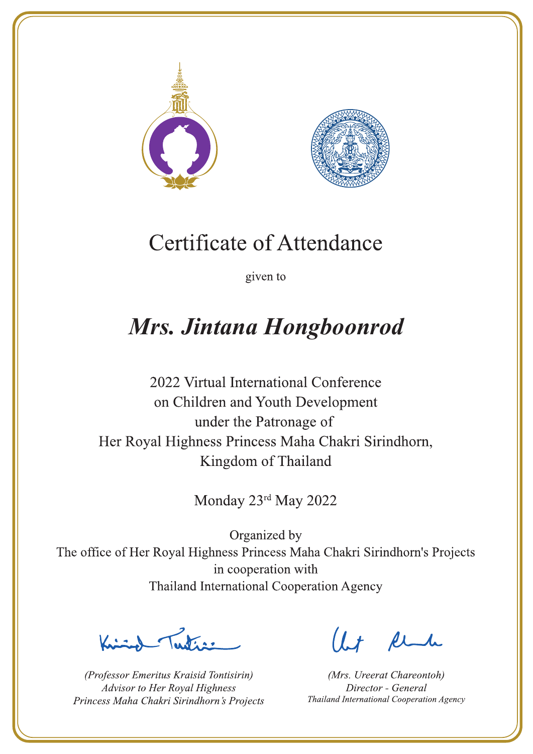# Certificate of Attendance

given to

## *Mrs. Jintana Hongboonrod*

2022 Virtual International Conference
on Children and Youth Development
under the Patronage of
Her Royal Highness Princess Maha Chakri Sirindhorn,
Kingdom of Thailand

Monday 23rd May 2022

Organized by
The office of Her Royal Highness Princess Maha Chakri Sirindhorn's Projects
in cooperation with
Thailand International Cooperation Agency

*(Professor Emeritus Kraisid Tontisirin)*
*Advisor to Her Royal Highness*
*Princess Maha Chakri Sirindhorn's Projects*

*(Mrs. Ureerat Chareontoh)*
*Director - General*
*Thailand International Cooperation Agency*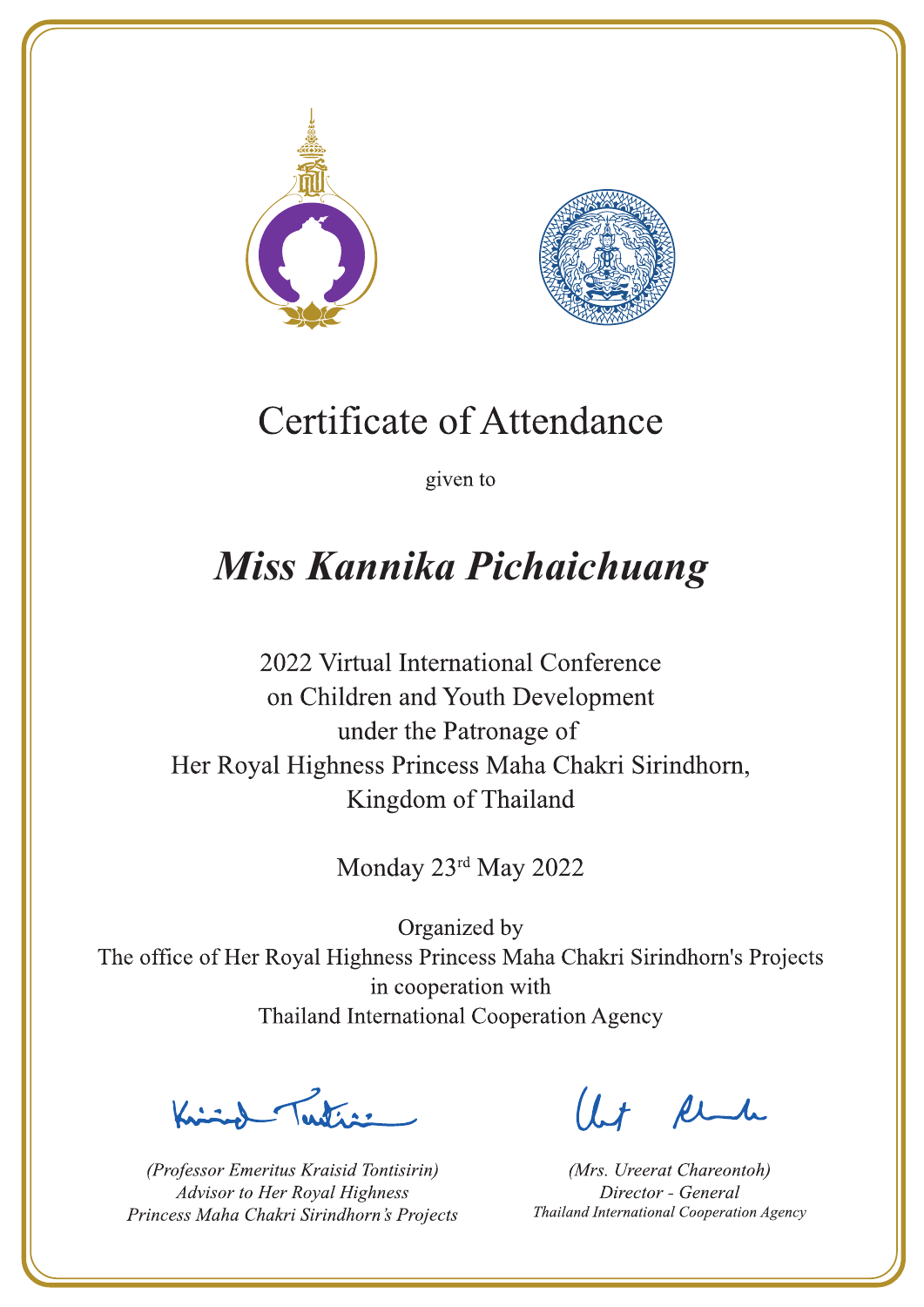# Certificate of Attendance

given to

## *Miss Kannika Pichaichuang*

2022 Virtual International Conference
on Children and Youth Development
under the Patronage of
Her Royal Highness Princess Maha Chakri Sirindhorn,
Kingdom of Thailand

Monday 23rd May 2022

Organized by
The office of Her Royal Highness Princess Maha Chakri Sirindhorn's Projects
in cooperation with
Thailand International Cooperation Agency

*(Professor Emeritus Kraisid Tontisirin)*
*Advisor to Her Royal Highness*
*Princess Maha Chakri Sirindhorn's Projects*

*(Mrs. Ureerat Chareontoh)*
*Director - General*
*Thailand International Cooperation Agency*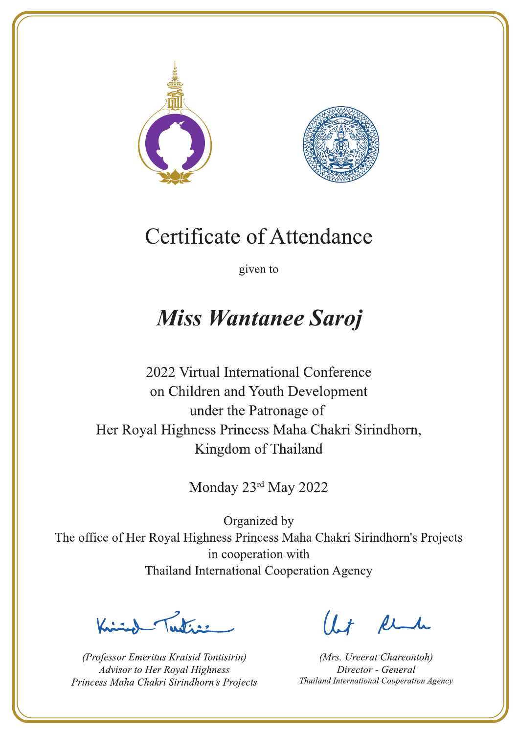# Certificate of Attendance

given to

## *Miss Wantanee Saroj*

2022 Virtual International Conference
on Children and Youth Development
under the Patronage of
Her Royal Highness Princess Maha Chakri Sirindhorn,
Kingdom of Thailand

Monday 23rd May 2022

Organized by
The office of Her Royal Highness Princess Maha Chakri Sirindhorn's Projects
in cooperation with
Thailand International Cooperation Agency

*(Professor Emeritus Kraisid Tontisirin)*
*Advisor to Her Royal Highness*
*Princess Maha Chakri Sirindhorn's Projects*

*(Mrs. Ureerat Chareontoh)*
*Director - General*
*Thailand International Cooperation Agency*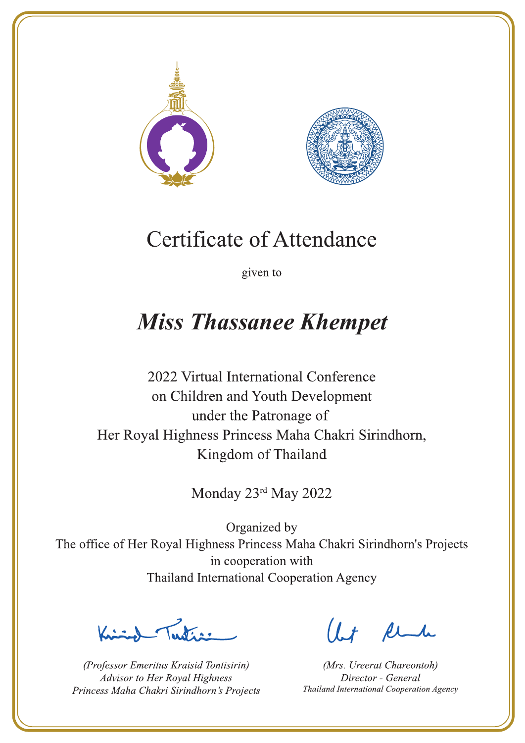# Certificate of Attendance

given to

## *Miss Thassanee Khempet*

2022 Virtual International Conference
on Children and Youth Development
under the Patronage of
Her Royal Highness Princess Maha Chakri Sirindhorn,
Kingdom of Thailand

Monday 23rd May 2022

Organized by
The office of Her Royal Highness Princess Maha Chakri Sirindhorn's Projects
in cooperation with
Thailand International Cooperation Agency

*(Professor Emeritus Kraisid Tontisirin)*
*Advisor to Her Royal Highness*
*Princess Maha Chakri Sirindhorn's Projects*

*(Mrs. Ureerat Chareontoh)*
*Director - General*
*Thailand International Cooperation Agency*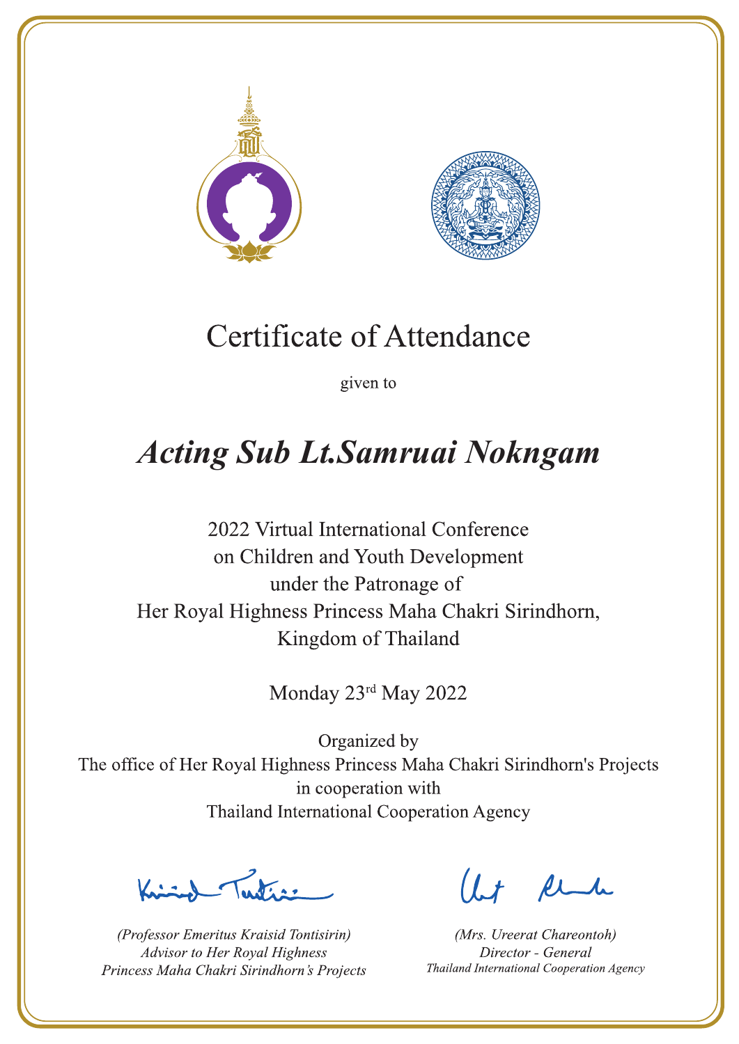# Certificate of Attendance

given to

## *Acting Sub Lt.Samruai Nokngam*

2022 Virtual International Conference
on Children and Youth Development
under the Patronage of
Her Royal Highness Princess Maha Chakri Sirindhorn,
Kingdom of Thailand

Monday 23rd May 2022

Organized by
The office of Her Royal Highness Princess Maha Chakri Sirindhorn's Projects
in cooperation with
Thailand International Cooperation Agency

*(Professor Emeritus Kraisid Tontisirin)*
*Advisor to Her Royal Highness*
*Princess Maha Chakri Sirindhorn's Projects*

*(Mrs. Ureerat Chareontoh)*
*Director - General*
*Thailand International Cooperation Agency*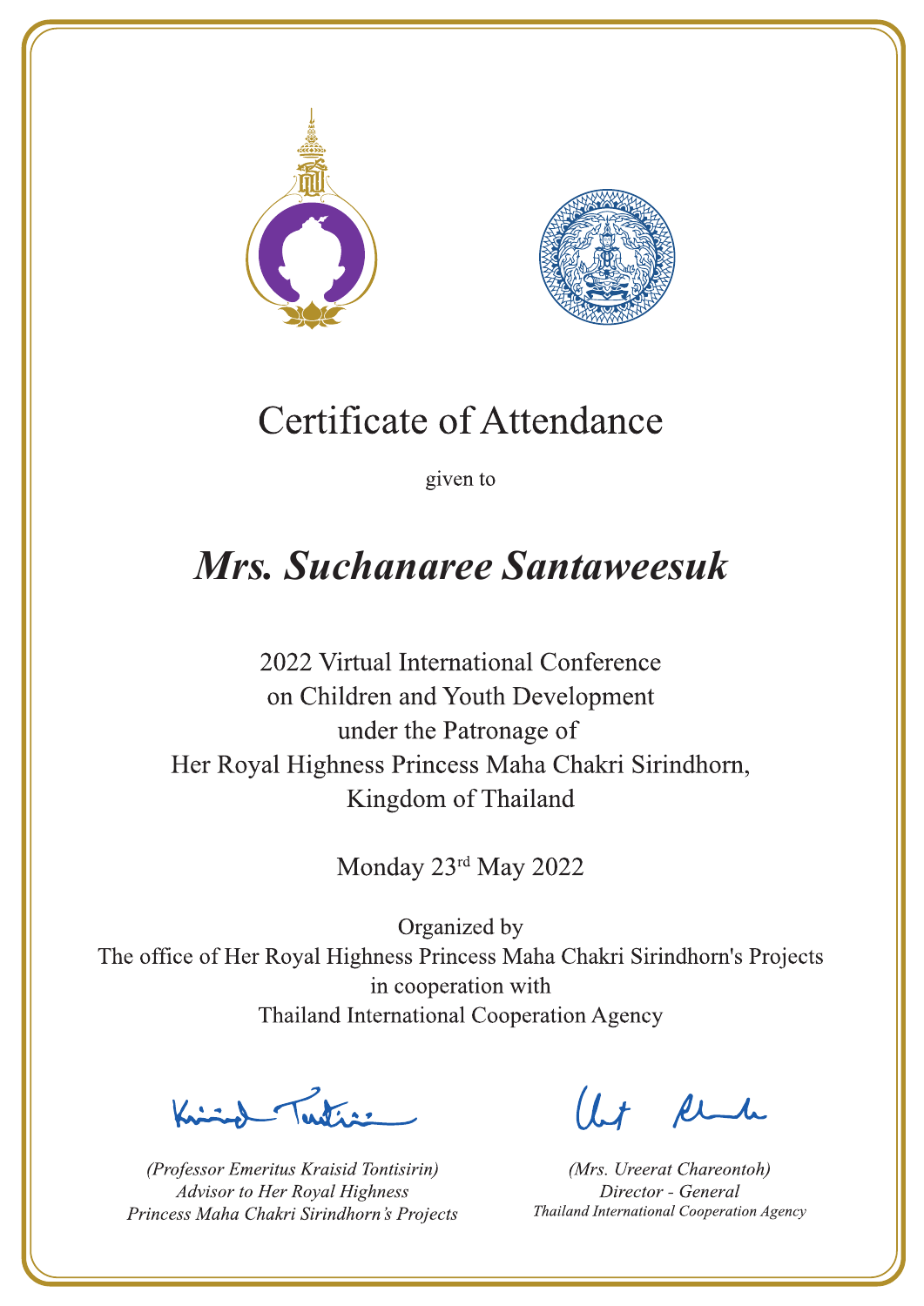# Certificate of Attendance

given to

## *Mrs. Suchanaree Santaweesuk*

2022 Virtual International Conference
on Children and Youth Development
under the Patronage of
Her Royal Highness Princess Maha Chakri Sirindhorn,
Kingdom of Thailand

Monday 23rd May 2022

Organized by
The office of Her Royal Highness Princess Maha Chakri Sirindhorn's Projects
in cooperation with
Thailand International Cooperation Agency

*(Professor Emeritus Kraisid Tontisirin)*
*Advisor to Her Royal Highness*
*Princess Maha Chakri Sirindhorn's Projects*

*(Mrs. Ureerat Chareontoh)*
*Director - General*
*Thailand International Cooperation Agency*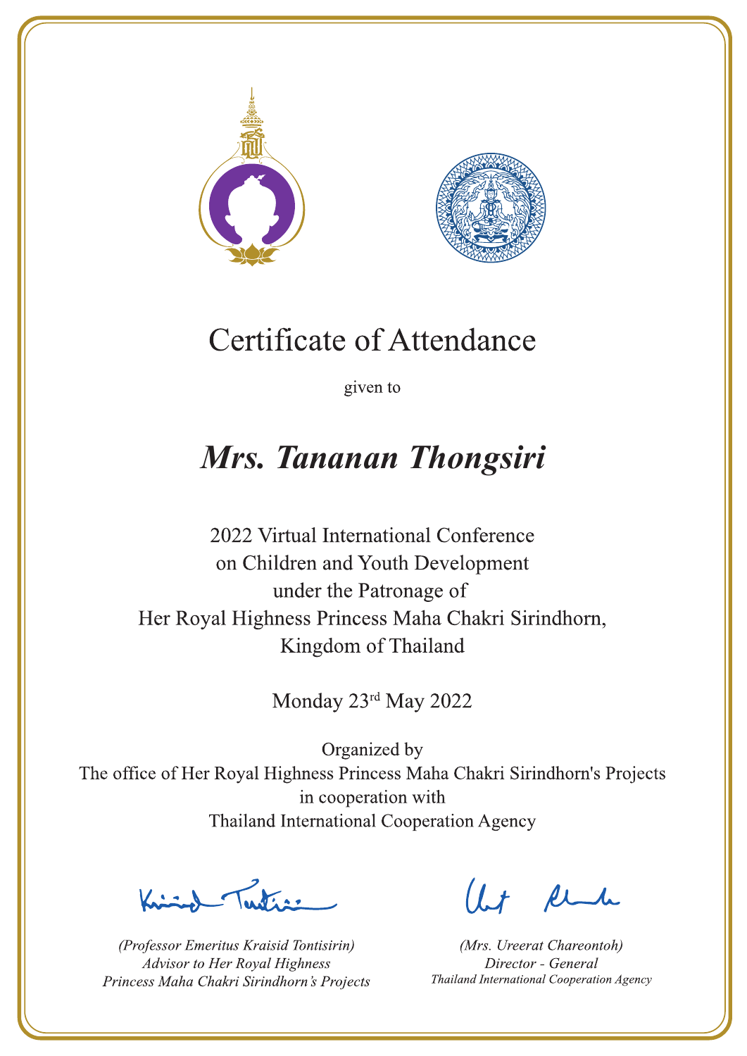# Certificate of Attendance

given to

## *Mrs. Tananan Thongsiri*

2022 Virtual International Conference
on Children and Youth Development
under the Patronage of
Her Royal Highness Princess Maha Chakri Sirindhorn,
Kingdom of Thailand

Monday 23rd May 2022

Organized by
The office of Her Royal Highness Princess Maha Chakri Sirindhorn's Projects
in cooperation with
Thailand International Cooperation Agency

*(Professor Emeritus Kraisid Tontisirin)*
*Advisor to Her Royal Highness*
*Princess Maha Chakri Sirindhorn's Projects*

*(Mrs. Ureerat Chareontoh)*
*Director - General*
*Thailand International Cooperation Agency*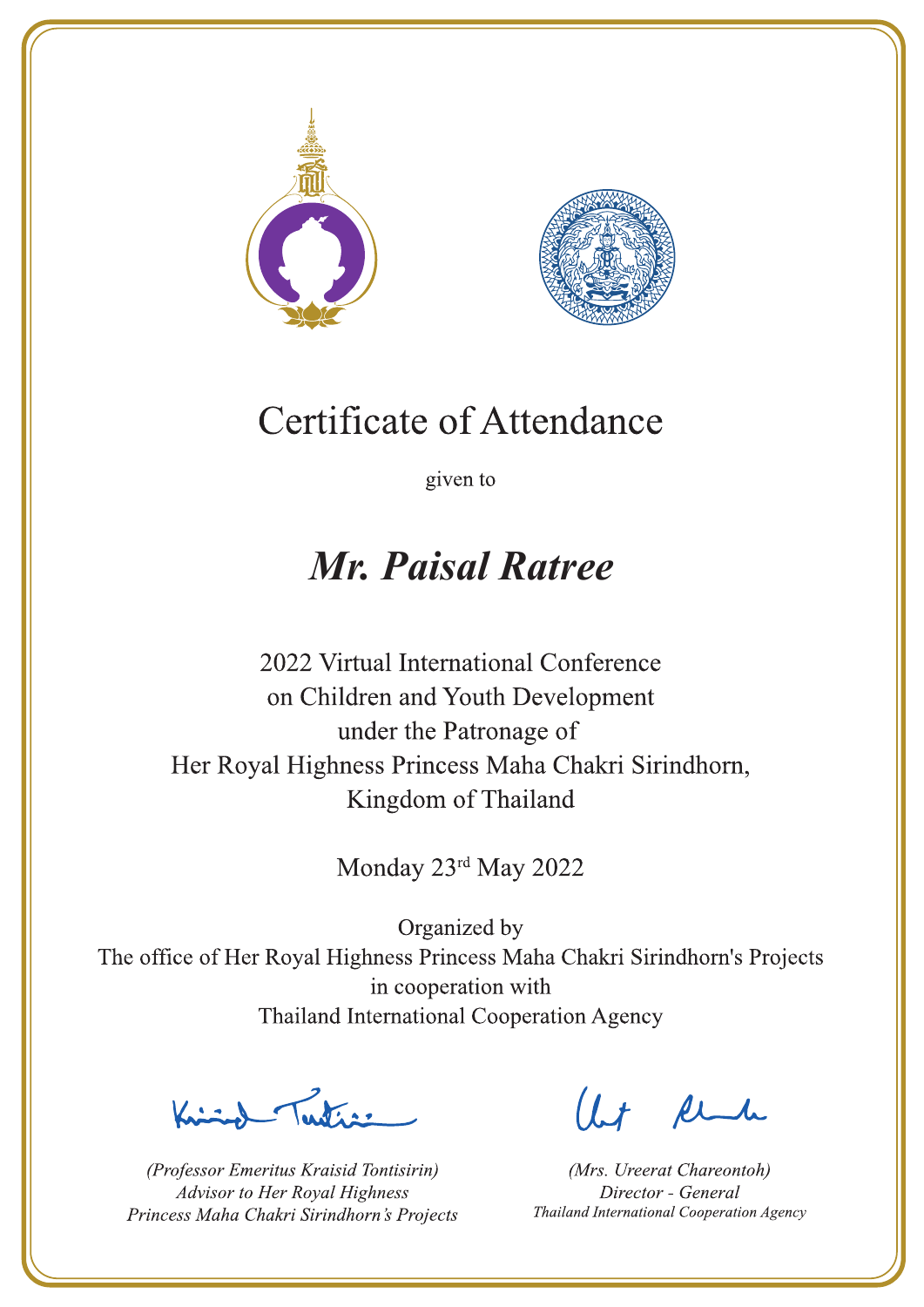# Certificate of Attendance

given to

## *Mr. Paisal Ratree*

2022 Virtual International Conference
on Children and Youth Development
under the Patronage of
Her Royal Highness Princess Maha Chakri Sirindhorn,
Kingdom of Thailand

Monday 23rd May 2022

Organized by
The office of Her Royal Highness Princess Maha Chakri Sirindhorn's Projects
in cooperation with
Thailand International Cooperation Agency

*(Professor Emeritus Kraisid Tontisirin)*
*Advisor to Her Royal Highness*
*Princess Maha Chakri Sirindhorn's Projects*

*(Mrs. Ureerat Chareontoh)*
*Director - General*
*Thailand International Cooperation Agency*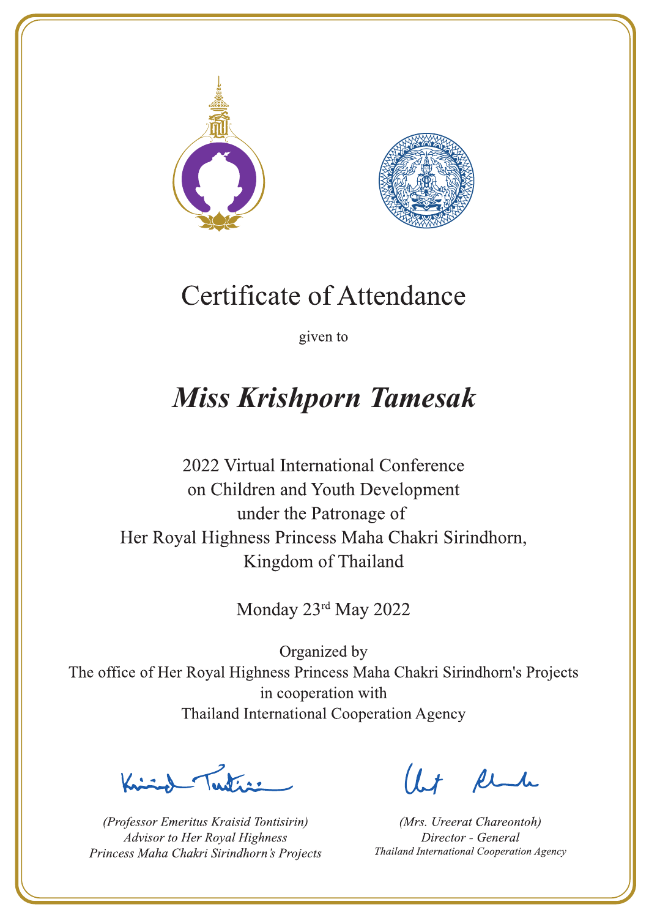# Certificate of Attendance

given to

## *Miss Krishporn Tamesak*

2022 Virtual International Conference
on Children and Youth Development
under the Patronage of
Her Royal Highness Princess Maha Chakri Sirindhorn,
Kingdom of Thailand

Monday 23rd May 2022

Organized by
The office of Her Royal Highness Princess Maha Chakri Sirindhorn's Projects
in cooperation with
Thailand International Cooperation Agency

*(Professor Emeritus Kraisid Tontisirin)*
*Advisor to Her Royal Highness*
*Princess Maha Chakri Sirindhorn's Projects*

*(Mrs. Ureerat Chareontoh)*
*Director - General*
*Thailand International Cooperation Agency*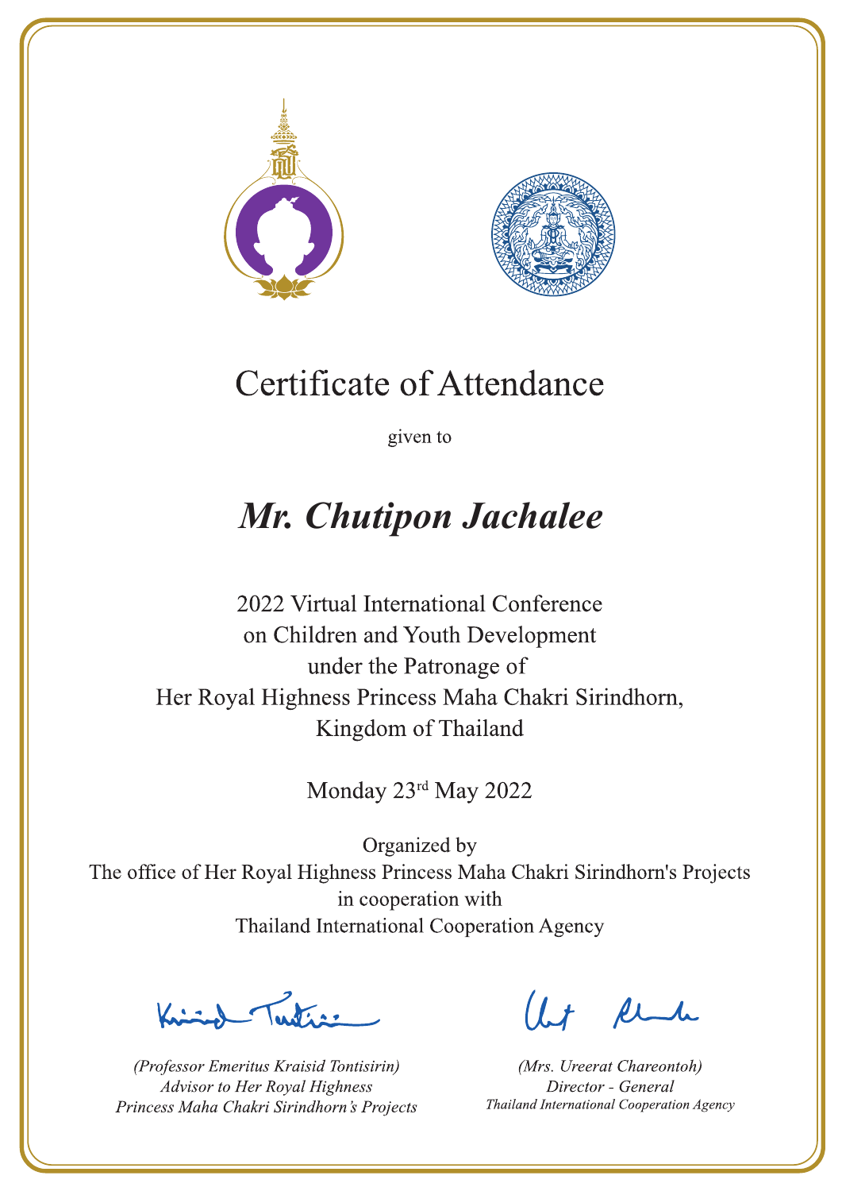# Certificate of Attendance

given to

## *Mr. Chutipon Jachalee*

2022 Virtual International Conference
on Children and Youth Development
under the Patronage of
Her Royal Highness Princess Maha Chakri Sirindhorn,
Kingdom of Thailand

Monday 23rd May 2022

Organized by
The office of Her Royal Highness Princess Maha Chakri Sirindhorn's Projects
in cooperation with
Thailand International Cooperation Agency

*(Professor Emeritus Kraisid Tontisirin)*
*Advisor to Her Royal Highness*
*Princess Maha Chakri Sirindhorn's Projects*

*(Mrs. Ureerat Chareontoh)*
*Director - General*
*Thailand International Cooperation Agency*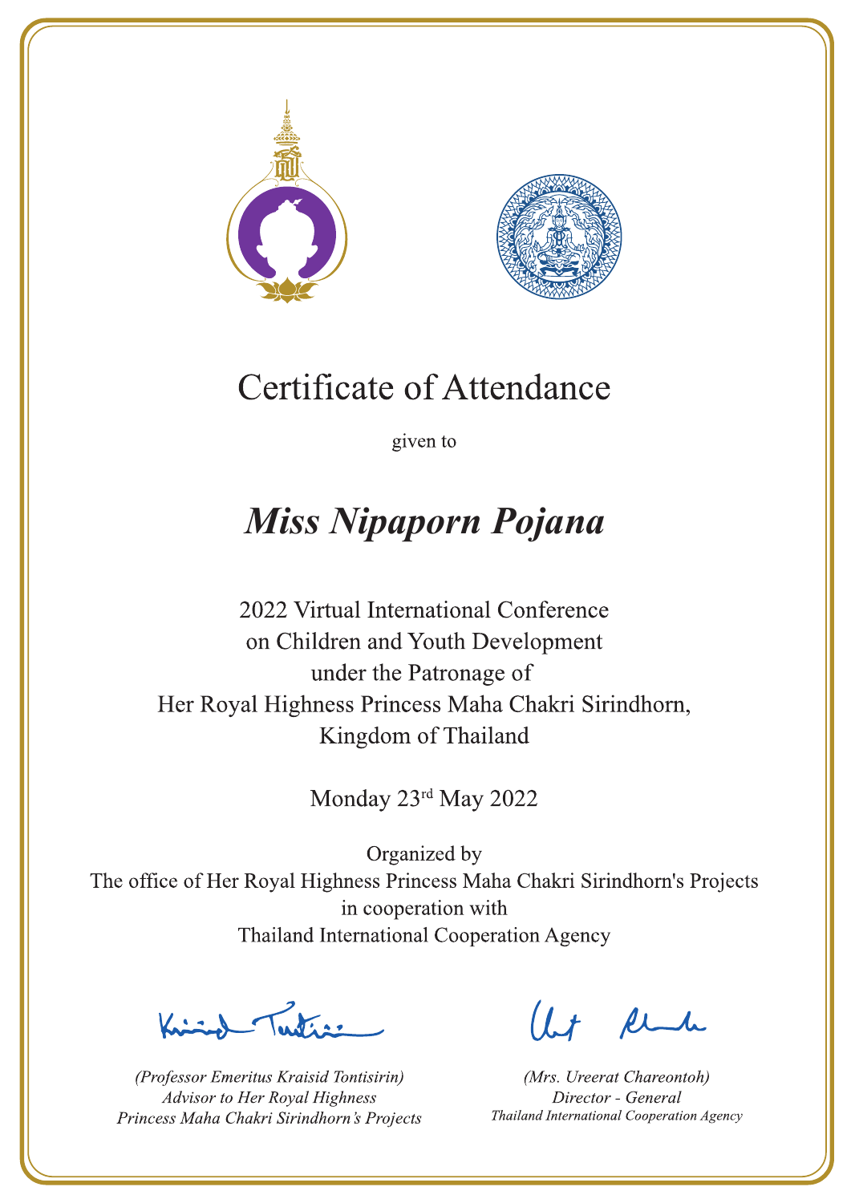# Certificate of Attendance

given to

## *Miss Nipaporn Pojana*

2022 Virtual International Conference
on Children and Youth Development
under the Patronage of
Her Royal Highness Princess Maha Chakri Sirindhorn,
Kingdom of Thailand

Monday 23rd May 2022

Organized by
The office of Her Royal Highness Princess Maha Chakri Sirindhorn's Projects
in cooperation with
Thailand International Cooperation Agency

*(Professor Emeritus Kraisid Tontisirin)*
*Advisor to Her Royal Highness*
*Princess Maha Chakri Sirindhorn's Projects*

*(Mrs. Ureerat Chareontoh)*
*Director - General*
*Thailand International Cooperation Agency*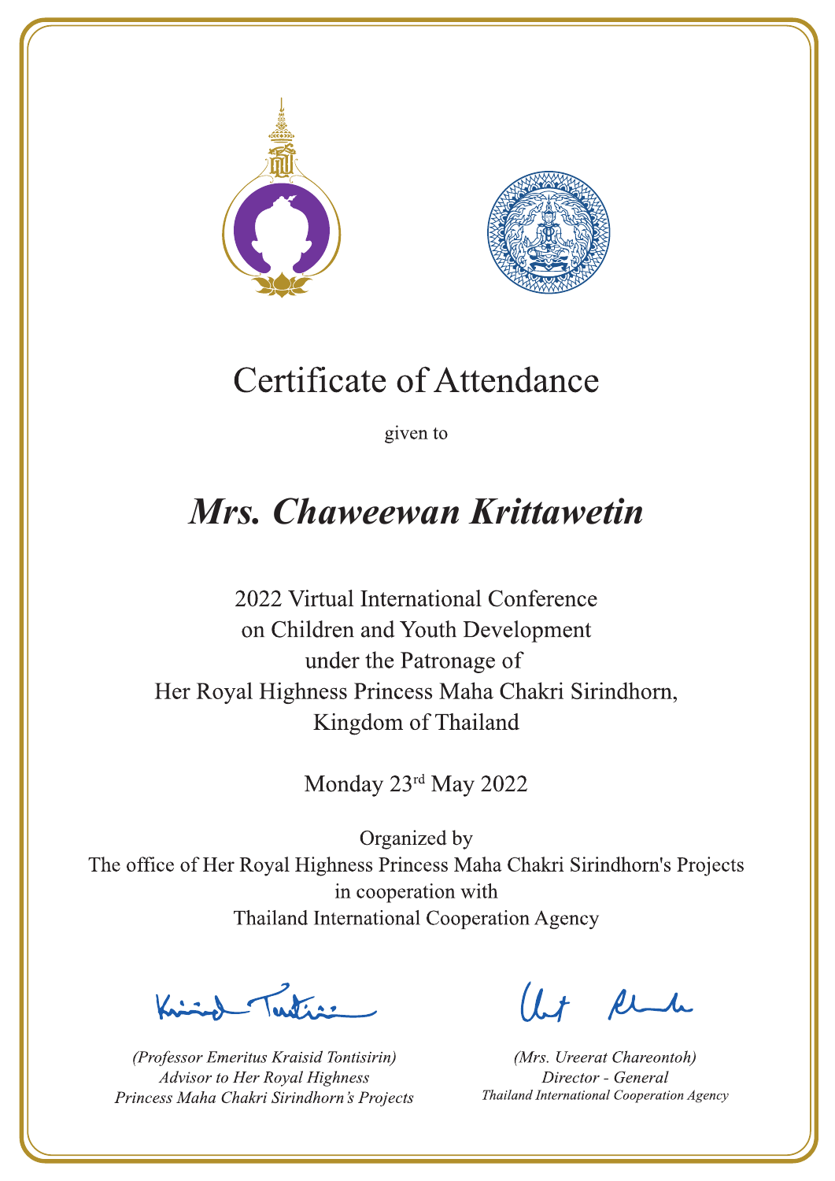# Certificate of Attendance

given to

## ***Mrs. Chaweewan Krittawetin***

2022 Virtual International Conference
on Children and Youth Development
under the Patronage of
Her Royal Highness Princess Maha Chakri Sirindhorn,
Kingdom of Thailand

Monday 23rd May 2022

Organized by
The office of Her Royal Highness Princess Maha Chakri Sirindhorn's Projects
in cooperation with
Thailand International Cooperation Agency

*(Professor Emeritus Kraisid Tontisirin)*
*Advisor to Her Royal Highness*
*Princess Maha Chakri Sirindhorn's Projects*

*(Mrs. Ureerat Chareontoh)*
*Director - General*
*Thailand International Cooperation Agency*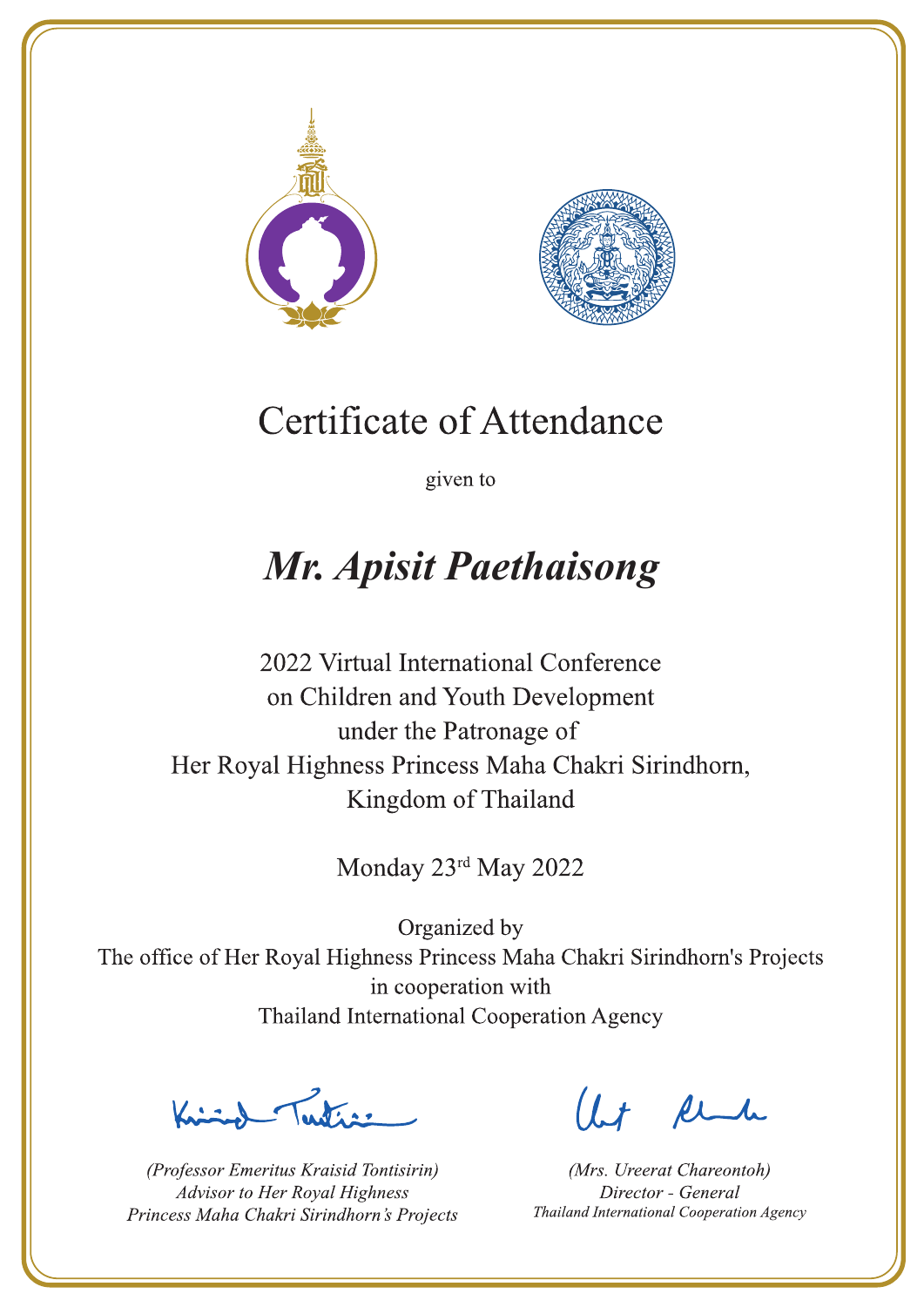# Certificate of Attendance

given to

## *Mr. Apisit Paethaisong*

2022 Virtual International Conference
on Children and Youth Development
under the Patronage of
Her Royal Highness Princess Maha Chakri Sirindhorn,
Kingdom of Thailand

Monday 23rd May 2022

Organized by
The office of Her Royal Highness Princess Maha Chakri Sirindhorn's Projects
in cooperation with
Thailand International Cooperation Agency

*(Professor Emeritus Kraisid Tontisirin)*
*Advisor to Her Royal Highness*
*Princess Maha Chakri Sirindhorn's Projects*

*(Mrs. Ureerat Chareontoh)*
*Director - General*
*Thailand International Cooperation Agency*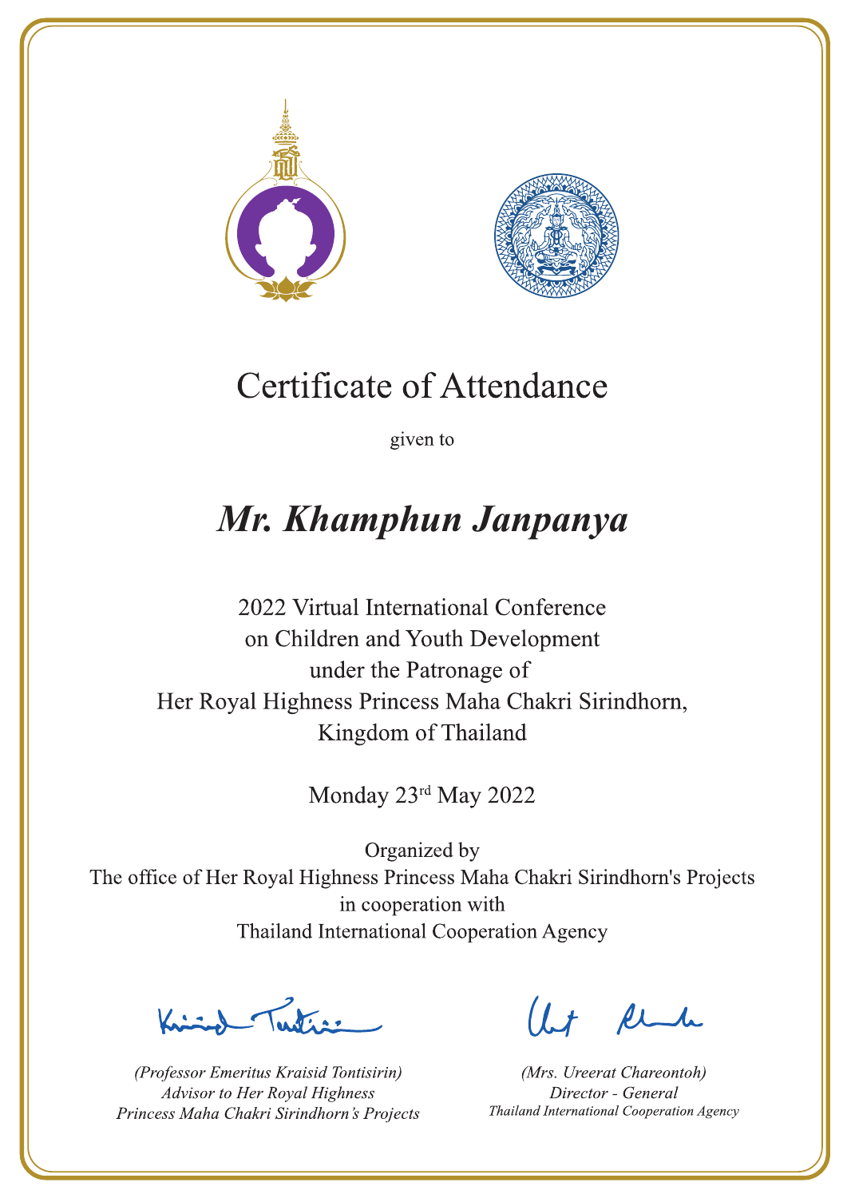# Certificate of Attendance

given to

## *Mr. Khamphun Janpanya*

2022 Virtual International Conference
on Children and Youth Development
under the Patronage of
Her Royal Highness Princess Maha Chakri Sirindhorn,
Kingdom of Thailand

Monday 23rd May 2022

Organized by
The office of Her Royal Highness Princess Maha Chakri Sirindhorn's Projects
in cooperation with
Thailand International Cooperation Agency

*(Professor Emeritus Kraisid Tontisirin)*
*Advisor to Her Royal Highness*
*Princess Maha Chakri Sirindhorn's Projects*

*(Mrs. Ureerat Chareontoh)*
*Director - General*
*Thailand International Cooperation Agency*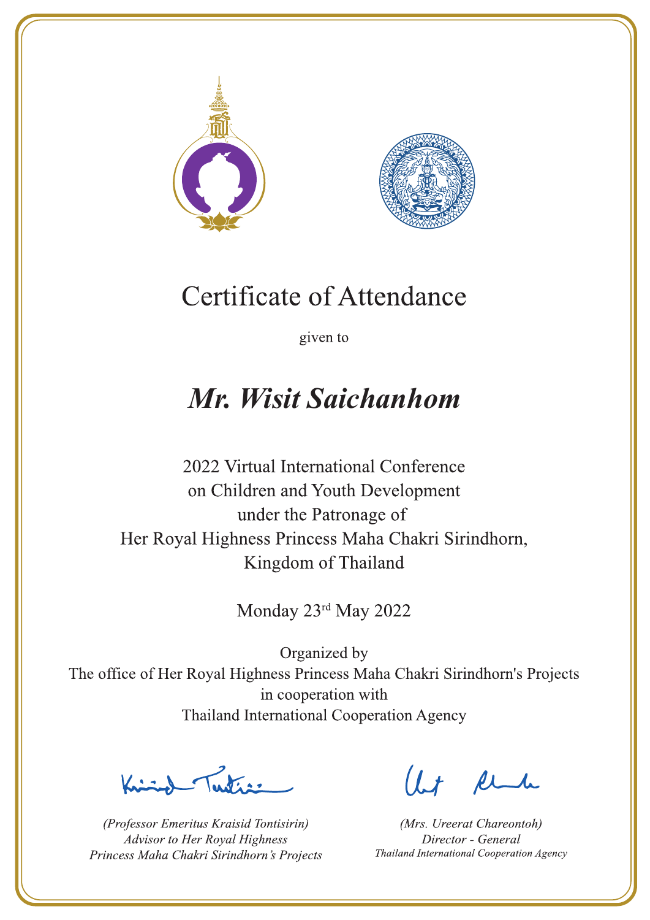# Certificate of Attendance

given to

## *Mr. Wisit Saichanhom*

2022 Virtual International Conference
on Children and Youth Development
under the Patronage of
Her Royal Highness Princess Maha Chakri Sirindhorn,
Kingdom of Thailand

Monday 23rd May 2022

Organized by
The office of Her Royal Highness Princess Maha Chakri Sirindhorn's Projects
in cooperation with
Thailand International Cooperation Agency

*(Professor Emeritus Kraisid Tontisirin)*
*Advisor to Her Royal Highness*
*Princess Maha Chakri Sirindhorn's Projects*

*(Mrs. Ureerat Chareontoh)*
*Director - General*
*Thailand International Cooperation Agency*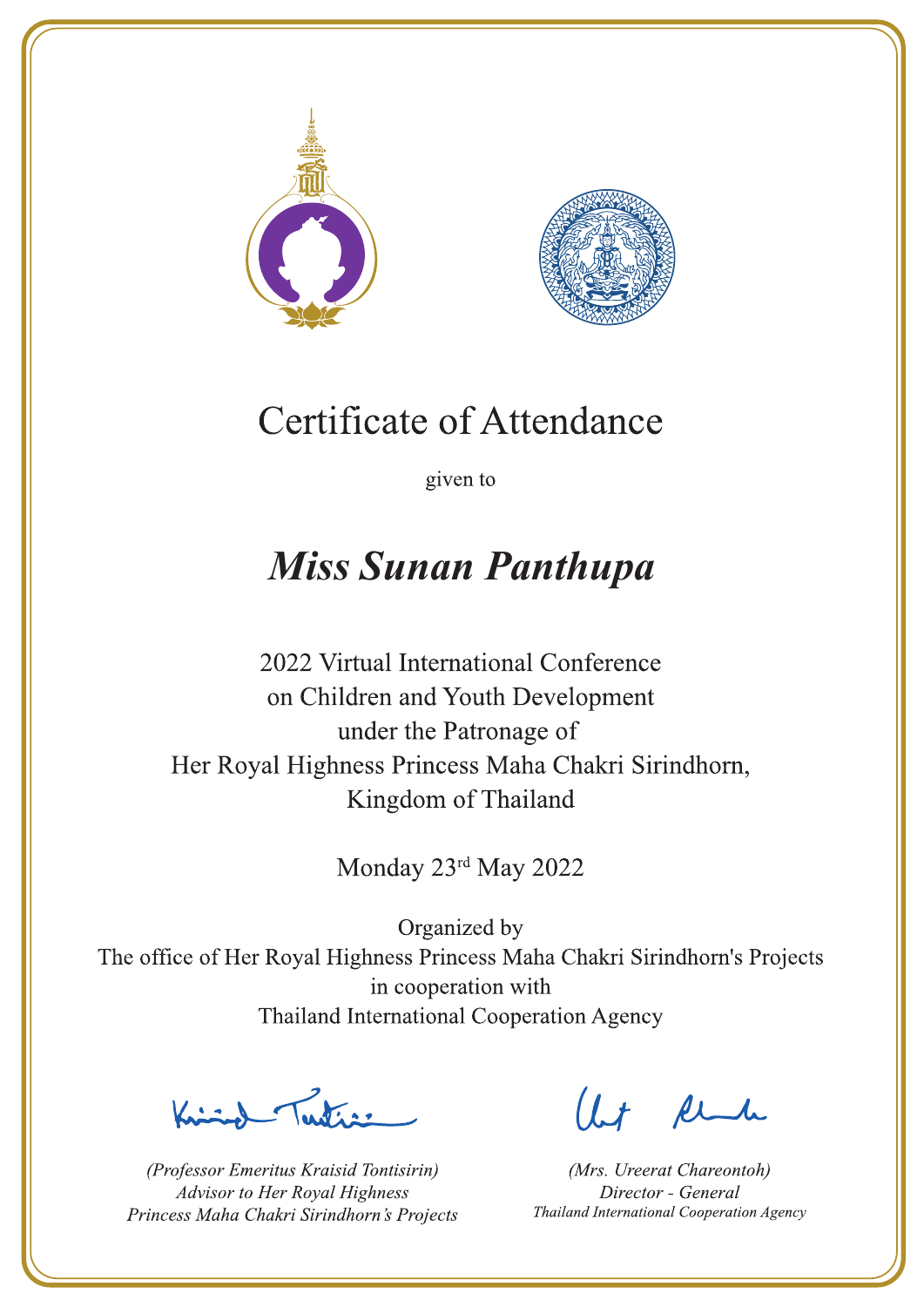# Certificate of Attendance

given to

## *Miss Sunan Panthupa*

2022 Virtual International Conference
on Children and Youth Development
under the Patronage of
Her Royal Highness Princess Maha Chakri Sirindhorn,
Kingdom of Thailand

Monday 23rd May 2022

Organized by
The office of Her Royal Highness Princess Maha Chakri Sirindhorn's Projects
in cooperation with
Thailand International Cooperation Agency

*(Professor Emeritus Kraisid Tontisirin)*
*Advisor to Her Royal Highness*
*Princess Maha Chakri Sirindhorn's Projects*

*(Mrs. Ureerat Chareontoh)*
*Director - General*
*Thailand International Cooperation Agency*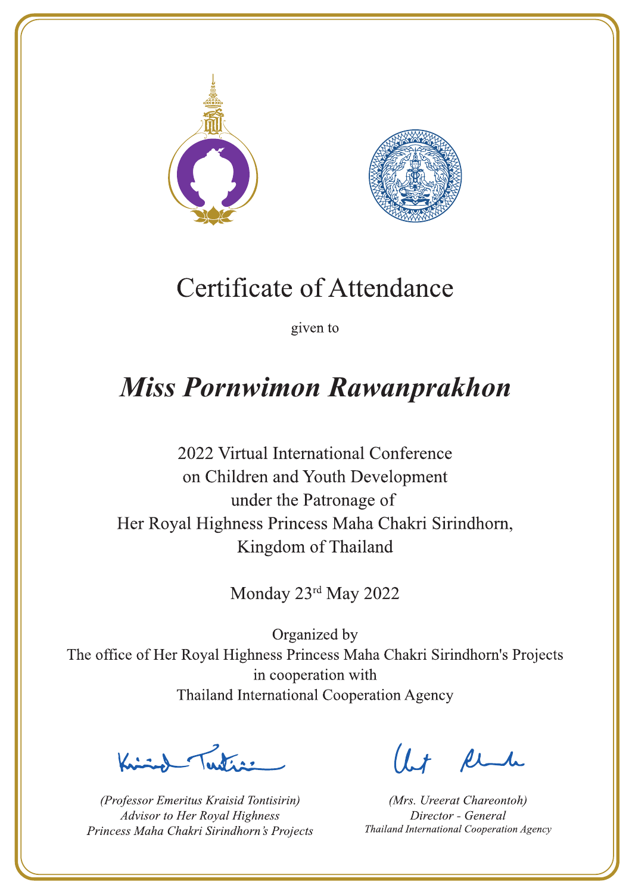# Certificate of Attendance

given to

## *Miss Pornwimon Rawanprakhon*

2022 Virtual International Conference
on Children and Youth Development
under the Patronage of
Her Royal Highness Princess Maha Chakri Sirindhorn,
Kingdom of Thailand

Monday 23rd May 2022

Organized by
The office of Her Royal Highness Princess Maha Chakri Sirindhorn's Projects
in cooperation with
Thailand International Cooperation Agency

*(Professor Emeritus Kraisid Tontisirin)*
*Advisor to Her Royal Highness*
*Princess Maha Chakri Sirindhorn's Projects*

*(Mrs. Ureerat Chareontoh)*
*Director - General*
*Thailand International Cooperation Agency*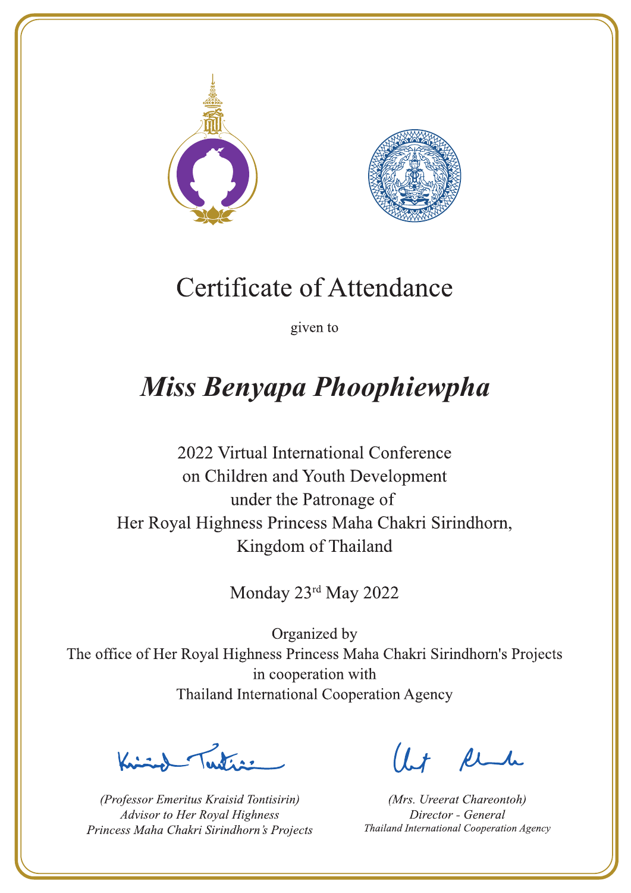# Certificate of Attendance

given to

## *Miss Benyapa Phoophiewpha*

2022 Virtual International Conference
on Children and Youth Development
under the Patronage of
Her Royal Highness Princess Maha Chakri Sirindhorn,
Kingdom of Thailand

Monday 23rd May 2022

Organized by
The office of Her Royal Highness Princess Maha Chakri Sirindhorn's Projects
in cooperation with
Thailand International Cooperation Agency

*(Professor Emeritus Kraisid Tontisirin)*
*Advisor to Her Royal Highness*
*Princess Maha Chakri Sirindhorn's Projects*

*(Mrs. Ureerat Chareontoh)*
*Director - General*
*Thailand International Cooperation Agency*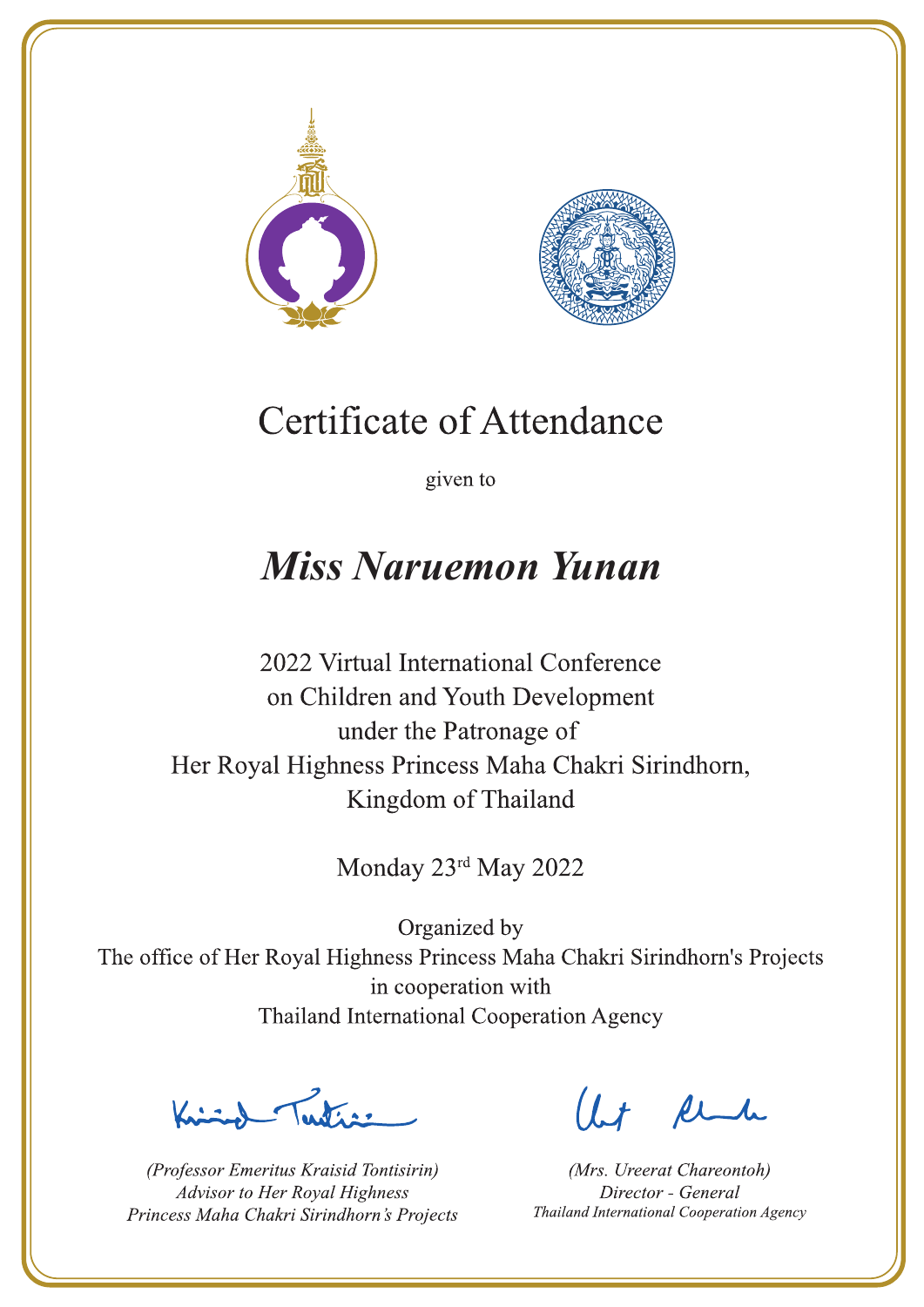# Certificate of Attendance

given to

## *Miss Naruemon Yunan*

2022 Virtual International Conference
on Children and Youth Development
under the Patronage of
Her Royal Highness Princess Maha Chakri Sirindhorn,
Kingdom of Thailand

Monday 23rd May 2022

Organized by
The office of Her Royal Highness Princess Maha Chakri Sirindhorn's Projects
in cooperation with
Thailand International Cooperation Agency

*(Professor Emeritus Kraisid Tontisirin)*
*Advisor to Her Royal Highness*
*Princess Maha Chakri Sirindhorn's Projects*

*(Mrs. Ureerat Chareontoh)*
*Director - General*
*Thailand International Cooperation Agency*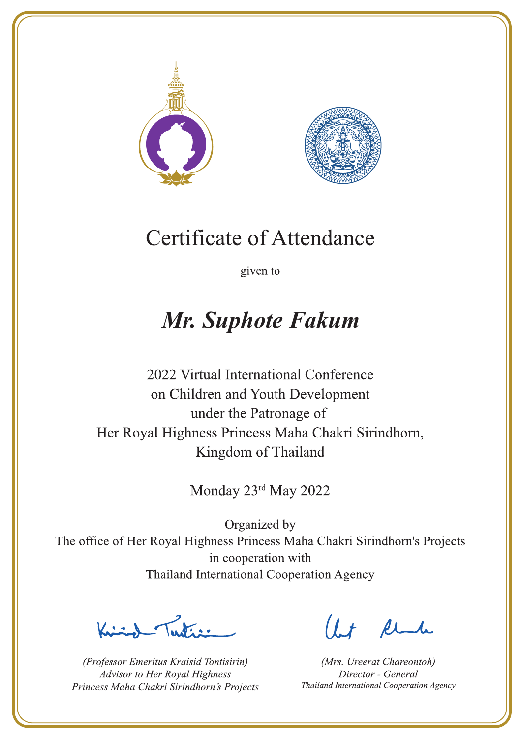# Certificate of Attendance

given to

## ***Mr. Suphote Fakum***

2022 Virtual International Conference
on Children and Youth Development
under the Patronage of
Her Royal Highness Princess Maha Chakri Sirindhorn,
Kingdom of Thailand

Monday 23rd May 2022

Organized by
The office of Her Royal Highness Princess Maha Chakri Sirindhorn's Projects
in cooperation with
Thailand International Cooperation Agency

*(Professor Emeritus Kraisid Tontisirin)*
*Advisor to Her Royal Highness*
*Princess Maha Chakri Sirindhorn's Projects*

*(Mrs. Ureerat Chareontoh)*
*Director - General*
*Thailand International Cooperation Agency*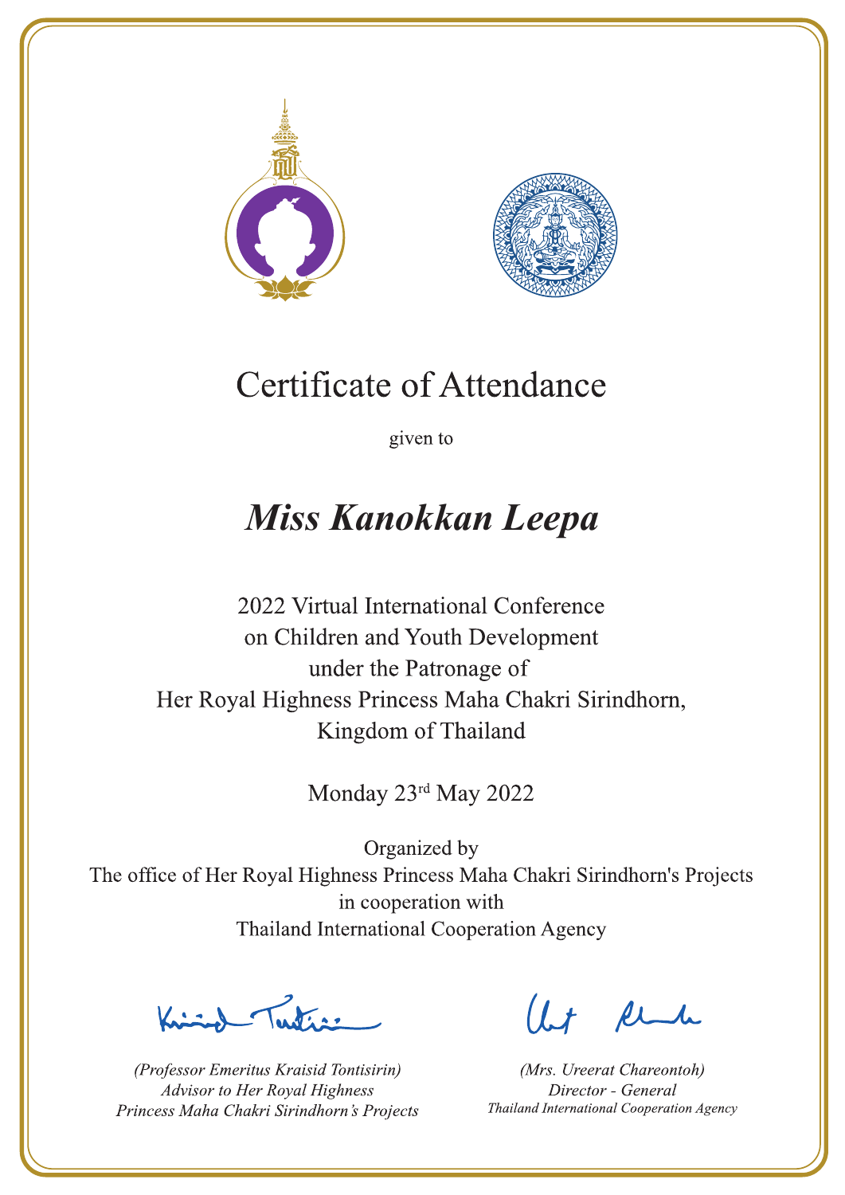# Certificate of Attendance

given to

## *Miss Kanokkan Leepa*

2022 Virtual International Conference
on Children and Youth Development
under the Patronage of
Her Royal Highness Princess Maha Chakri Sirindhorn,
Kingdom of Thailand

Monday 23rd May 2022

Organized by
The office of Her Royal Highness Princess Maha Chakri Sirindhorn's Projects
in cooperation with
Thailand International Cooperation Agency

*(Professor Emeritus Kraisid Tontisirin)*
*Advisor to Her Royal Highness*
*Princess Maha Chakri Sirindhorn's Projects*

*(Mrs. Ureerat Chareontoh)*
*Director - General*
*Thailand International Cooperation Agency*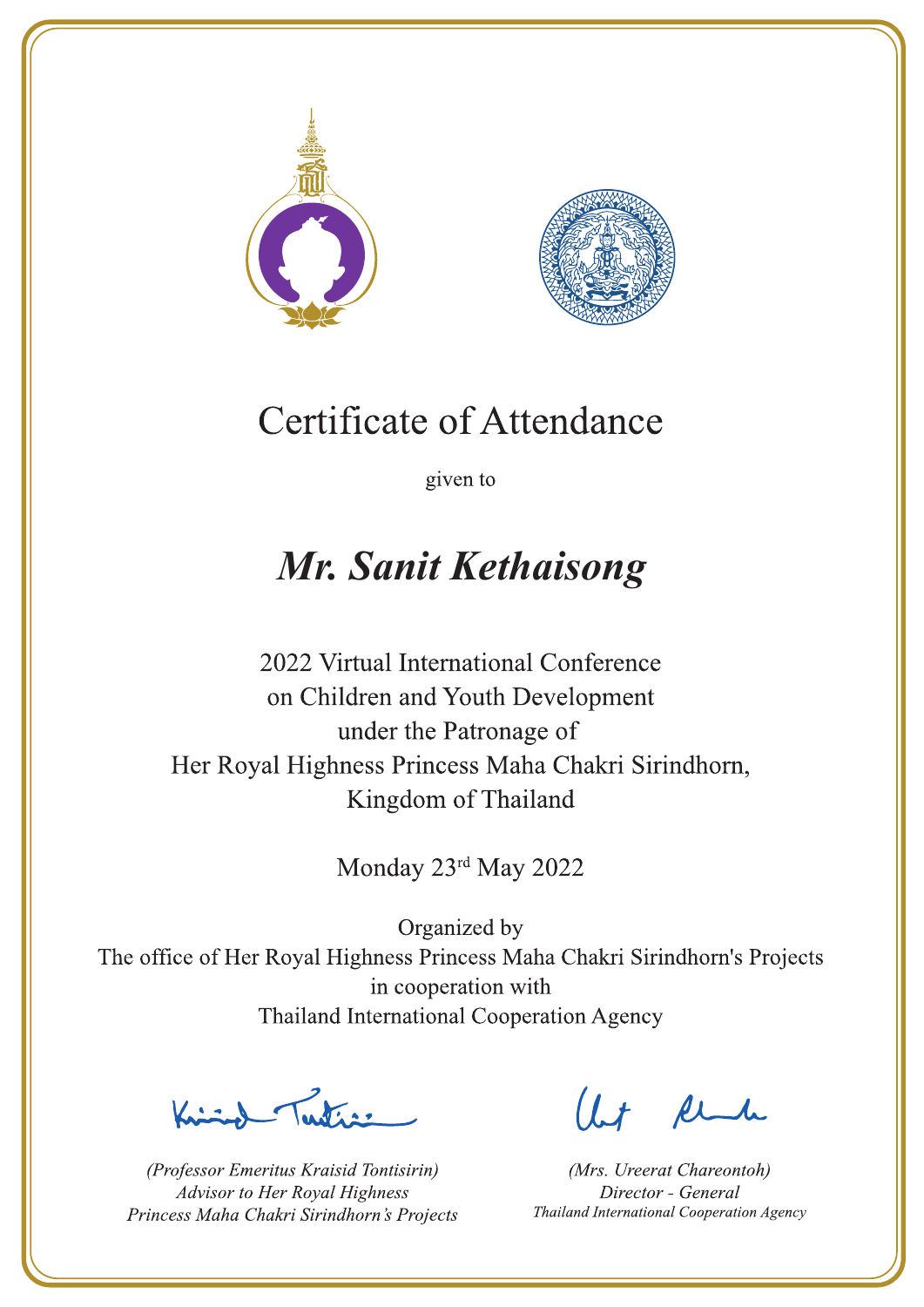# Certificate of Attendance

given to

## *Mr. Sanit Kethaisong*

2022 Virtual International Conference
on Children and Youth Development
under the Patronage of
Her Royal Highness Princess Maha Chakri Sirindhorn,
Kingdom of Thailand

Monday 23rd May 2022

Organized by
The office of Her Royal Highness Princess Maha Chakri Sirindhorn's Projects
in cooperation with
Thailand International Cooperation Agency

*(Professor Emeritus Kraisid Tontisirin)*
*Advisor to Her Royal Highness*
*Princess Maha Chakri Sirindhorn's Projects*

*(Mrs. Ureerat Chareontoh)*
*Director - General*
*Thailand International Cooperation Agency*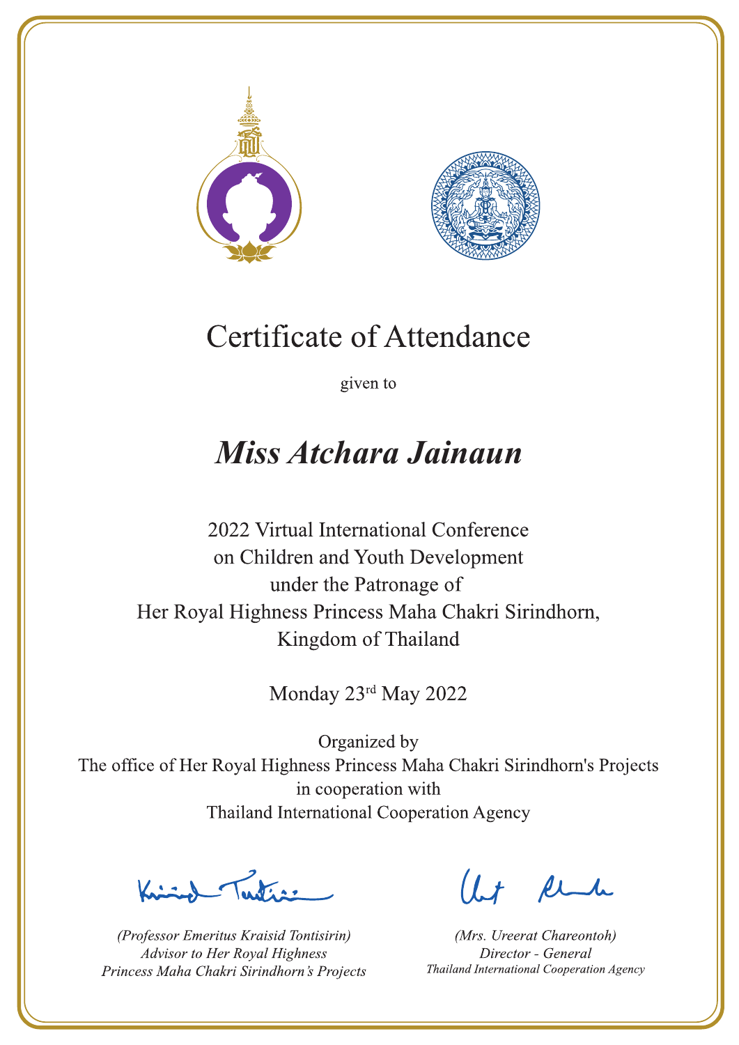# Certificate of Attendance

given to

## *Miss Atchara Jainaun*

2022 Virtual International Conference
on Children and Youth Development
under the Patronage of
Her Royal Highness Princess Maha Chakri Sirindhorn,
Kingdom of Thailand

Monday 23rd May 2022

Organized by
The office of Her Royal Highness Princess Maha Chakri Sirindhorn's Projects
in cooperation with
Thailand International Cooperation Agency

*(Professor Emeritus Kraisid Tontisirin)*
*Advisor to Her Royal Highness*
*Princess Maha Chakri Sirindhorn's Projects*

*(Mrs. Ureerat Chareontoh)*
*Director - General*
*Thailand International Cooperation Agency*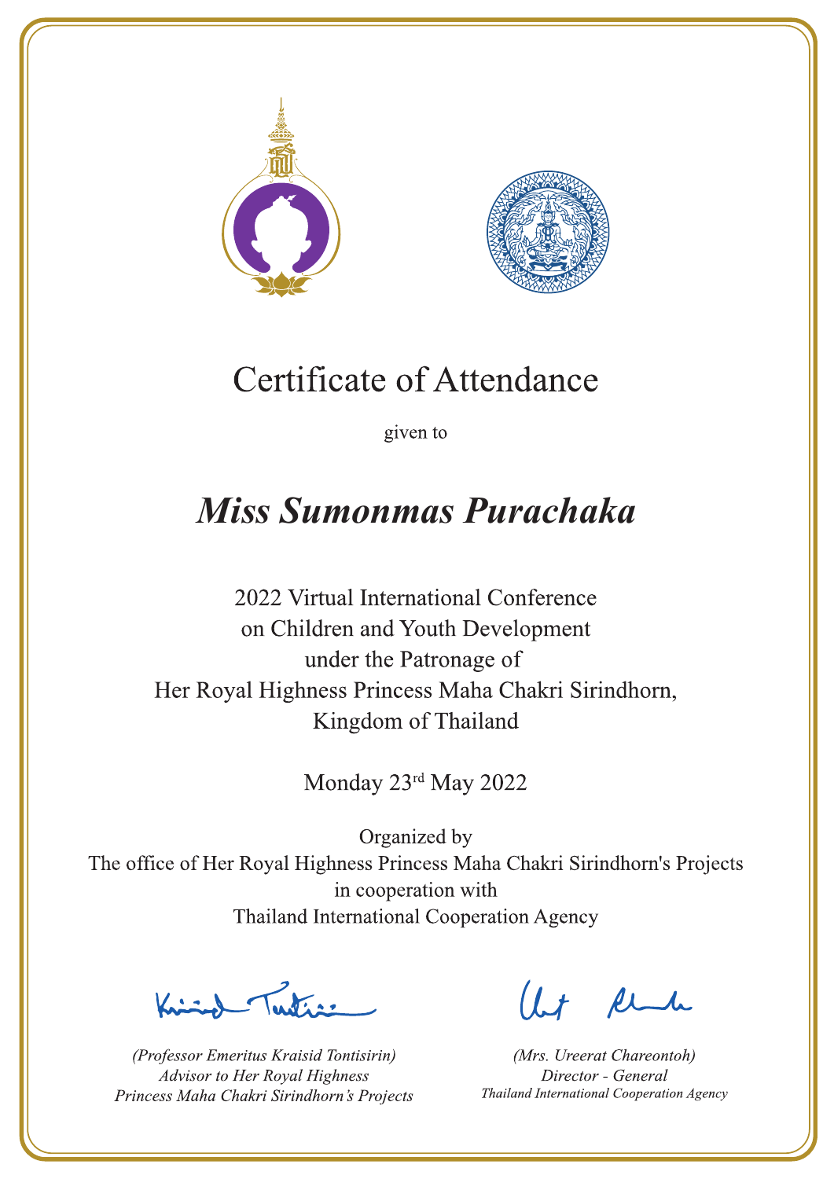# Certificate of Attendance

given to

***Miss Sumonmas Purachaka***

2022 Virtual International Conference
on Children and Youth Development
under the Patronage of
Her Royal Highness Princess Maha Chakri Sirindhorn,
Kingdom of Thailand

Monday 23rd May 2022

Organized by
The office of Her Royal Highness Princess Maha Chakri Sirindhorn's Projects
in cooperation with
Thailand International Cooperation Agency

*(Professor Emeritus Kraisid Tontisirin)*
*Advisor to Her Royal Highness*
*Princess Maha Chakri Sirindhorn's Projects*

*(Mrs. Ureerat Chareontoh)*
*Director - General*
*Thailand International Cooperation Agency*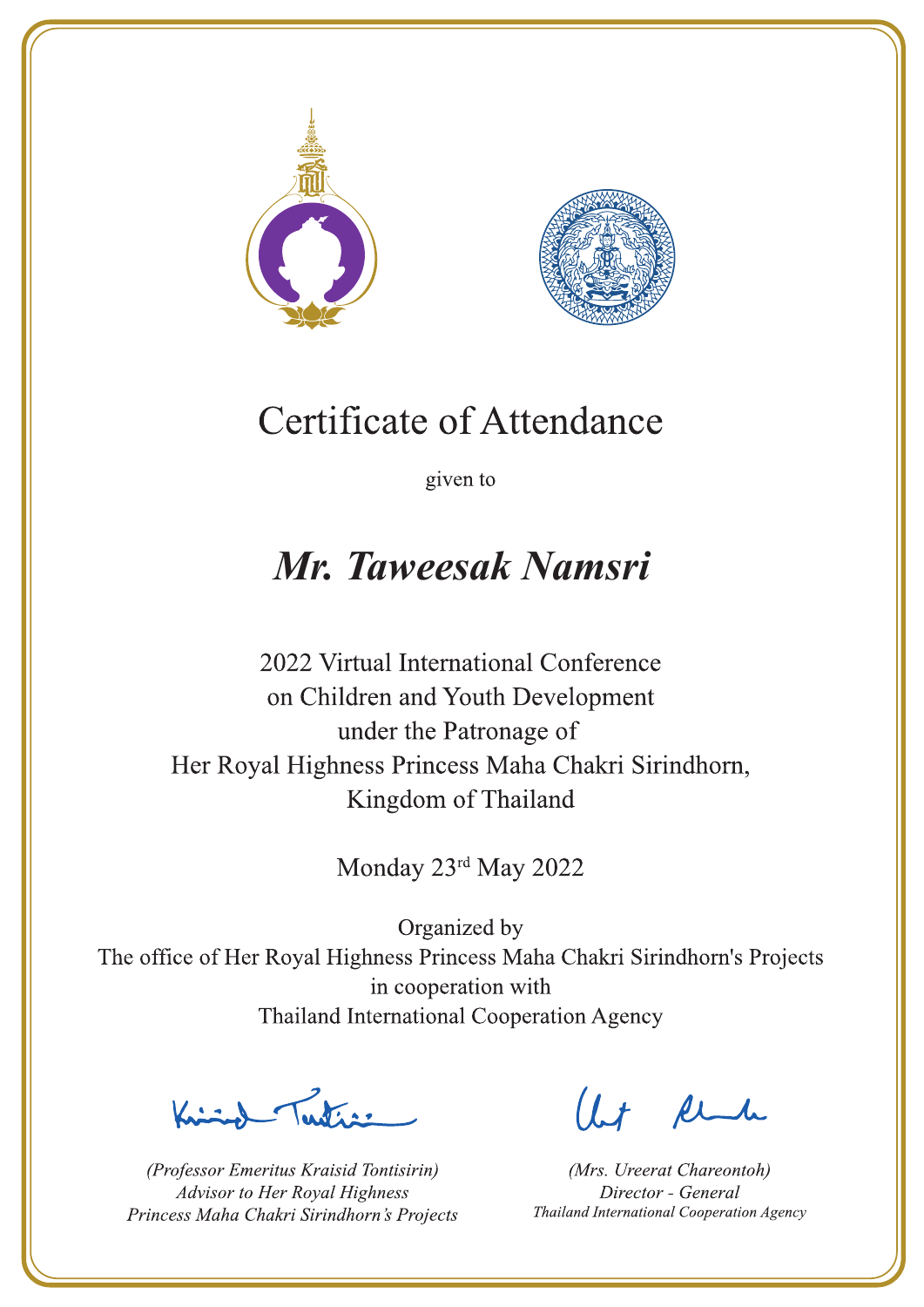# Certificate of Attendance

given to

## *Mr. Taweesak Namsri*

2022 Virtual International Conference
on Children and Youth Development
under the Patronage of
Her Royal Highness Princess Maha Chakri Sirindhorn,
Kingdom of Thailand

Monday 23rd May 2022

Organized by
The office of Her Royal Highness Princess Maha Chakri Sirindhorn's Projects
in cooperation with
Thailand International Cooperation Agency

*(Professor Emeritus Kraisid Tontisirin)*
*Advisor to Her Royal Highness*
*Princess Maha Chakri Sirindhorn's Projects*

*(Mrs. Ureerat Chareontoh)*
*Director - General*
*Thailand International Cooperation Agency*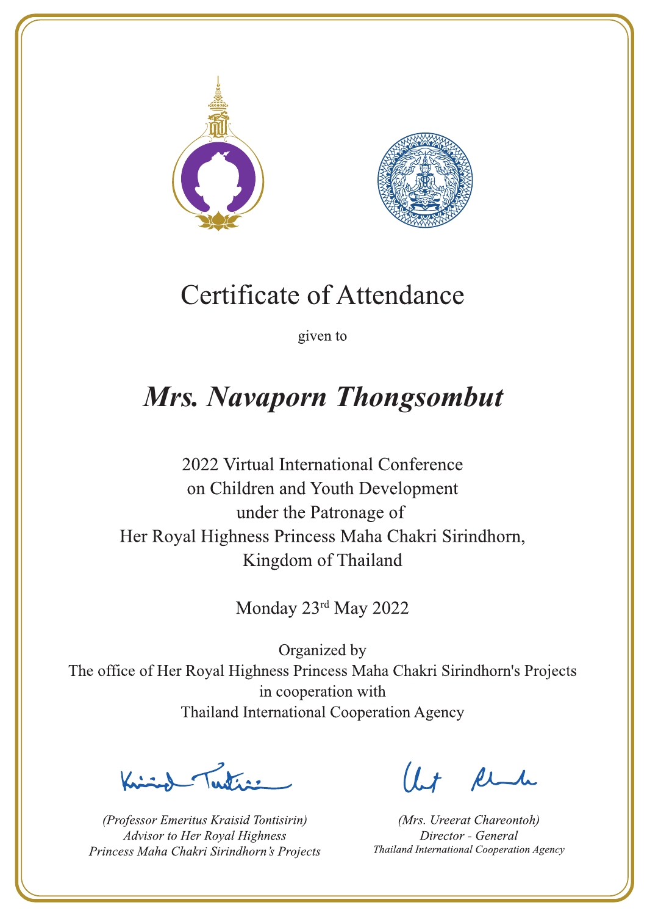# Certificate of Attendance

given to

## *Mrs. Navaporn Thongsombut*

2022 Virtual International Conference
on Children and Youth Development
under the Patronage of
Her Royal Highness Princess Maha Chakri Sirindhorn,
Kingdom of Thailand

Monday 23rd May 2022

Organized by
The office of Her Royal Highness Princess Maha Chakri Sirindhorn's Projects
in cooperation with
Thailand International Cooperation Agency

*(Professor Emeritus Kraisid Tontisirin)*
*Advisor to Her Royal Highness*
*Princess Maha Chakri Sirindhorn's Projects*

*(Mrs. Ureerat Chareontoh)*
*Director - General*
*Thailand International Cooperation Agency*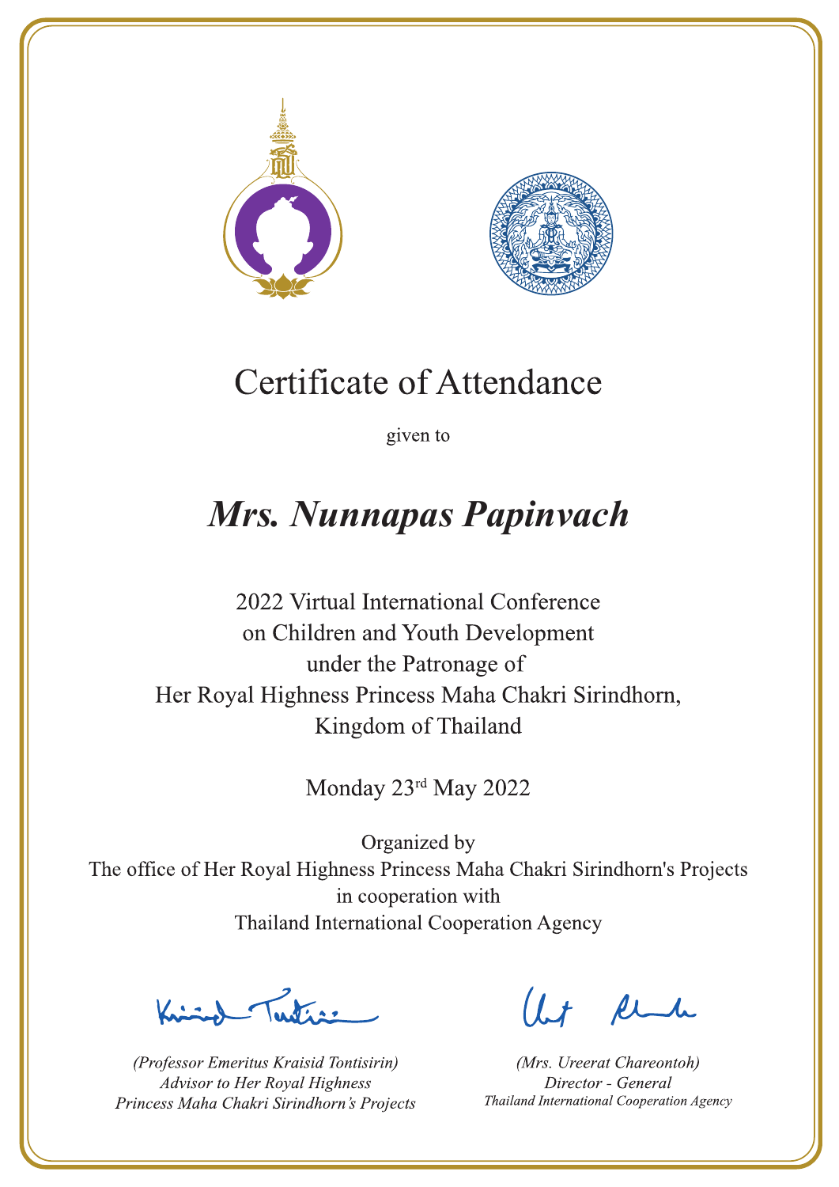# Certificate of Attendance

given to

## *Mrs. Nunnapas Papinvach*

2022 Virtual International Conference
on Children and Youth Development
under the Patronage of
Her Royal Highness Princess Maha Chakri Sirindhorn,
Kingdom of Thailand

Monday 23rd May 2022

Organized by
The office of Her Royal Highness Princess Maha Chakri Sirindhorn's Projects
in cooperation with
Thailand International Cooperation Agency

*(Professor Emeritus Kraisid Tontisirin)*
*Advisor to Her Royal Highness*
*Princess Maha Chakri Sirindhorn's Projects*

*(Mrs. Ureerat Chareontoh)*
*Director - General*
*Thailand International Cooperation Agency*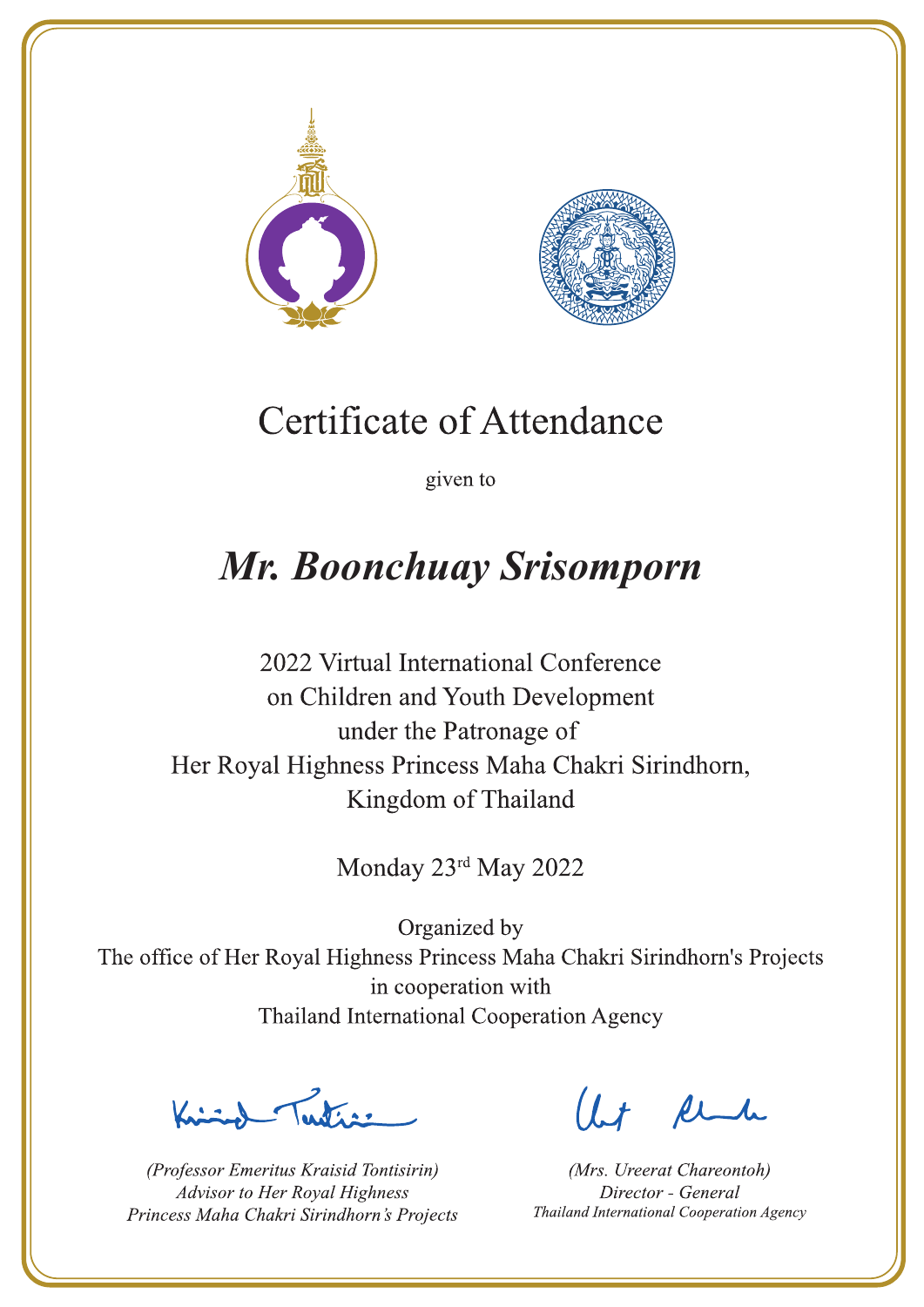# Certificate of Attendance

given to

## *Mr. Boonchuay Srisomporn*

2022 Virtual International Conference
on Children and Youth Development
under the Patronage of
Her Royal Highness Princess Maha Chakri Sirindhorn,
Kingdom of Thailand

Monday 23rd May 2022

Organized by
The office of Her Royal Highness Princess Maha Chakri Sirindhorn's Projects
in cooperation with
Thailand International Cooperation Agency

*(Professor Emeritus Kraisid Tontisirin)*
*Advisor to Her Royal Highness*
*Princess Maha Chakri Sirindhorn's Projects*

*(Mrs. Ureerat Chareontoh)*
*Director - General*
*Thailand International Cooperation Agency*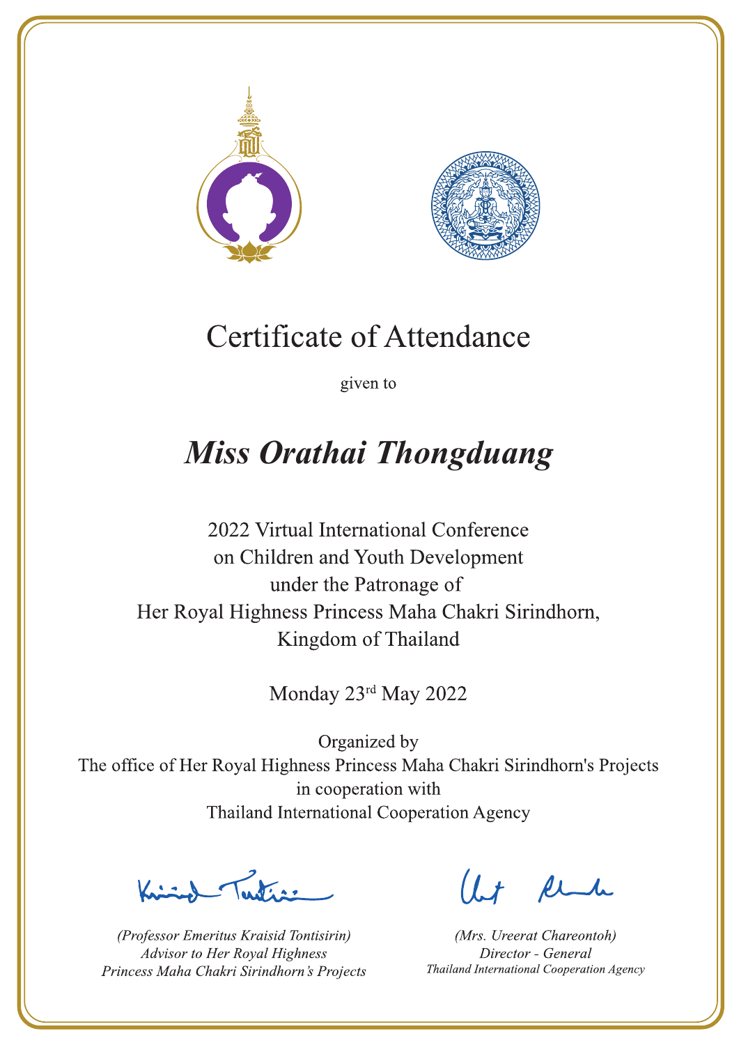# Certificate of Attendance

given to

## *Miss Orathai Thongduang*

2022 Virtual International Conference
on Children and Youth Development
under the Patronage of
Her Royal Highness Princess Maha Chakri Sirindhorn,
Kingdom of Thailand

Monday 23rd May 2022

Organized by
The office of Her Royal Highness Princess Maha Chakri Sirindhorn's Projects
in cooperation with
Thailand International Cooperation Agency

*(Professor Emeritus Kraisid Tontisirin)*
*Advisor to Her Royal Highness*
*Princess Maha Chakri Sirindhorn's Projects*

*(Mrs. Ureerat Chareontoh)*
*Director - General*
*Thailand International Cooperation Agency*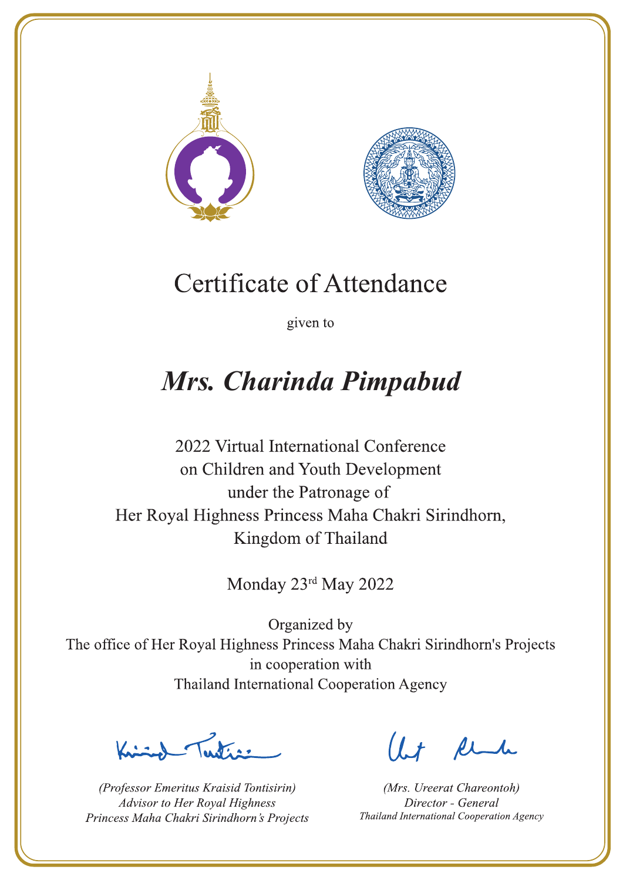# Certificate of Attendance

given to

## ***Mrs. Charinda Pimpabud***

2022 Virtual International Conference
on Children and Youth Development
under the Patronage of
Her Royal Highness Princess Maha Chakri Sirindhorn,
Kingdom of Thailand

Monday 23rd May 2022

Organized by
The office of Her Royal Highness Princess Maha Chakri Sirindhorn's Projects
in cooperation with
Thailand International Cooperation Agency

*(Professor Emeritus Kraisid Tontisirin)*
*Advisor to Her Royal Highness*
*Princess Maha Chakri Sirindhorn's Projects*

*(Mrs. Ureerat Chareontoh)*
*Director - General*
*Thailand International Cooperation Agency*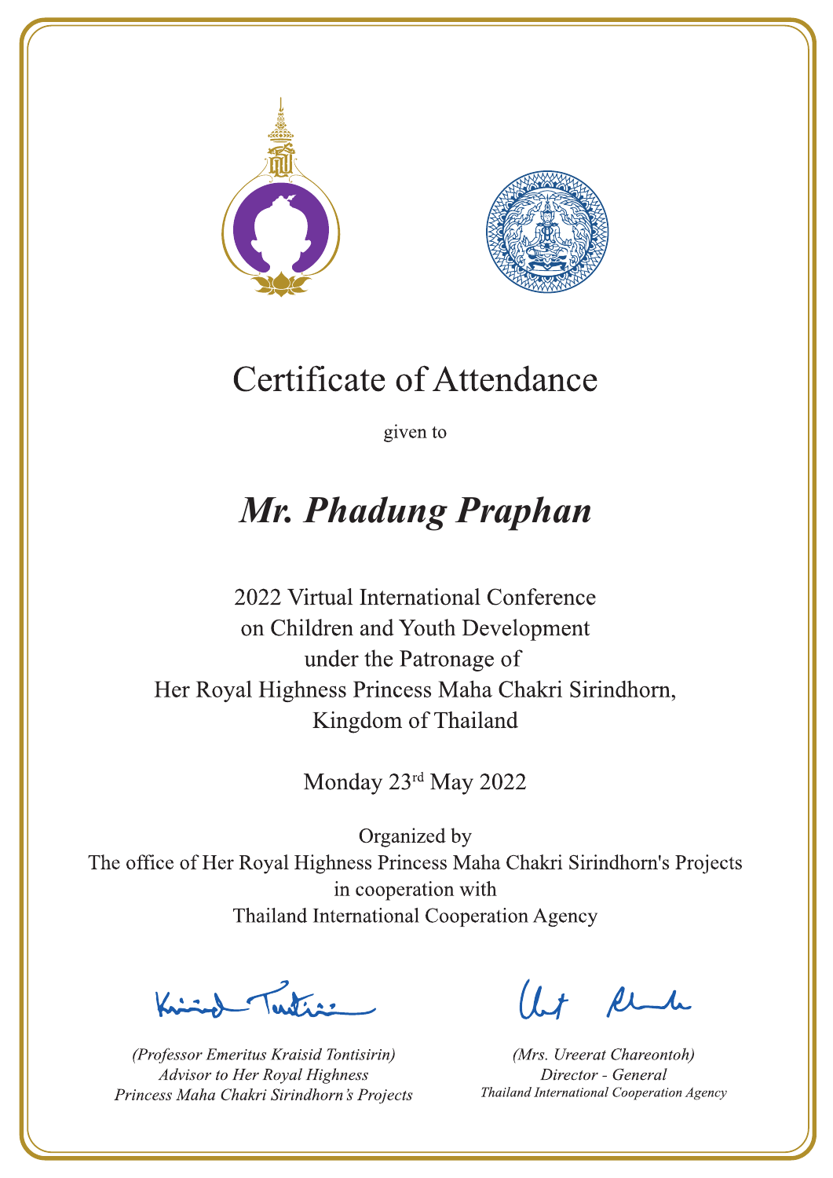# Certificate of Attendance

given to

## *Mr. Phadung Praphan*

2022 Virtual International Conference
on Children and Youth Development
under the Patronage of
Her Royal Highness Princess Maha Chakri Sirindhorn,
Kingdom of Thailand

Monday 23rd May 2022

Organized by
The office of Her Royal Highness Princess Maha Chakri Sirindhorn's Projects
in cooperation with
Thailand International Cooperation Agency

*(Professor Emeritus Kraisid Tontisirin)*
*Advisor to Her Royal Highness*
*Princess Maha Chakri Sirindhorn's Projects*

*(Mrs. Ureerat Chareontoh)*
*Director - General*
*Thailand International Cooperation Agency*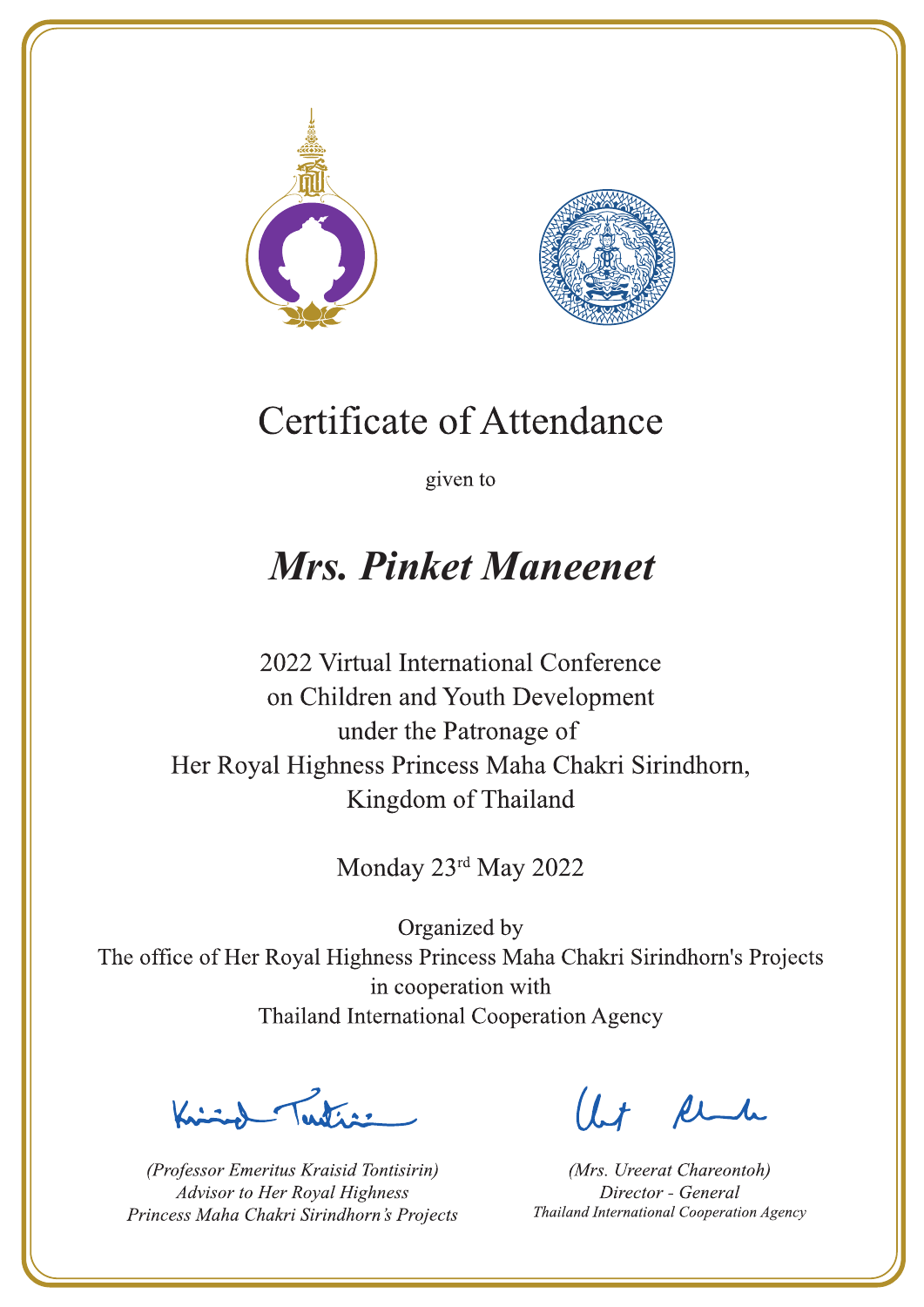# Certificate of Attendance

given to

## *Mrs. Pinket Maneenet*

2022 Virtual International Conference
on Children and Youth Development
under the Patronage of
Her Royal Highness Princess Maha Chakri Sirindhorn,
Kingdom of Thailand

Monday 23rd May 2022

Organized by
The office of Her Royal Highness Princess Maha Chakri Sirindhorn's Projects
in cooperation with
Thailand International Cooperation Agency

*(Professor Emeritus Kraisid Tontisirin)*
*Advisor to Her Royal Highness*
*Princess Maha Chakri Sirindhorn's Projects*

*(Mrs. Ureerat Chareontoh)*
*Director - General*
*Thailand International Cooperation Agency*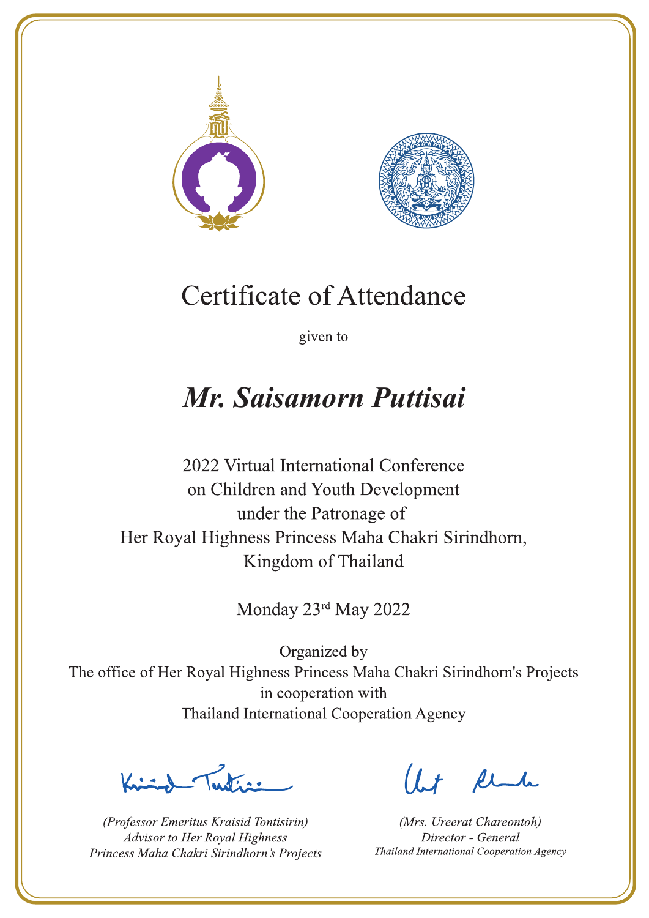# Certificate of Attendance

given to

## *Mr. Saisamorn Puttisai*

2022 Virtual International Conference
on Children and Youth Development
under the Patronage of
Her Royal Highness Princess Maha Chakri Sirindhorn,
Kingdom of Thailand

Monday 23rd May 2022

Organized by
The office of Her Royal Highness Princess Maha Chakri Sirindhorn's Projects
in cooperation with
Thailand International Cooperation Agency

*(Professor Emeritus Kraisid Tontisirin)*
*Advisor to Her Royal Highness*
*Princess Maha Chakri Sirindhorn's Projects*

*(Mrs. Ureerat Chareontoh)*
*Director - General*
*Thailand International Cooperation Agency*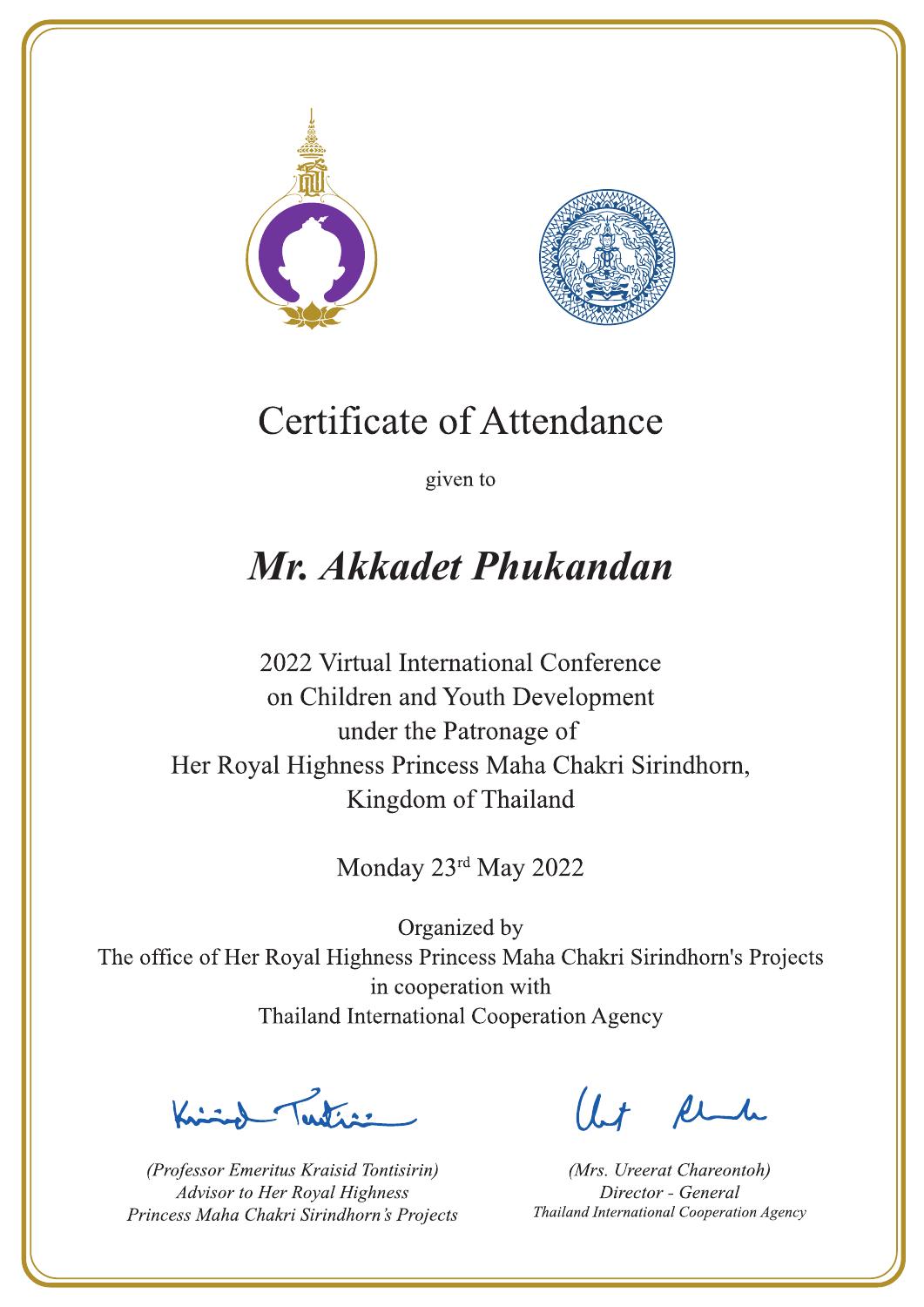# Certificate of Attendance

given to

## *Mr. Akkadet Phukandan*

2022 Virtual International Conference
on Children and Youth Development
under the Patronage of
Her Royal Highness Princess Maha Chakri Sirindhorn,
Kingdom of Thailand

Monday 23rd May 2022

Organized by
The office of Her Royal Highness Princess Maha Chakri Sirindhorn's Projects
in cooperation with
Thailand International Cooperation Agency

*(Professor Emeritus Kraisid Tontisirin)*
*Advisor to Her Royal Highness*
*Princess Maha Chakri Sirindhorn's Projects*

*(Mrs. Ureerat Chareontoh)*
*Director - General*
*Thailand International Cooperation Agency*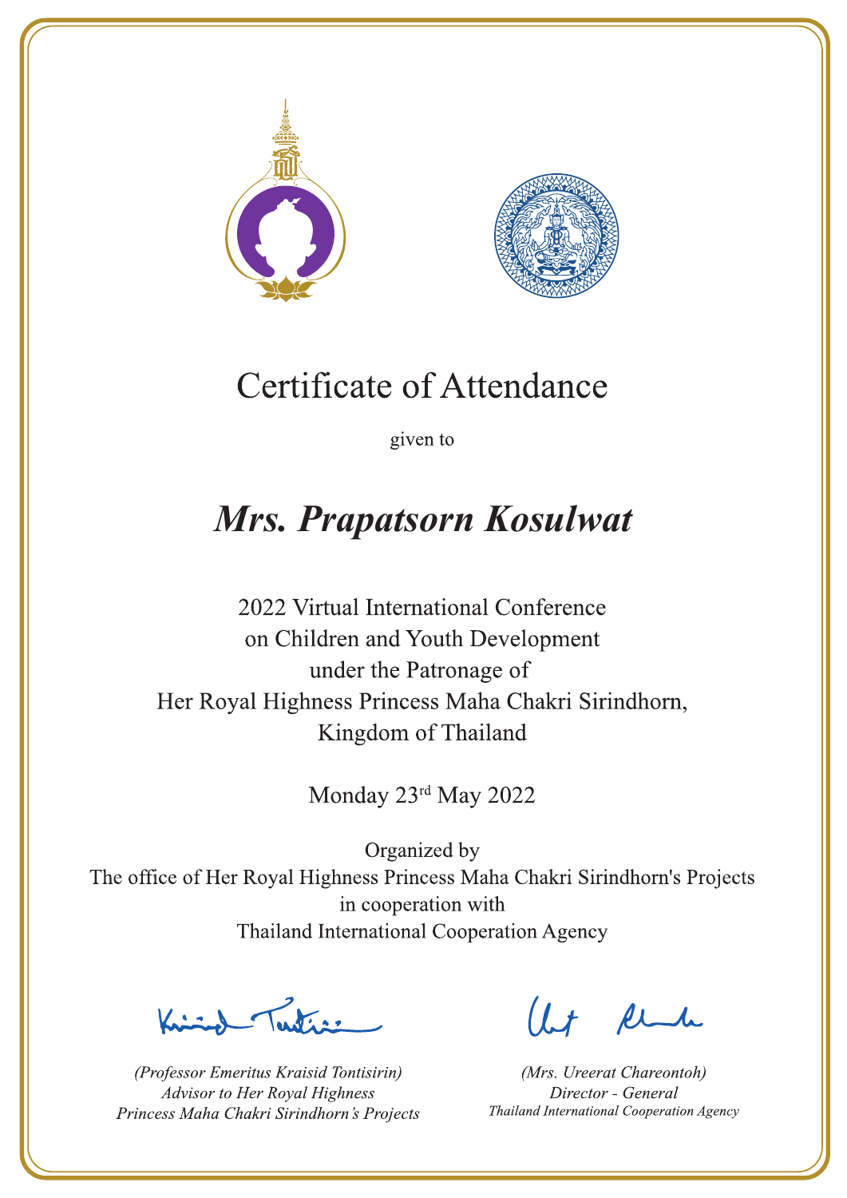# Certificate of Attendance

given to

## *Mrs. Prapatsorn Kosulwat*

2022 Virtual International Conference
on Children and Youth Development
under the Patronage of
Her Royal Highness Princess Maha Chakri Sirindhorn,
Kingdom of Thailand

Monday 23rd May 2022

Organized by
The office of Her Royal Highness Princess Maha Chakri Sirindhorn's Projects
in cooperation with
Thailand International Cooperation Agency

*(Professor Emeritus Kraisid Tontisirin)*
*Advisor to Her Royal Highness*
*Princess Maha Chakri Sirindhorn's Projects*

*(Mrs. Ureerat Chareontoh)*
*Director - General*
*Thailand International Cooperation Agency*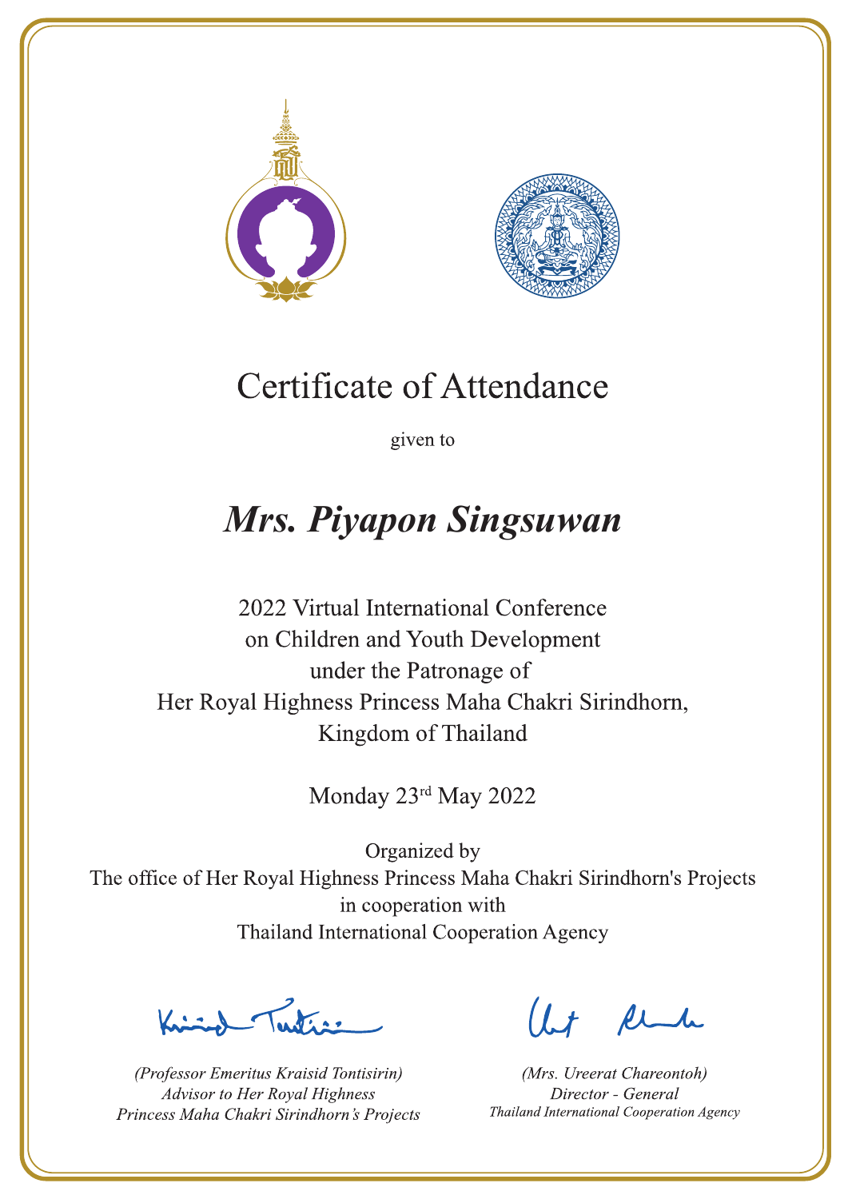# Certificate of Attendance

given to

## *Mrs. Piyapon Singsuwan*

2022 Virtual International Conference
on Children and Youth Development
under the Patronage of
Her Royal Highness Princess Maha Chakri Sirindhorn,
Kingdom of Thailand

Monday 23rd May 2022

Organized by
The office of Her Royal Highness Princess Maha Chakri Sirindhorn's Projects
in cooperation with
Thailand International Cooperation Agency

*(Professor Emeritus Kraisid Tontisirin)*
*Advisor to Her Royal Highness*
*Princess Maha Chakri Sirindhorn's Projects*

*(Mrs. Ureerat Chareontoh)*
*Director - General*
*Thailand International Cooperation Agency*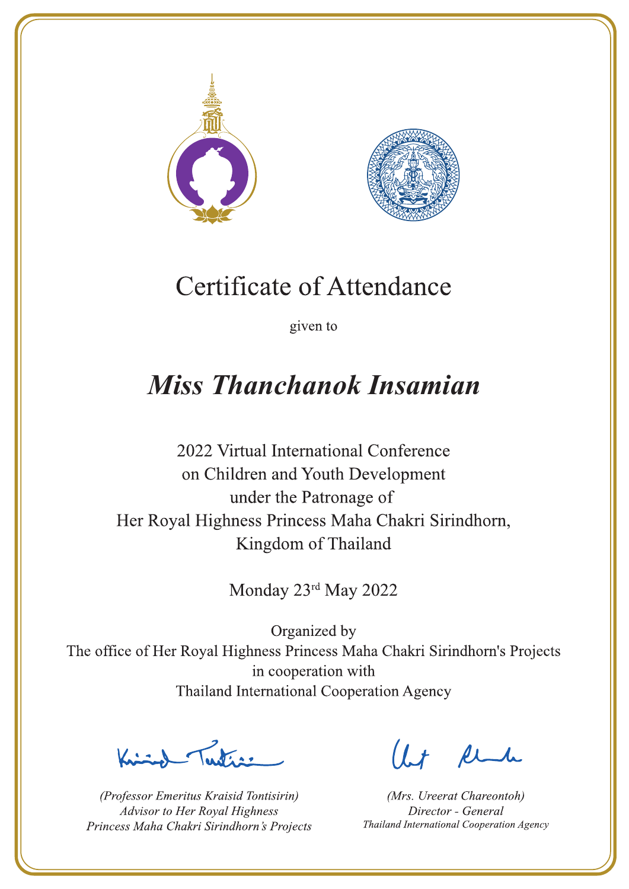# Certificate of Attendance

given to

## *Miss Thanchanok Insamian*

2022 Virtual International Conference
on Children and Youth Development
under the Patronage of
Her Royal Highness Princess Maha Chakri Sirindhorn,
Kingdom of Thailand

Monday 23rd May 2022

Organized by
The office of Her Royal Highness Princess Maha Chakri Sirindhorn's Projects
in cooperation with
Thailand International Cooperation Agency

*(Professor Emeritus Kraisid Tontisirin)*
*Advisor to Her Royal Highness*
*Princess Maha Chakri Sirindhorn's Projects*

*(Mrs. Ureerat Chareontoh)*
*Director - General*
*Thailand International Cooperation Agency*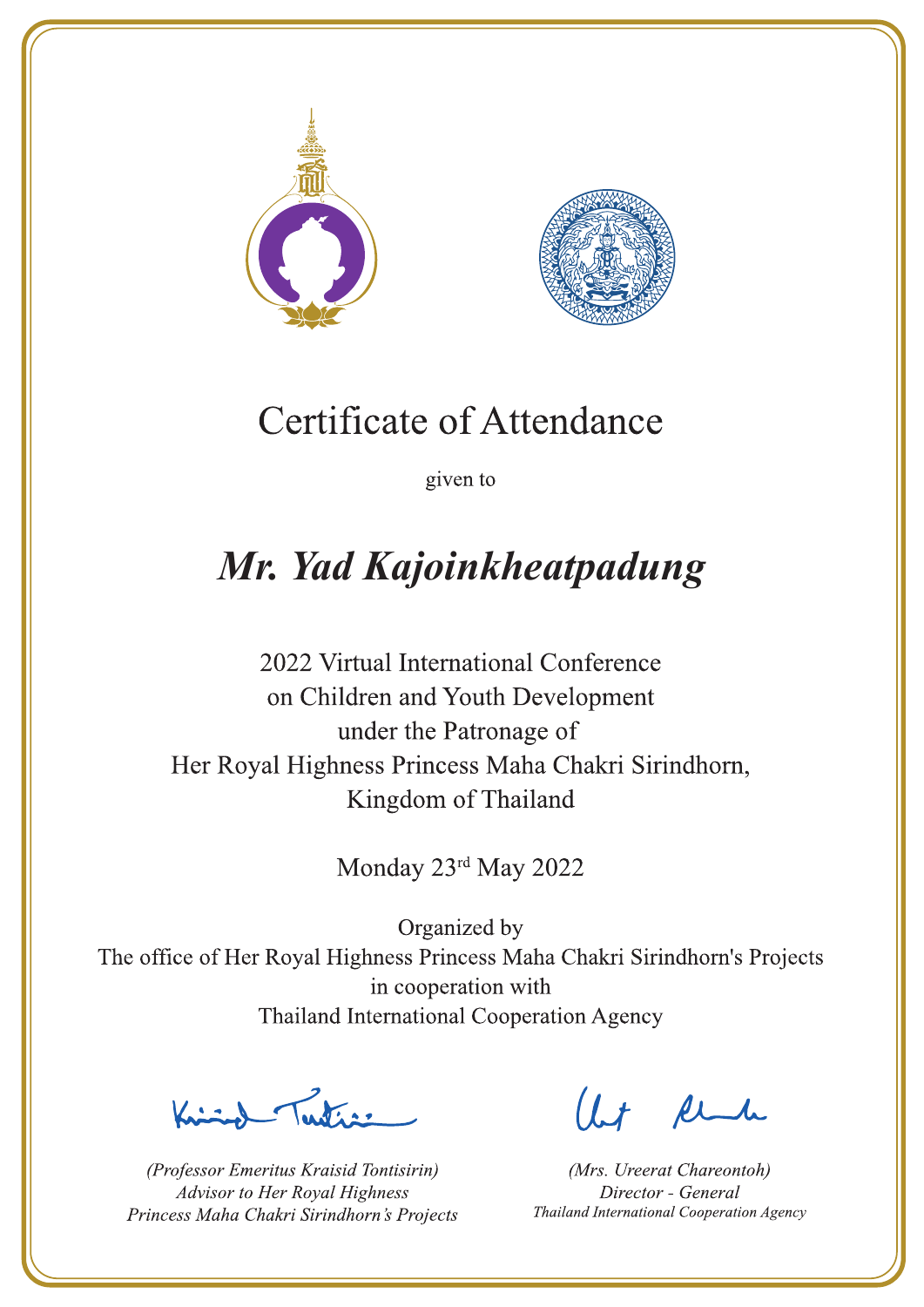# Certificate of Attendance

given to

## *Mr. Yad Kajoinkheatpadung*

2022 Virtual International Conference
on Children and Youth Development
under the Patronage of
Her Royal Highness Princess Maha Chakri Sirindhorn,
Kingdom of Thailand

Monday 23rd May 2022

Organized by
The office of Her Royal Highness Princess Maha Chakri Sirindhorn's Projects
in cooperation with
Thailand International Cooperation Agency

*(Professor Emeritus Kraisid Tontisirin)*
*Advisor to Her Royal Highness*
*Princess Maha Chakri Sirindhorn's Projects*

*(Mrs. Ureerat Chareontoh)*
*Director - General*
*Thailand International Cooperation Agency*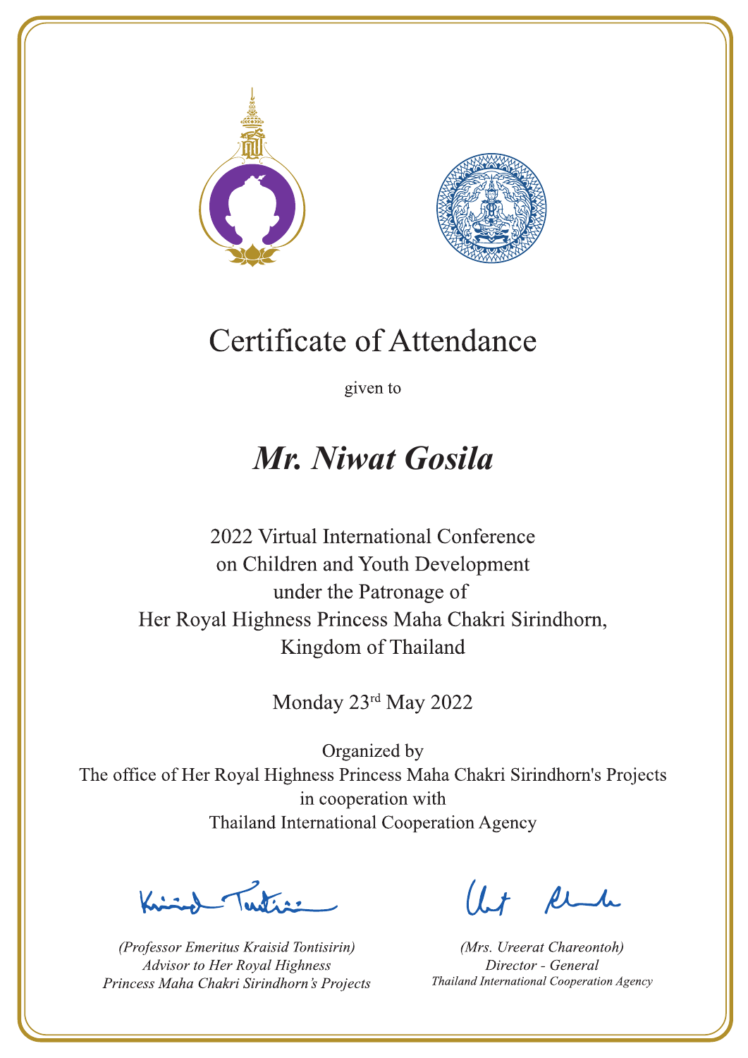# Certificate of Attendance

given to

## *Mr. Niwat Gosila*

2022 Virtual International Conference
on Children and Youth Development
under the Patronage of
Her Royal Highness Princess Maha Chakri Sirindhorn,
Kingdom of Thailand

Monday 23rd May 2022

Organized by
The office of Her Royal Highness Princess Maha Chakri Sirindhorn's Projects
in cooperation with
Thailand International Cooperation Agency

*(Professor Emeritus Kraisid Tontisirin)*
*Advisor to Her Royal Highness*
*Princess Maha Chakri Sirindhorn's Projects*

*(Mrs. Ureerat Chareontoh)*
*Director - General*
*Thailand International Cooperation Agency*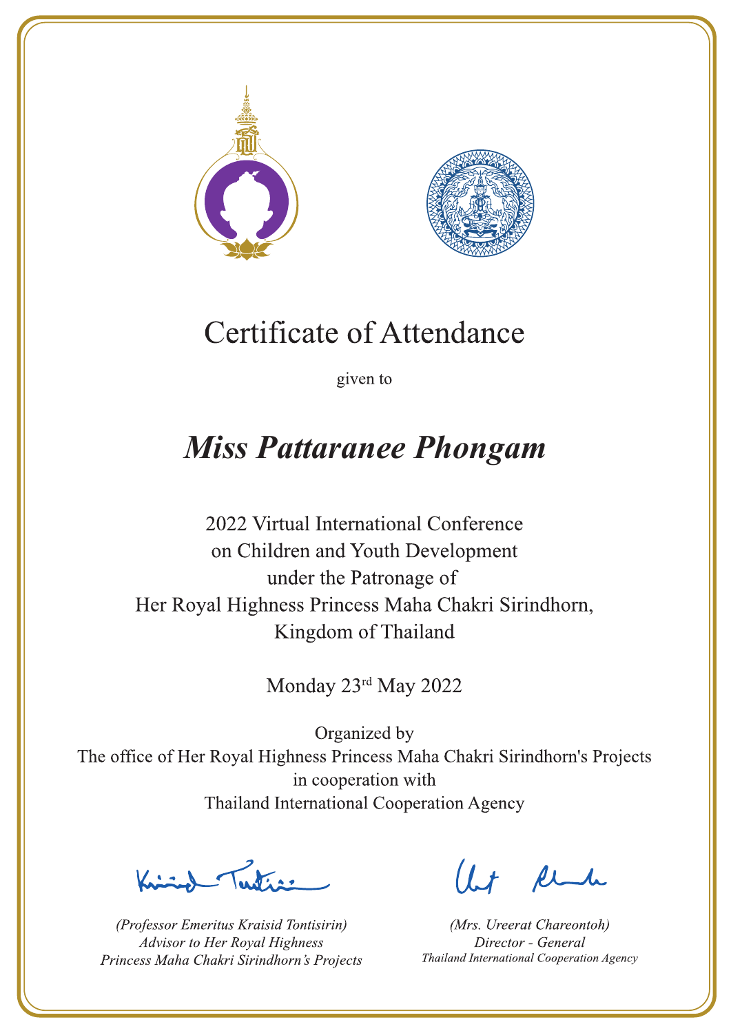# Certificate of Attendance

given to

## *Miss Pattaranee Phongam*

2022 Virtual International Conference
on Children and Youth Development
under the Patronage of
Her Royal Highness Princess Maha Chakri Sirindhorn,
Kingdom of Thailand

Monday 23rd May 2022

Organized by
The office of Her Royal Highness Princess Maha Chakri Sirindhorn's Projects
in cooperation with
Thailand International Cooperation Agency

*(Professor Emeritus Kraisid Tontisirin)*
*Advisor to Her Royal Highness*
*Princess Maha Chakri Sirindhorn's Projects*

*(Mrs. Ureerat Chareontoh)*
*Director - General*
*Thailand International Cooperation Agency*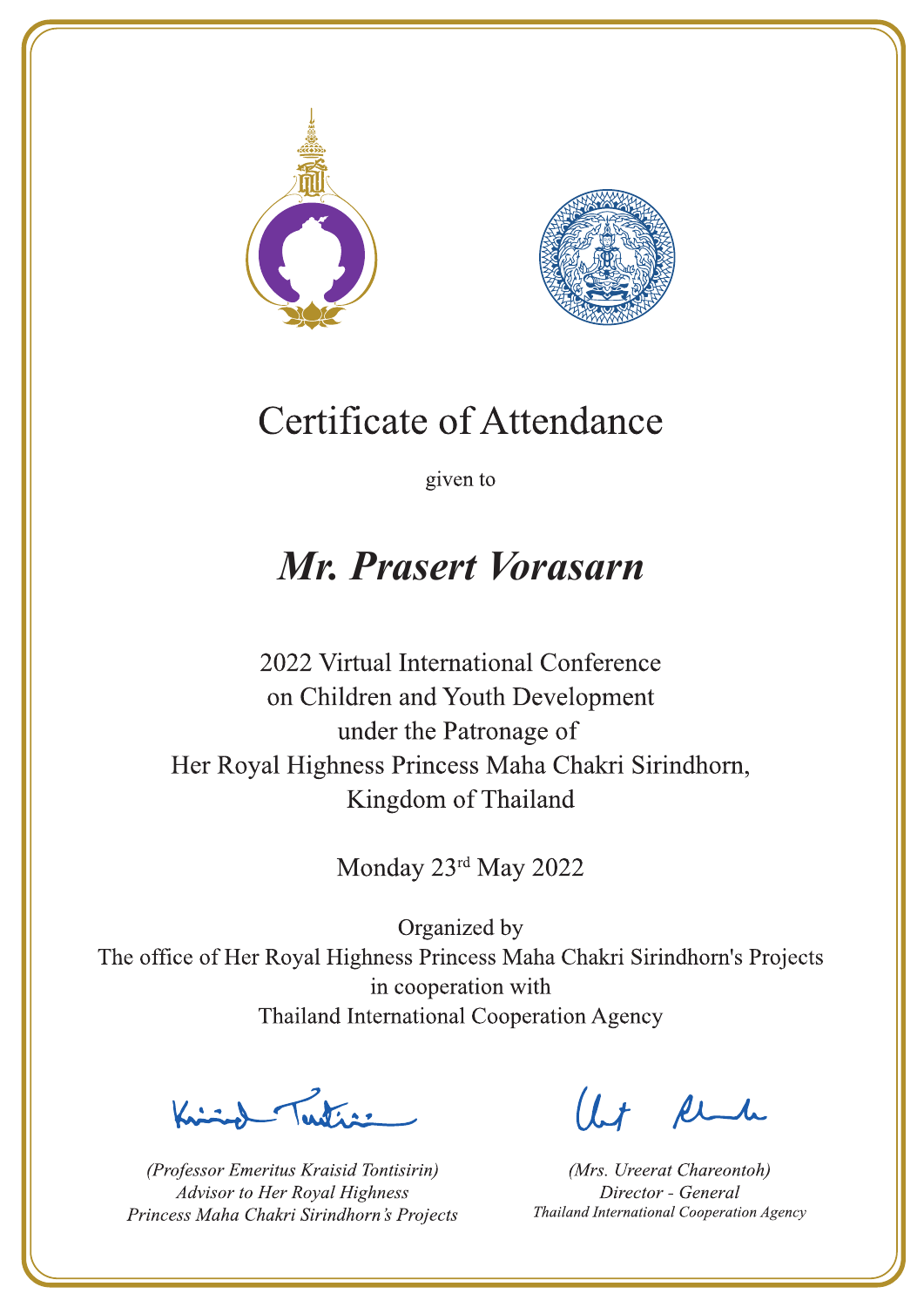# Certificate of Attendance

given to

## *Mr. Prasert Vorasarn*

2022 Virtual International Conference
on Children and Youth Development
under the Patronage of
Her Royal Highness Princess Maha Chakri Sirindhorn,
Kingdom of Thailand

Monday 23rd May 2022

Organized by
The office of Her Royal Highness Princess Maha Chakri Sirindhorn's Projects
in cooperation with
Thailand International Cooperation Agency

*(Professor Emeritus Kraisid Tontisirin)*
*Advisor to Her Royal Highness*
*Princess Maha Chakri Sirindhorn's Projects*

*(Mrs. Ureerat Chareontoh)*
*Director - General*
*Thailand International Cooperation Agency*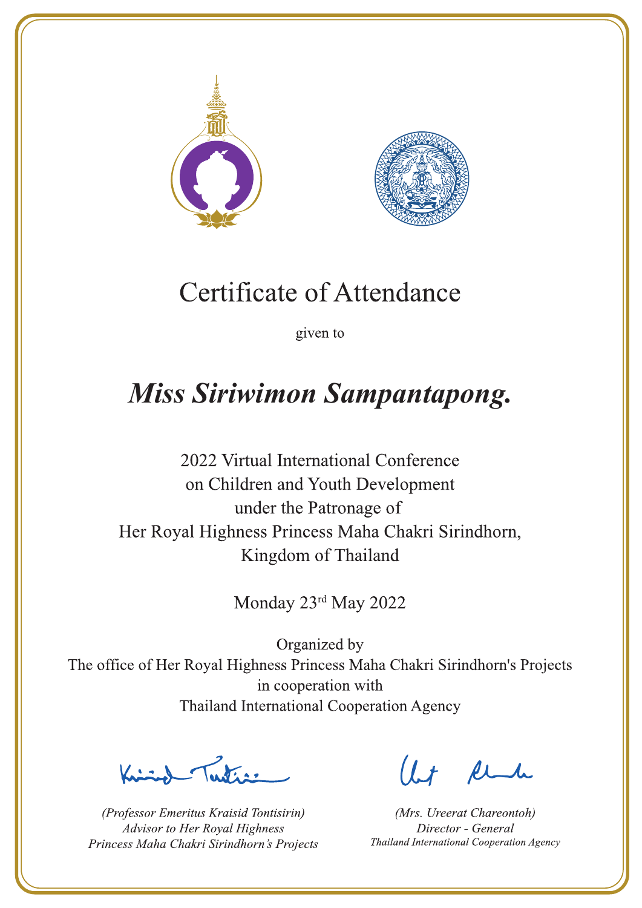# Certificate of Attendance

given to

***Miss Siriwimon Sampantapong.***

2022 Virtual International Conference
on Children and Youth Development
under the Patronage of
Her Royal Highness Princess Maha Chakri Sirindhorn,
Kingdom of Thailand

Monday 23rd May 2022

Organized by
The office of Her Royal Highness Princess Maha Chakri Sirindhorn's Projects
in cooperation with
Thailand International Cooperation Agency

*(Professor Emeritus Kraisid Tontisirin)*
*Advisor to Her Royal Highness*
*Princess Maha Chakri Sirindhorn's Projects*

*(Mrs. Ureerat Chareontoh)*
*Director - General*
*Thailand International Cooperation Agency*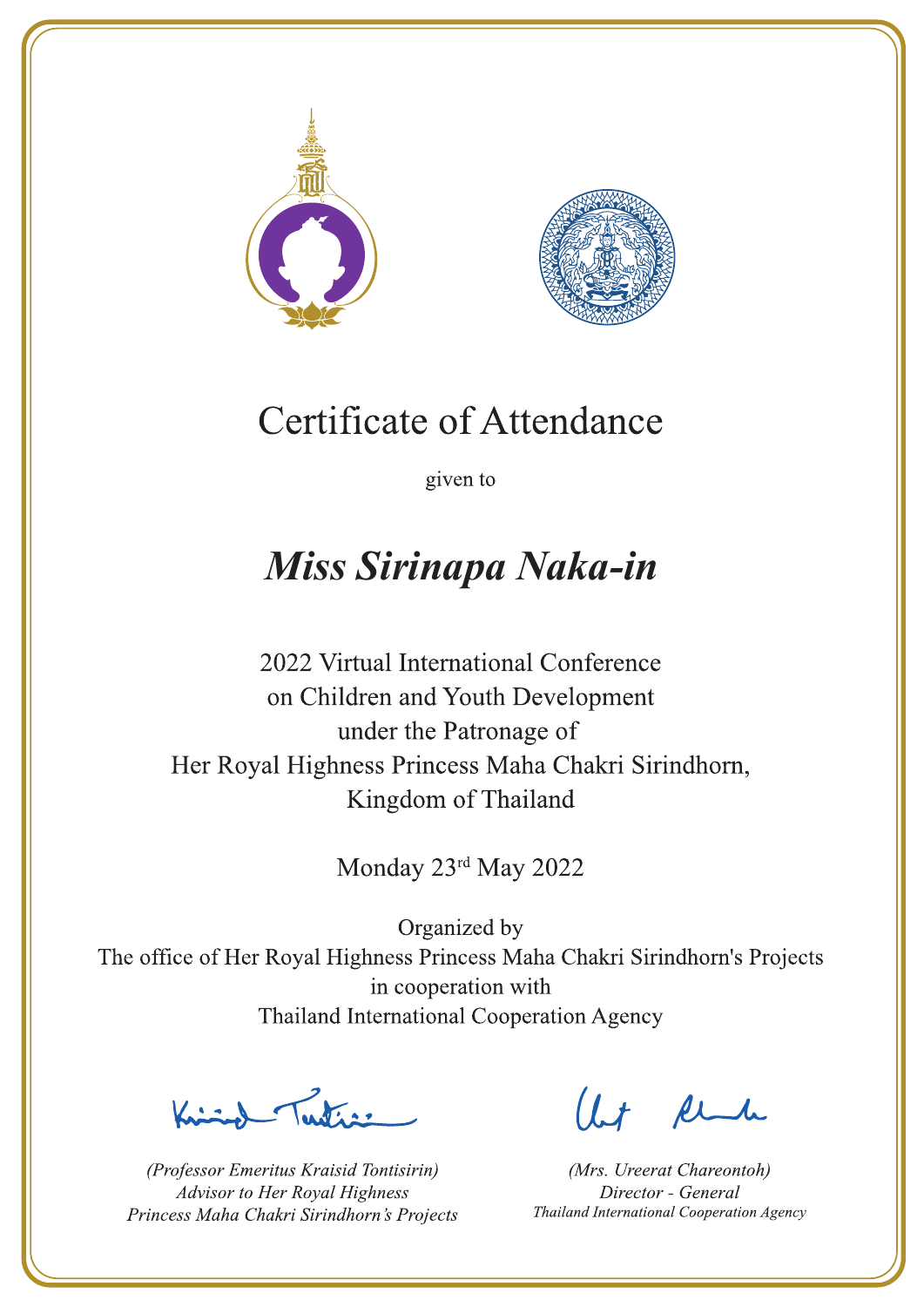# Certificate of Attendance

given to

## *Miss Sirinapa Naka-in*

2022 Virtual International Conference
on Children and Youth Development
under the Patronage of
Her Royal Highness Princess Maha Chakri Sirindhorn,
Kingdom of Thailand

Monday 23rd May 2022

Organized by
The office of Her Royal Highness Princess Maha Chakri Sirindhorn's Projects
in cooperation with
Thailand International Cooperation Agency

*(Professor Emeritus Kraisid Tontisirin)*
*Advisor to Her Royal Highness*
*Princess Maha Chakri Sirindhorn's Projects*

*(Mrs. Ureerat Chareontoh)*
*Director - General*
*Thailand International Cooperation Agency*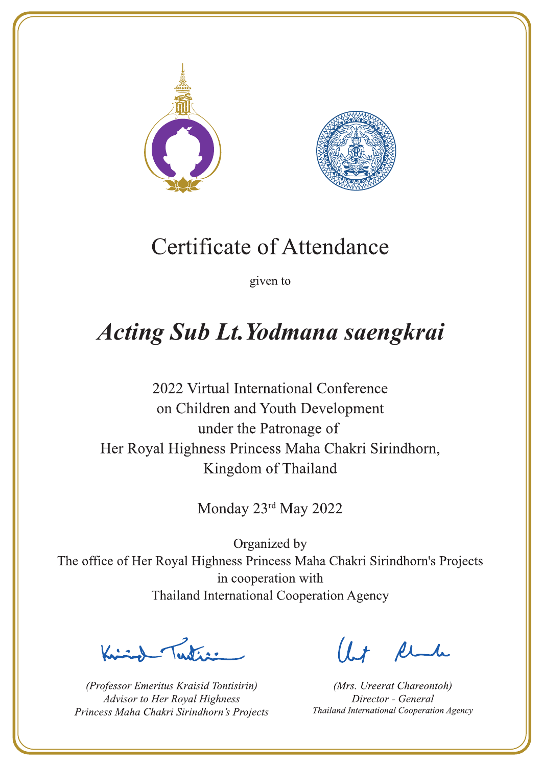# Certificate of Attendance

given to

## *Acting Sub Lt.Yodmana saengkrai*

2022 Virtual International Conference
on Children and Youth Development
under the Patronage of
Her Royal Highness Princess Maha Chakri Sirindhorn,
Kingdom of Thailand

Monday 23rd May 2022

Organized by
The office of Her Royal Highness Princess Maha Chakri Sirindhorn's Projects
in cooperation with
Thailand International Cooperation Agency

*(Professor Emeritus Kraisid Tontisirin)*
*Advisor to Her Royal Highness*
*Princess Maha Chakri Sirindhorn's Projects*

*(Mrs. Ureerat Chareontoh)*
*Director - General*
*Thailand International Cooperation Agency*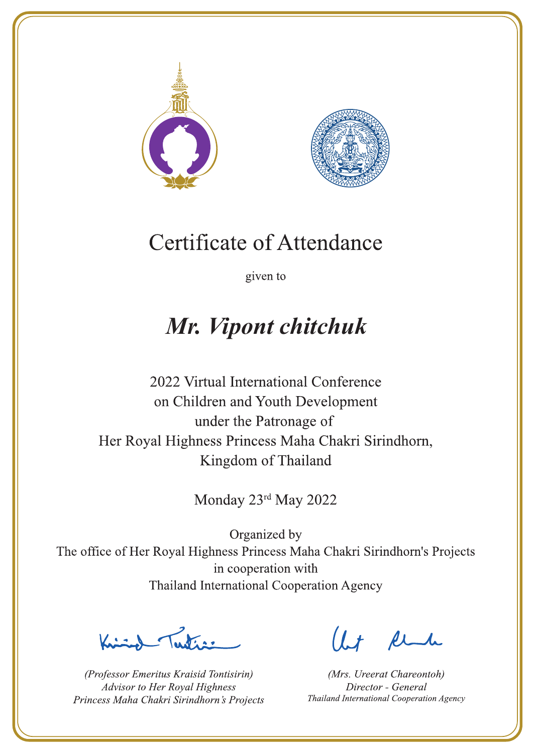# Certificate of Attendance

given to

## *Mr. Vipont chitchuk*

2022 Virtual International Conference
on Children and Youth Development
under the Patronage of
Her Royal Highness Princess Maha Chakri Sirindhorn,
Kingdom of Thailand

Monday 23rd May 2022

Organized by
The office of Her Royal Highness Princess Maha Chakri Sirindhorn's Projects
in cooperation with
Thailand International Cooperation Agency

*(Professor Emeritus Kraisid Tontisirin)*
*Advisor to Her Royal Highness*
*Princess Maha Chakri Sirindhorn's Projects*

*(Mrs. Ureerat Chareontoh)*
*Director - General*
*Thailand International Cooperation Agency*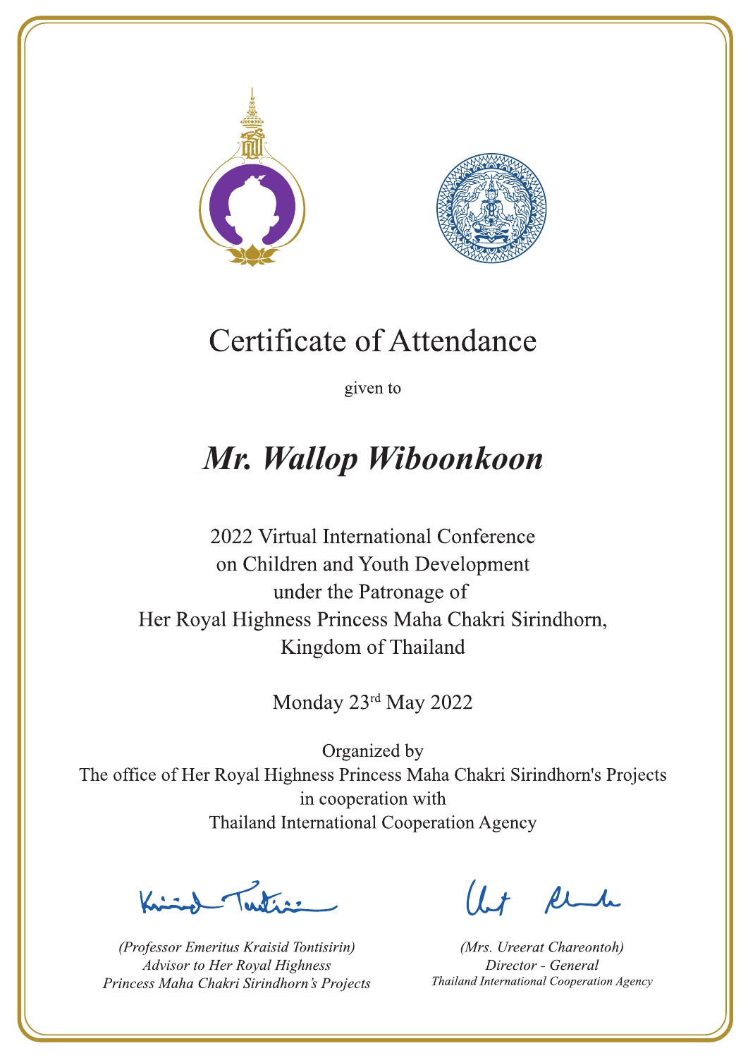# Certificate of Attendance

given to

## *Mr. Wallop Wiboonkoon*

2022 Virtual International Conference
on Children and Youth Development
under the Patronage of
Her Royal Highness Princess Maha Chakri Sirindhorn,
Kingdom of Thailand

Monday 23rd May 2022

Organized by
The office of Her Royal Highness Princess Maha Chakri Sirindhorn's Projects
in cooperation with
Thailand International Cooperation Agency

*(Professor Emeritus Kraisid Tontisirin)*
*Advisor to Her Royal Highness*
*Princess Maha Chakri Sirindhorn's Projects*

*(Mrs. Ureerat Chareontoh)*
*Director - General*
*Thailand International Cooperation Agency*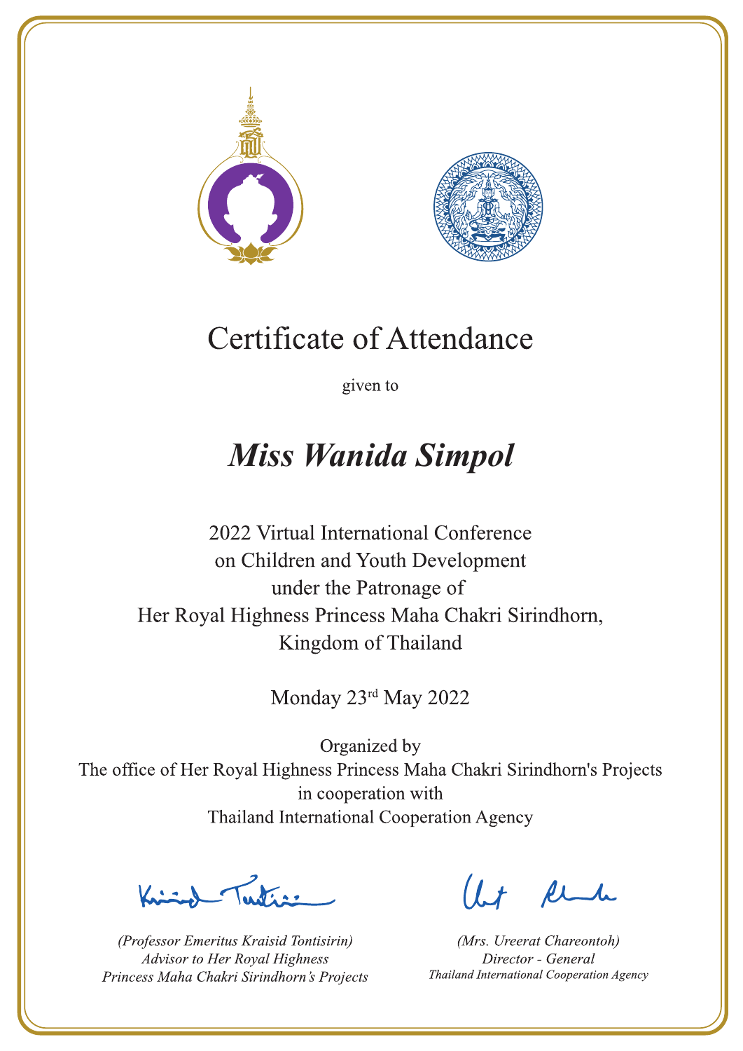# Certificate of Attendance

given to

## ***Miss Wanida Simpol***

2022 Virtual International Conference
on Children and Youth Development
under the Patronage of
Her Royal Highness Princess Maha Chakri Sirindhorn,
Kingdom of Thailand

Monday 23rd May 2022

Organized by
The office of Her Royal Highness Princess Maha Chakri Sirindhorn's Projects
in cooperation with
Thailand International Cooperation Agency

*(Professor Emeritus Kraisid Tontisirin)*
*Advisor to Her Royal Highness*
*Princess Maha Chakri Sirindhorn's Projects*

*(Mrs. Ureerat Chareontoh)*
*Director - General*
*Thailand International Cooperation Agency*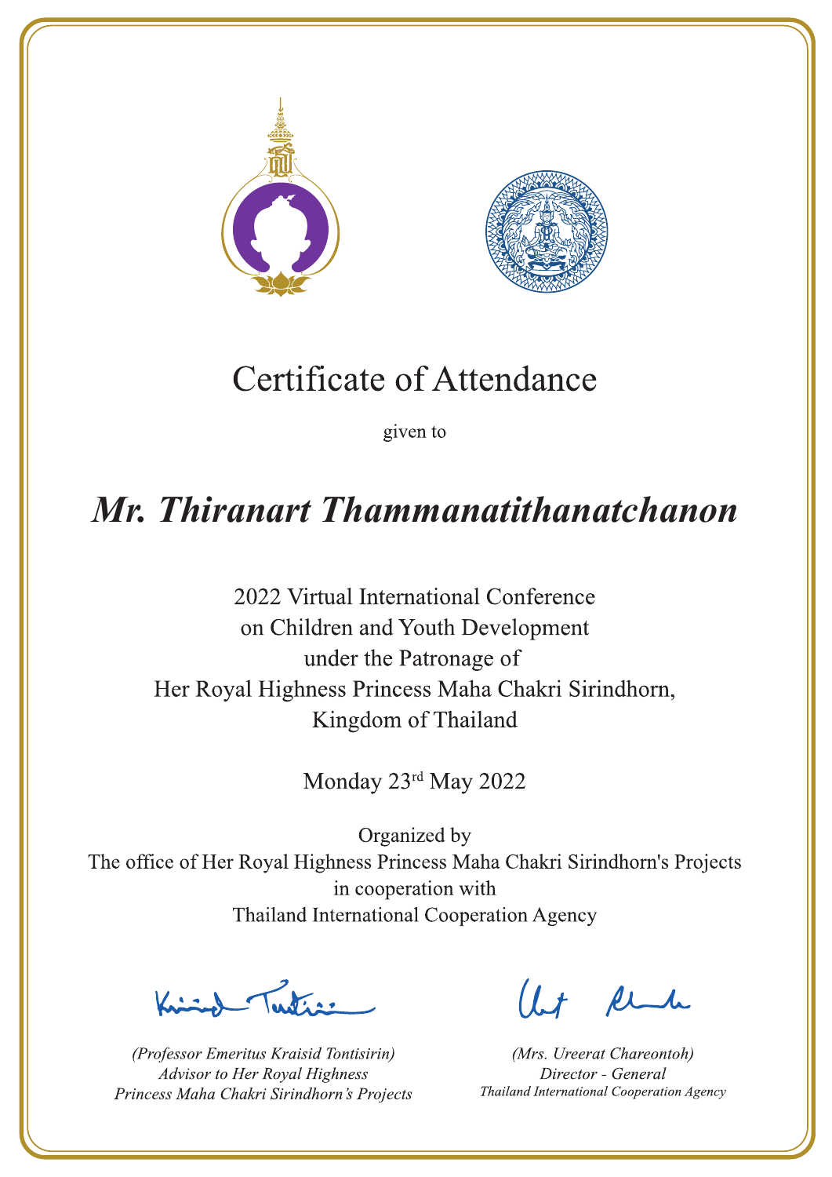# Certificate of Attendance

given to

## *Mr. Thiranart Thammanatithanatchanon*

2022 Virtual International Conference
on Children and Youth Development
under the Patronage of
Her Royal Highness Princess Maha Chakri Sirindhorn,
Kingdom of Thailand

Monday 23rd May 2022

Organized by
The office of Her Royal Highness Princess Maha Chakri Sirindhorn's Projects
in cooperation with
Thailand International Cooperation Agency

*(Professor Emeritus Kraisid Tontisirin)*
*Advisor to Her Royal Highness*
*Princess Maha Chakri Sirindhorn's Projects*

*(Mrs. Ureerat Chareontoh)*
*Director - General*
*Thailand International Cooperation Agency*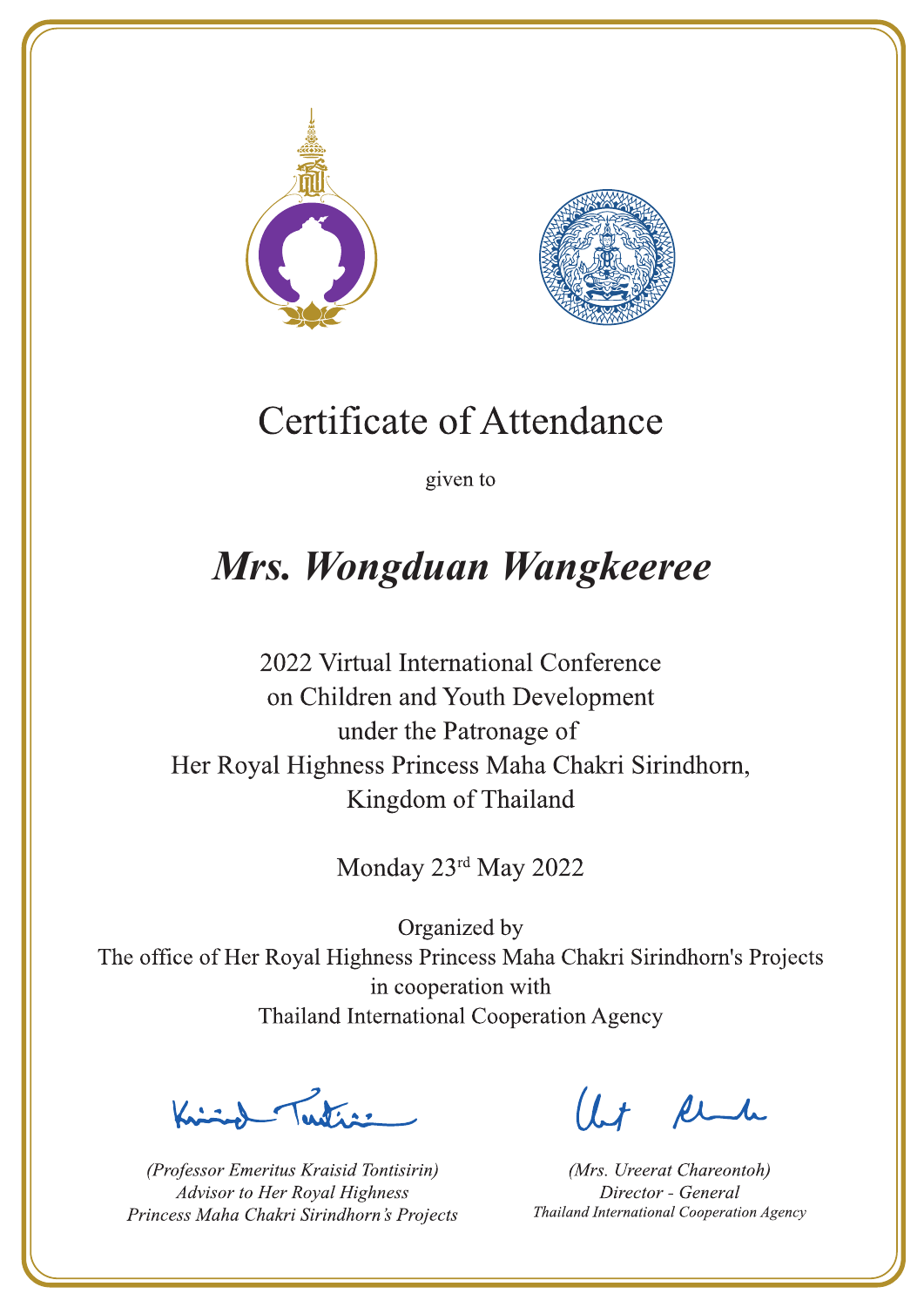# Certificate of Attendance

given to

## *Mrs. Wongduan Wangkeeree*

2022 Virtual International Conference
on Children and Youth Development
under the Patronage of
Her Royal Highness Princess Maha Chakri Sirindhorn,
Kingdom of Thailand

Monday 23rd May 2022

Organized by
The office of Her Royal Highness Princess Maha Chakri Sirindhorn's Projects
in cooperation with
Thailand International Cooperation Agency

*(Professor Emeritus Kraisid Tontisirin)*
*Advisor to Her Royal Highness*
*Princess Maha Chakri Sirindhorn's Projects*

*(Mrs. Ureerat Chareontoh)*
*Director - General*
*Thailand International Cooperation Agency*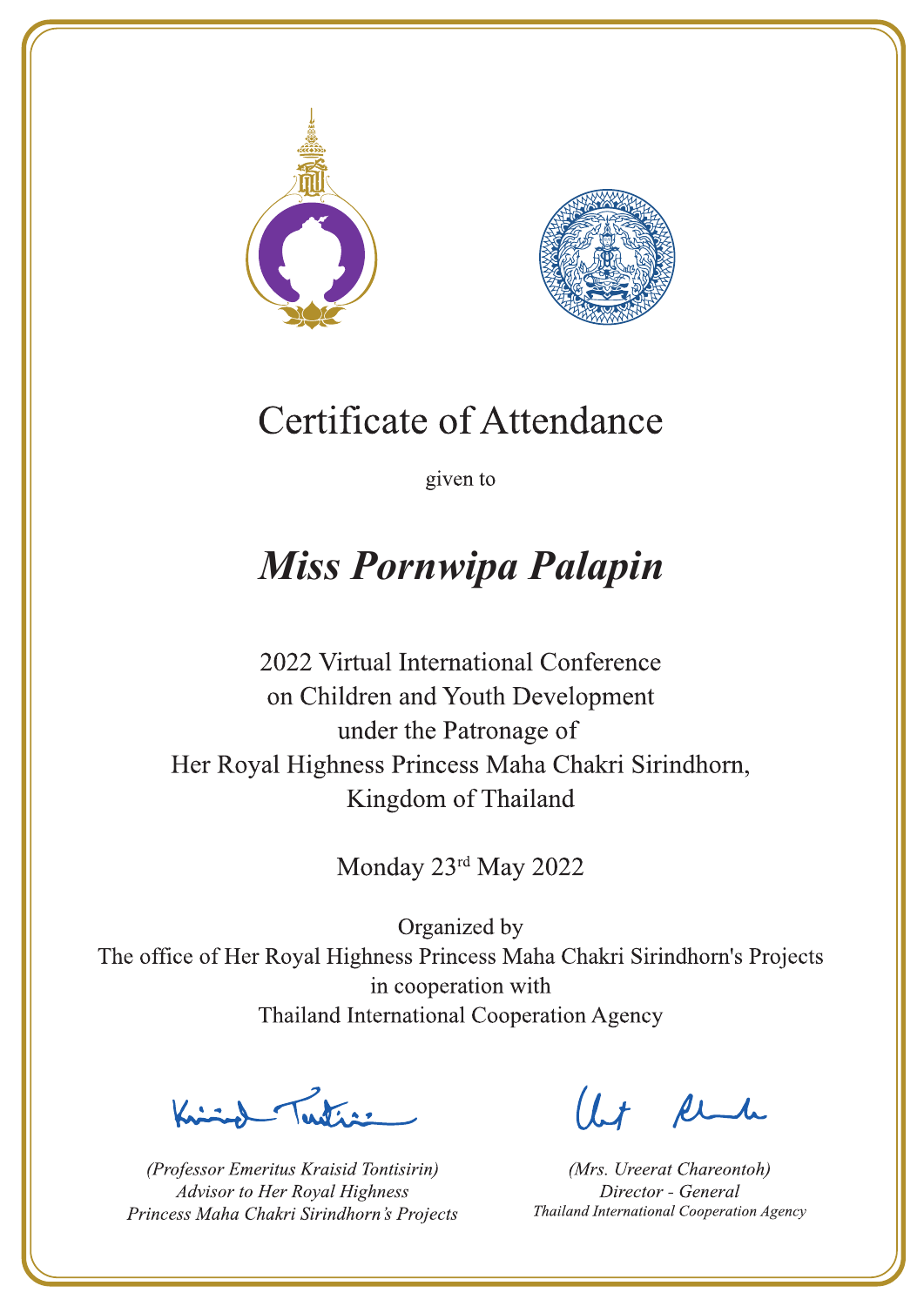# Certificate of Attendance

given to

***Miss Pornwipa Palapin***

2022 Virtual International Conference
on Children and Youth Development
under the Patronage of
Her Royal Highness Princess Maha Chakri Sirindhorn,
Kingdom of Thailand

Monday 23rd May 2022

Organized by
The office of Her Royal Highness Princess Maha Chakri Sirindhorn's Projects
in cooperation with
Thailand International Cooperation Agency

*(Professor Emeritus Kraisid Tontisirin)*
*Advisor to Her Royal Highness*
*Princess Maha Chakri Sirindhorn's Projects*

*(Mrs. Ureerat Chareontoh)*
*Director - General*
*Thailand International Cooperation Agency*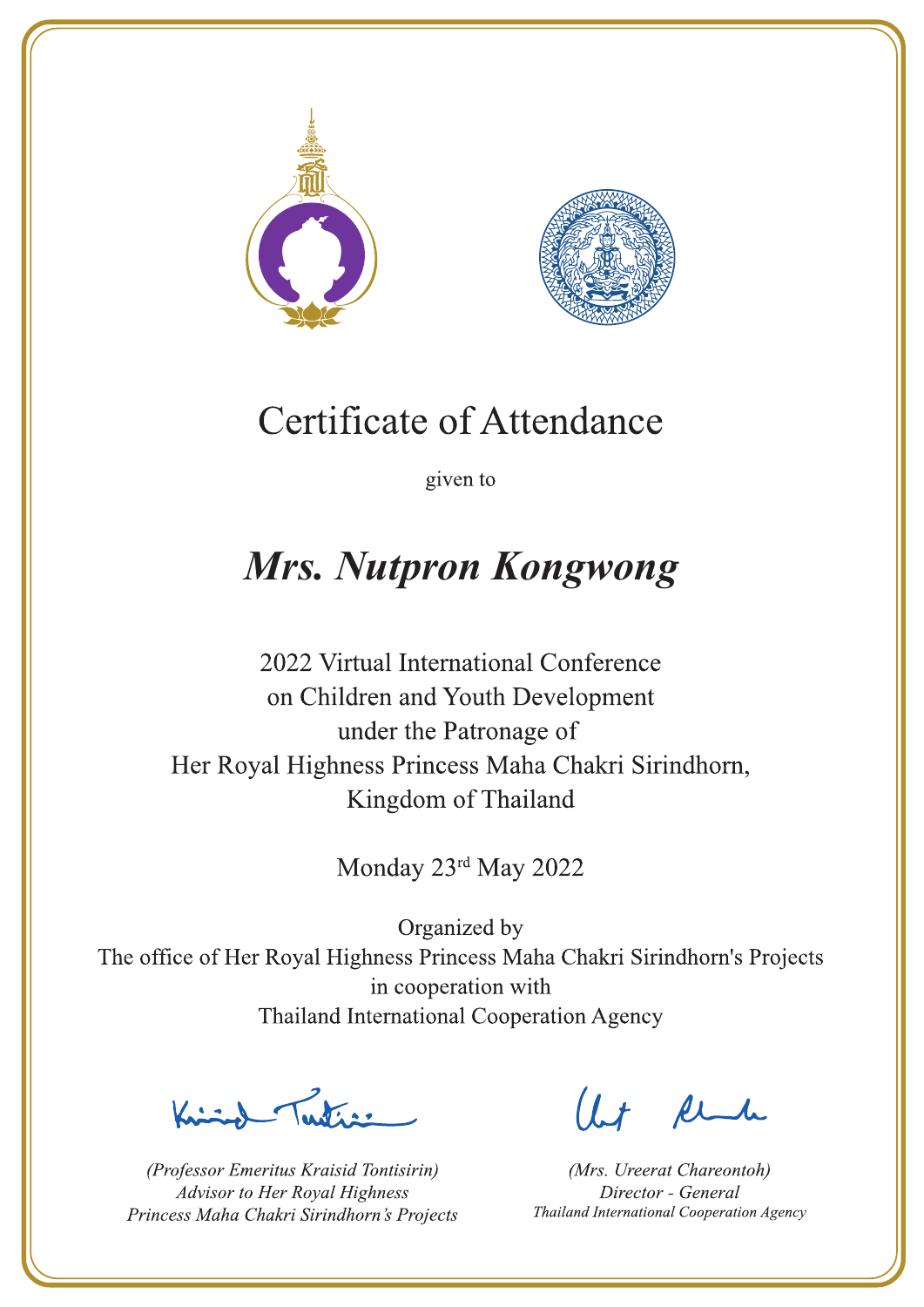# Certificate of Attendance

given to

## *Mrs. Nutpron Kongwong*

2022 Virtual International Conference
on Children and Youth Development
under the Patronage of
Her Royal Highness Princess Maha Chakri Sirindhorn,
Kingdom of Thailand

Monday 23rd May 2022

Organized by
The office of Her Royal Highness Princess Maha Chakri Sirindhorn's Projects
in cooperation with
Thailand International Cooperation Agency

*(Professor Emeritus Kraisid Tontisirin)*
*Advisor to Her Royal Highness*
*Princess Maha Chakri Sirindhorn's Projects*

*(Mrs. Ureerat Chareontoh)*
*Director - General*
*Thailand International Cooperation Agency*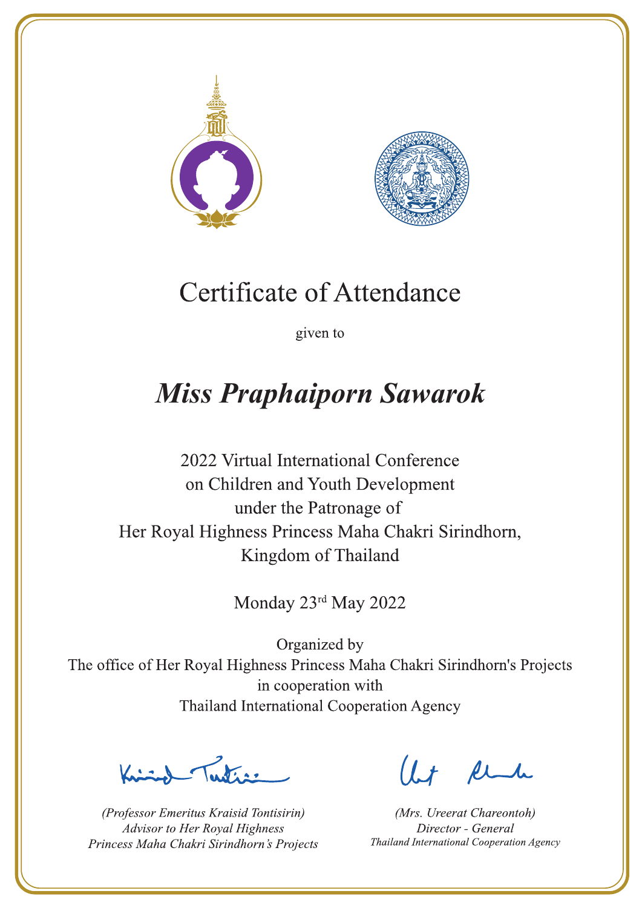# Certificate of Attendance

given to

## *Miss Praphaiporn Sawarok*

2022 Virtual International Conference
on Children and Youth Development
under the Patronage of
Her Royal Highness Princess Maha Chakri Sirindhorn,
Kingdom of Thailand

Monday 23rd May 2022

Organized by
The office of Her Royal Highness Princess Maha Chakri Sirindhorn's Projects
in cooperation with
Thailand International Cooperation Agency

*(Professor Emeritus Kraisid Tontisirin)*
*Advisor to Her Royal Highness*
*Princess Maha Chakri Sirindhorn's Projects*

*(Mrs. Ureerat Chareontoh)*
*Director - General*
*Thailand International Cooperation Agency*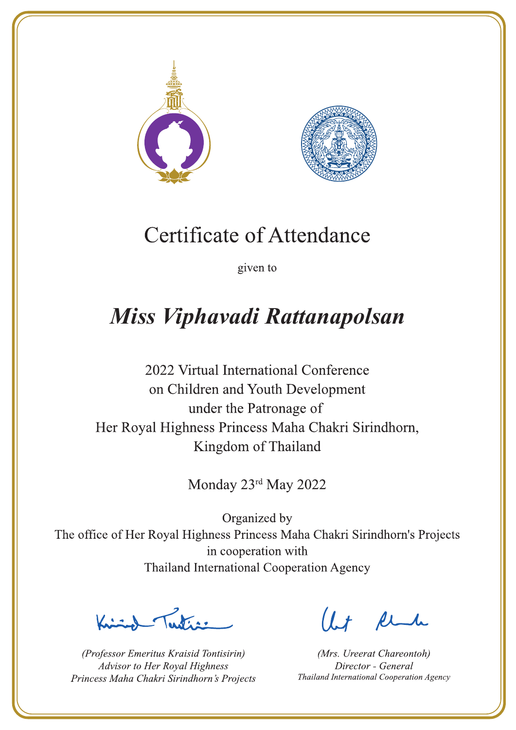# Certificate of Attendance

given to

## *Miss Viphavadi Rattanapolsan*

2022 Virtual International Conference
on Children and Youth Development
under the Patronage of
Her Royal Highness Princess Maha Chakri Sirindhorn,
Kingdom of Thailand

Monday 23rd May 2022

Organized by
The office of Her Royal Highness Princess Maha Chakri Sirindhorn's Projects
in cooperation with
Thailand International Cooperation Agency

*(Professor Emeritus Kraisid Tontisirin)*
*Advisor to Her Royal Highness*
*Princess Maha Chakri Sirindhorn's Projects*

*(Mrs. Ureerat Chareontoh)*
*Director - General*
*Thailand International Cooperation Agency*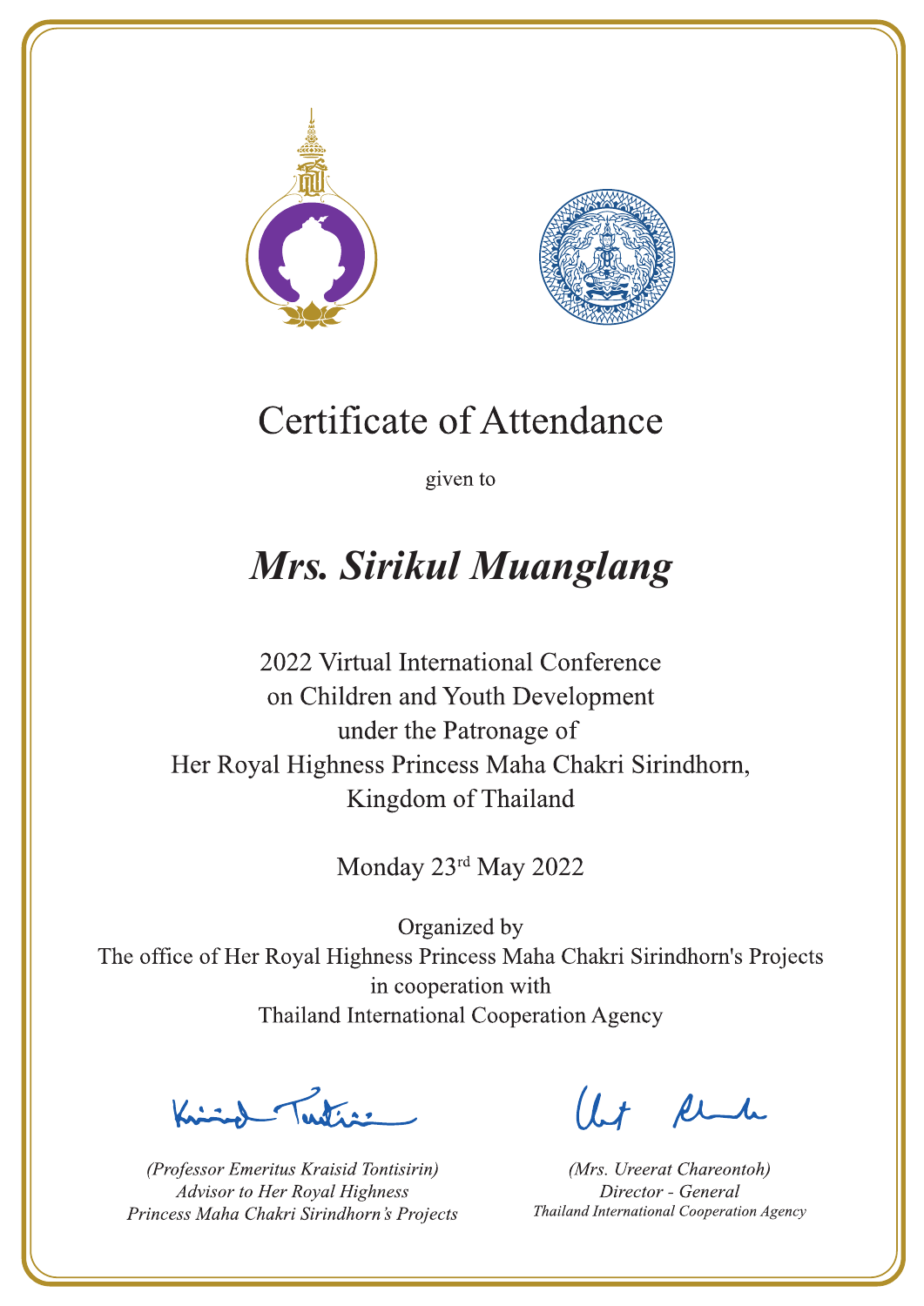# Certificate of Attendance

given to

## *Mrs. Sirikul Muanglang*

2022 Virtual International Conference
on Children and Youth Development
under the Patronage of
Her Royal Highness Princess Maha Chakri Sirindhorn,
Kingdom of Thailand

Monday 23rd May 2022

Organized by
The office of Her Royal Highness Princess Maha Chakri Sirindhorn's Projects
in cooperation with
Thailand International Cooperation Agency

*(Professor Emeritus Kraisid Tontisirin)*
*Advisor to Her Royal Highness*
*Princess Maha Chakri Sirindhorn's Projects*

*(Mrs. Ureerat Chareontoh)*
*Director - General*
*Thailand International Cooperation Agency*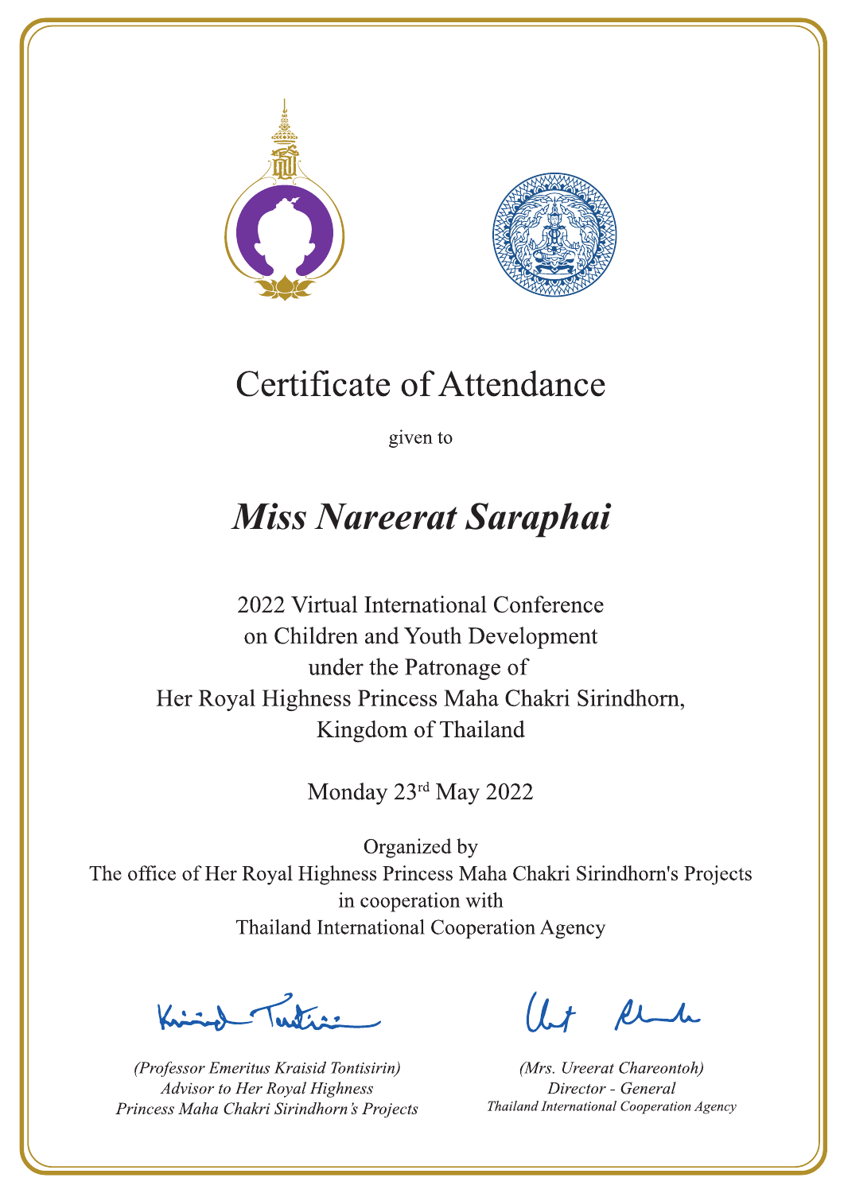# Certificate of Attendance

given to

## *Miss Nareerat Saraphai*

2022 Virtual International Conference
on Children and Youth Development
under the Patronage of
Her Royal Highness Princess Maha Chakri Sirindhorn,
Kingdom of Thailand

Monday 23rd May 2022

Organized by
The office of Her Royal Highness Princess Maha Chakri Sirindhorn's Projects
in cooperation with
Thailand International Cooperation Agency

*(Professor Emeritus Kraisid Tontisirin)*
*Advisor to Her Royal Highness*
*Princess Maha Chakri Sirindhorn's Projects*

*(Mrs. Ureerat Chareontoh)*
*Director - General*
*Thailand International Cooperation Agency*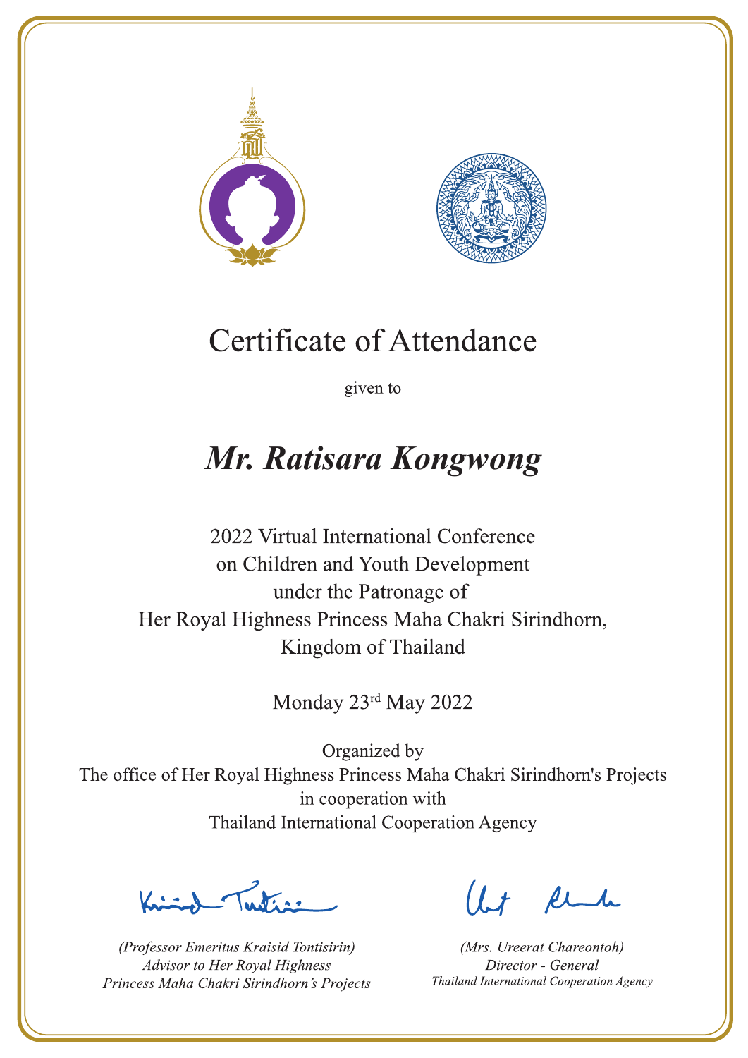# Certificate of Attendance

given to

## *Mr. Ratisara Kongwong*

2022 Virtual International Conference
on Children and Youth Development
under the Patronage of
Her Royal Highness Princess Maha Chakri Sirindhorn,
Kingdom of Thailand

Monday 23rd May 2022

Organized by
The office of Her Royal Highness Princess Maha Chakri Sirindhorn's Projects
in cooperation with
Thailand International Cooperation Agency

*(Professor Emeritus Kraisid Tontisirin)*
*Advisor to Her Royal Highness*
*Princess Maha Chakri Sirindhorn's Projects*

*(Mrs. Ureerat Chareontoh)*
*Director - General*
*Thailand International Cooperation Agency*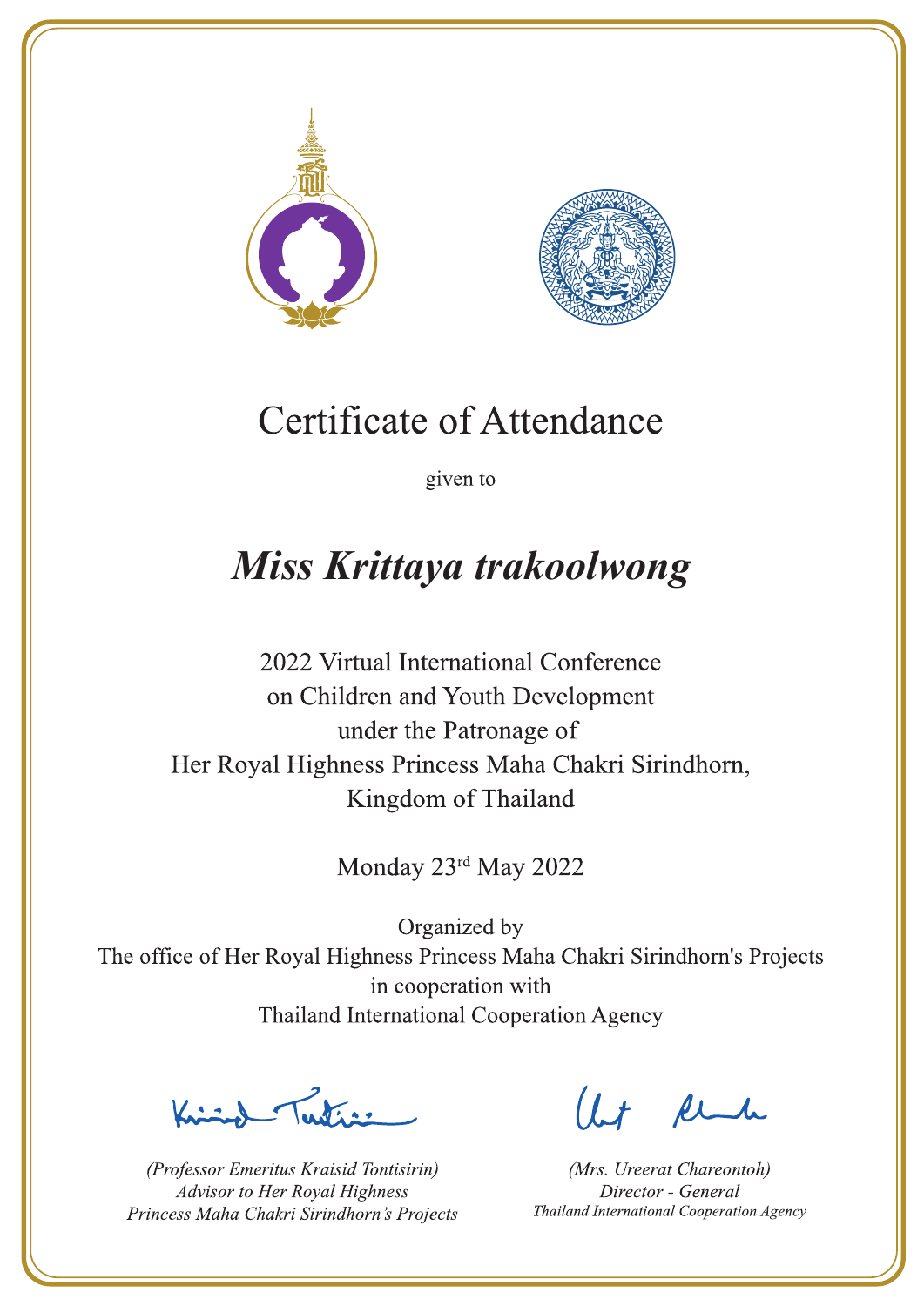# Certificate of Attendance

given to

## *Miss Krittaya trakoolwong*

2022 Virtual International Conference
on Children and Youth Development
under the Patronage of
Her Royal Highness Princess Maha Chakri Sirindhorn,
Kingdom of Thailand

Monday 23rd May 2022

Organized by
The office of Her Royal Highness Princess Maha Chakri Sirindhorn's Projects
in cooperation with
Thailand International Cooperation Agency

*(Professor Emeritus Kraisid Tontisirin)*
*Advisor to Her Royal Highness*
*Princess Maha Chakri Sirindhorn's Projects*

*(Mrs. Ureerat Chareontoh)*
*Director - General*
*Thailand International Cooperation Agency*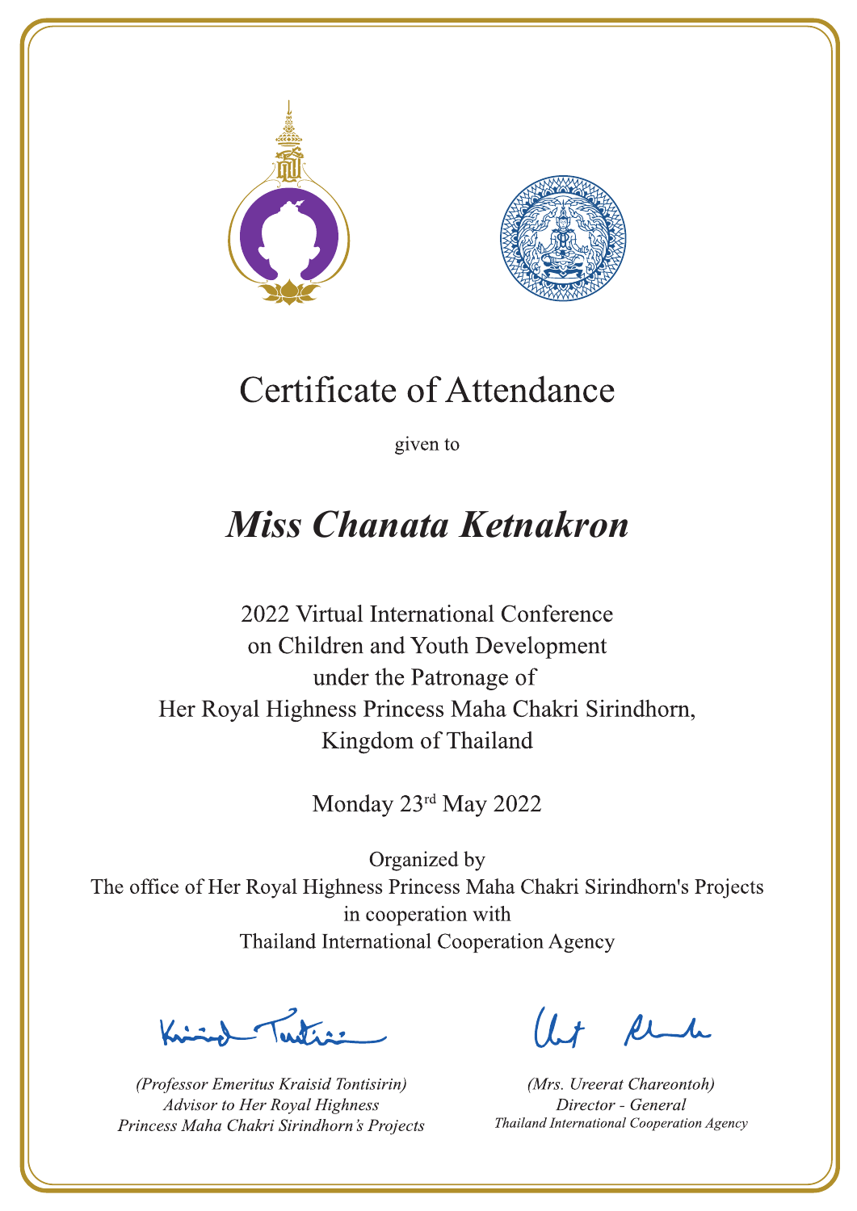# Certificate of Attendance

given to

## *Miss Chanata Ketnakron*

2022 Virtual International Conference
on Children and Youth Development
under the Patronage of
Her Royal Highness Princess Maha Chakri Sirindhorn,
Kingdom of Thailand

Monday 23rd May 2022

Organized by
The office of Her Royal Highness Princess Maha Chakri Sirindhorn's Projects
in cooperation with
Thailand International Cooperation Agency

*(Professor Emeritus Kraisid Tontisirin)*
*Advisor to Her Royal Highness*
*Princess Maha Chakri Sirindhorn's Projects*

*(Mrs. Ureerat Chareontoh)*
*Director - General*
*Thailand International Cooperation Agency*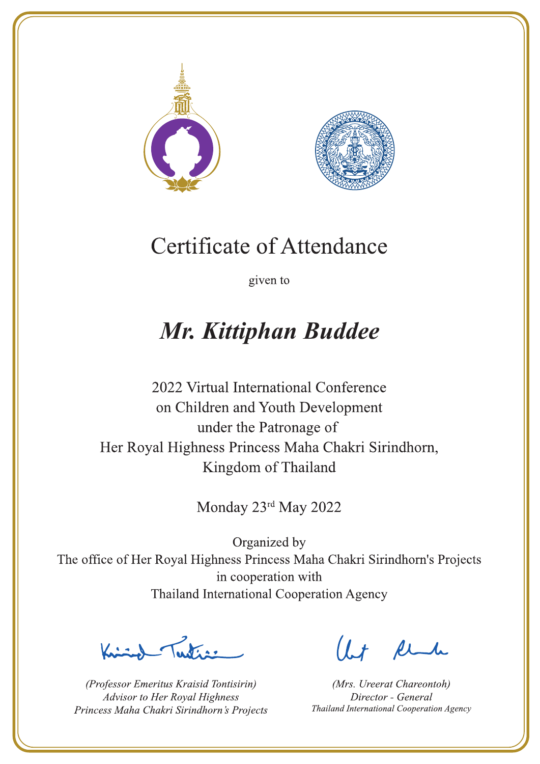# Certificate of Attendance

given to

## *Mr. Kittiphan Buddee*

2022 Virtual International Conference
on Children and Youth Development
under the Patronage of
Her Royal Highness Princess Maha Chakri Sirindhorn,
Kingdom of Thailand

Monday 23rd May 2022

Organized by
The office of Her Royal Highness Princess Maha Chakri Sirindhorn's Projects
in cooperation with
Thailand International Cooperation Agency

*(Professor Emeritus Kraisid Tontisirin)*
*Advisor to Her Royal Highness*
*Princess Maha Chakri Sirindhorn's Projects*

*(Mrs. Ureerat Chareontoh)*
*Director - General*
*Thailand International Cooperation Agency*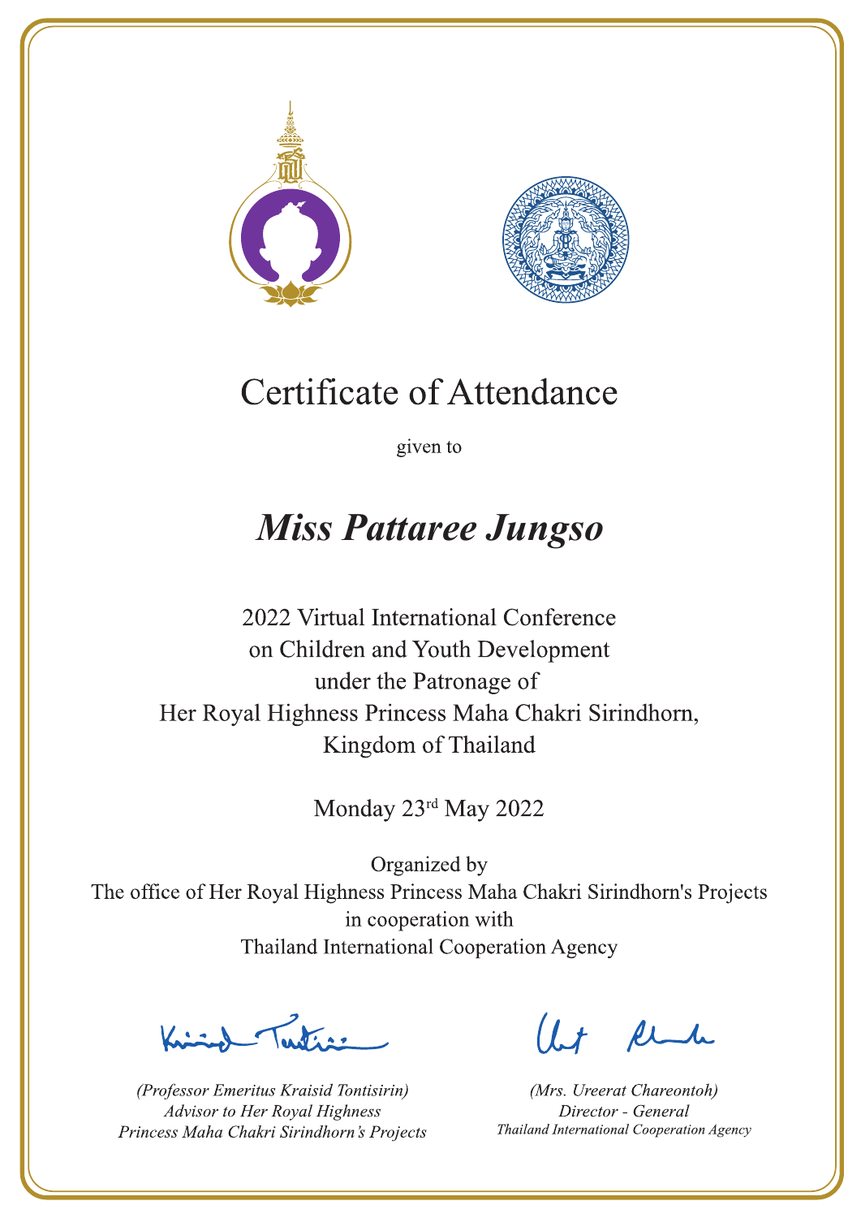# Certificate of Attendance

given to

## *Miss Pattaree Jungso*

2022 Virtual International Conference
on Children and Youth Development
under the Patronage of
Her Royal Highness Princess Maha Chakri Sirindhorn,
Kingdom of Thailand

Monday 23rd May 2022

Organized by
The office of Her Royal Highness Princess Maha Chakri Sirindhorn's Projects
in cooperation with
Thailand International Cooperation Agency

*(Professor Emeritus Kraisid Tontisirin)*
*Advisor to Her Royal Highness*
*Princess Maha Chakri Sirindhorn's Projects*

*(Mrs. Ureerat Chareontoh)*
*Director - General*
*Thailand International Cooperation Agency*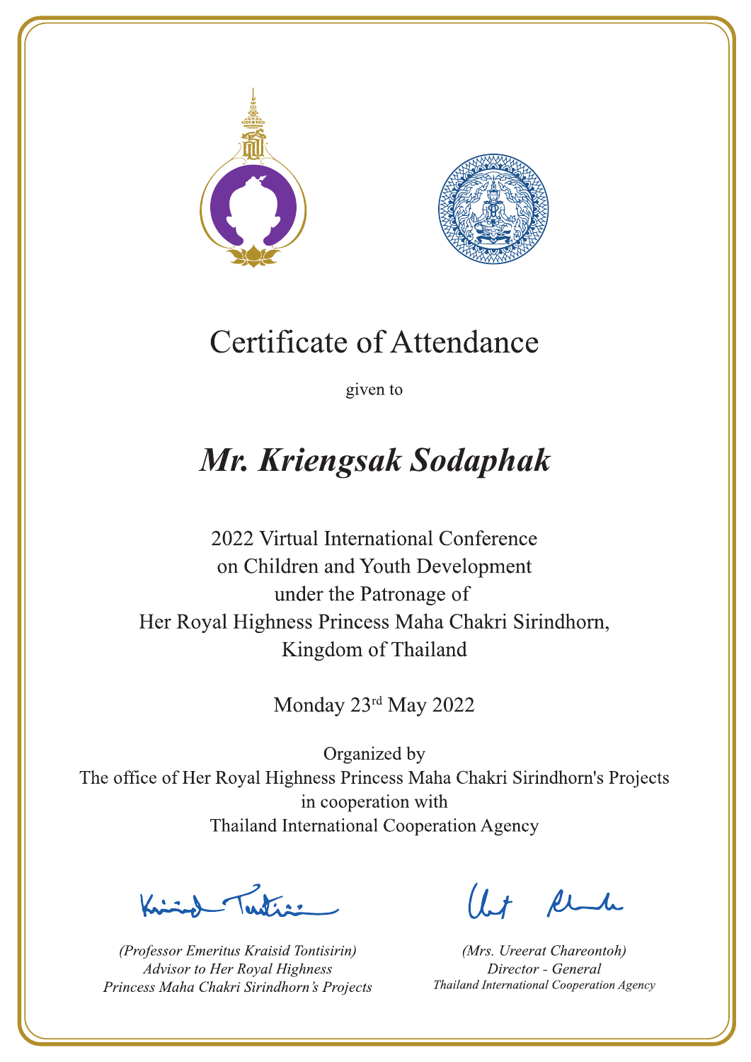# Certificate of Attendance

given to

## *Mr. Kriengsak Sodaphak*

2022 Virtual International Conference
on Children and Youth Development
under the Patronage of
Her Royal Highness Princess Maha Chakri Sirindhorn,
Kingdom of Thailand

Monday 23rd May 2022

Organized by
The office of Her Royal Highness Princess Maha Chakri Sirindhorn's Projects
in cooperation with
Thailand International Cooperation Agency

*(Professor Emeritus Kraisid Tontisirin)*
*Advisor to Her Royal Highness*
*Princess Maha Chakri Sirindhorn's Projects*

*(Mrs. Ureerat Chareontoh)*
*Director - General*
*Thailand International Cooperation Agency*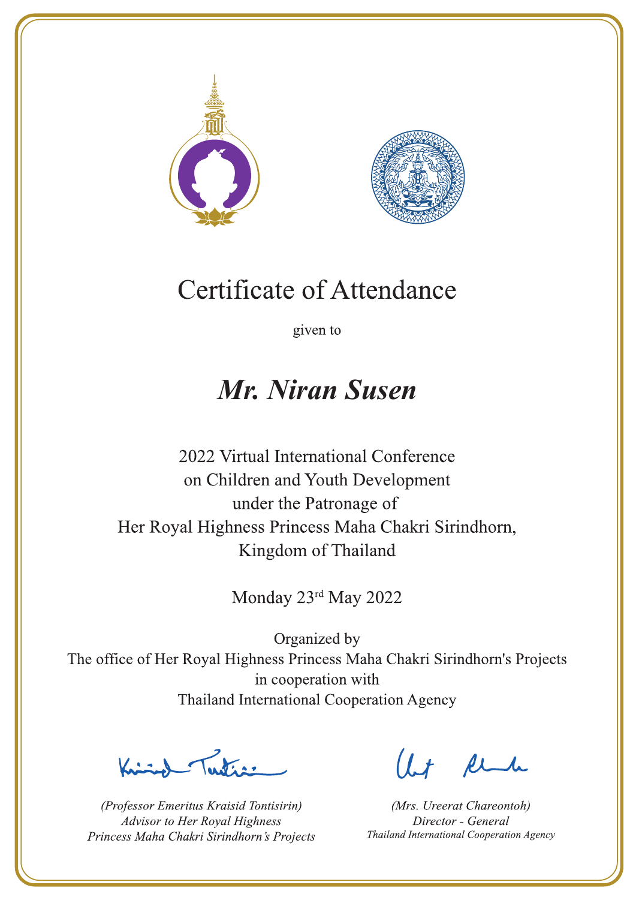# Certificate of Attendance

given to

## *Mr. Niran Susen*

2022 Virtual International Conference
on Children and Youth Development
under the Patronage of
Her Royal Highness Princess Maha Chakri Sirindhorn,
Kingdom of Thailand

Monday 23rd May 2022

Organized by
The office of Her Royal Highness Princess Maha Chakri Sirindhorn's Projects
in cooperation with
Thailand International Cooperation Agency

*(Professor Emeritus Kraisid Tontisirin)*
*Advisor to Her Royal Highness*
*Princess Maha Chakri Sirindhorn's Projects*

*(Mrs. Ureerat Chareontoh)*
*Director - General*
*Thailand International Cooperation Agency*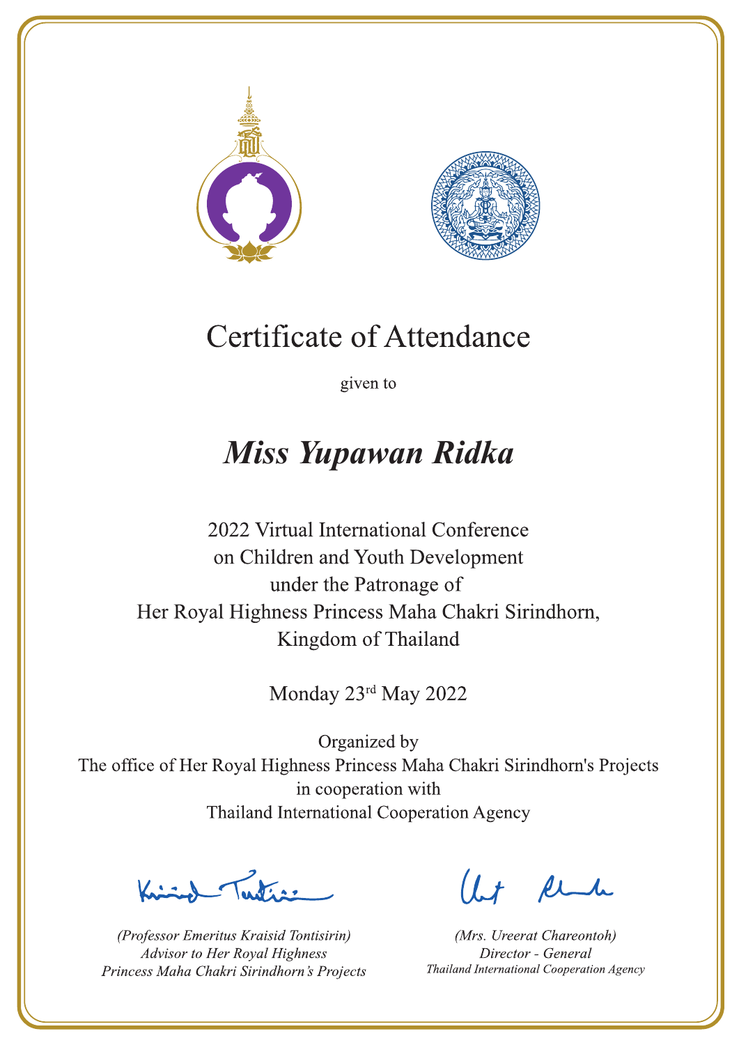# Certificate of Attendance

given to

## *Miss Yupawan Ridka*

2022 Virtual International Conference
on Children and Youth Development
under the Patronage of
Her Royal Highness Princess Maha Chakri Sirindhorn,
Kingdom of Thailand

Monday 23rd May 2022

Organized by
The office of Her Royal Highness Princess Maha Chakri Sirindhorn's Projects
in cooperation with
Thailand International Cooperation Agency

*(Professor Emeritus Kraisid Tontisirin)*
*Advisor to Her Royal Highness*
*Princess Maha Chakri Sirindhorn's Projects*

*(Mrs. Ureerat Chareontoh)*
*Director - General*
*Thailand International Cooperation Agency*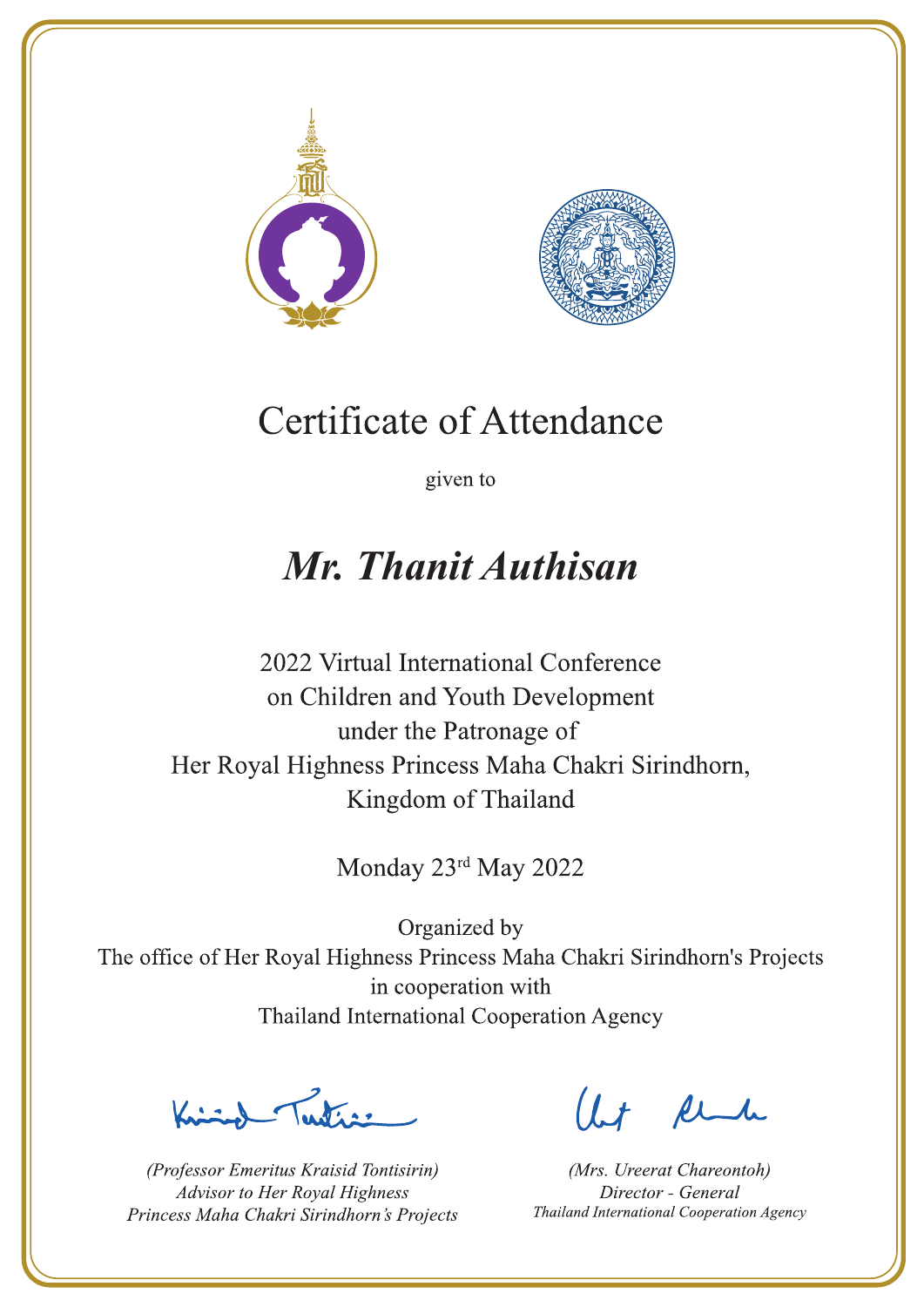# Certificate of Attendance

given to

## ***Mr. Thanit Authisan***

2022 Virtual International Conference
on Children and Youth Development
under the Patronage of
Her Royal Highness Princess Maha Chakri Sirindhorn,
Kingdom of Thailand

Monday 23rd May 2022

Organized by
The office of Her Royal Highness Princess Maha Chakri Sirindhorn's Projects
in cooperation with
Thailand International Cooperation Agency

*(Professor Emeritus Kraisid Tontisirin)*
*Advisor to Her Royal Highness*
*Princess Maha Chakri Sirindhorn's Projects*

*(Mrs. Ureerat Chareontoh)*
*Director - General*
*Thailand International Cooperation Agency*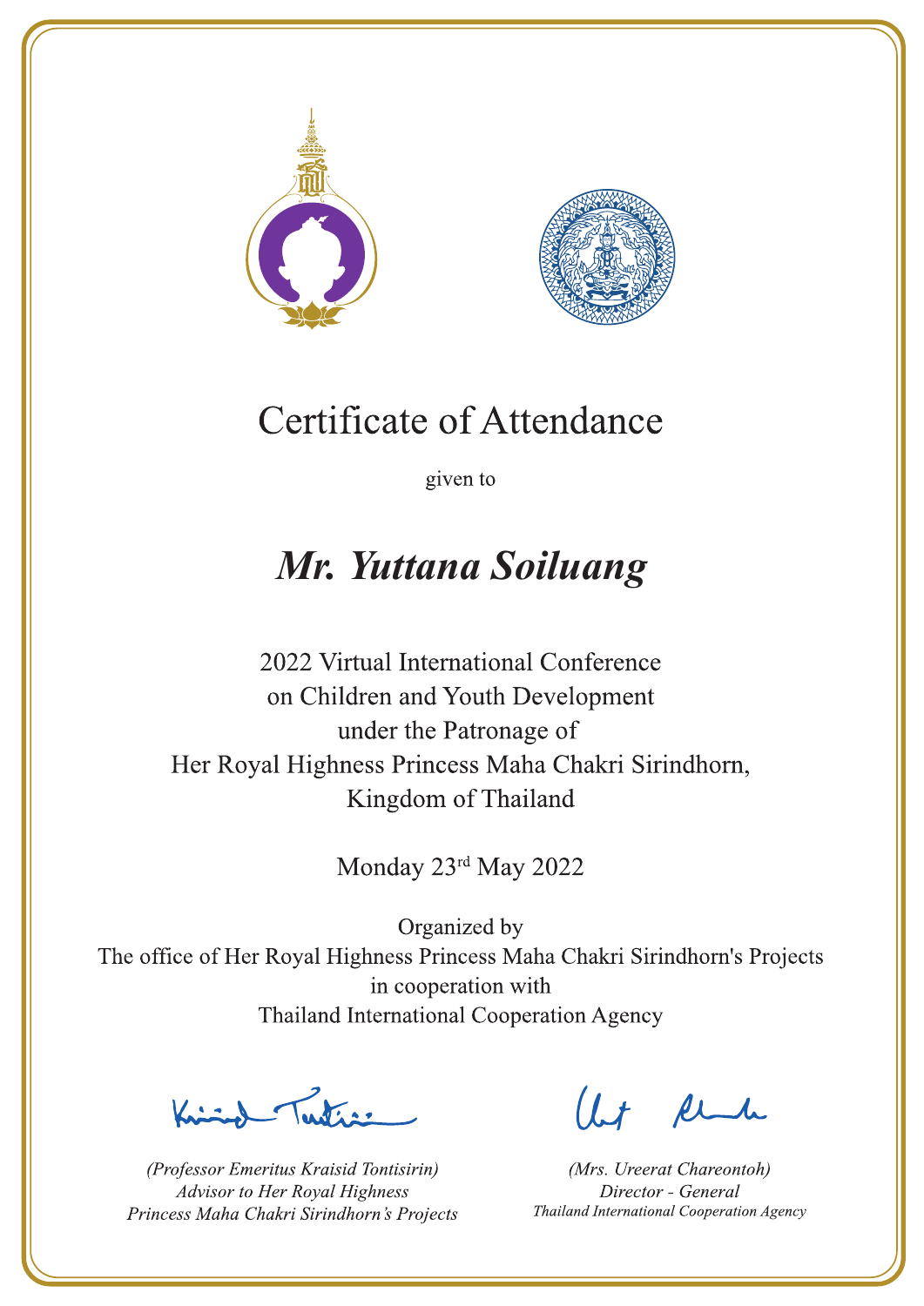# Certificate of Attendance

given to

## *Mr. Yuttana Soiluang*

2022 Virtual International Conference
on Children and Youth Development
under the Patronage of
Her Royal Highness Princess Maha Chakri Sirindhorn,
Kingdom of Thailand

Monday 23rd May 2022

Organized by
The office of Her Royal Highness Princess Maha Chakri Sirindhorn's Projects
in cooperation with
Thailand International Cooperation Agency

*(Professor Emeritus Kraisid Tontisirin)*
*Advisor to Her Royal Highness*
*Princess Maha Chakri Sirindhorn's Projects*

*(Mrs. Ureerat Chareontoh)*
*Director - General*
*Thailand International Cooperation Agency*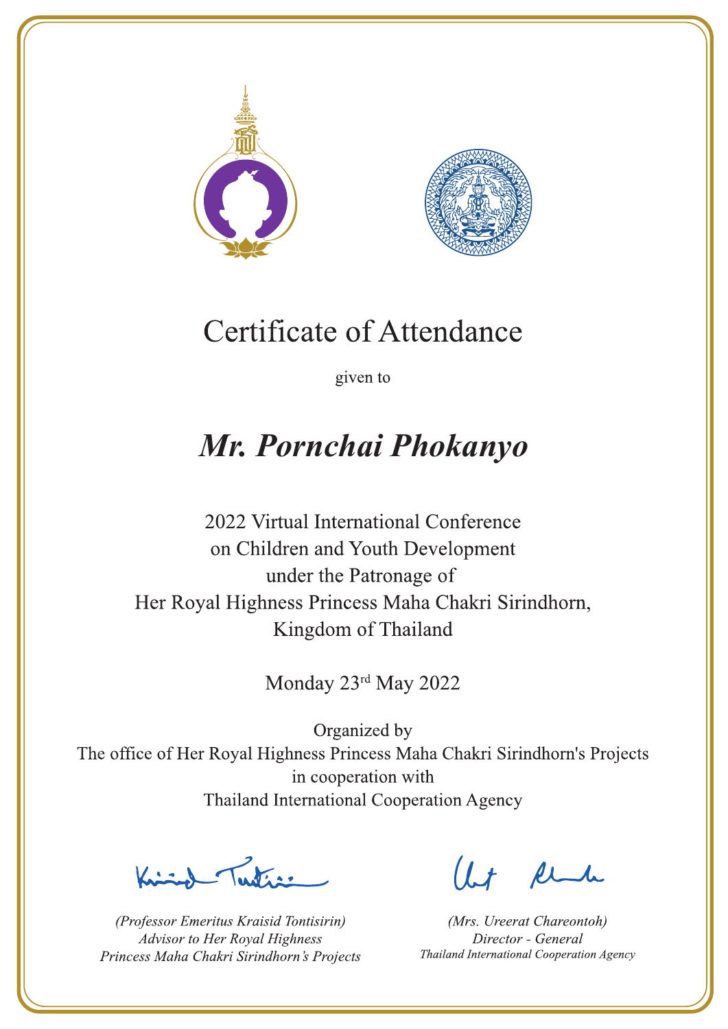# Certificate of Attendance

given to

## *Mr. Pornchai Phokanyo*

2022 Virtual International Conference
on Children and Youth Development
under the Patronage of
Her Royal Highness Princess Maha Chakri Sirindhorn,
Kingdom of Thailand

Monday 23rd May 2022

Organized by
The office of Her Royal Highness Princess Maha Chakri Sirindhorn's Projects
in cooperation with
Thailand International Cooperation Agency

*(Professor Emeritus Kraisid Tontisirin)*
*Advisor to Her Royal Highness*
*Princess Maha Chakri Sirindhorn's Projects*

*(Mrs. Ureerat Chareontoh)*
*Director - General*
*Thailand International Cooperation Agency*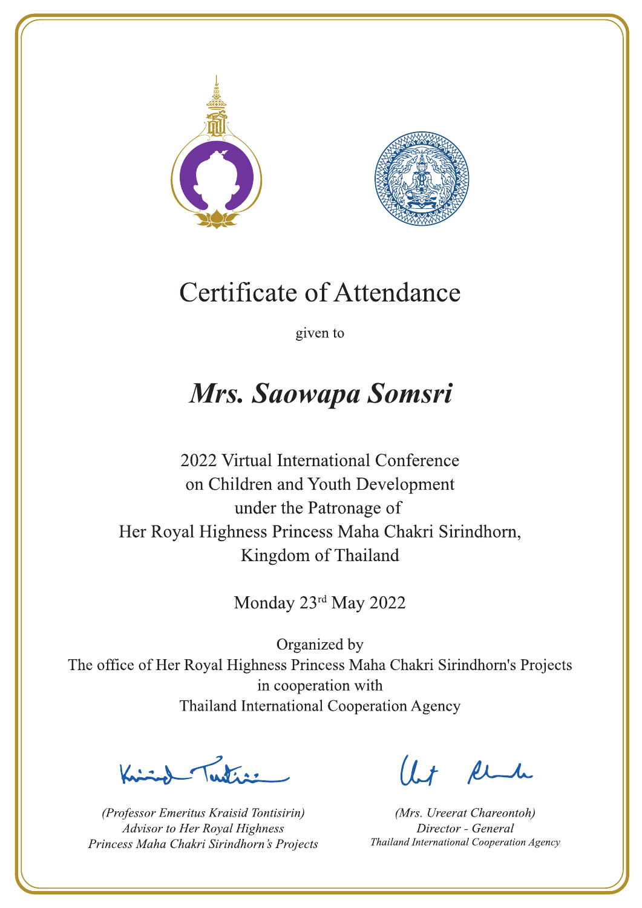# Certificate of Attendance

given to

## ***Mrs. Saowapa Somsri***

2022 Virtual International Conference
on Children and Youth Development
under the Patronage of
Her Royal Highness Princess Maha Chakri Sirindhorn,
Kingdom of Thailand

Monday 23rd May 2022

Organized by
The office of Her Royal Highness Princess Maha Chakri Sirindhorn's Projects
in cooperation with
Thailand International Cooperation Agency

*(Professor Emeritus Kraisid Tontisirin)*
*Advisor to Her Royal Highness*
*Princess Maha Chakri Sirindhorn's Projects*

*(Mrs. Ureerat Chareontoh)*
*Director - General*
*Thailand International Cooperation Agency*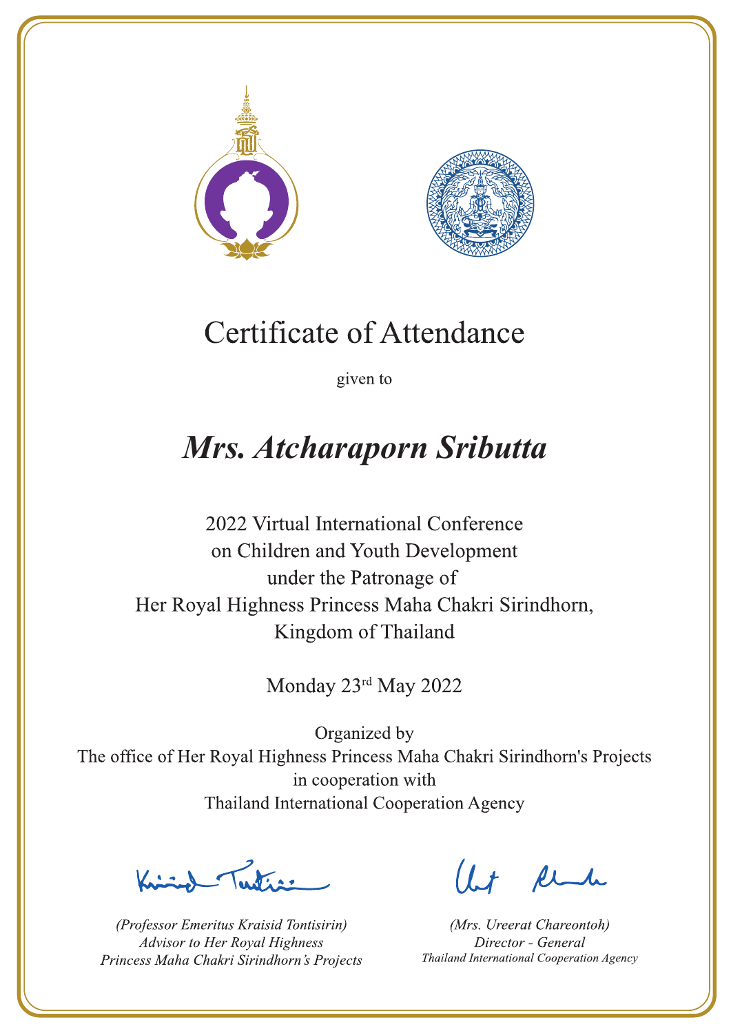# Certificate of Attendance

given to

## *Mrs. Atcharaporn Sributta*

2022 Virtual International Conference
on Children and Youth Development
under the Patronage of
Her Royal Highness Princess Maha Chakri Sirindhorn,
Kingdom of Thailand

Monday 23rd May 2022

Organized by
The office of Her Royal Highness Princess Maha Chakri Sirindhorn's Projects
in cooperation with
Thailand International Cooperation Agency

*(Professor Emeritus Kraisid Tontisirin)*
*Advisor to Her Royal Highness*
*Princess Maha Chakri Sirindhorn's Projects*

*(Mrs. Ureerat Chareontoh)*
*Director - General*
*Thailand International Cooperation Agency*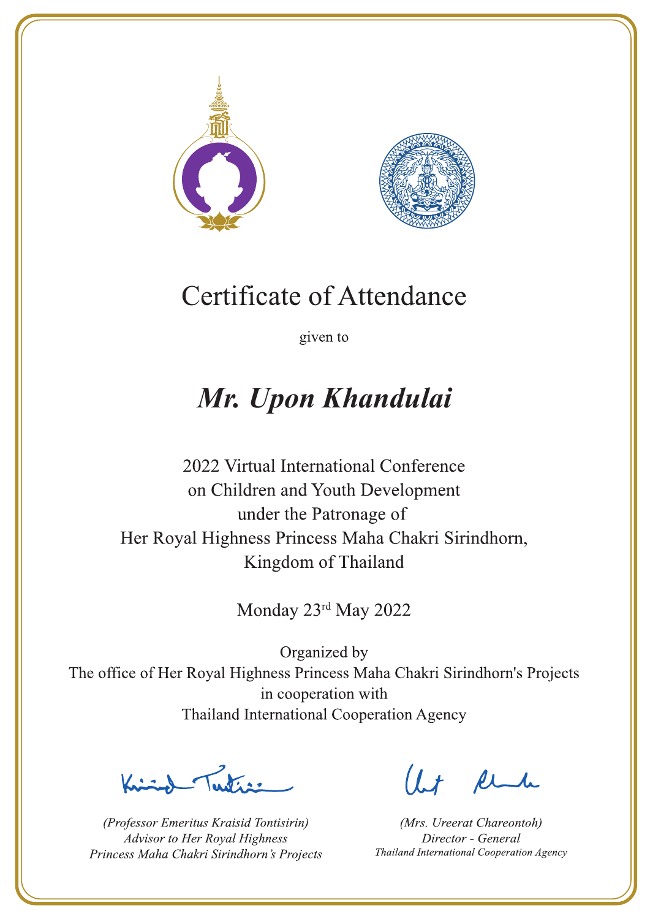# Certificate of Attendance

given to

## *Mr. Upon Khandulai*

2022 Virtual International Conference
on Children and Youth Development
under the Patronage of
Her Royal Highness Princess Maha Chakri Sirindhorn,
Kingdom of Thailand

Monday 23rd May 2022

Organized by
The office of Her Royal Highness Princess Maha Chakri Sirindhorn's Projects
in cooperation with
Thailand International Cooperation Agency

*(Professor Emeritus Kraisid Tontisirin)*
*Advisor to Her Royal Highness*
*Princess Maha Chakri Sirindhorn's Projects*

*(Mrs. Ureerat Chareontoh)*
*Director - General*
*Thailand International Cooperation Agency*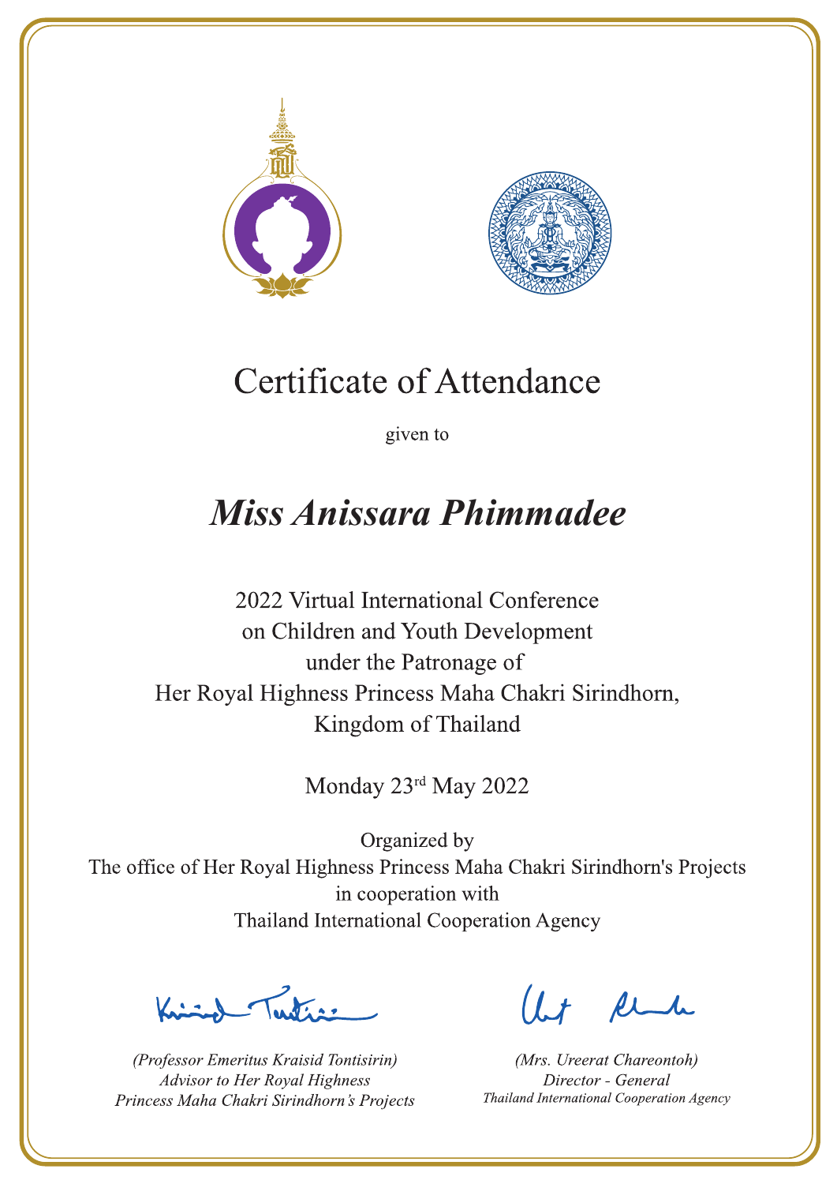# Certificate of Attendance

given to

## *Miss Anissara Phimmadee*

2022 Virtual International Conference
on Children and Youth Development
under the Patronage of
Her Royal Highness Princess Maha Chakri Sirindhorn,
Kingdom of Thailand

Monday 23rd May 2022

Organized by
The office of Her Royal Highness Princess Maha Chakri Sirindhorn's Projects
in cooperation with
Thailand International Cooperation Agency

*(Professor Emeritus Kraisid Tontisirin)*
*Advisor to Her Royal Highness*
*Princess Maha Chakri Sirindhorn's Projects*

*(Mrs. Ureerat Chareontoh)*
*Director - General*
*Thailand International Cooperation Agency*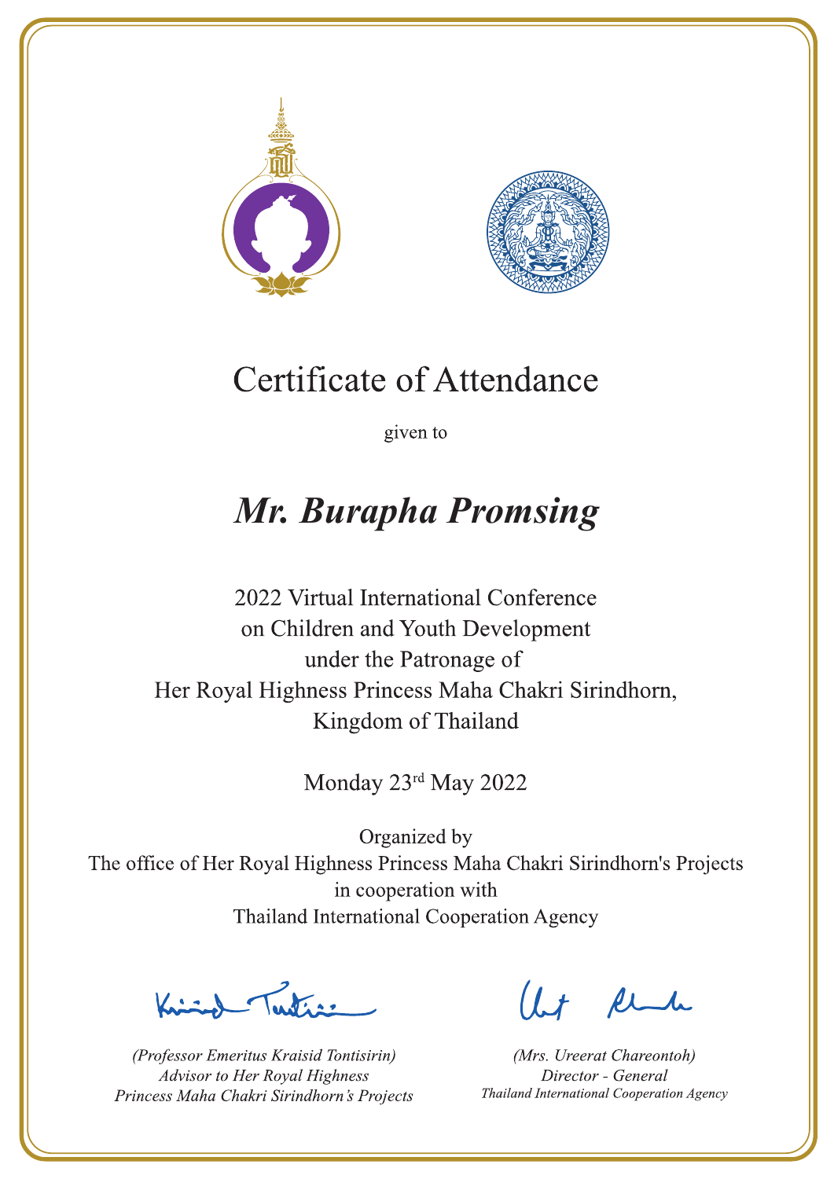# Certificate of Attendance

given to

## *Mr. Burapha Promsing*

2022 Virtual International Conference
on Children and Youth Development
under the Patronage of
Her Royal Highness Princess Maha Chakri Sirindhorn,
Kingdom of Thailand

Monday 23rd May 2022

Organized by
The office of Her Royal Highness Princess Maha Chakri Sirindhorn's Projects
in cooperation with
Thailand International Cooperation Agency

*(Professor Emeritus Kraisid Tontisirin)*
*Advisor to Her Royal Highness*
*Princess Maha Chakri Sirindhorn's Projects*

*(Mrs. Ureerat Chareontoh)*
*Director - General*
*Thailand International Cooperation Agency*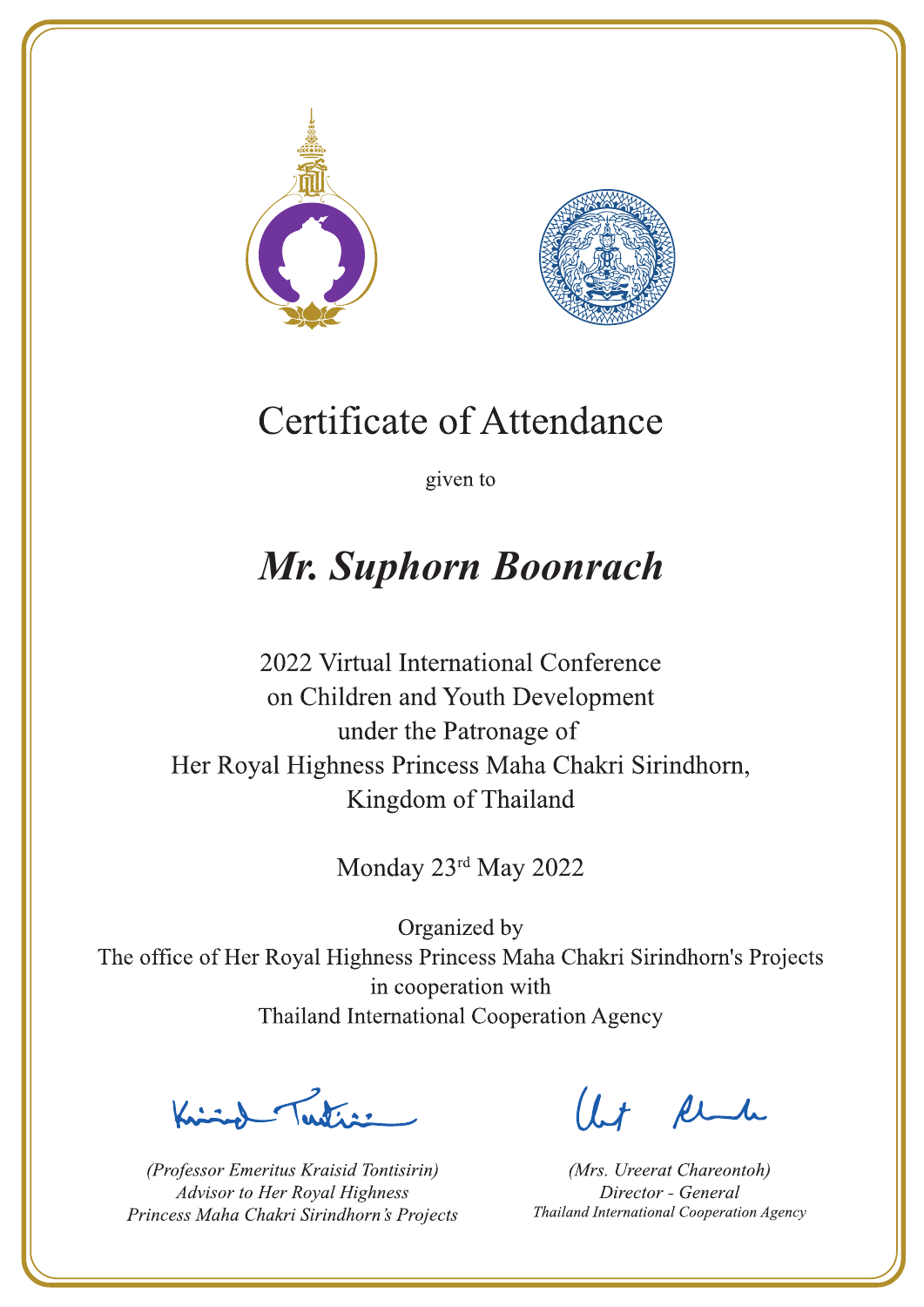# Certificate of Attendance

given to

## ***Mr. Suphorn Boonrach***

2022 Virtual International Conference
on Children and Youth Development
under the Patronage of
Her Royal Highness Princess Maha Chakri Sirindhorn,
Kingdom of Thailand

Monday 23rd May 2022

Organized by
The office of Her Royal Highness Princess Maha Chakri Sirindhorn's Projects
in cooperation with
Thailand International Cooperation Agency

*(Professor Emeritus Kraisid Tontisirin)*
*Advisor to Her Royal Highness*
*Princess Maha Chakri Sirindhorn's Projects*

*(Mrs. Ureerat Chareontoh)*
*Director - General*
*Thailand International Cooperation Agency*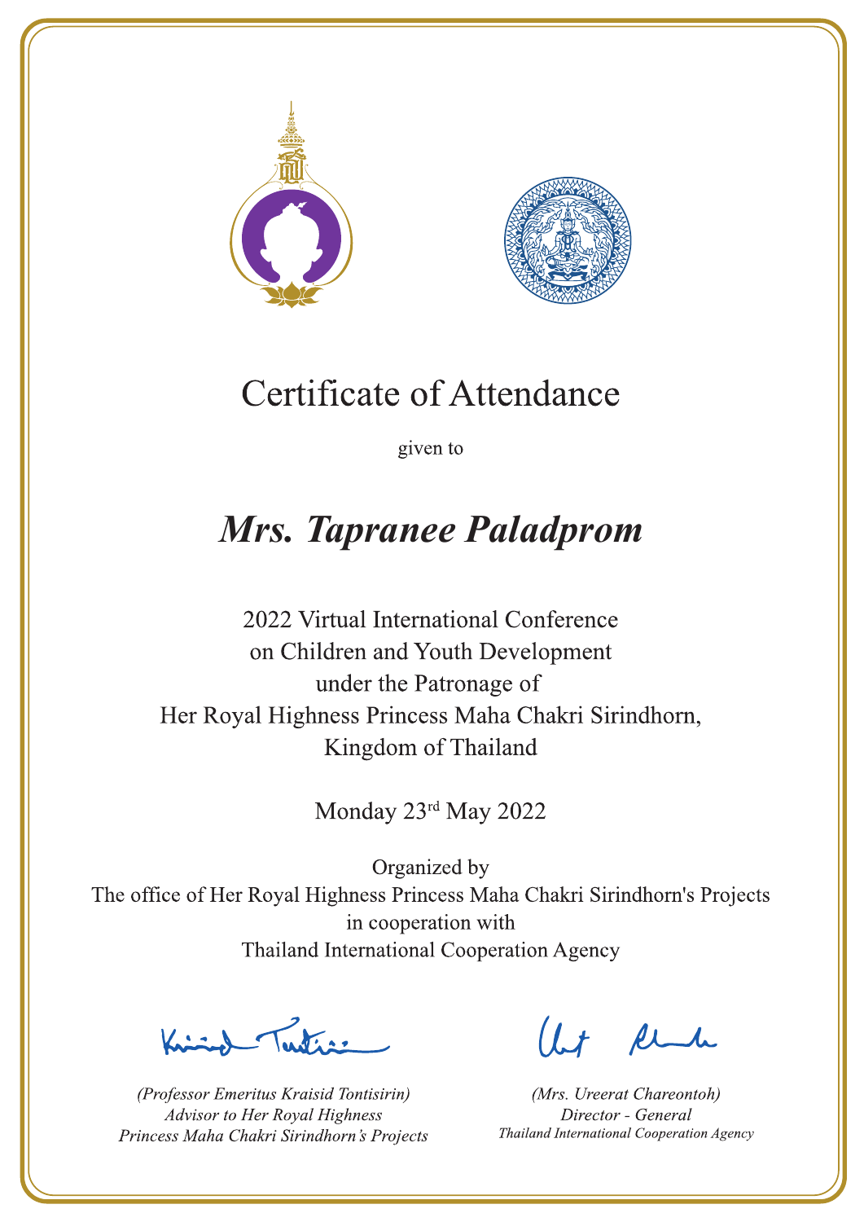# Certificate of Attendance

given to

## *Mrs. Tapranee Paladprom*

2022 Virtual International Conference
on Children and Youth Development
under the Patronage of
Her Royal Highness Princess Maha Chakri Sirindhorn,
Kingdom of Thailand

Monday 23rd May 2022

Organized by
The office of Her Royal Highness Princess Maha Chakri Sirindhorn's Projects
in cooperation with
Thailand International Cooperation Agency

*(Professor Emeritus Kraisid Tontisirin)*
*Advisor to Her Royal Highness*
*Princess Maha Chakri Sirindhorn's Projects*

*(Mrs. Ureerat Chareontoh)*
*Director - General*
*Thailand International Cooperation Agency*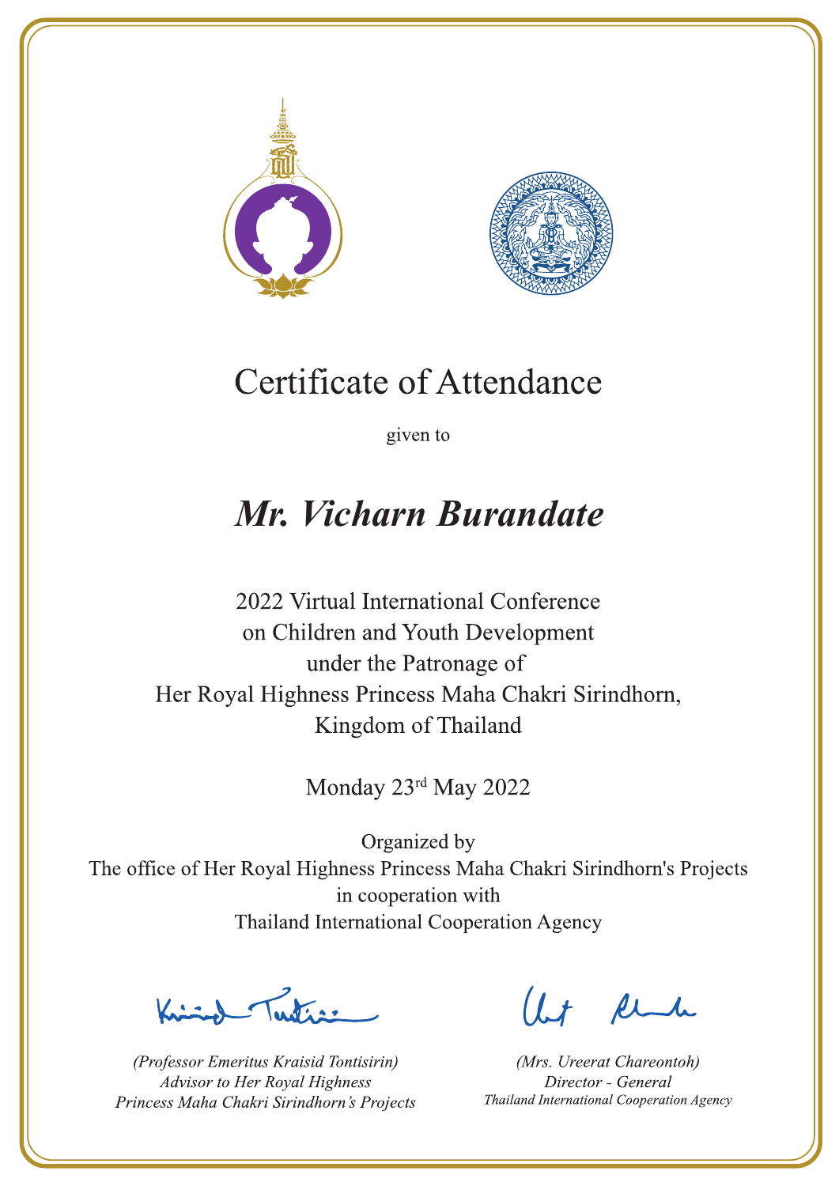# Certificate of Attendance

given to

## *Mr. Vicharn Burandate*

2022 Virtual International Conference
on Children and Youth Development
under the Patronage of
Her Royal Highness Princess Maha Chakri Sirindhorn,
Kingdom of Thailand

Monday 23rd May 2022

Organized by
The office of Her Royal Highness Princess Maha Chakri Sirindhorn's Projects
in cooperation with
Thailand International Cooperation Agency

*(Professor Emeritus Kraisid Tontisirin)*
*Advisor to Her Royal Highness*
*Princess Maha Chakri Sirindhorn's Projects*

*(Mrs. Ureerat Chareontoh)*
*Director - General*
*Thailand International Cooperation Agency*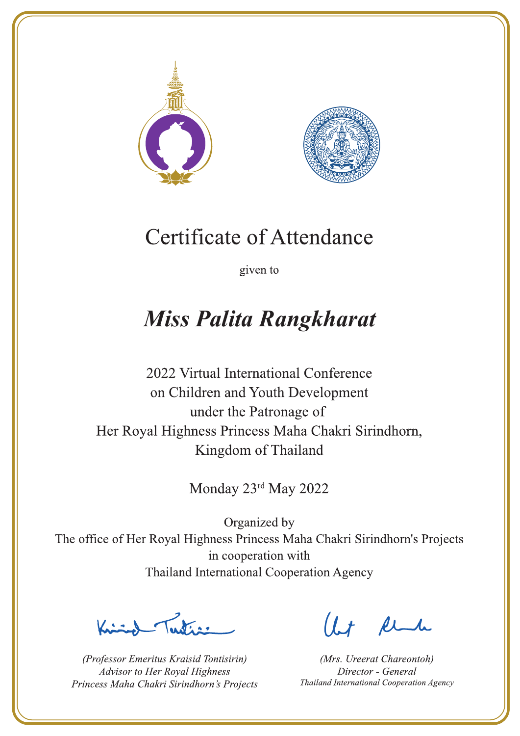# Certificate of Attendance

given to

## *Miss Palita Rangkharat*

2022 Virtual International Conference
on Children and Youth Development
under the Patronage of
Her Royal Highness Princess Maha Chakri Sirindhorn,
Kingdom of Thailand

Monday 23rd May 2022

Organized by
The office of Her Royal Highness Princess Maha Chakri Sirindhorn's Projects
in cooperation with
Thailand International Cooperation Agency

*(Professor Emeritus Kraisid Tontisirin)*
*Advisor to Her Royal Highness*
*Princess Maha Chakri Sirindhorn's Projects*

*(Mrs. Ureerat Chareontoh)*
*Director - General*
*Thailand International Cooperation Agency*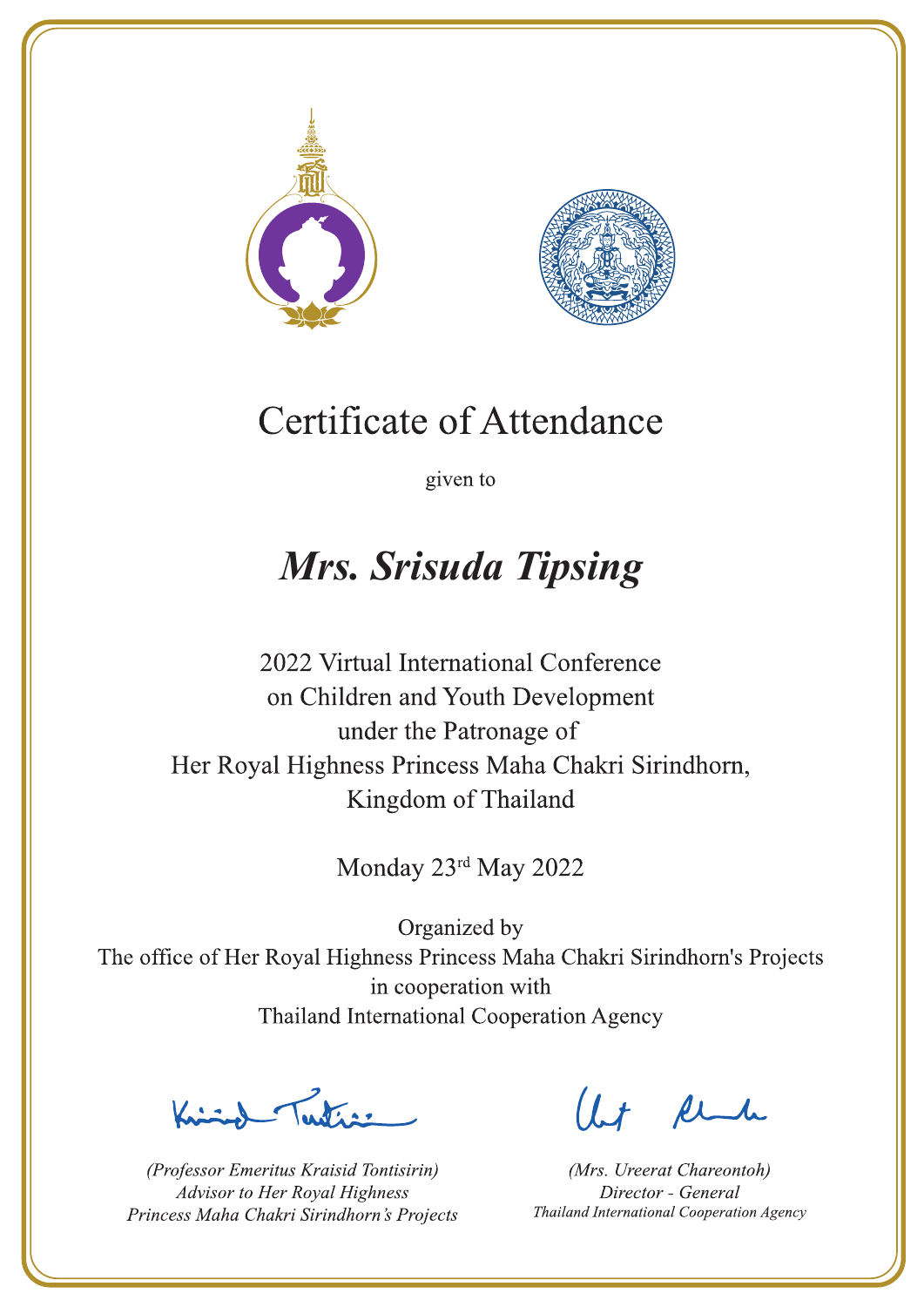# Certificate of Attendance

given to

## ***Mrs. Srisuda Tipsing***

2022 Virtual International Conference
on Children and Youth Development
under the Patronage of
Her Royal Highness Princess Maha Chakri Sirindhorn,
Kingdom of Thailand

Monday 23rd May 2022

Organized by
The office of Her Royal Highness Princess Maha Chakri Sirindhorn's Projects
in cooperation with
Thailand International Cooperation Agency

*(Professor Emeritus Kraisid Tontisirin)*
*Advisor to Her Royal Highness*
*Princess Maha Chakri Sirindhorn's Projects*

*(Mrs. Ureerat Chareontoh)*
*Director - General*
*Thailand International Cooperation Agency*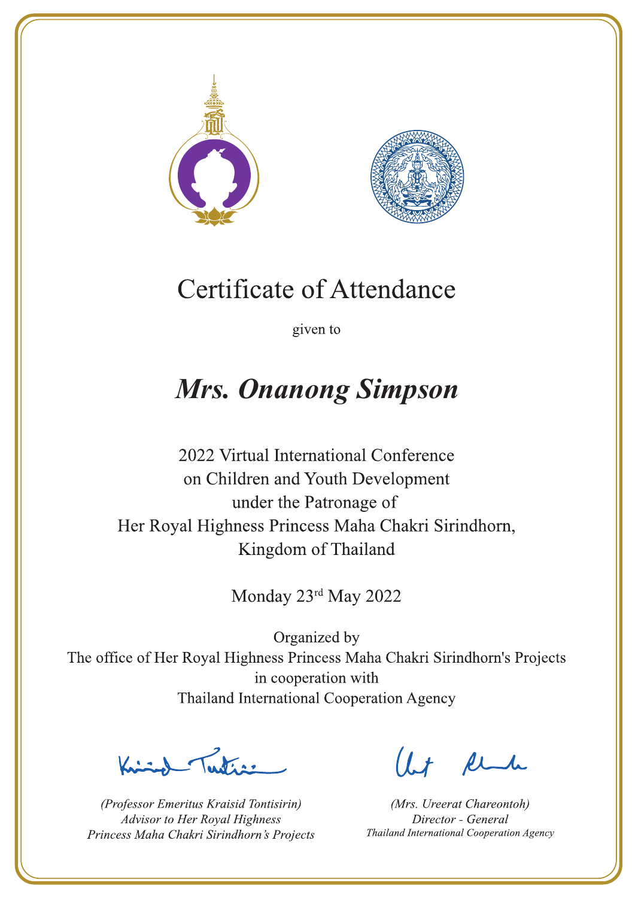# Certificate of Attendance

given to

## *Mrs. Onanong Simpson*

2022 Virtual International Conference
on Children and Youth Development
under the Patronage of
Her Royal Highness Princess Maha Chakri Sirindhorn,
Kingdom of Thailand

Monday 23rd May 2022

Organized by
The office of Her Royal Highness Princess Maha Chakri Sirindhorn's Projects
in cooperation with
Thailand International Cooperation Agency

*(Professor Emeritus Kraisid Tontisirin)*
*Advisor to Her Royal Highness*
*Princess Maha Chakri Sirindhorn's Projects*

*(Mrs. Ureerat Chareontoh)*
*Director - General*
*Thailand International Cooperation Agency*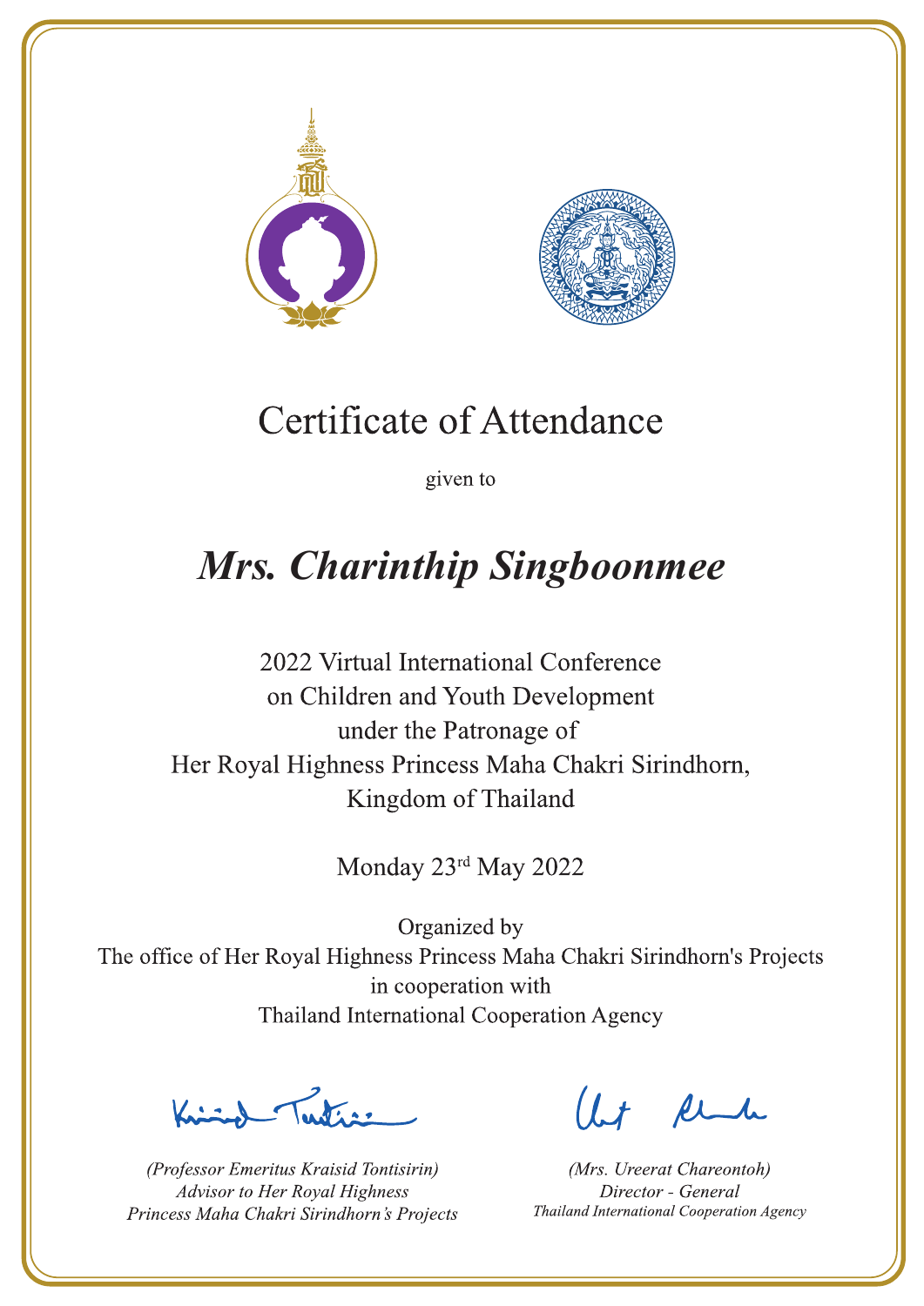# Certificate of Attendance

given to

## *Mrs. Charinthip Singboonmee*

2022 Virtual International Conference
on Children and Youth Development
under the Patronage of
Her Royal Highness Princess Maha Chakri Sirindhorn,
Kingdom of Thailand

Monday 23rd May 2022

Organized by
The office of Her Royal Highness Princess Maha Chakri Sirindhorn's Projects
in cooperation with
Thailand International Cooperation Agency

*(Professor Emeritus Kraisid Tontisirin)*
*Advisor to Her Royal Highness*
*Princess Maha Chakri Sirindhorn's Projects*

*(Mrs. Ureerat Chareontoh)*
*Director - General*
*Thailand International Cooperation Agency*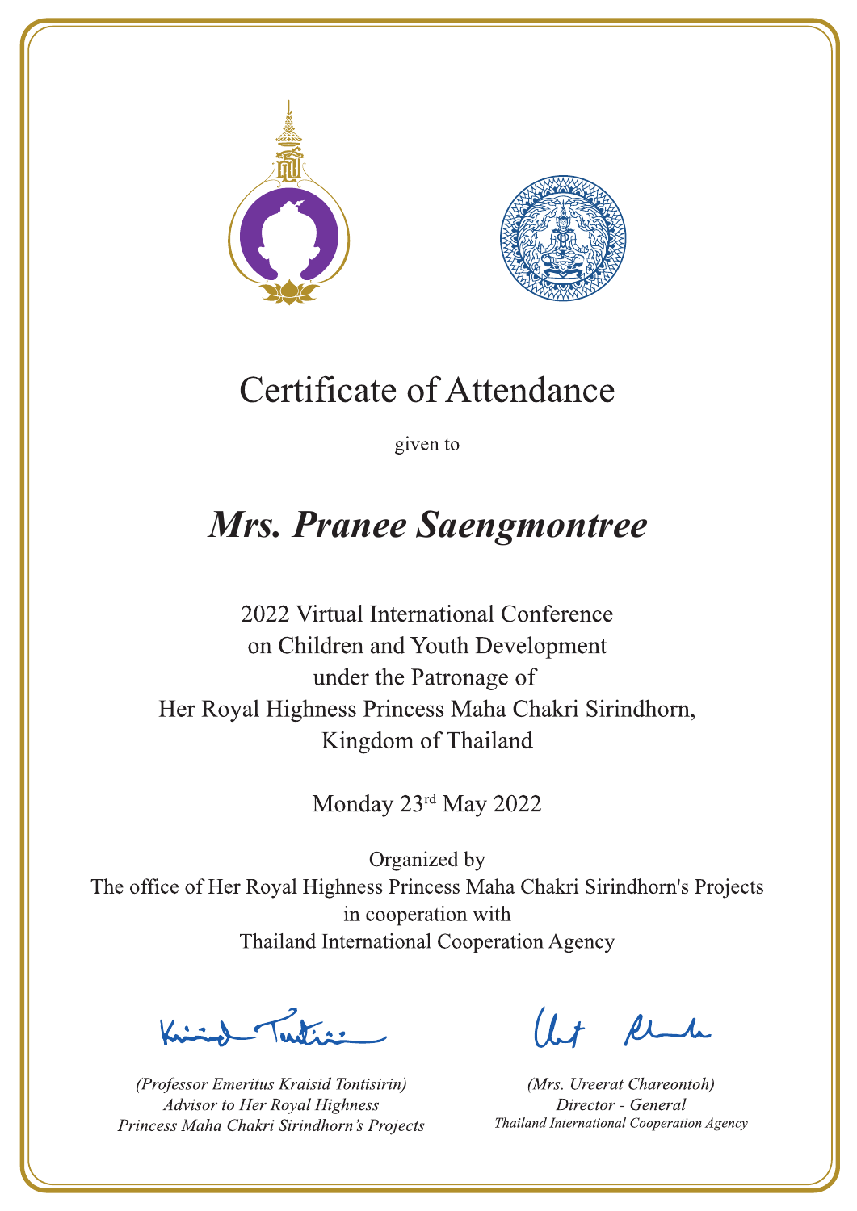# Certificate of Attendance

given to

## *Mrs. Pranee Saengmontree*

2022 Virtual International Conference
on Children and Youth Development
under the Patronage of
Her Royal Highness Princess Maha Chakri Sirindhorn,
Kingdom of Thailand

Monday 23rd May 2022

Organized by
The office of Her Royal Highness Princess Maha Chakri Sirindhorn's Projects
in cooperation with
Thailand International Cooperation Agency

*(Professor Emeritus Kraisid Tontisirin)*
*Advisor to Her Royal Highness*
*Princess Maha Chakri Sirindhorn's Projects*

*(Mrs. Ureerat Chareontoh)*
*Director - General*
*Thailand International Cooperation Agency*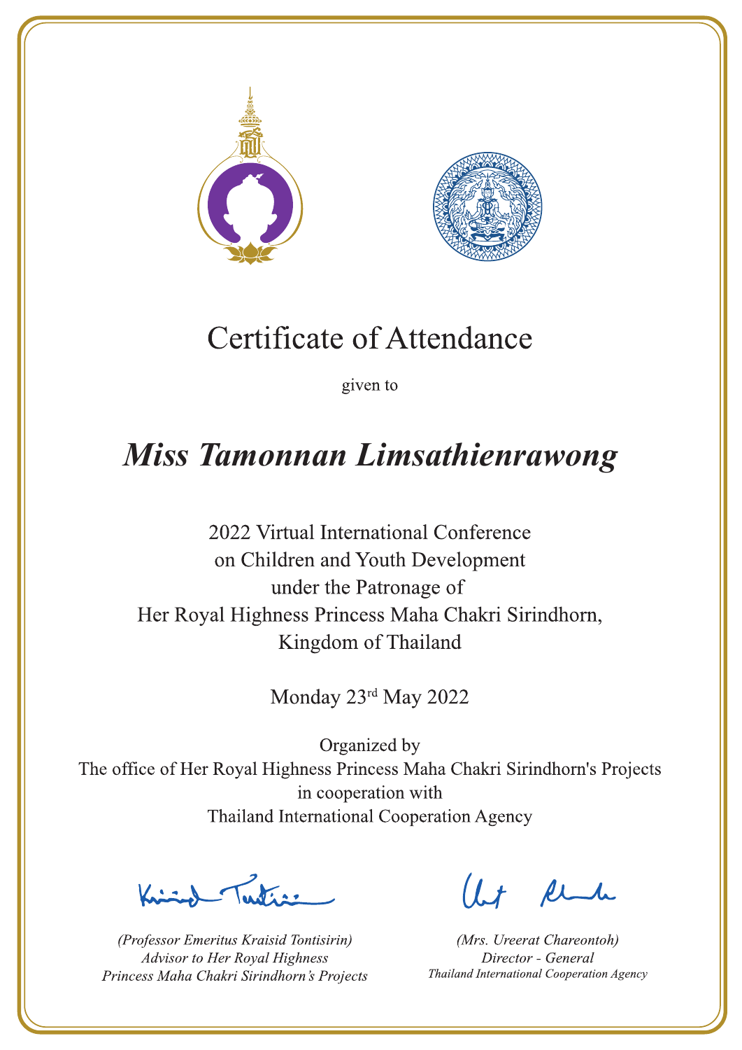# Certificate of Attendance

given to

## ***Miss Tamonnan Limsathienrawong***

2022 Virtual International Conference
on Children and Youth Development
under the Patronage of
Her Royal Highness Princess Maha Chakri Sirindhorn,
Kingdom of Thailand

Monday 23rd May 2022

Organized by
The office of Her Royal Highness Princess Maha Chakri Sirindhorn's Projects
in cooperation with
Thailand International Cooperation Agency

*(Professor Emeritus Kraisid Tontisirin)*
*Advisor to Her Royal Highness*
*Princess Maha Chakri Sirindhorn's Projects*

*(Mrs. Ureerat Chareontoh)*
*Director - General*
*Thailand International Cooperation Agency*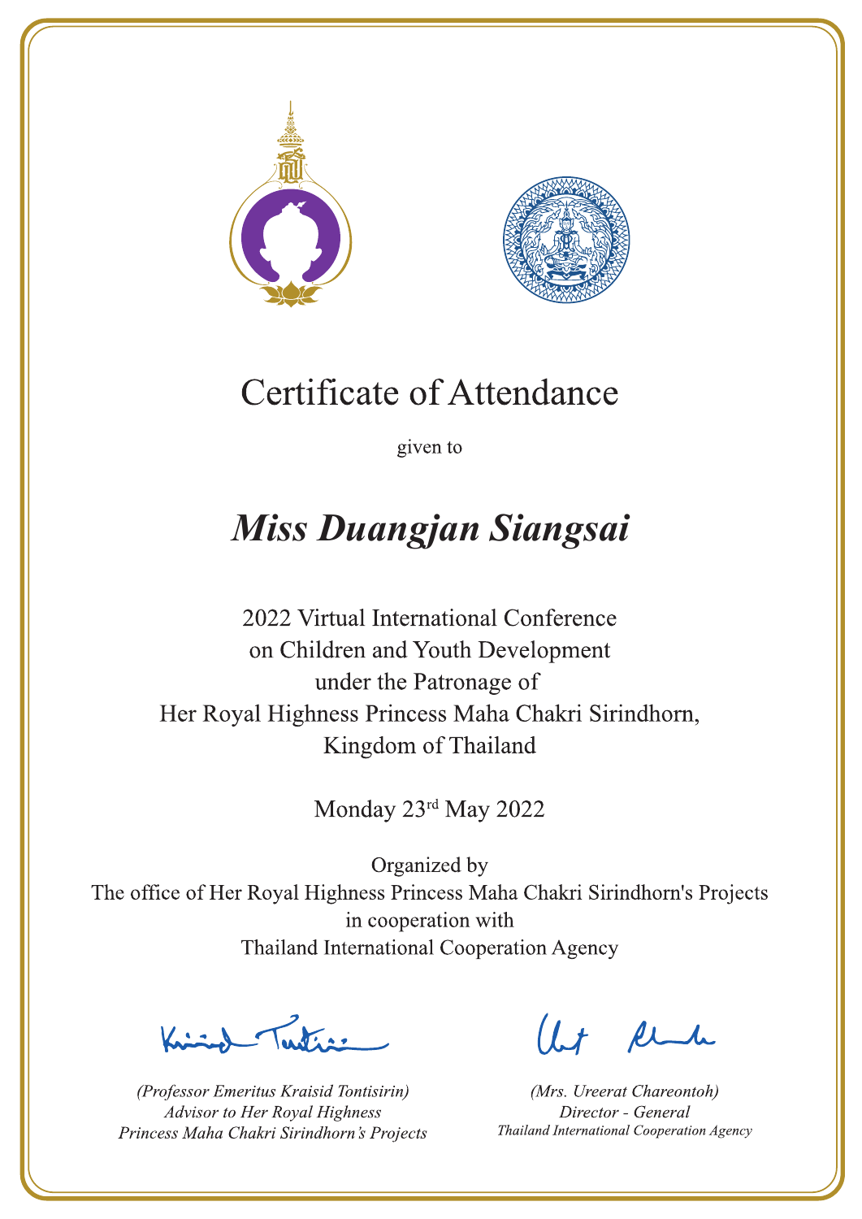# Certificate of Attendance

given to

## ***Miss Duangjan Siangsai***

2022 Virtual International Conference
on Children and Youth Development
under the Patronage of
Her Royal Highness Princess Maha Chakri Sirindhorn,
Kingdom of Thailand

Monday 23rd May 2022

Organized by
The office of Her Royal Highness Princess Maha Chakri Sirindhorn's Projects
in cooperation with
Thailand International Cooperation Agency

*(Professor Emeritus Kraisid Tontisirin)*
*Advisor to Her Royal Highness*
*Princess Maha Chakri Sirindhorn's Projects*

*(Mrs. Ureerat Chareontoh)*
*Director - General*
*Thailand International Cooperation Agency*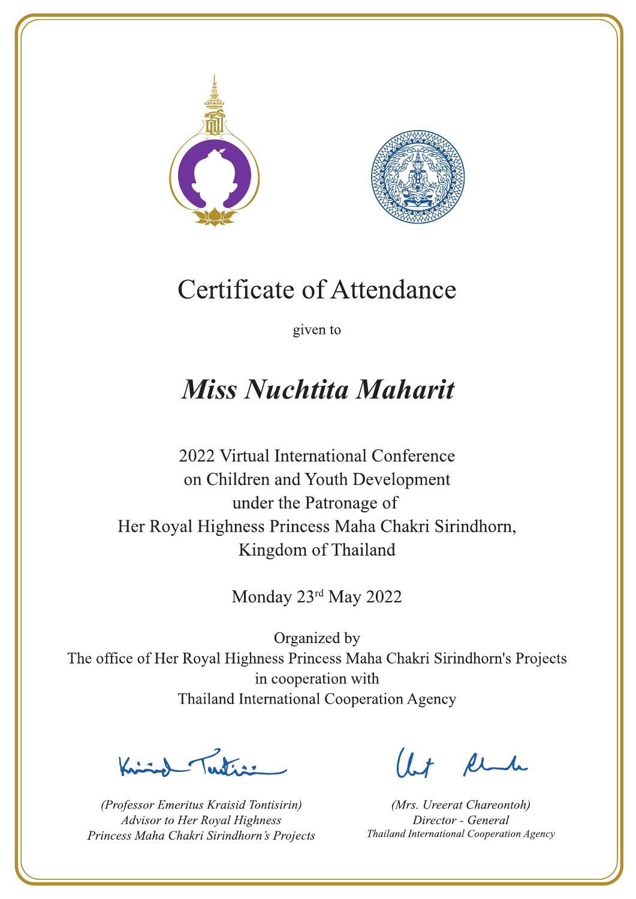# Certificate of Attendance

given to

***Miss Nuchtita Maharit***

2022 Virtual International Conference
on Children and Youth Development
under the Patronage of
Her Royal Highness Princess Maha Chakri Sirindhorn,
Kingdom of Thailand

Monday 23rd May 2022

Organized by
The office of Her Royal Highness Princess Maha Chakri Sirindhorn's Projects
in cooperation with
Thailand International Cooperation Agency

*(Professor Emeritus Kraisid Tontisirin)*
*Advisor to Her Royal Highness*
*Princess Maha Chakri Sirindhorn's Projects*

*(Mrs. Ureerat Chareontoh)*
*Director - General*
*Thailand International Cooperation Agency*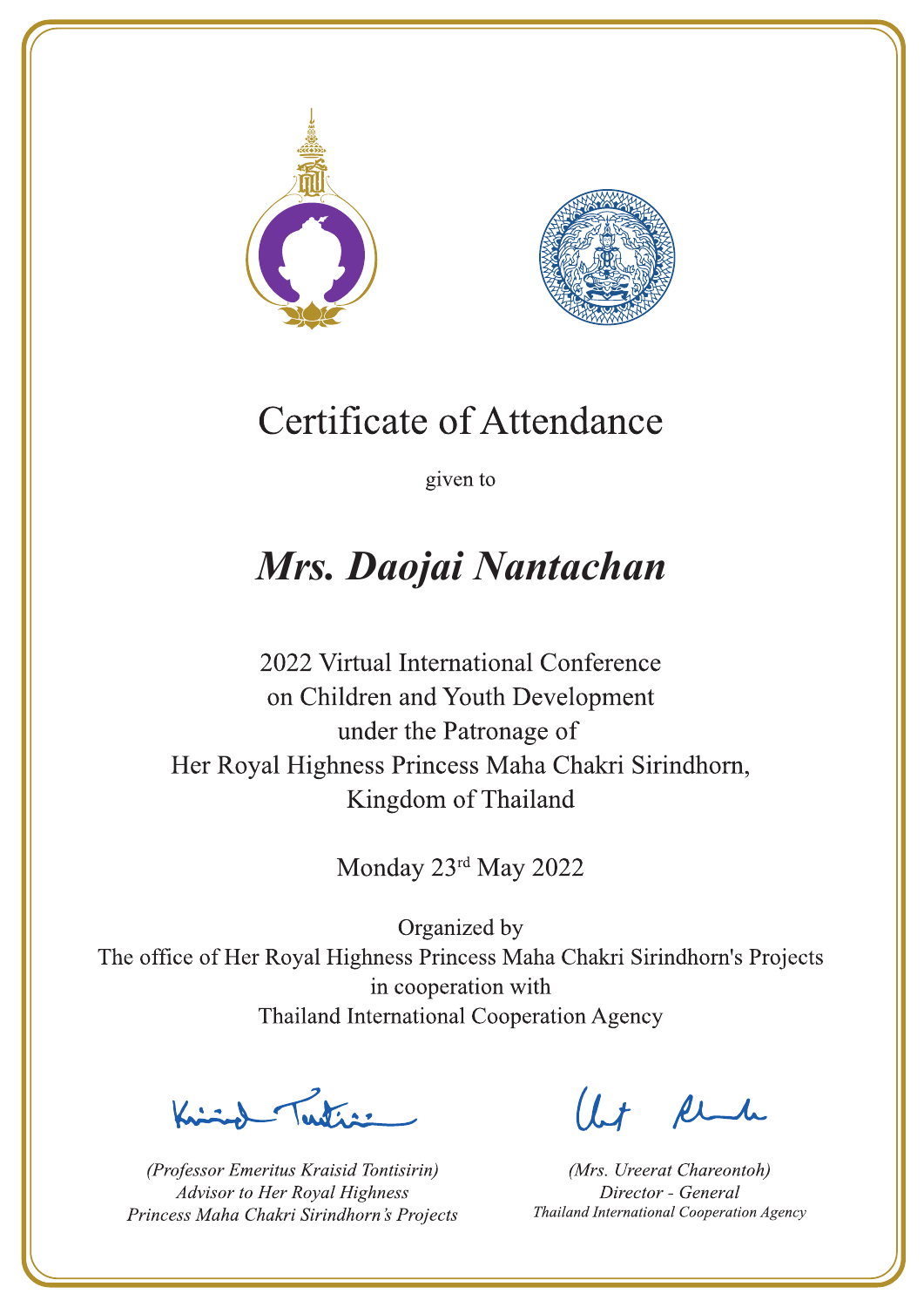# Certificate of Attendance

given to

## *Mrs. Daojai Nantachan*

2022 Virtual International Conference
on Children and Youth Development
under the Patronage of
Her Royal Highness Princess Maha Chakri Sirindhorn,
Kingdom of Thailand

Monday 23rd May 2022

Organized by
The office of Her Royal Highness Princess Maha Chakri Sirindhorn's Projects
in cooperation with
Thailand International Cooperation Agency

*(Professor Emeritus Kraisid Tontisirin)*
*Advisor to Her Royal Highness*
*Princess Maha Chakri Sirindhorn's Projects*

*(Mrs. Ureerat Chareontoh)*
*Director - General*
*Thailand International Cooperation Agency*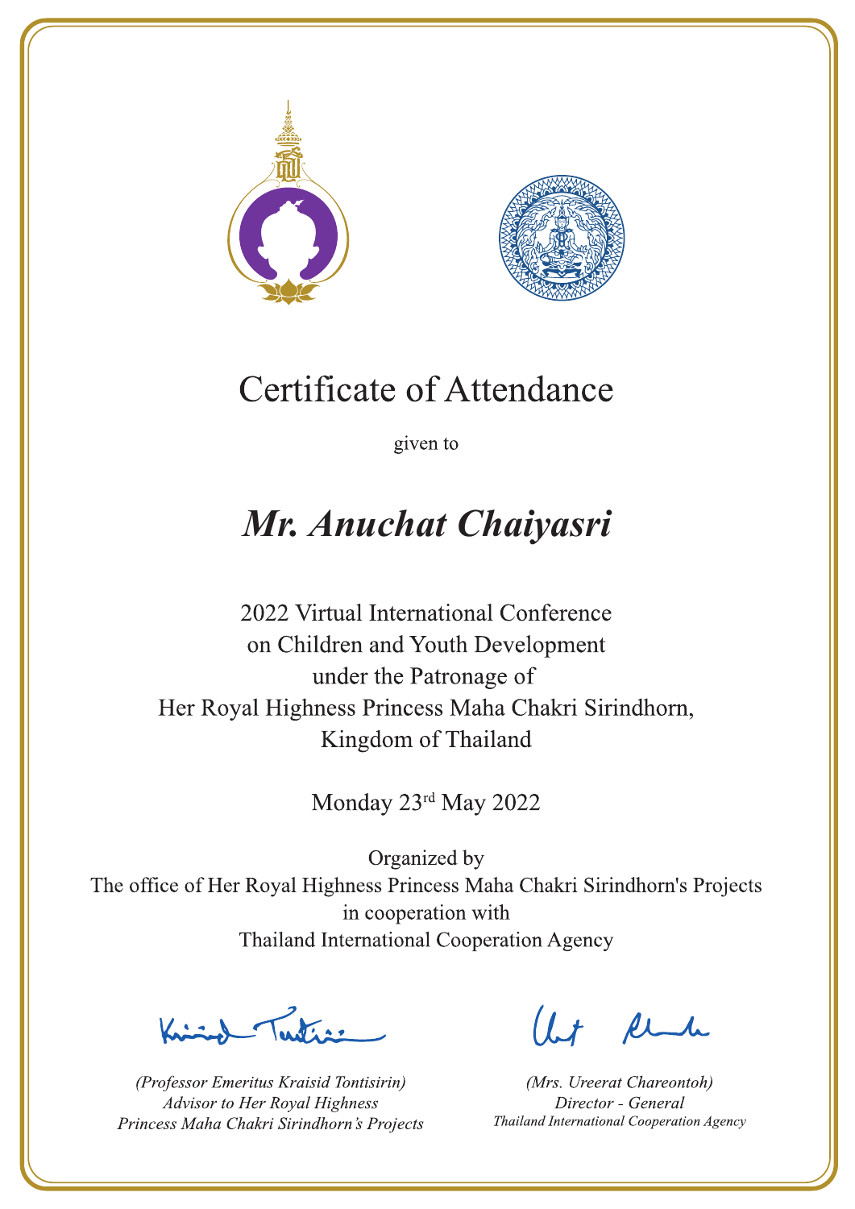# Certificate of Attendance

given to

## *Mr. Anuchat Chaiyasri*

2022 Virtual International Conference
on Children and Youth Development
under the Patronage of
Her Royal Highness Princess Maha Chakri Sirindhorn,
Kingdom of Thailand

Monday 23rd May 2022

Organized by
The office of Her Royal Highness Princess Maha Chakri Sirindhorn's Projects
in cooperation with
Thailand International Cooperation Agency

*(Professor Emeritus Kraisid Tontisirin)*
*Advisor to Her Royal Highness*
*Princess Maha Chakri Sirindhorn's Projects*

*(Mrs. Ureerat Chareontoh)*
*Director - General*
*Thailand International Cooperation Agency*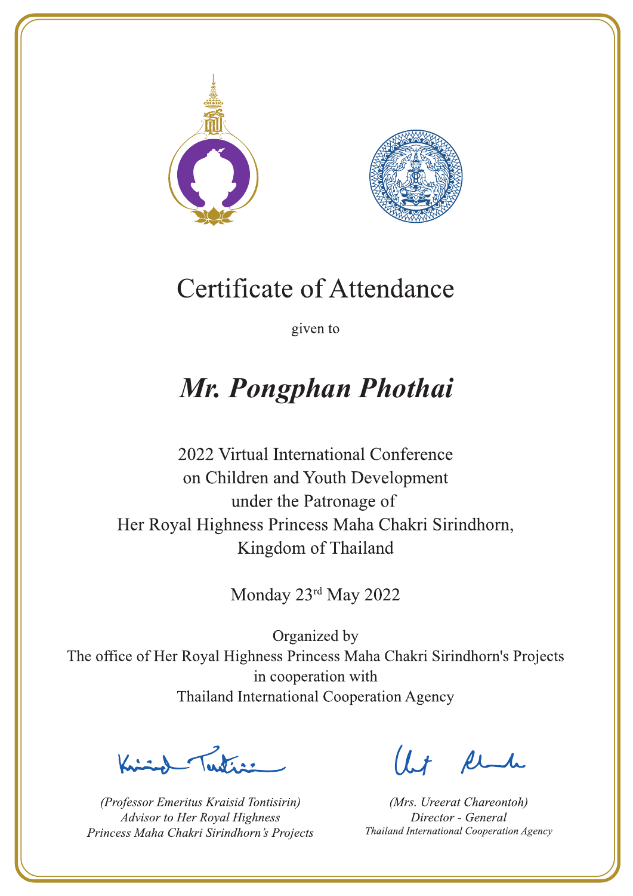# Certificate of Attendance

given to

## *Mr. Pongphan Phothai*

2022 Virtual International Conference
on Children and Youth Development
under the Patronage of
Her Royal Highness Princess Maha Chakri Sirindhorn,
Kingdom of Thailand

Monday 23rd May 2022

Organized by
The office of Her Royal Highness Princess Maha Chakri Sirindhorn's Projects
in cooperation with
Thailand International Cooperation Agency

*(Professor Emeritus Kraisid Tontisirin)*
*Advisor to Her Royal Highness*
*Princess Maha Chakri Sirindhorn's Projects*

*(Mrs. Ureerat Chareontoh)*
*Director - General*
*Thailand International Cooperation Agency*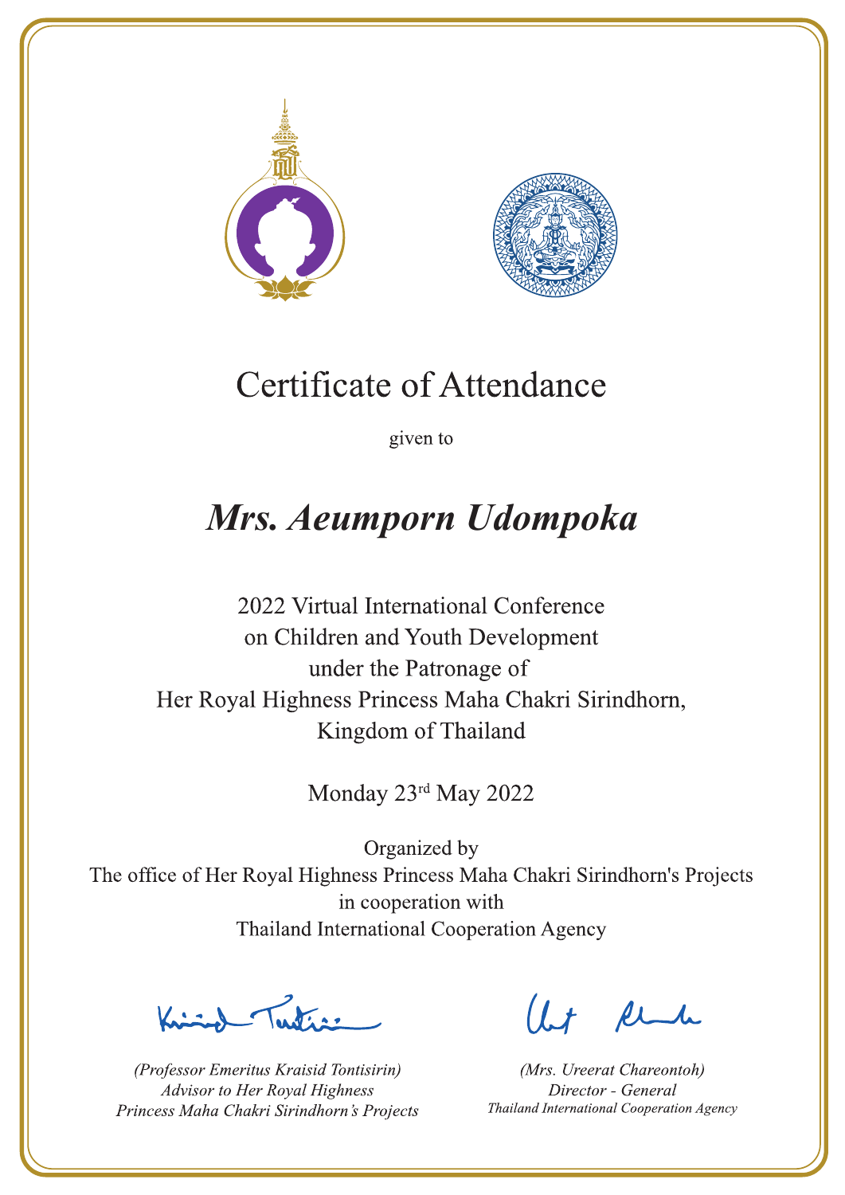# Certificate of Attendance

given to

## *Mrs. Aeumporn Udompoka*

2022 Virtual International Conference
on Children and Youth Development
under the Patronage of
Her Royal Highness Princess Maha Chakri Sirindhorn,
Kingdom of Thailand

Monday 23rd May 2022

Organized by
The office of Her Royal Highness Princess Maha Chakri Sirindhorn's Projects
in cooperation with
Thailand International Cooperation Agency

*(Professor Emeritus Kraisid Tontisirin)*
*Advisor to Her Royal Highness*
*Princess Maha Chakri Sirindhorn's Projects*

*(Mrs. Ureerat Chareontoh)*
*Director - General*
*Thailand International Cooperation Agency*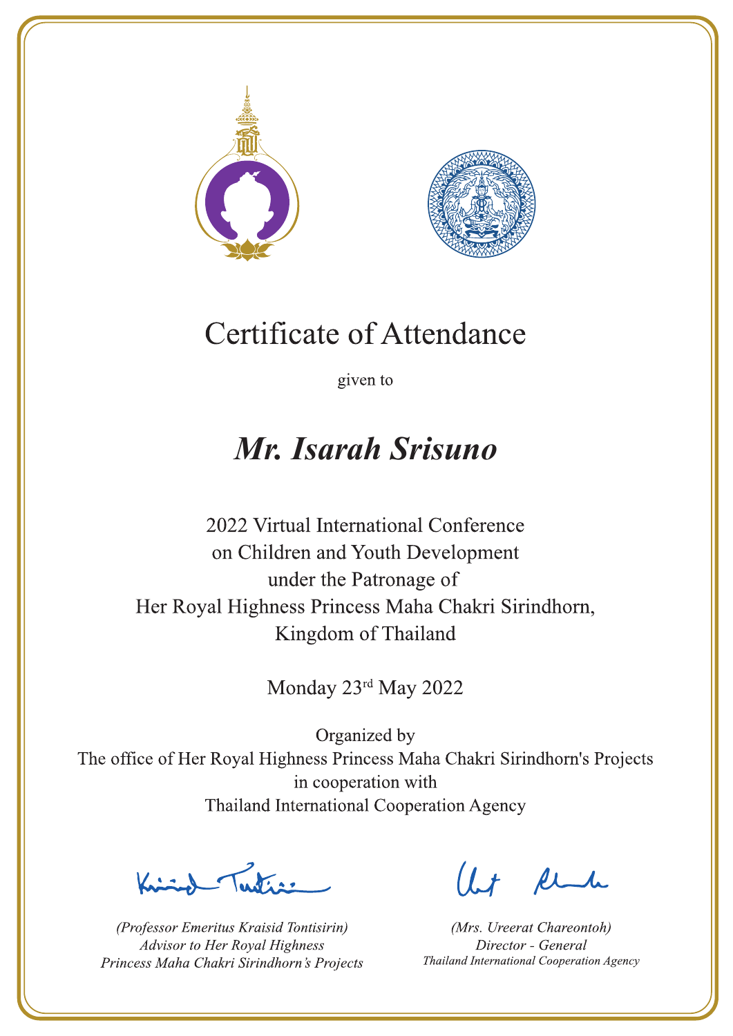# Certificate of Attendance

given to

## *Mr. Isarah Srisuno*

2022 Virtual International Conference
on Children and Youth Development
under the Patronage of
Her Royal Highness Princess Maha Chakri Sirindhorn,
Kingdom of Thailand

Monday 23rd May 2022

Organized by
The office of Her Royal Highness Princess Maha Chakri Sirindhorn's Projects
in cooperation with
Thailand International Cooperation Agency

*(Professor Emeritus Kraisid Tontisirin)*
*Advisor to Her Royal Highness*
*Princess Maha Chakri Sirindhorn's Projects*

*(Mrs. Ureerat Chareontoh)*
*Director - General*
*Thailand International Cooperation Agency*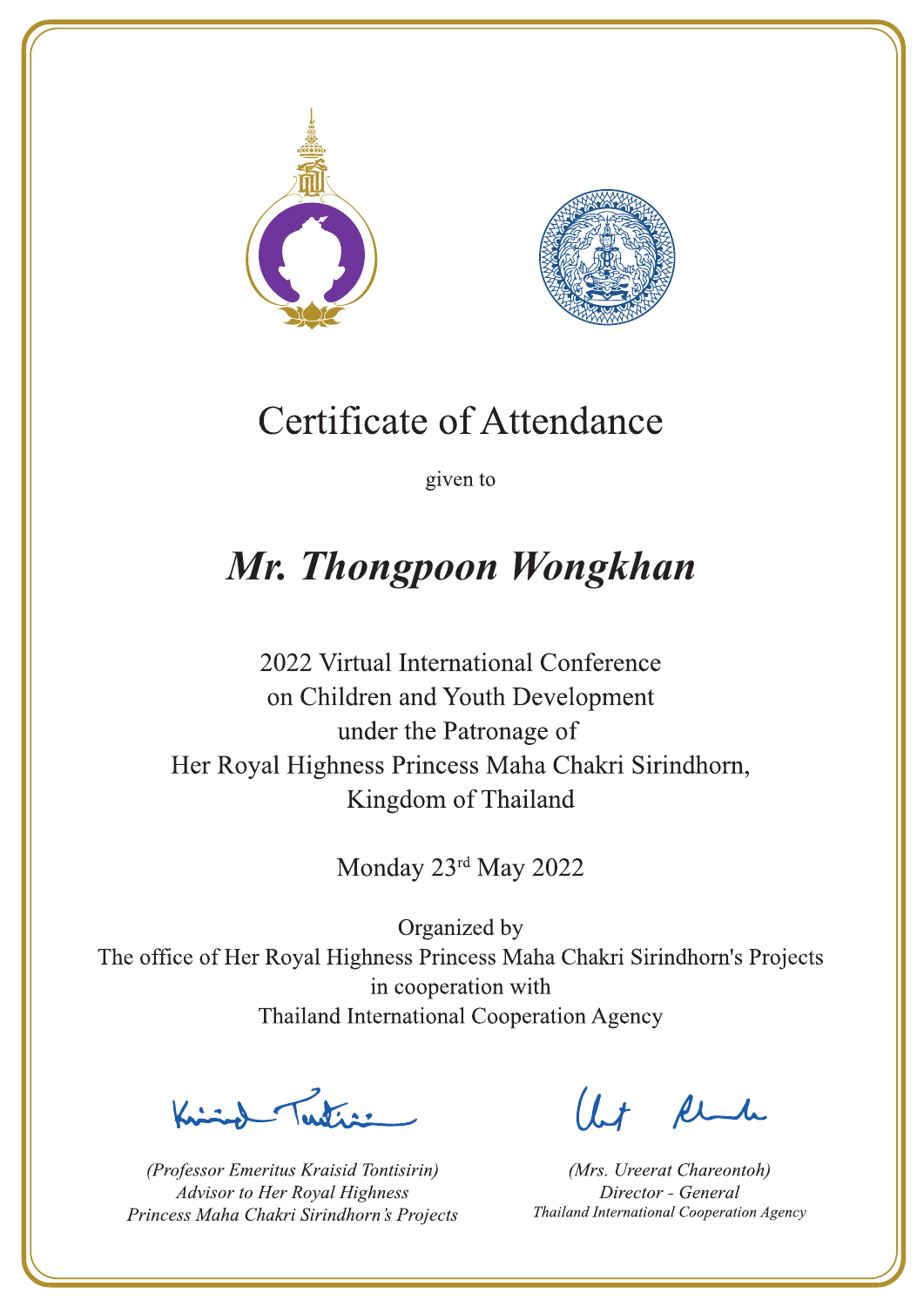# Certificate of Attendance

given to

## *Mr. Thongpoon Wongkhan*

2022 Virtual International Conference
on Children and Youth Development
under the Patronage of
Her Royal Highness Princess Maha Chakri Sirindhorn,
Kingdom of Thailand

Monday 23rd May 2022

Organized by
The office of Her Royal Highness Princess Maha Chakri Sirindhorn's Projects
in cooperation with
Thailand International Cooperation Agency

*(Professor Emeritus Kraisid Tontisirin)*
*Advisor to Her Royal Highness*
*Princess Maha Chakri Sirindhorn's Projects*

*(Mrs. Ureerat Chareontoh)*
*Director - General*
*Thailand International Cooperation Agency*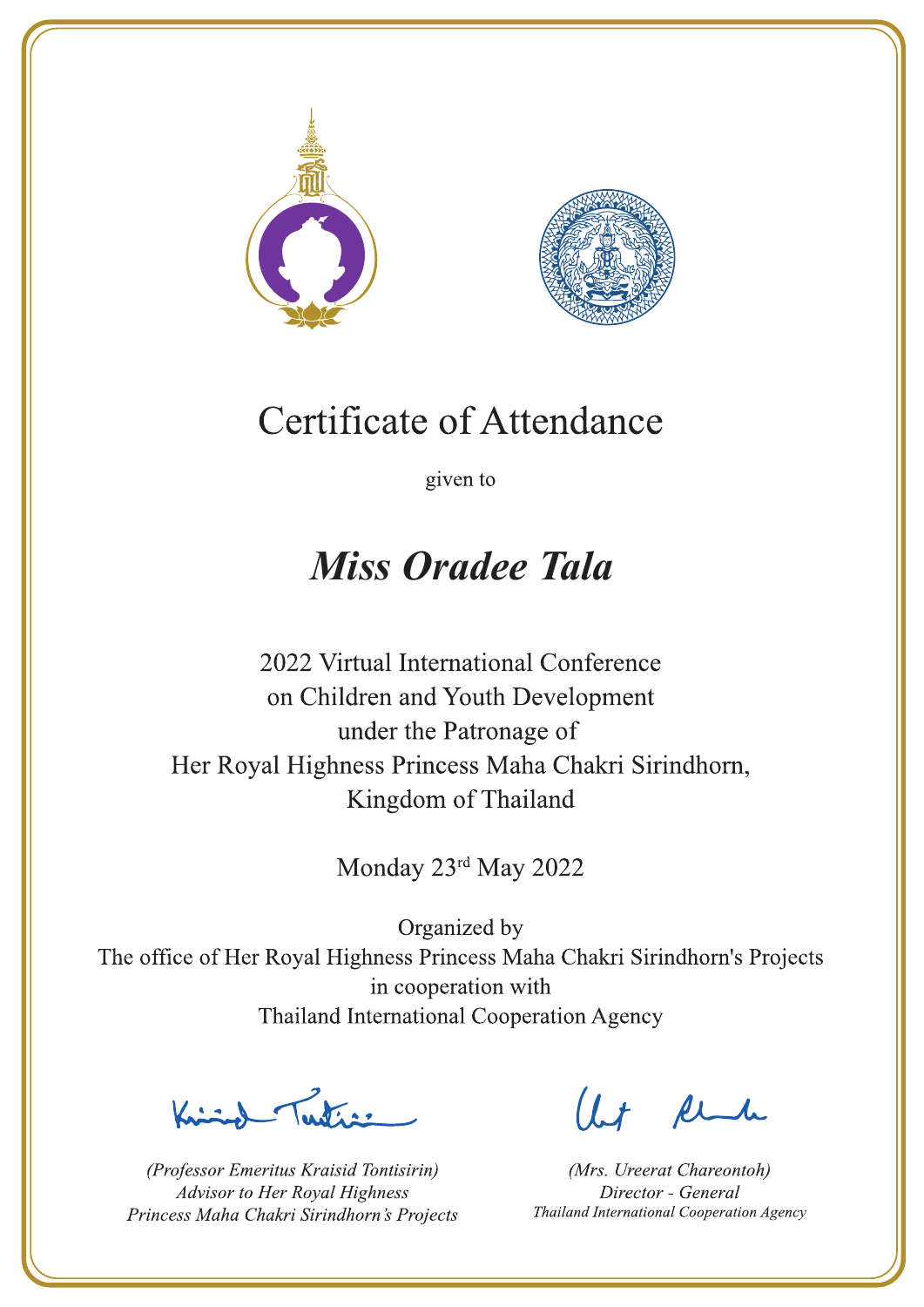# Certificate of Attendance

given to

## *Miss Oradee Tala*

2022 Virtual International Conference
on Children and Youth Development
under the Patronage of
Her Royal Highness Princess Maha Chakri Sirindhorn,
Kingdom of Thailand

Monday 23rd May 2022

Organized by
The office of Her Royal Highness Princess Maha Chakri Sirindhorn's Projects
in cooperation with
Thailand International Cooperation Agency

*(Professor Emeritus Kraisid Tontisirin)*
*Advisor to Her Royal Highness*
*Princess Maha Chakri Sirindhorn's Projects*

*(Mrs. Ureerat Chareontoh)*
*Director - General*
*Thailand International Cooperation Agency*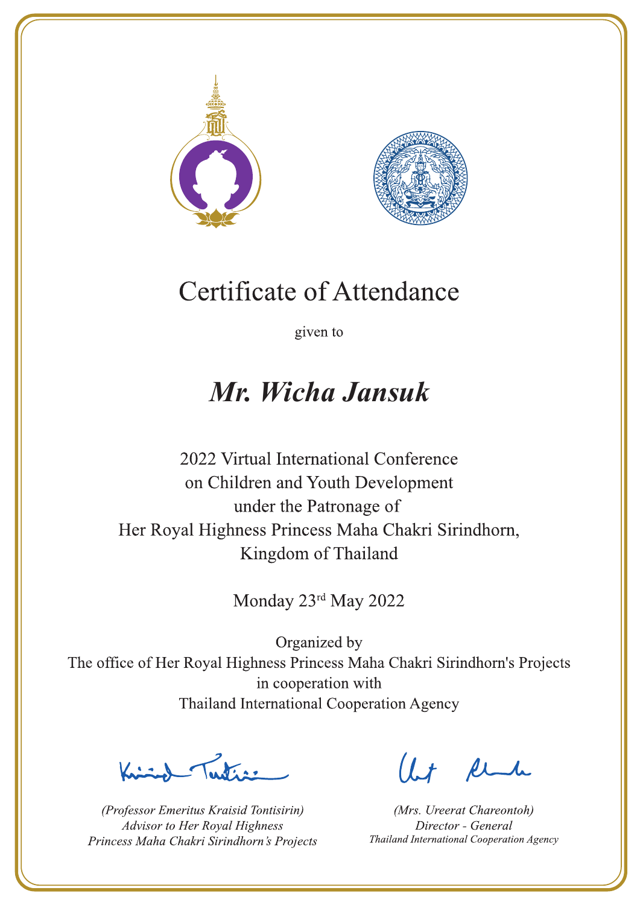# Certificate of Attendance

given to

## *Mr. Wicha Jansuk*

2022 Virtual International Conference
on Children and Youth Development
under the Patronage of
Her Royal Highness Princess Maha Chakri Sirindhorn,
Kingdom of Thailand

Monday 23rd May 2022

Organized by
The office of Her Royal Highness Princess Maha Chakri Sirindhorn's Projects
in cooperation with
Thailand International Cooperation Agency

*(Professor Emeritus Kraisid Tontisirin)*
*Advisor to Her Royal Highness*
*Princess Maha Chakri Sirindhorn's Projects*

*(Mrs. Ureerat Chareontoh)*
*Director - General*
*Thailand International Cooperation Agency*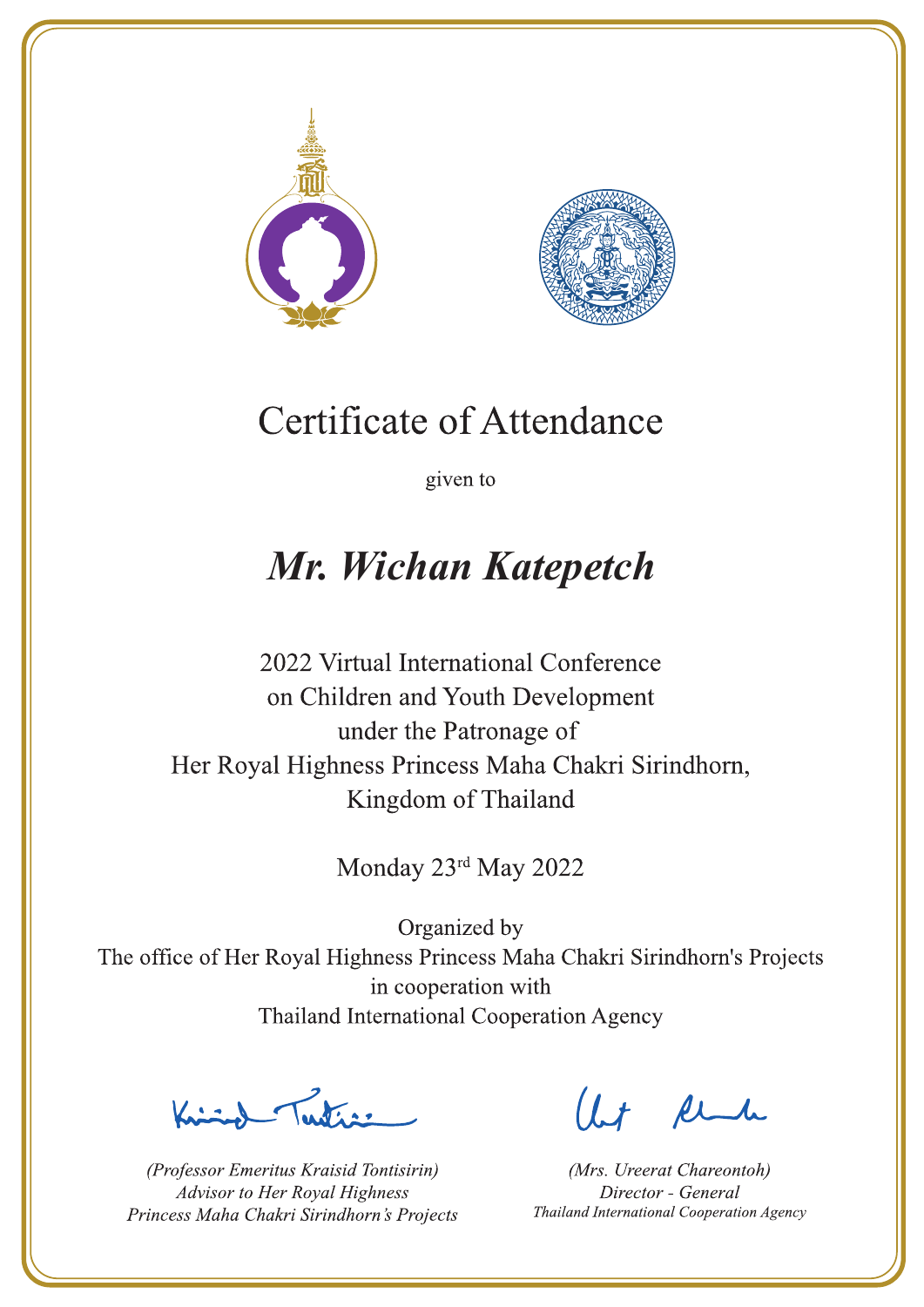# Certificate of Attendance

given to

## *Mr. Wichan Katepetch*

2022 Virtual International Conference
on Children and Youth Development
under the Patronage of
Her Royal Highness Princess Maha Chakri Sirindhorn,
Kingdom of Thailand

Monday 23rd May 2022

Organized by
The office of Her Royal Highness Princess Maha Chakri Sirindhorn's Projects
in cooperation with
Thailand International Cooperation Agency

*(Professor Emeritus Kraisid Tontisirin)*
*Advisor to Her Royal Highness*
*Princess Maha Chakri Sirindhorn's Projects*

*(Mrs. Ureerat Chareontoh)*
*Director - General*
*Thailand International Cooperation Agency*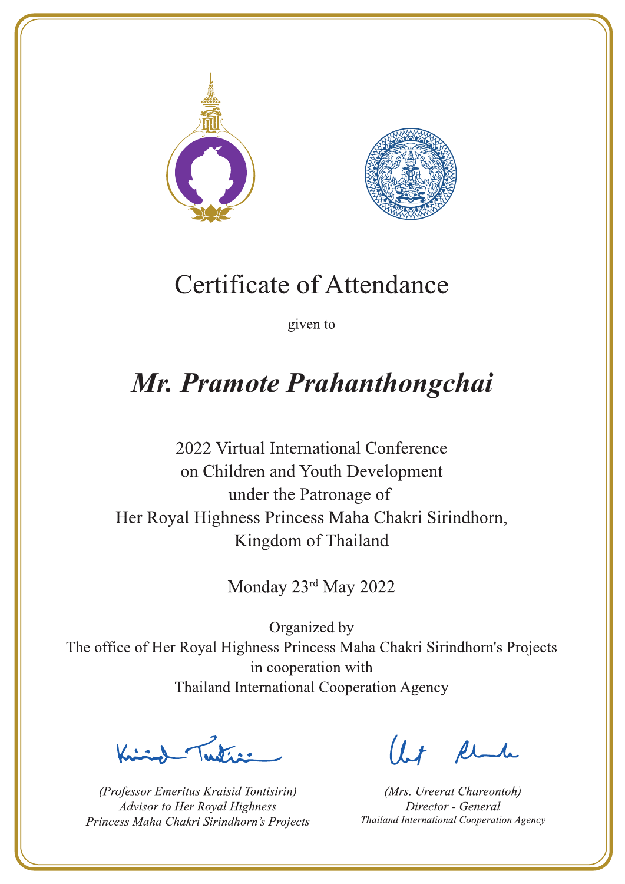# Certificate of Attendance

given to

## *Mr. Pramote Prahanthongchai*

2022 Virtual International Conference
on Children and Youth Development
under the Patronage of
Her Royal Highness Princess Maha Chakri Sirindhorn,
Kingdom of Thailand

Monday 23rd May 2022

Organized by
The office of Her Royal Highness Princess Maha Chakri Sirindhorn's Projects
in cooperation with
Thailand International Cooperation Agency

*(Professor Emeritus Kraisid Tontisirin)*
*Advisor to Her Royal Highness*
*Princess Maha Chakri Sirindhorn's Projects*

*(Mrs. Ureerat Chareontoh)*
*Director - General*
*Thailand International Cooperation Agency*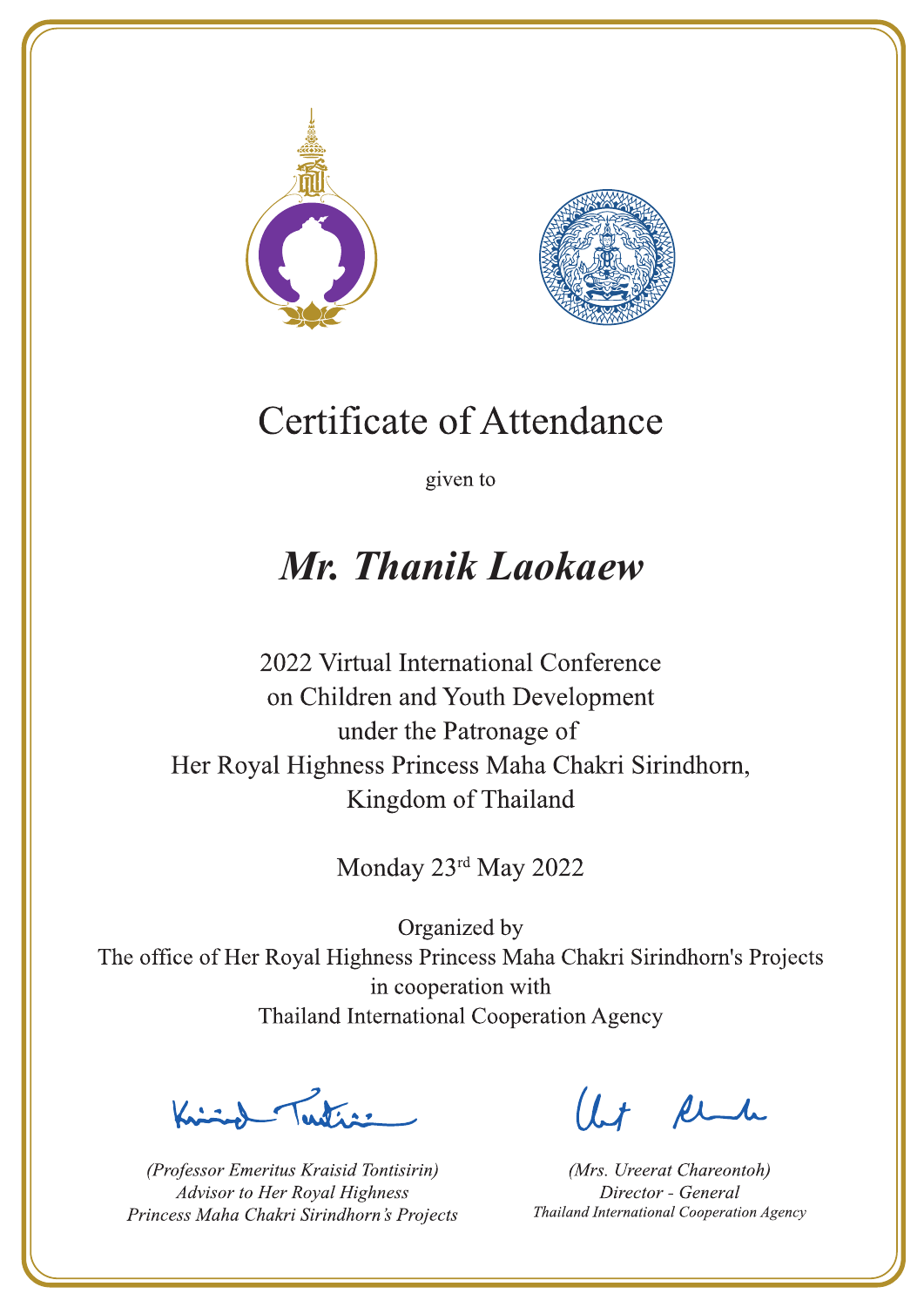# Certificate of Attendance

given to

## *Mr. Thanik Laokaew*

2022 Virtual International Conference
on Children and Youth Development
under the Patronage of
Her Royal Highness Princess Maha Chakri Sirindhorn,
Kingdom of Thailand

Monday 23rd May 2022

Organized by
The office of Her Royal Highness Princess Maha Chakri Sirindhorn's Projects
in cooperation with
Thailand International Cooperation Agency

*(Professor Emeritus Kraisid Tontisirin)*
*Advisor to Her Royal Highness*
*Princess Maha Chakri Sirindhorn's Projects*

*(Mrs. Ureerat Chareontoh)*
*Director - General*
*Thailand International Cooperation Agency*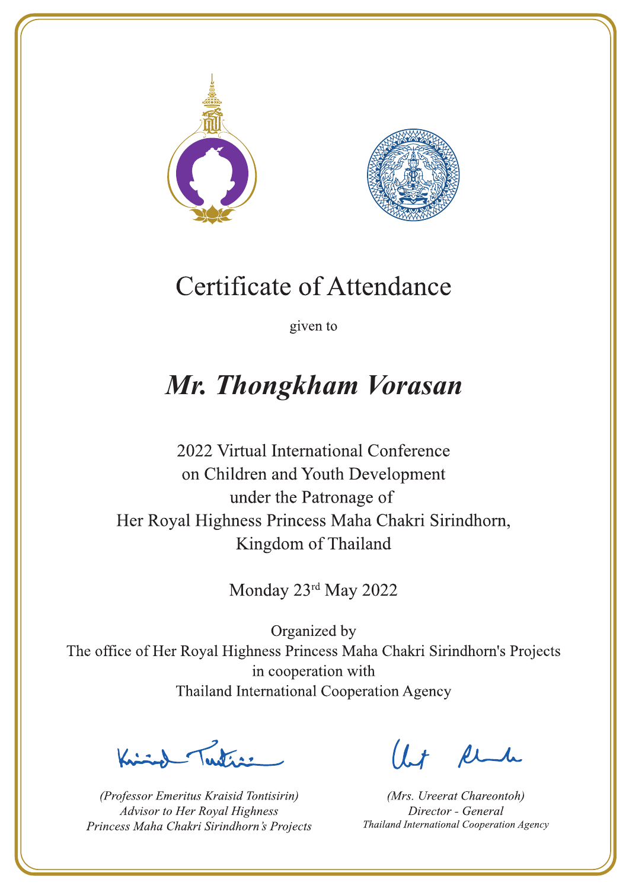# Certificate of Attendance

given to

## *Mr. Thongkham Vorasan*

2022 Virtual International Conference
on Children and Youth Development
under the Patronage of
Her Royal Highness Princess Maha Chakri Sirindhorn,
Kingdom of Thailand

Monday 23rd May 2022

Organized by
The office of Her Royal Highness Princess Maha Chakri Sirindhorn's Projects
in cooperation with
Thailand International Cooperation Agency

*(Professor Emeritus Kraisid Tontisirin)*
*Advisor to Her Royal Highness*
*Princess Maha Chakri Sirindhorn's Projects*

*(Mrs. Ureerat Chareontoh)*
*Director - General*
*Thailand International Cooperation Agency*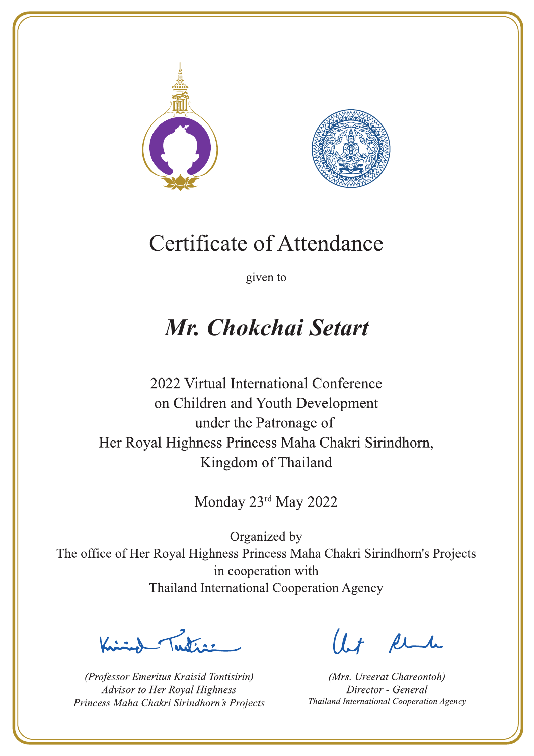# Certificate of Attendance

given to

## ***Mr. Chokchai Setart***

2022 Virtual International Conference
on Children and Youth Development
under the Patronage of
Her Royal Highness Princess Maha Chakri Sirindhorn,
Kingdom of Thailand

Monday 23rd May 2022

Organized by
The office of Her Royal Highness Princess Maha Chakri Sirindhorn's Projects
in cooperation with
Thailand International Cooperation Agency

*(Professor Emeritus Kraisid Tontisirin)*
*Advisor to Her Royal Highness*
*Princess Maha Chakri Sirindhorn's Projects*

*(Mrs. Ureerat Chareontoh)*
*Director - General*
*Thailand International Cooperation Agency*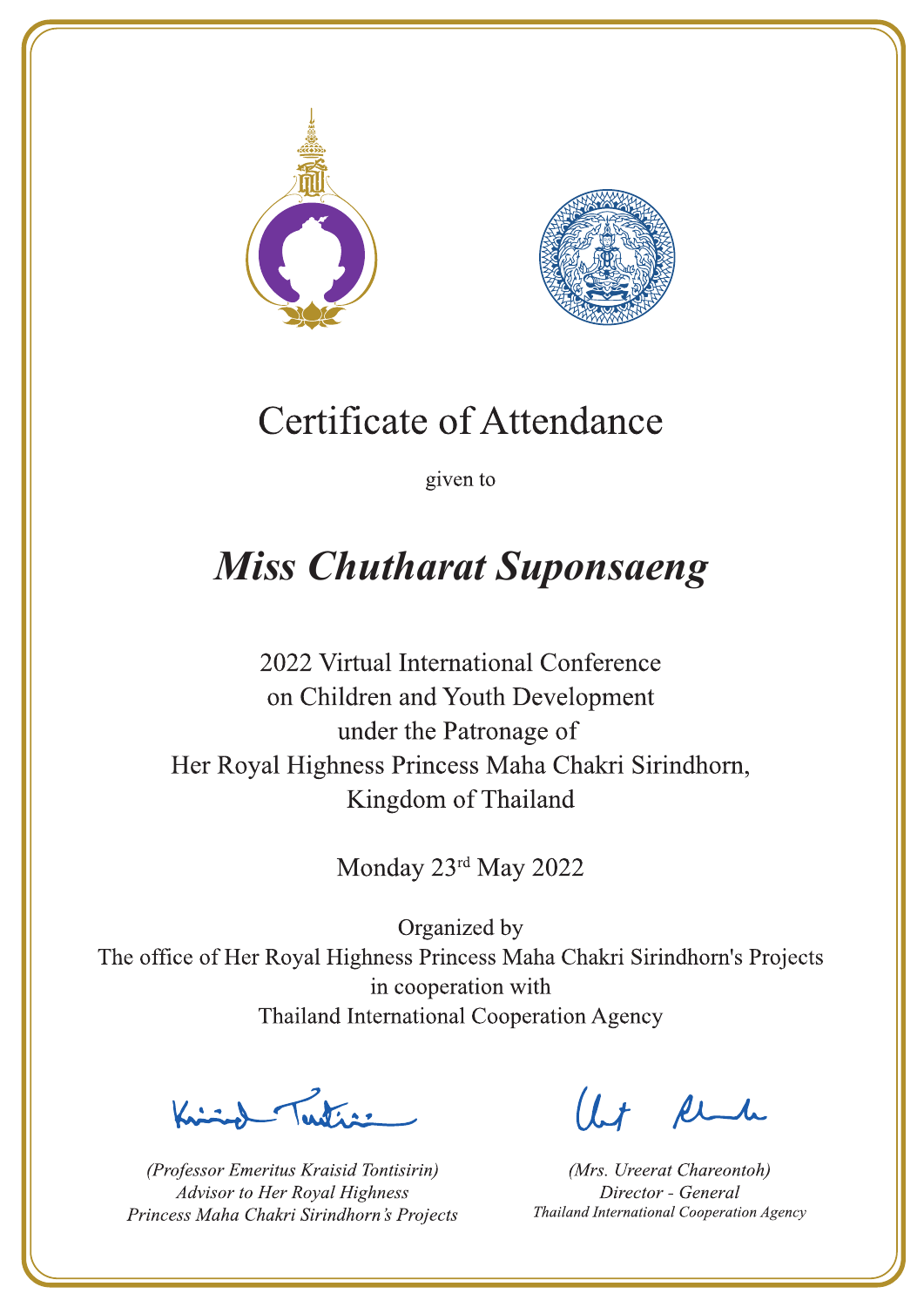# Certificate of Attendance

given to

## *Miss Chutharat Suponsaeng*

2022 Virtual International Conference
on Children and Youth Development
under the Patronage of
Her Royal Highness Princess Maha Chakri Sirindhorn,
Kingdom of Thailand

Monday 23rd May 2022

Organized by
The office of Her Royal Highness Princess Maha Chakri Sirindhorn's Projects
in cooperation with
Thailand International Cooperation Agency

*(Professor Emeritus Kraisid Tontisirin)*
*Advisor to Her Royal Highness*
*Princess Maha Chakri Sirindhorn's Projects*

*(Mrs. Ureerat Chareontoh)*
*Director - General*
*Thailand International Cooperation Agency*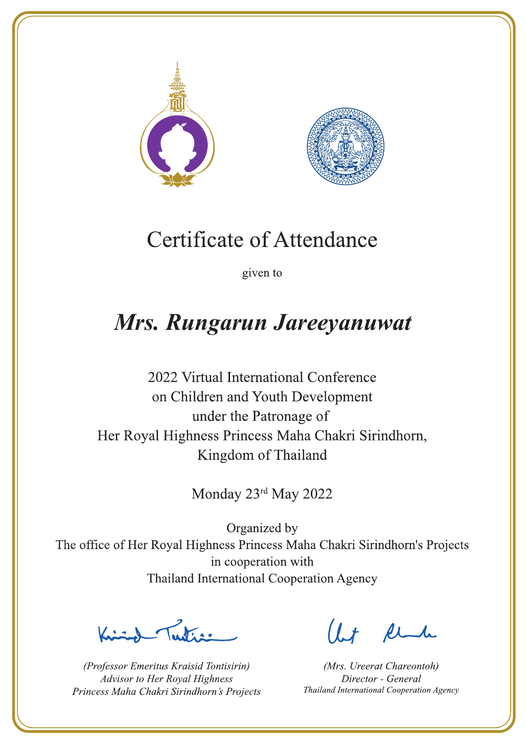# Certificate of Attendance

given to

## *Mrs. Rungarun Jareeyanuwat*

2022 Virtual International Conference
on Children and Youth Development
under the Patronage of
Her Royal Highness Princess Maha Chakri Sirindhorn,
Kingdom of Thailand

Monday 23rd May 2022

Organized by
The office of Her Royal Highness Princess Maha Chakri Sirindhorn's Projects
in cooperation with
Thailand International Cooperation Agency

*(Professor Emeritus Kraisid Tontisirin)*
*Advisor to Her Royal Highness*
*Princess Maha Chakri Sirindhorn's Projects*

*(Mrs. Ureerat Chareontoh)*
*Director - General*
*Thailand International Cooperation Agency*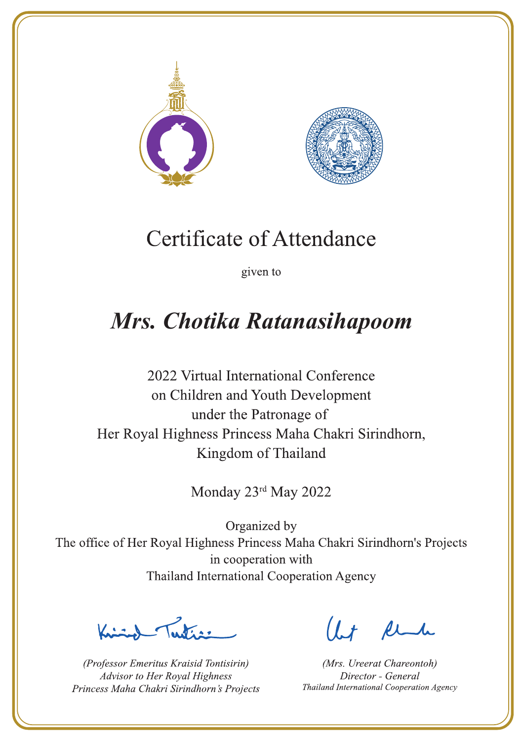# Certificate of Attendance

given to

## *Mrs. Chotika Ratanasihapoom*

2022 Virtual International Conference
on Children and Youth Development
under the Patronage of
Her Royal Highness Princess Maha Chakri Sirindhorn,
Kingdom of Thailand

Monday 23rd May 2022

Organized by
The office of Her Royal Highness Princess Maha Chakri Sirindhorn's Projects
in cooperation with
Thailand International Cooperation Agency

*(Professor Emeritus Kraisid Tontisirin)*
*Advisor to Her Royal Highness*
*Princess Maha Chakri Sirindhorn's Projects*

*(Mrs. Ureerat Chareontoh)*
*Director - General*
*Thailand International Cooperation Agency*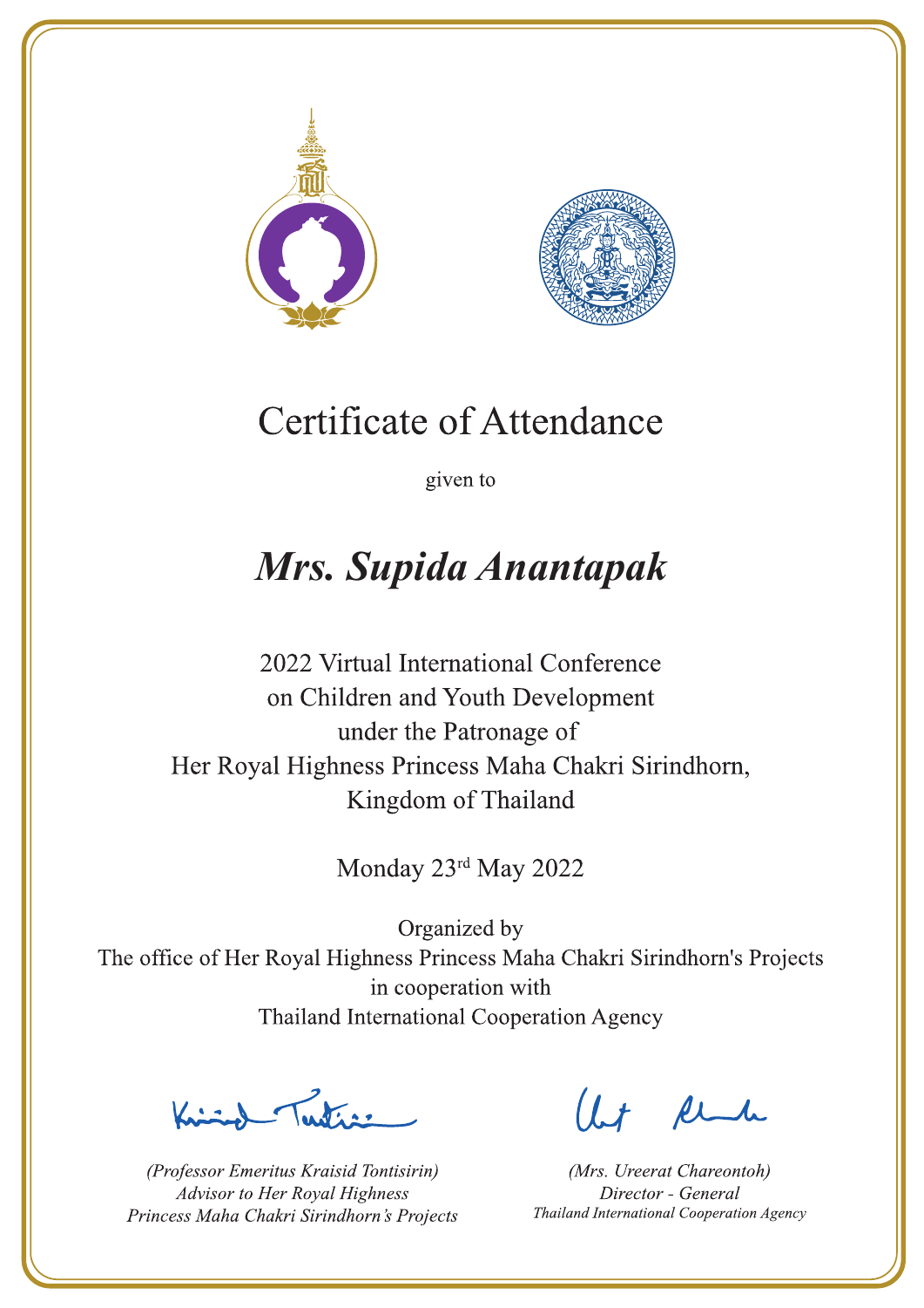# Certificate of Attendance

given to

## *Mrs. Supida Anantapak*

2022 Virtual International Conference
on Children and Youth Development
under the Patronage of
Her Royal Highness Princess Maha Chakri Sirindhorn,
Kingdom of Thailand

Monday 23rd May 2022

Organized by
The office of Her Royal Highness Princess Maha Chakri Sirindhorn's Projects
in cooperation with
Thailand International Cooperation Agency

*(Professor Emeritus Kraisid Tontisirin)*
*Advisor to Her Royal Highness*
*Princess Maha Chakri Sirindhorn's Projects*

*(Mrs. Ureerat Chareontoh)*
*Director - General*
*Thailand International Cooperation Agency*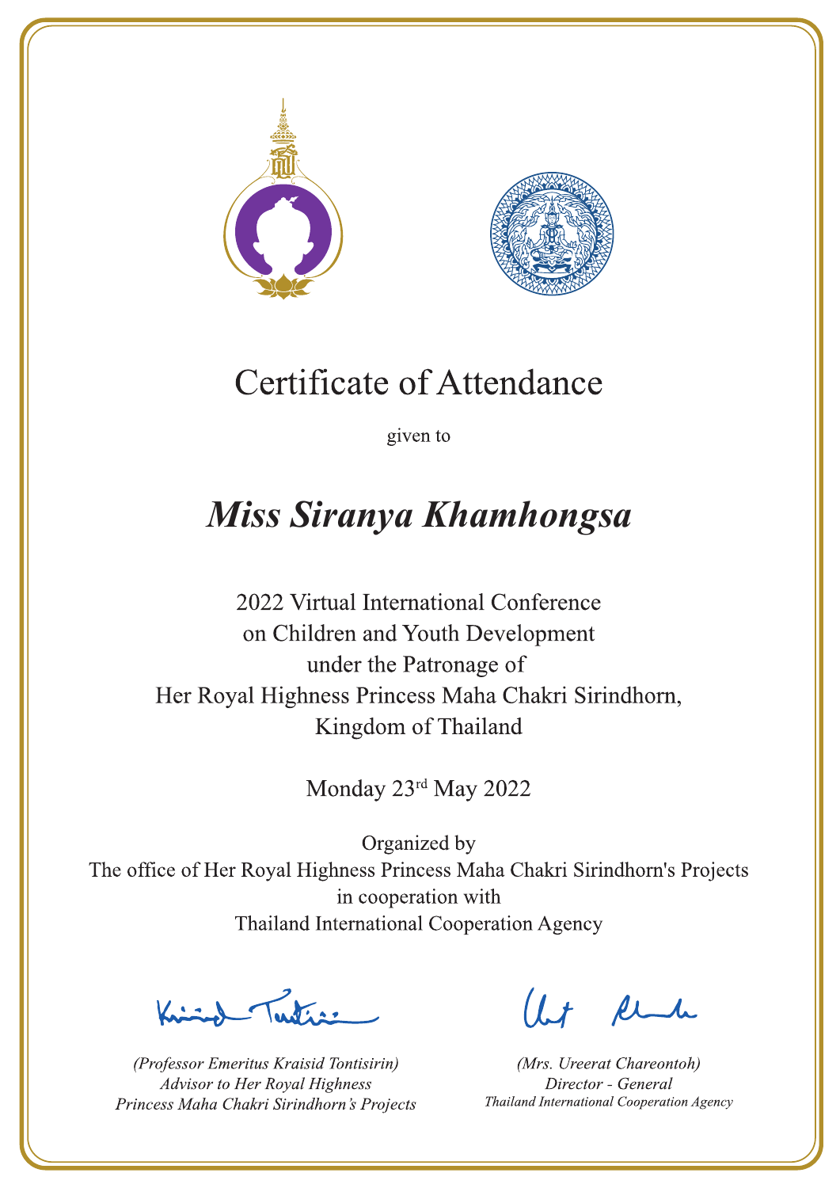# Certificate of Attendance

given to

## *Miss Siranya Khamhongsa*

2022 Virtual International Conference
on Children and Youth Development
under the Patronage of
Her Royal Highness Princess Maha Chakri Sirindhorn,
Kingdom of Thailand

Monday 23rd May 2022

Organized by
The office of Her Royal Highness Princess Maha Chakri Sirindhorn's Projects
in cooperation with
Thailand International Cooperation Agency

*(Professor Emeritus Kraisid Tontisirin)*
*Advisor to Her Royal Highness*
*Princess Maha Chakri Sirindhorn's Projects*

*(Mrs. Ureerat Chareontoh)*
*Director - General*
*Thailand International Cooperation Agency*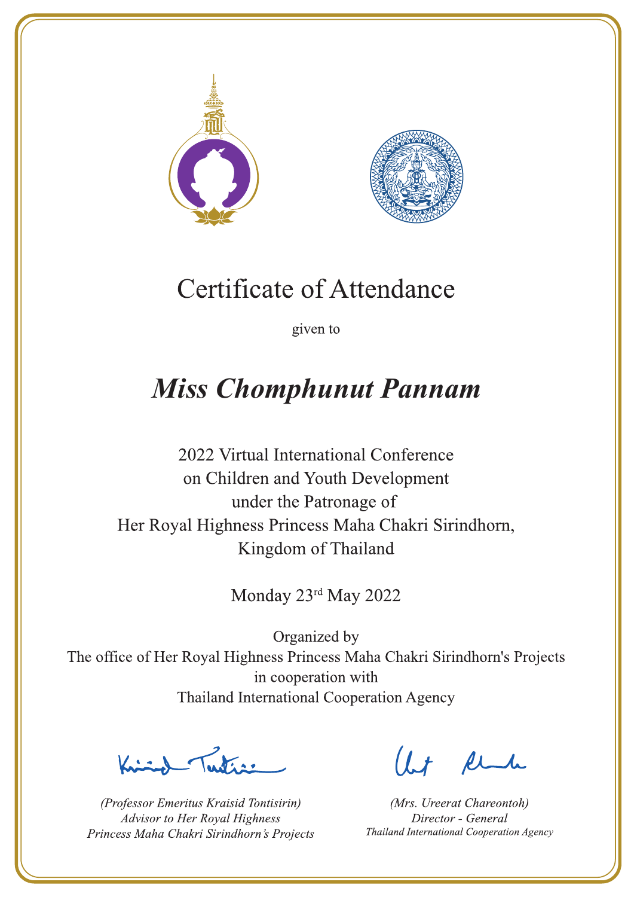# Certificate of Attendance

given to

## *Miss Chomphunut Pannam*

2022 Virtual International Conference
on Children and Youth Development
under the Patronage of
Her Royal Highness Princess Maha Chakri Sirindhorn,
Kingdom of Thailand

Monday 23rd May 2022

Organized by
The office of Her Royal Highness Princess Maha Chakri Sirindhorn's Projects
in cooperation with
Thailand International Cooperation Agency

*(Professor Emeritus Kraisid Tontisirin)*
*Advisor to Her Royal Highness*
*Princess Maha Chakri Sirindhorn's Projects*

*(Mrs. Ureerat Chareontoh)*
*Director - General*
*Thailand International Cooperation Agency*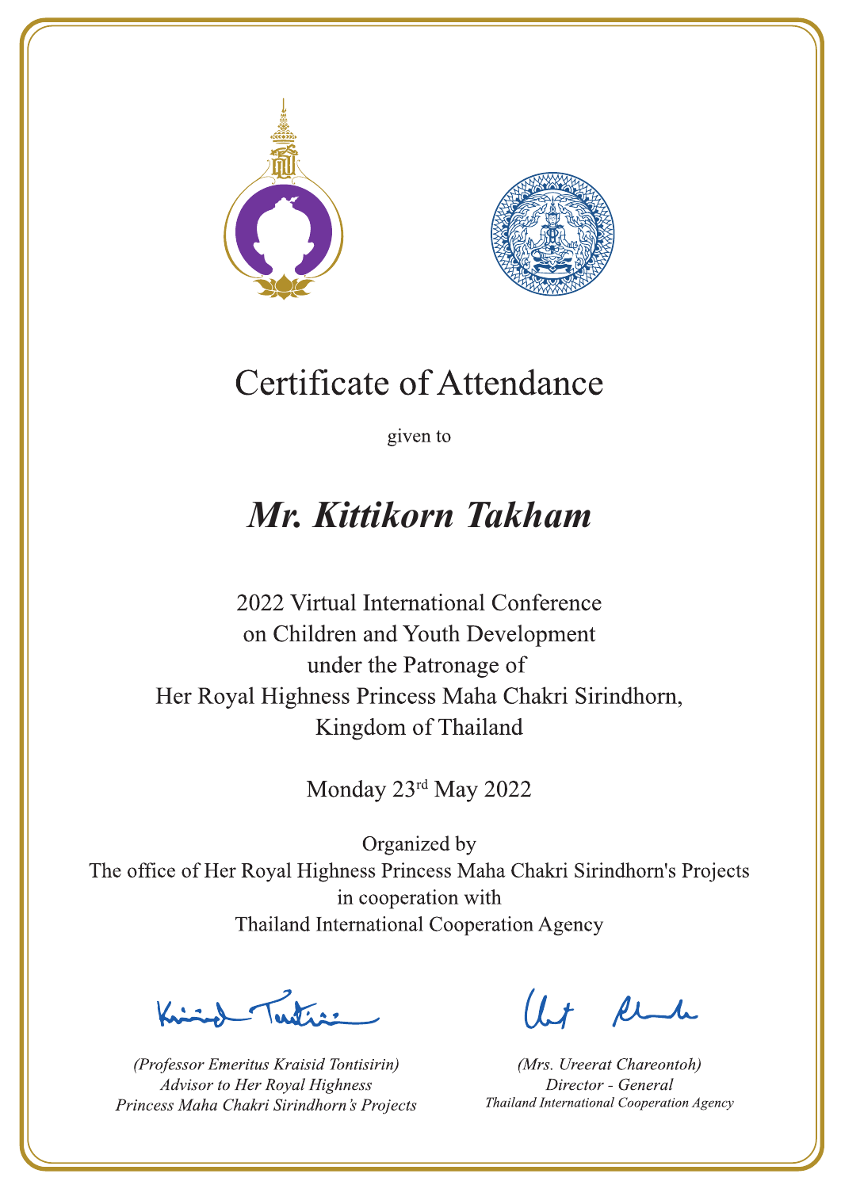# Certificate of Attendance

given to

## *Mr. Kittikorn Takham*

2022 Virtual International Conference
on Children and Youth Development
under the Patronage of
Her Royal Highness Princess Maha Chakri Sirindhorn,
Kingdom of Thailand

Monday 23rd May 2022

Organized by
The office of Her Royal Highness Princess Maha Chakri Sirindhorn's Projects
in cooperation with
Thailand International Cooperation Agency

*(Professor Emeritus Kraisid Tontisirin)*
*Advisor to Her Royal Highness*
*Princess Maha Chakri Sirindhorn's Projects*

*(Mrs. Ureerat Chareontoh)*
*Director - General*
*Thailand International Cooperation Agency*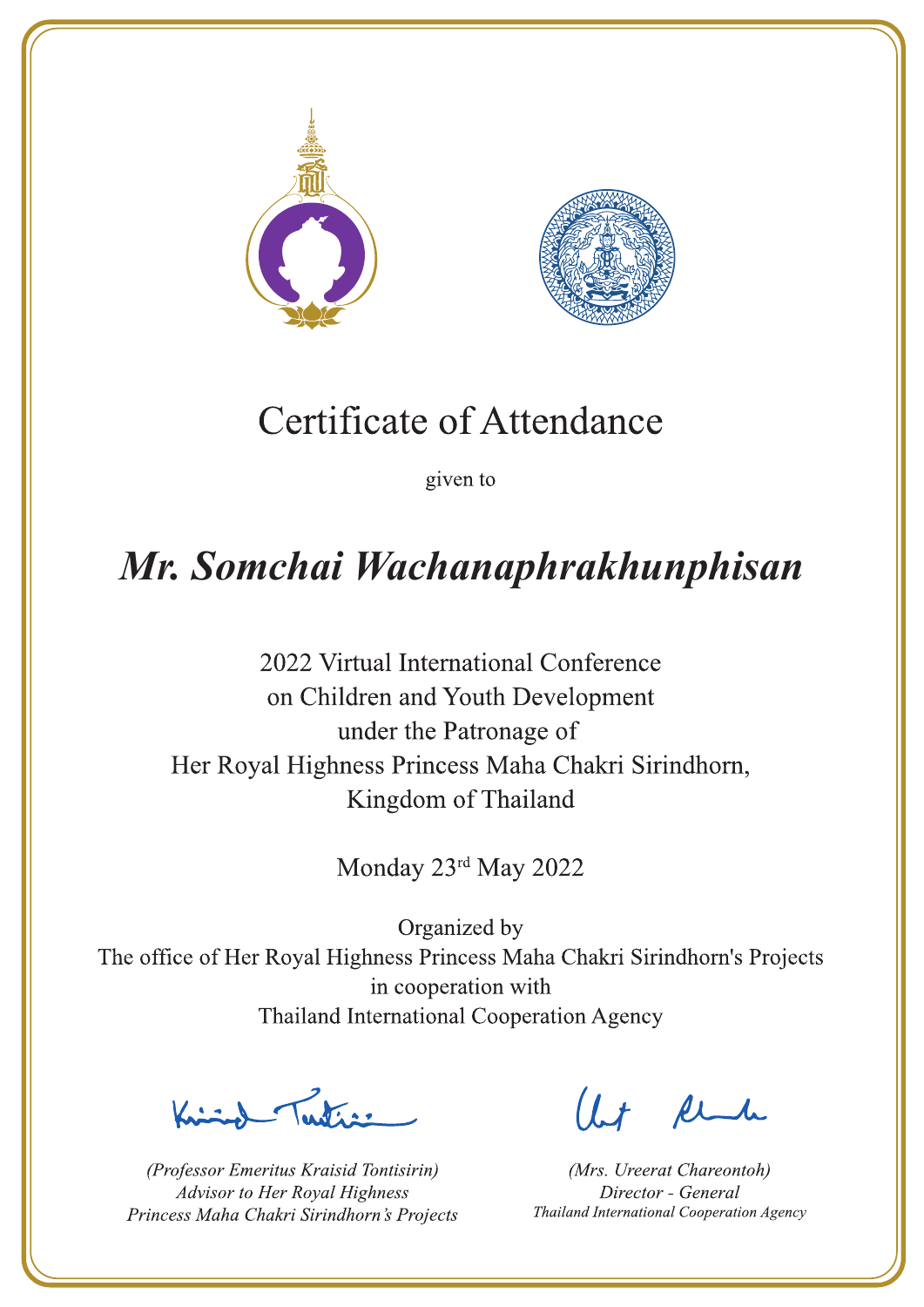# Certificate of Attendance

given to

## *Mr. Somchai Wachanaphrakhunphisan*

2022 Virtual International Conference
on Children and Youth Development
under the Patronage of
Her Royal Highness Princess Maha Chakri Sirindhorn,
Kingdom of Thailand

Monday 23rd May 2022

Organized by
The office of Her Royal Highness Princess Maha Chakri Sirindhorn's Projects
in cooperation with
Thailand International Cooperation Agency

*(Professor Emeritus Kraisid Tontisirin)*
*Advisor to Her Royal Highness*
*Princess Maha Chakri Sirindhorn's Projects*

*(Mrs. Ureerat Chareontoh)*
*Director - General*
*Thailand International Cooperation Agency*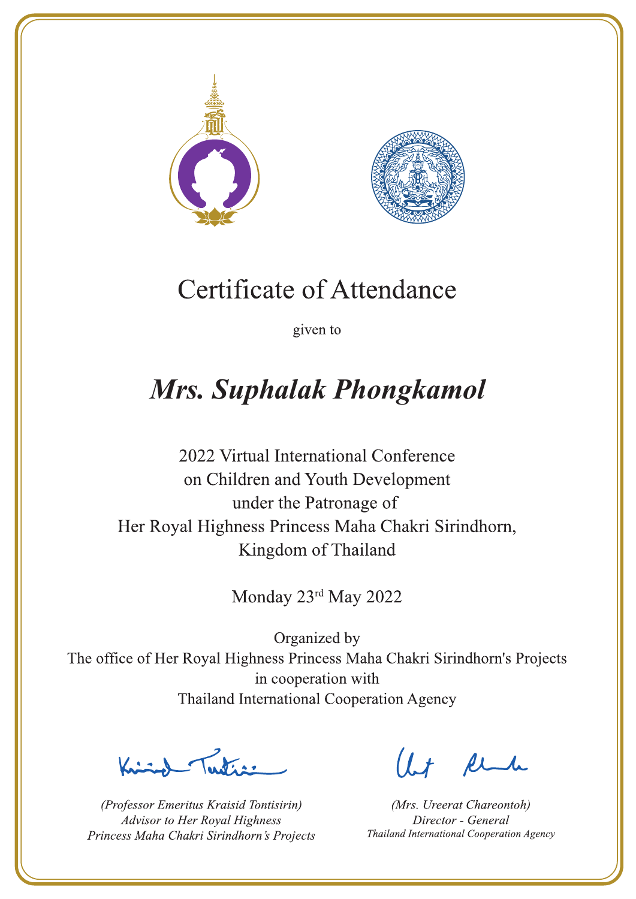# Certificate of Attendance

given to

## *Mrs. Suphalak Phongkamol*

2022 Virtual International Conference
on Children and Youth Development
under the Patronage of
Her Royal Highness Princess Maha Chakri Sirindhorn,
Kingdom of Thailand

Monday 23rd May 2022

Organized by
The office of Her Royal Highness Princess Maha Chakri Sirindhorn's Projects
in cooperation with
Thailand International Cooperation Agency

*(Professor Emeritus Kraisid Tontisirin)*
*Advisor to Her Royal Highness*
*Princess Maha Chakri Sirindhorn's Projects*

*(Mrs. Ureerat Chareontoh)*
*Director - General*
*Thailand International Cooperation Agency*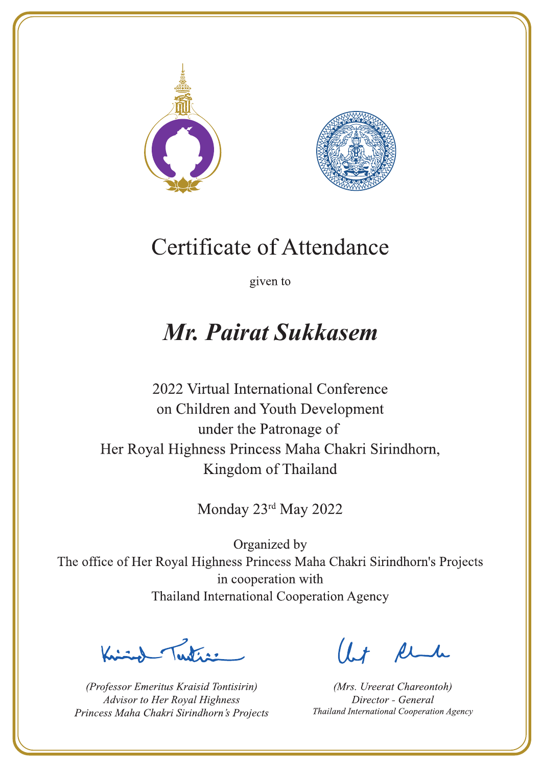# Certificate of Attendance

given to

## ***Mr. Pairat Sukkasem***

2022 Virtual International Conference
on Children and Youth Development
under the Patronage of
Her Royal Highness Princess Maha Chakri Sirindhorn,
Kingdom of Thailand

Monday 23rd May 2022

Organized by
The office of Her Royal Highness Princess Maha Chakri Sirindhorn's Projects
in cooperation with
Thailand International Cooperation Agency

*(Professor Emeritus Kraisid Tontisirin)*
*Advisor to Her Royal Highness*
*Princess Maha Chakri Sirindhorn's Projects*

*(Mrs. Ureerat Chareontoh)*
*Director - General*
*Thailand International Cooperation Agency*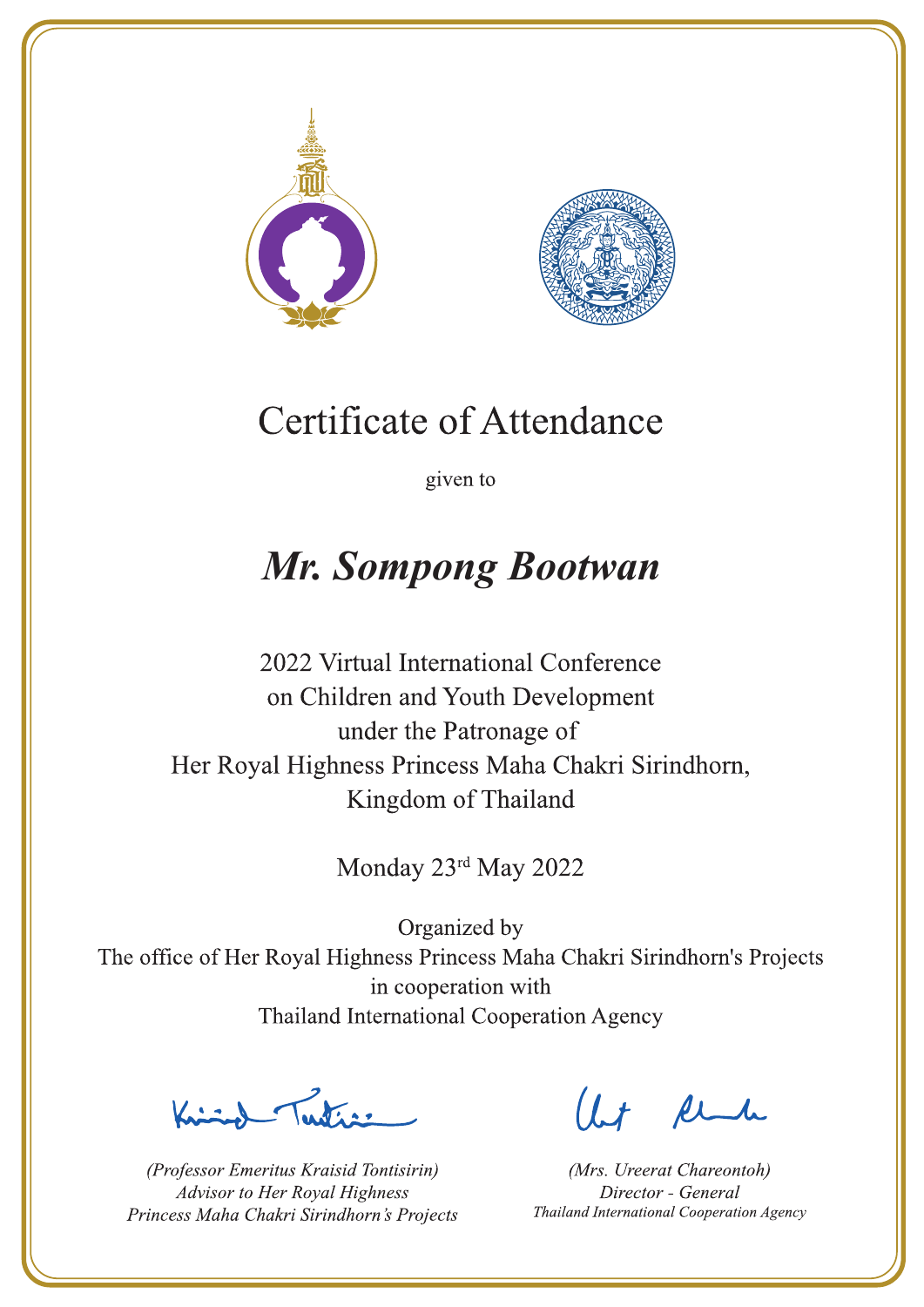# Certificate of Attendance

given to

## ***Mr. Sompong Bootwan***

2022 Virtual International Conference
on Children and Youth Development
under the Patronage of
Her Royal Highness Princess Maha Chakri Sirindhorn,
Kingdom of Thailand

Monday 23rd May 2022

Organized by
The office of Her Royal Highness Princess Maha Chakri Sirindhorn's Projects
in cooperation with
Thailand International Cooperation Agency

*(Professor Emeritus Kraisid Tontisirin)*
*Advisor to Her Royal Highness*
*Princess Maha Chakri Sirindhorn's Projects*

*(Mrs. Ureerat Chareontoh)*
*Director - General*
*Thailand International Cooperation Agency*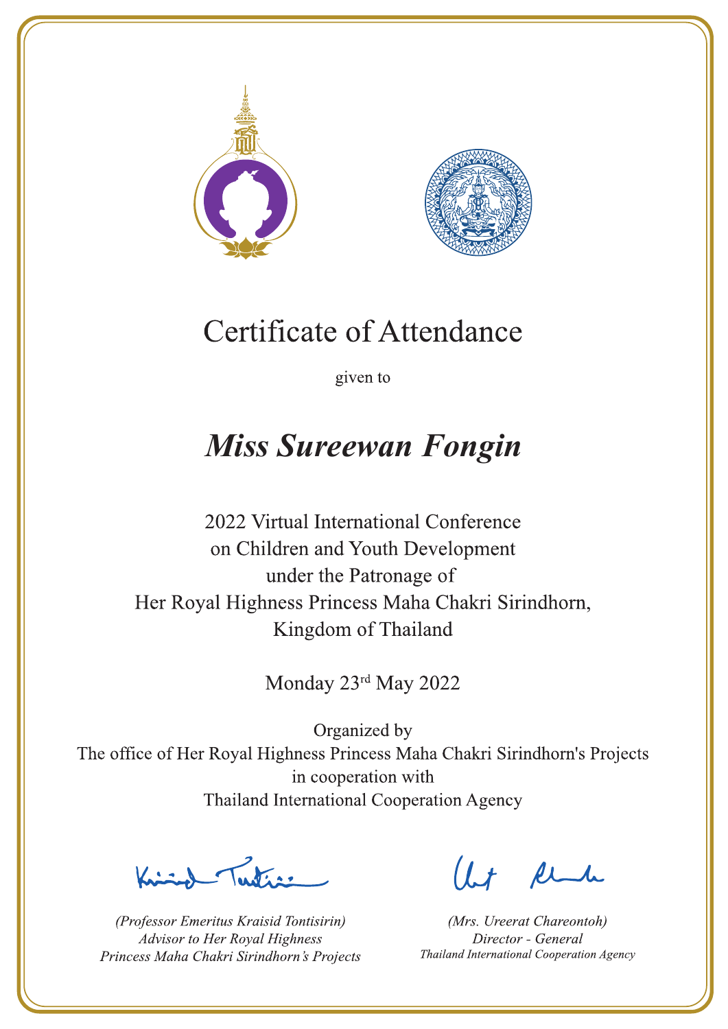# Certificate of Attendance

given to

## ***Miss Sureewan Fongin***

2022 Virtual International Conference
on Children and Youth Development
under the Patronage of
Her Royal Highness Princess Maha Chakri Sirindhorn,
Kingdom of Thailand

Monday 23rd May 2022

Organized by
The office of Her Royal Highness Princess Maha Chakri Sirindhorn's Projects
in cooperation with
Thailand International Cooperation Agency

*(Professor Emeritus Kraisid Tontisirin)*
*Advisor to Her Royal Highness*
*Princess Maha Chakri Sirindhorn's Projects*

*(Mrs. Ureerat Chareontoh)*
*Director - General*
*Thailand International Cooperation Agency*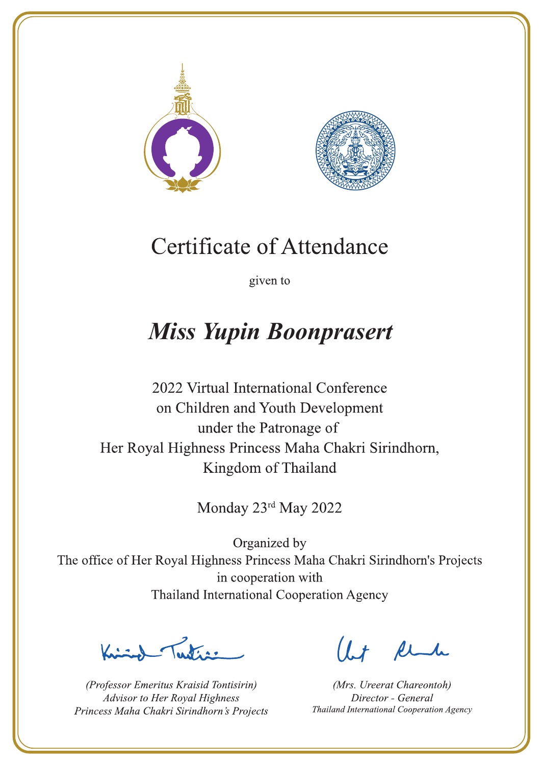# Certificate of Attendance

given to

## *Miss Yupin Boonprasert*

2022 Virtual International Conference
on Children and Youth Development
under the Patronage of
Her Royal Highness Princess Maha Chakri Sirindhorn,
Kingdom of Thailand

Monday 23rd May 2022

Organized by
The office of Her Royal Highness Princess Maha Chakri Sirindhorn's Projects
in cooperation with
Thailand International Cooperation Agency

*(Professor Emeritus Kraisid Tontisirin)*
*Advisor to Her Royal Highness*
*Princess Maha Chakri Sirindhorn's Projects*

*(Mrs. Ureerat Chareontoh)*
*Director - General*
*Thailand International Cooperation Agency*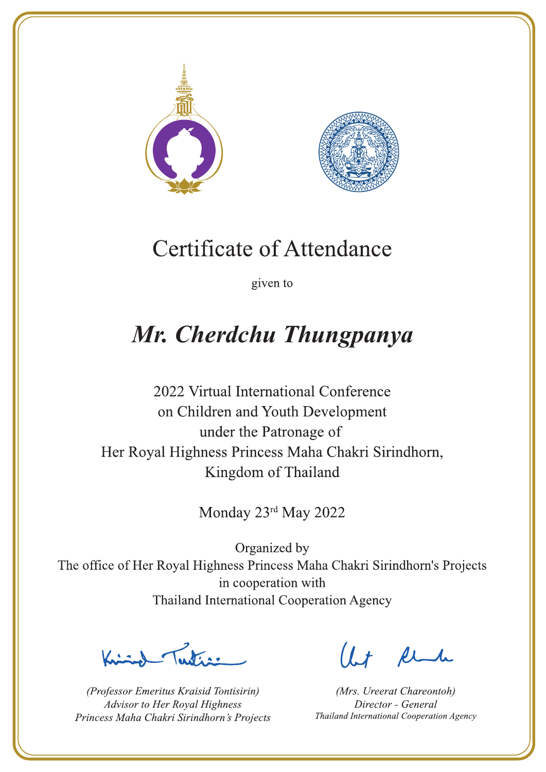# Certificate of Attendance

given to

## *Mr. Cherdchu Thungpanya*

2022 Virtual International Conference
on Children and Youth Development
under the Patronage of
Her Royal Highness Princess Maha Chakri Sirindhorn,
Kingdom of Thailand

Monday 23rd May 2022

Organized by
The office of Her Royal Highness Princess Maha Chakri Sirindhorn's Projects
in cooperation with
Thailand International Cooperation Agency

*(Professor Emeritus Kraisid Tontisirin)*
*Advisor to Her Royal Highness*
*Princess Maha Chakri Sirindhorn's Projects*

*(Mrs. Ureerat Chareontoh)*
*Director - General*
*Thailand International Cooperation Agency*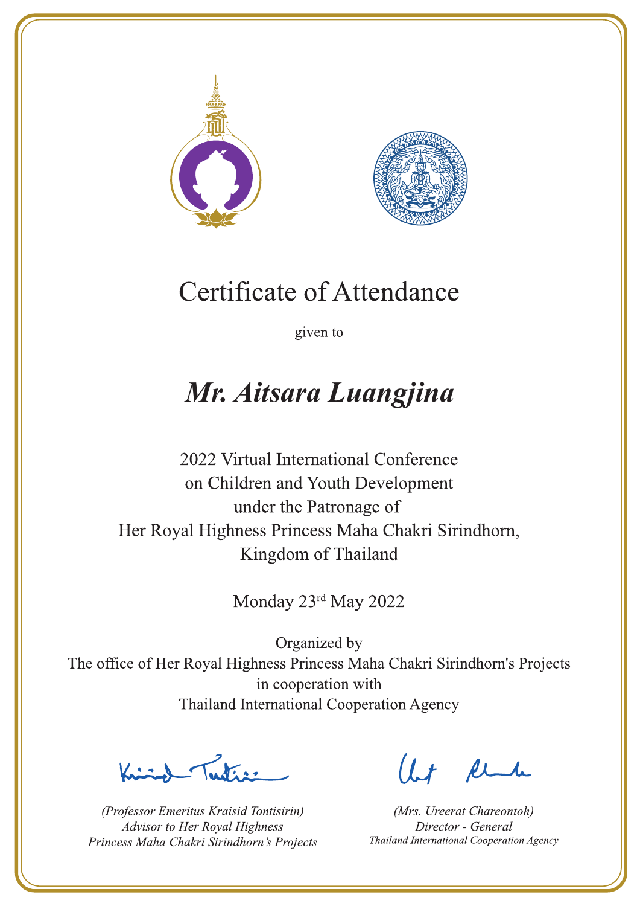# Certificate of Attendance

given to

## *Mr. Aitsara Luangjina*

2022 Virtual International Conference
on Children and Youth Development
under the Patronage of
Her Royal Highness Princess Maha Chakri Sirindhorn,
Kingdom of Thailand

Monday 23rd May 2022

Organized by
The office of Her Royal Highness Princess Maha Chakri Sirindhorn's Projects
in cooperation with
Thailand International Cooperation Agency

*(Professor Emeritus Kraisid Tontisirin)*
*Advisor to Her Royal Highness*
*Princess Maha Chakri Sirindhorn's Projects*

*(Mrs. Ureerat Chareontoh)*
*Director - General*
*Thailand International Cooperation Agency*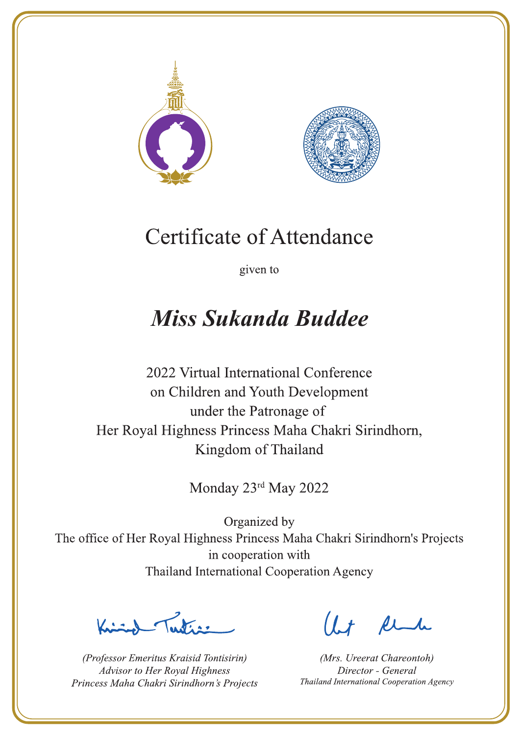# Certificate of Attendance

given to

## *Miss Sukanda Buddee*

2022 Virtual International Conference
on Children and Youth Development
under the Patronage of
Her Royal Highness Princess Maha Chakri Sirindhorn,
Kingdom of Thailand

Monday 23rd May 2022

Organized by
The office of Her Royal Highness Princess Maha Chakri Sirindhorn's Projects
in cooperation with
Thailand International Cooperation Agency

*(Professor Emeritus Kraisid Tontisirin)*
*Advisor to Her Royal Highness*
*Princess Maha Chakri Sirindhorn's Projects*

*(Mrs. Ureerat Chareontoh)*
*Director - General*
*Thailand International Cooperation Agency*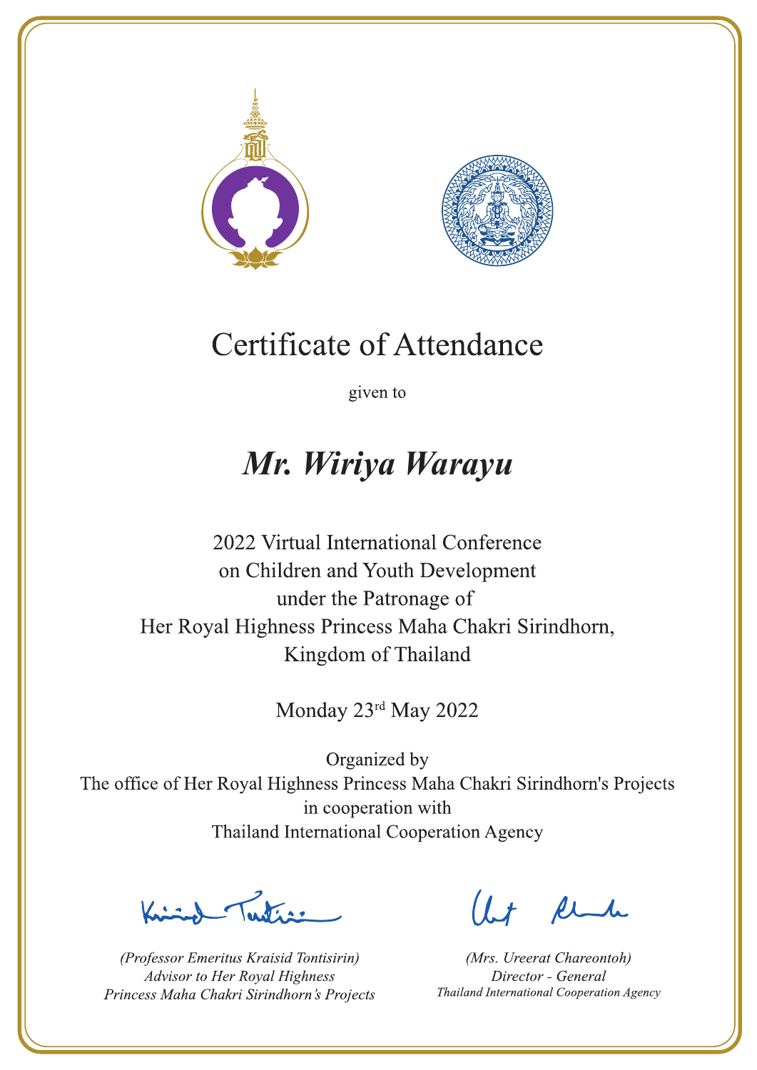# Certificate of Attendance

given to

## *Mr. Wiriya Warayu*

2022 Virtual International Conference
on Children and Youth Development
under the Patronage of
Her Royal Highness Princess Maha Chakri Sirindhorn,
Kingdom of Thailand

Monday 23rd May 2022

Organized by
The office of Her Royal Highness Princess Maha Chakri Sirindhorn's Projects
in cooperation with
Thailand International Cooperation Agency

*(Professor Emeritus Kraisid Tontisirin)*
*Advisor to Her Royal Highness*
*Princess Maha Chakri Sirindhorn's Projects*

*(Mrs. Ureerat Chareontoh)*
*Director - General*
*Thailand International Cooperation Agency*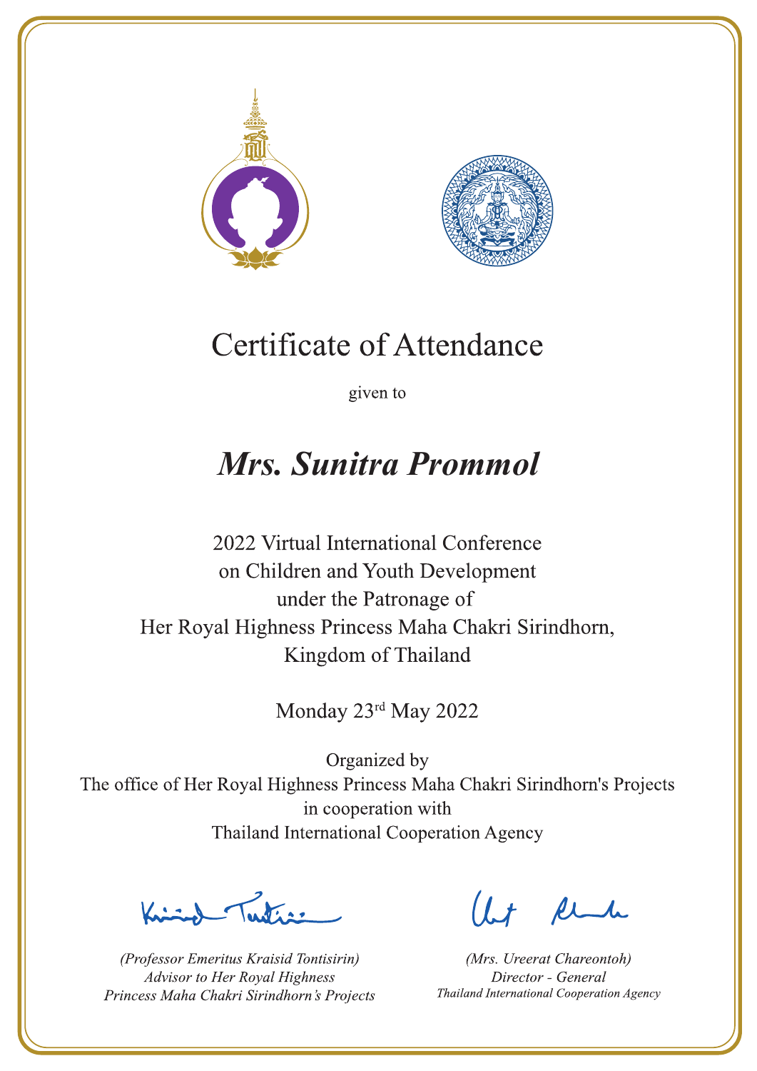# Certificate of Attendance

given to

## *Mrs. Sunitra Prommol*

2022 Virtual International Conference
on Children and Youth Development
under the Patronage of
Her Royal Highness Princess Maha Chakri Sirindhorn,
Kingdom of Thailand

Monday 23rd May 2022

Organized by
The office of Her Royal Highness Princess Maha Chakri Sirindhorn's Projects
in cooperation with
Thailand International Cooperation Agency

*(Professor Emeritus Kraisid Tontisirin)*
*Advisor to Her Royal Highness*
*Princess Maha Chakri Sirindhorn's Projects*

*(Mrs. Ureerat Chareontoh)*
*Director - General*
*Thailand International Cooperation Agency*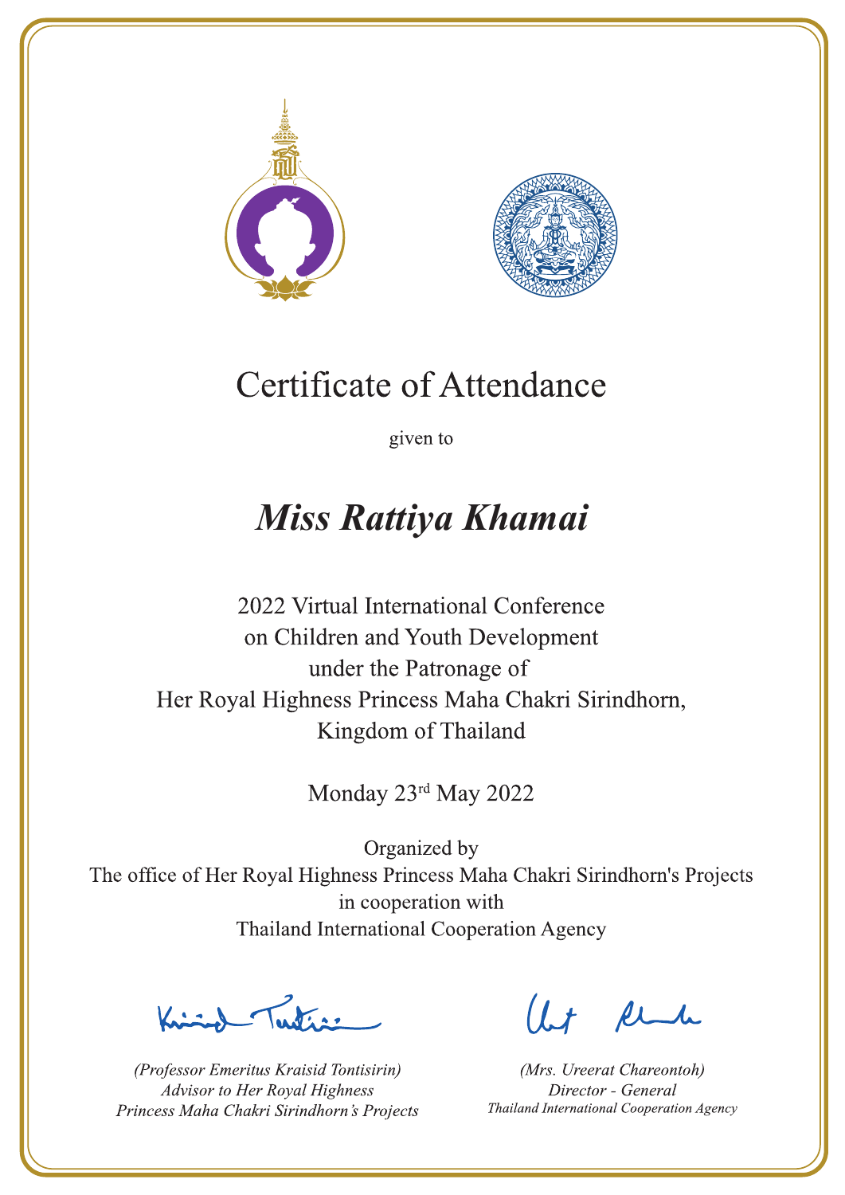# Certificate of Attendance

given to

## *Miss Rattiya Khamai*

2022 Virtual International Conference
on Children and Youth Development
under the Patronage of
Her Royal Highness Princess Maha Chakri Sirindhorn,
Kingdom of Thailand

Monday 23rd May 2022

Organized by
The office of Her Royal Highness Princess Maha Chakri Sirindhorn's Projects
in cooperation with
Thailand International Cooperation Agency

*(Professor Emeritus Kraisid Tontisirin)*
*Advisor to Her Royal Highness*
*Princess Maha Chakri Sirindhorn's Projects*

*(Mrs. Ureerat Chareontoh)*
*Director - General*
*Thailand International Cooperation Agency*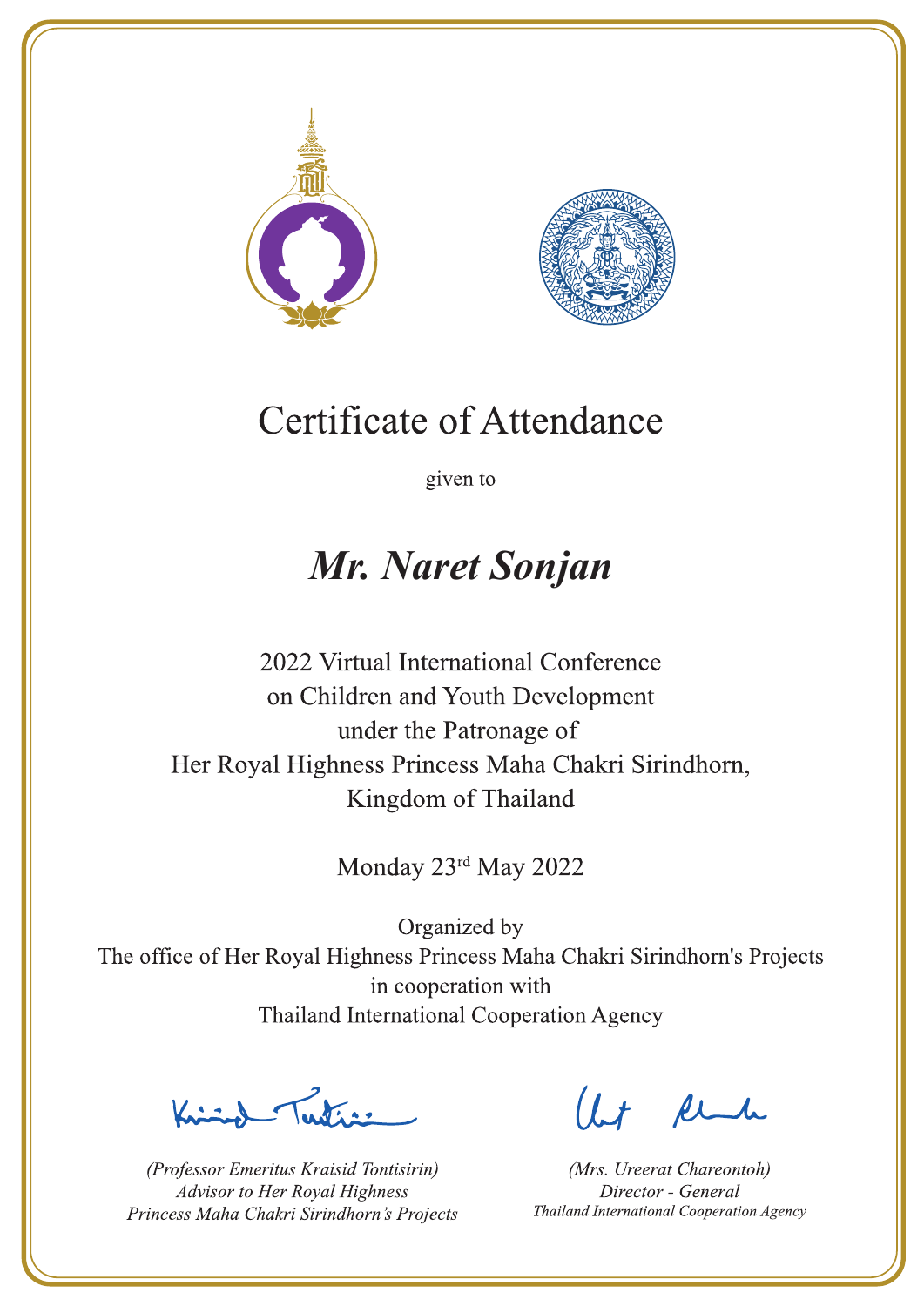# Certificate of Attendance

given to

## *Mr. Naret Sonjan*

2022 Virtual International Conference
on Children and Youth Development
under the Patronage of
Her Royal Highness Princess Maha Chakri Sirindhorn,
Kingdom of Thailand

Monday 23rd May 2022

Organized by
The office of Her Royal Highness Princess Maha Chakri Sirindhorn's Projects
in cooperation with
Thailand International Cooperation Agency

*(Professor Emeritus Kraisid Tontisirin)*
*Advisor to Her Royal Highness*
*Princess Maha Chakri Sirindhorn's Projects*

*(Mrs. Ureerat Chareontoh)*
*Director - General*
*Thailand International Cooperation Agency*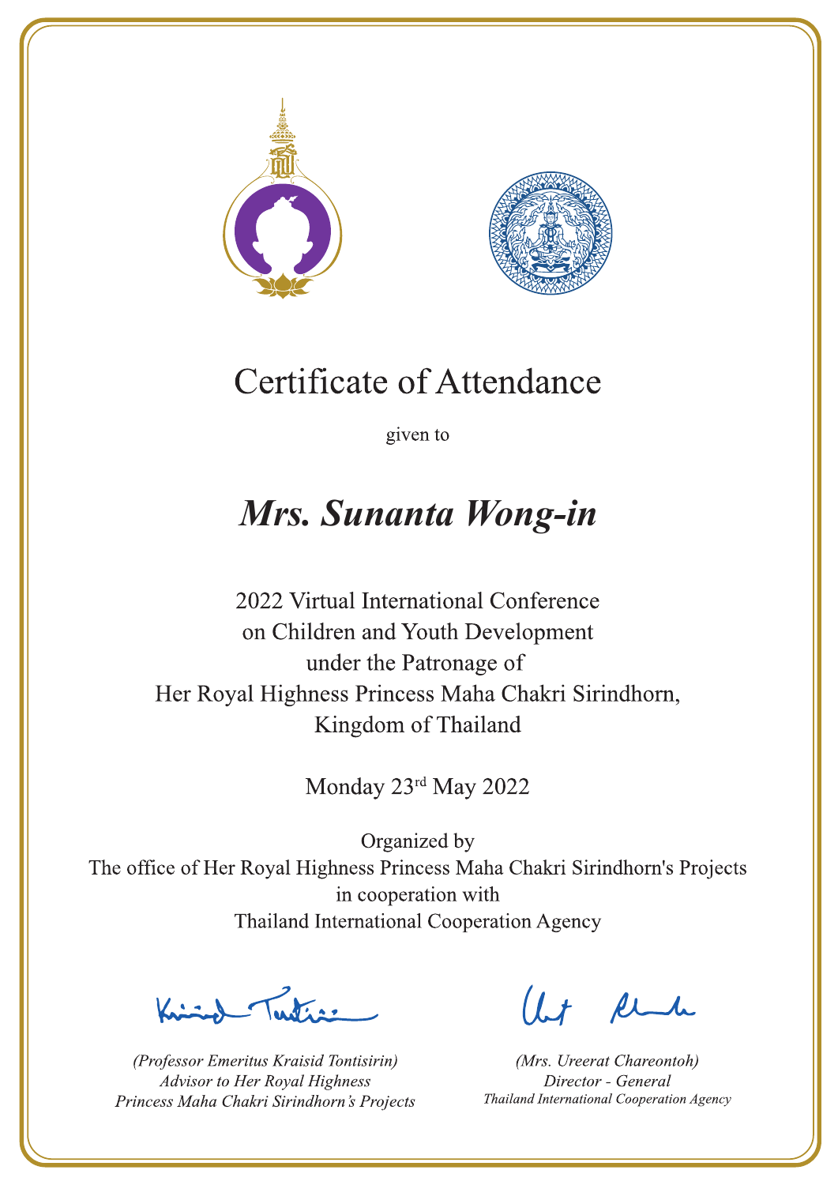# Certificate of Attendance

given to

## *Mrs. Sunanta Wong-in*

2022 Virtual International Conference
on Children and Youth Development
under the Patronage of
Her Royal Highness Princess Maha Chakri Sirindhorn,
Kingdom of Thailand

Monday 23rd May 2022

Organized by
The office of Her Royal Highness Princess Maha Chakri Sirindhorn's Projects
in cooperation with
Thailand International Cooperation Agency

*(Professor Emeritus Kraisid Tontisirin)*
*Advisor to Her Royal Highness*
*Princess Maha Chakri Sirindhorn's Projects*

*(Mrs. Ureerat Chareontoh)*
*Director - General*
*Thailand International Cooperation Agency*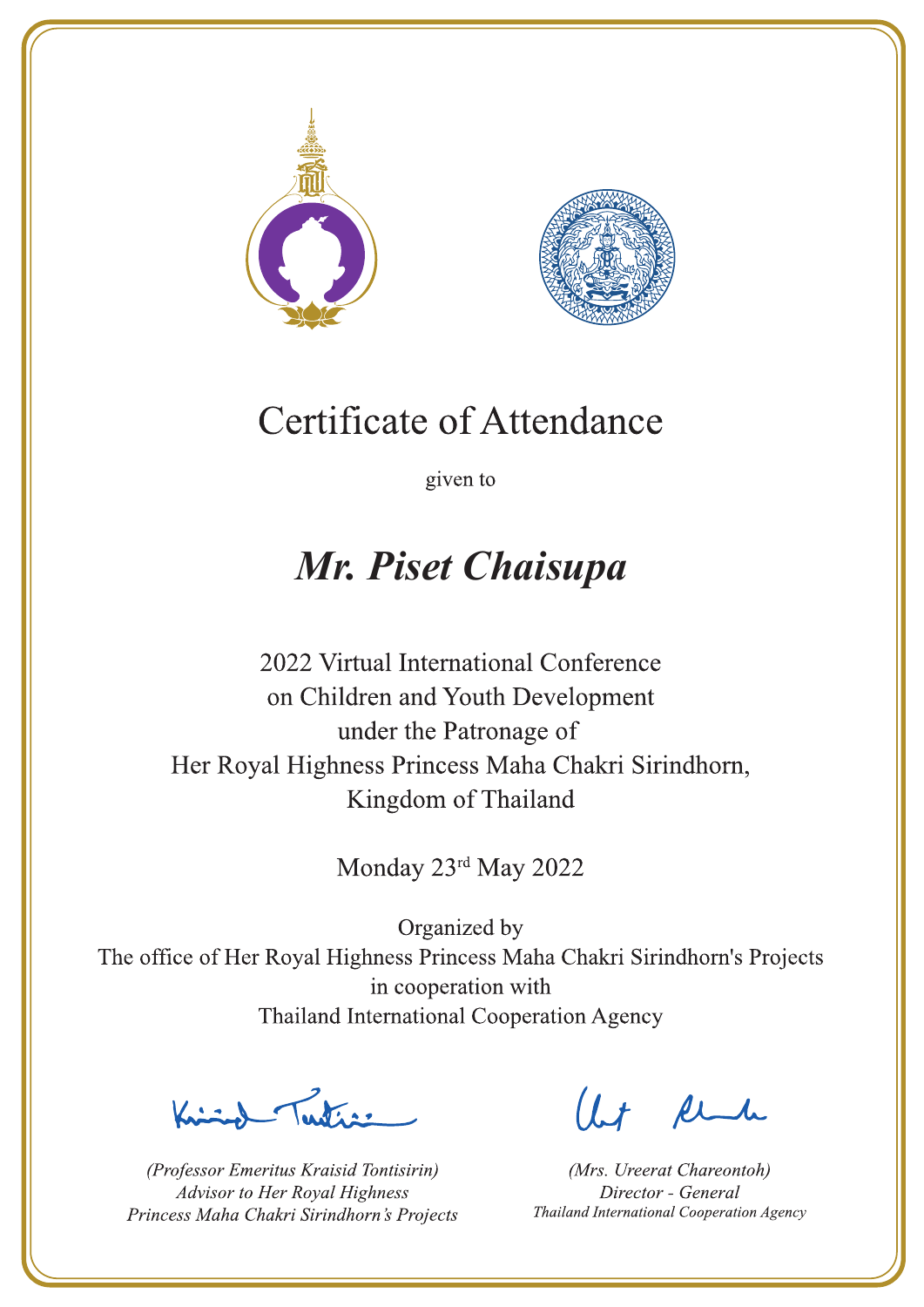# Certificate of Attendance

given to

## *Mr. Piset Chaisupa*

2022 Virtual International Conference
on Children and Youth Development
under the Patronage of
Her Royal Highness Princess Maha Chakri Sirindhorn,
Kingdom of Thailand

Monday 23rd May 2022

Organized by
The office of Her Royal Highness Princess Maha Chakri Sirindhorn's Projects
in cooperation with
Thailand International Cooperation Agency

*(Professor Emeritus Kraisid Tontisirin)*
*Advisor to Her Royal Highness*
*Princess Maha Chakri Sirindhorn's Projects*

*(Mrs. Ureerat Chareontoh)*
*Director - General*
*Thailand International Cooperation Agency*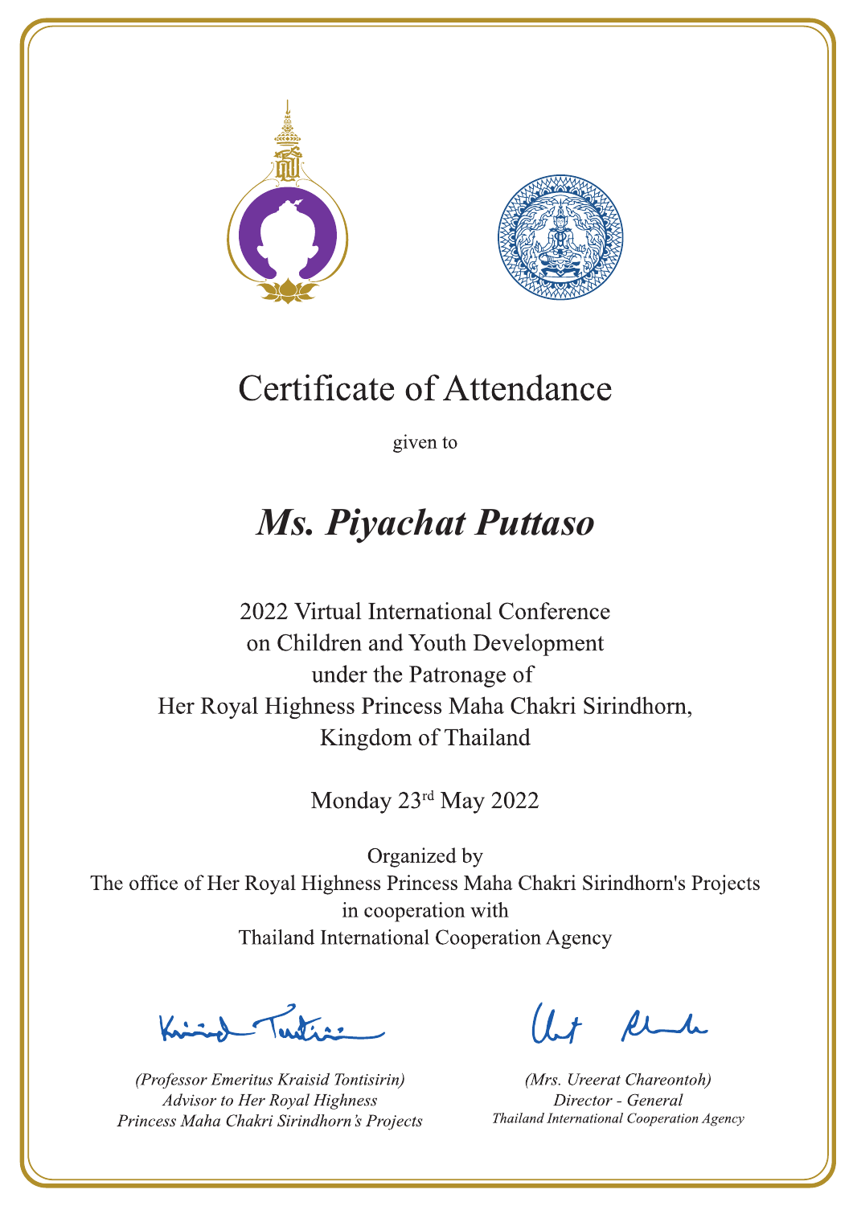# Certificate of Attendance

given to

## *Ms. Piyachat Puttaso*

2022 Virtual International Conference
on Children and Youth Development
under the Patronage of
Her Royal Highness Princess Maha Chakri Sirindhorn,
Kingdom of Thailand

Monday 23rd May 2022

Organized by
The office of Her Royal Highness Princess Maha Chakri Sirindhorn's Projects
in cooperation with
Thailand International Cooperation Agency

*(Professor Emeritus Kraisid Tontisirin)*
*Advisor to Her Royal Highness*
*Princess Maha Chakri Sirindhorn's Projects*

*(Mrs. Ureerat Chareontoh)*
*Director - General*
*Thailand International Cooperation Agency*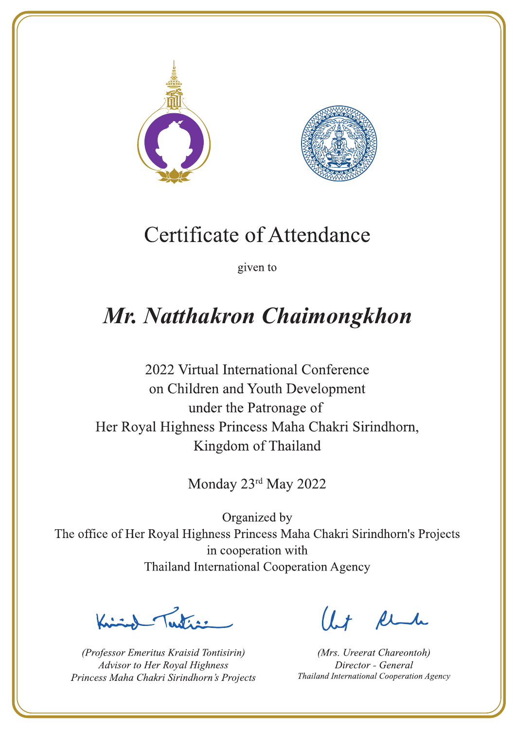# Certificate of Attendance

given to

## *Mr. Natthakron Chaimongkhon*

2022 Virtual International Conference
on Children and Youth Development
under the Patronage of
Her Royal Highness Princess Maha Chakri Sirindhorn,
Kingdom of Thailand

Monday 23rd May 2022

Organized by
The office of Her Royal Highness Princess Maha Chakri Sirindhorn's Projects
in cooperation with
Thailand International Cooperation Agency

*(Professor Emeritus Kraisid Tontisirin)*
*Advisor to Her Royal Highness*
*Princess Maha Chakri Sirindhorn's Projects*

*(Mrs. Ureerat Chareontoh)*
*Director - General*
*Thailand International Cooperation Agency*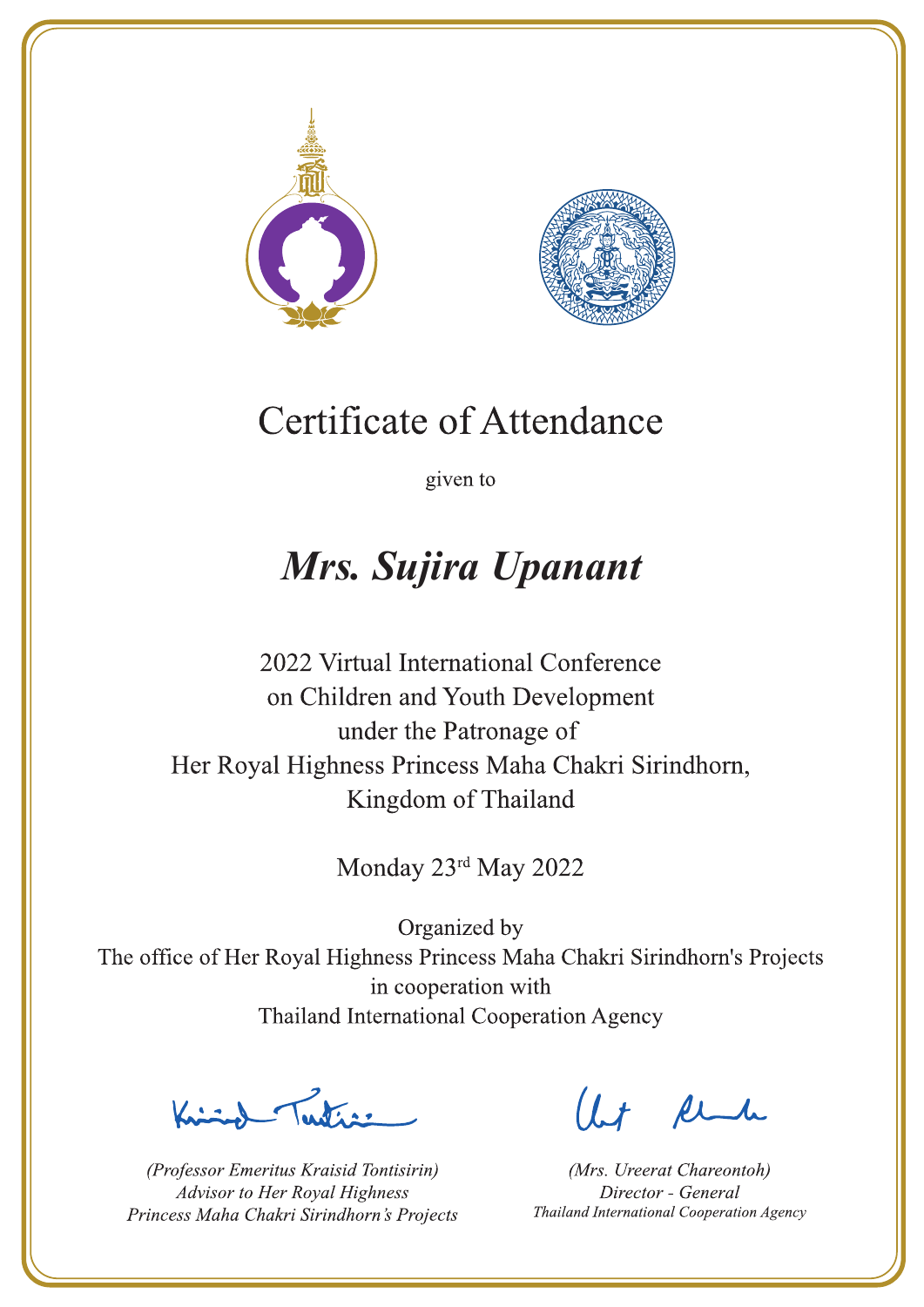# Certificate of Attendance

given to

## ***Mrs. Sujira Upanant***

2022 Virtual International Conference
on Children and Youth Development
under the Patronage of
Her Royal Highness Princess Maha Chakri Sirindhorn,
Kingdom of Thailand

Monday 23rd May 2022

Organized by
The office of Her Royal Highness Princess Maha Chakri Sirindhorn's Projects
in cooperation with
Thailand International Cooperation Agency

*(Professor Emeritus Kraisid Tontisirin)*
*Advisor to Her Royal Highness*
*Princess Maha Chakri Sirindhorn's Projects*

*(Mrs. Ureerat Chareontoh)*
*Director - General*
*Thailand International Cooperation Agency*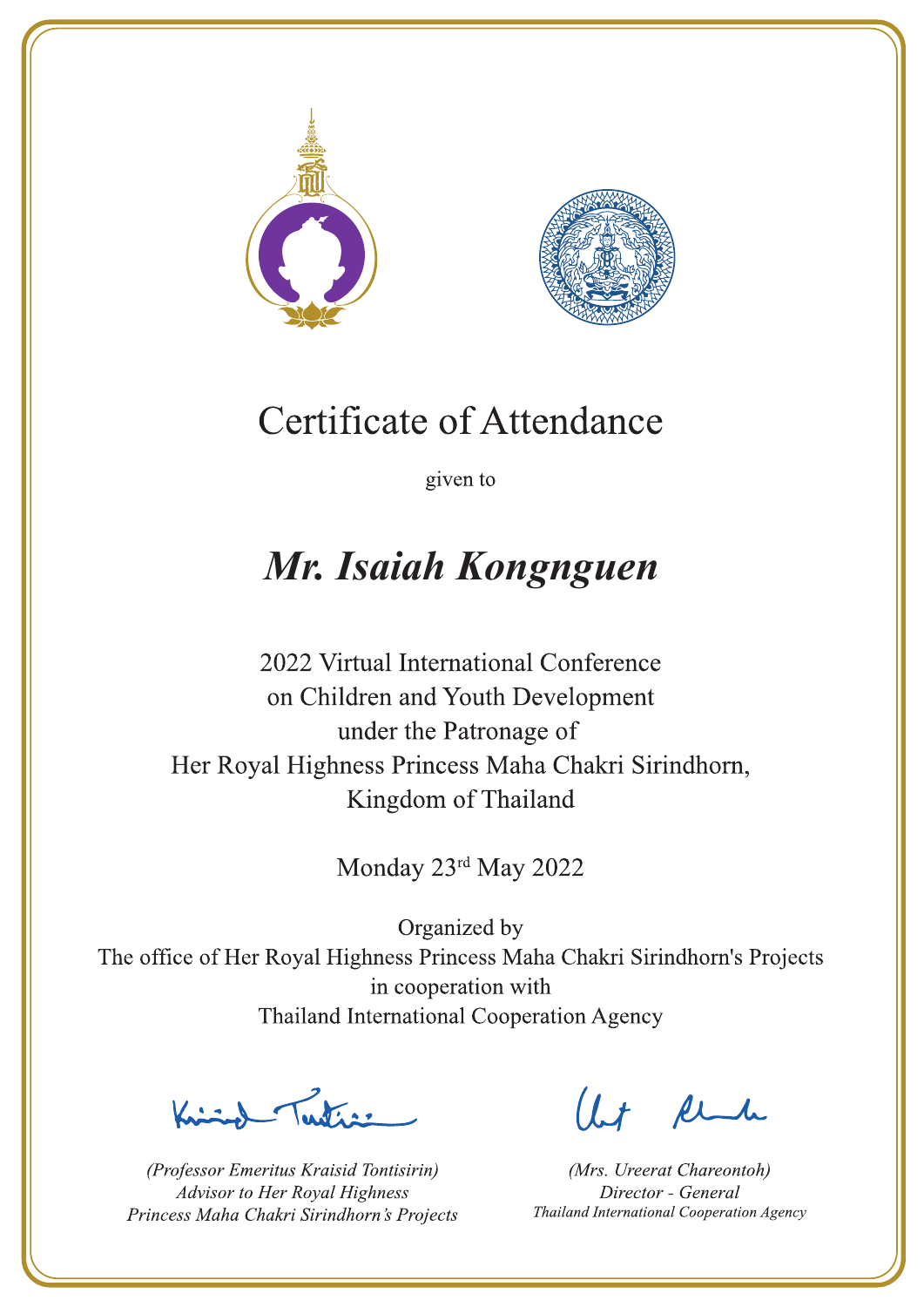# Certificate of Attendance

given to

## ***Mr. Isaiah Kongnguen***

2022 Virtual International Conference
on Children and Youth Development
under the Patronage of
Her Royal Highness Princess Maha Chakri Sirindhorn,
Kingdom of Thailand

Monday 23rd May 2022

Organized by
The office of Her Royal Highness Princess Maha Chakri Sirindhorn's Projects
in cooperation with
Thailand International Cooperation Agency

*(Professor Emeritus Kraisid Tontisirin)*
*Advisor to Her Royal Highness*
*Princess Maha Chakri Sirindhorn's Projects*

*(Mrs. Ureerat Chareontoh)*
*Director - General*
*Thailand International Cooperation Agency*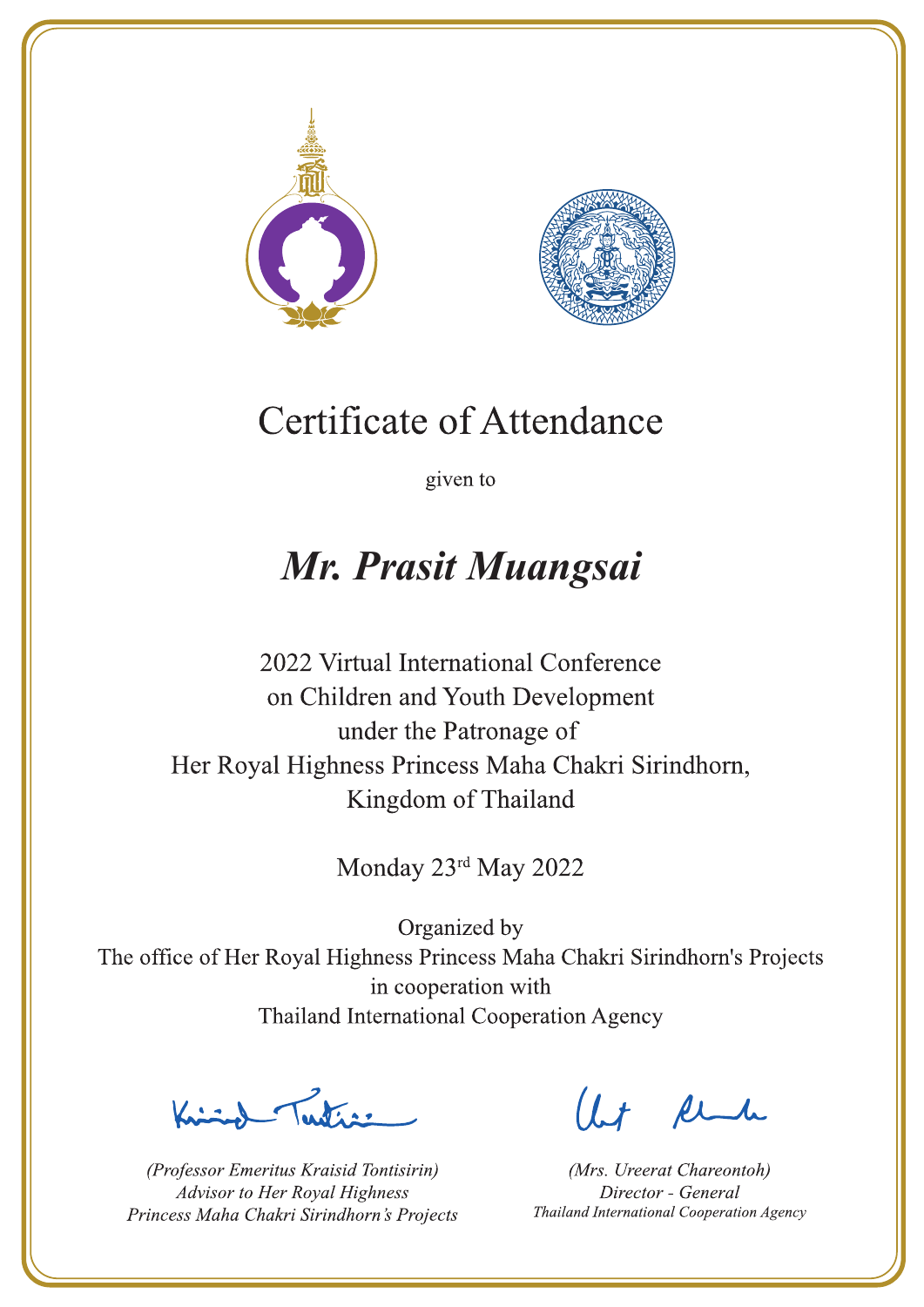# Certificate of Attendance

given to

## *Mr. Prasit Muangsai*

2022 Virtual International Conference
on Children and Youth Development
under the Patronage of
Her Royal Highness Princess Maha Chakri Sirindhorn,
Kingdom of Thailand

Monday 23rd May 2022

Organized by
The office of Her Royal Highness Princess Maha Chakri Sirindhorn's Projects
in cooperation with
Thailand International Cooperation Agency

*(Professor Emeritus Kraisid Tontisirin)*
*Advisor to Her Royal Highness*
*Princess Maha Chakri Sirindhorn's Projects*

*(Mrs. Ureerat Chareontoh)*
*Director - General*
*Thailand International Cooperation Agency*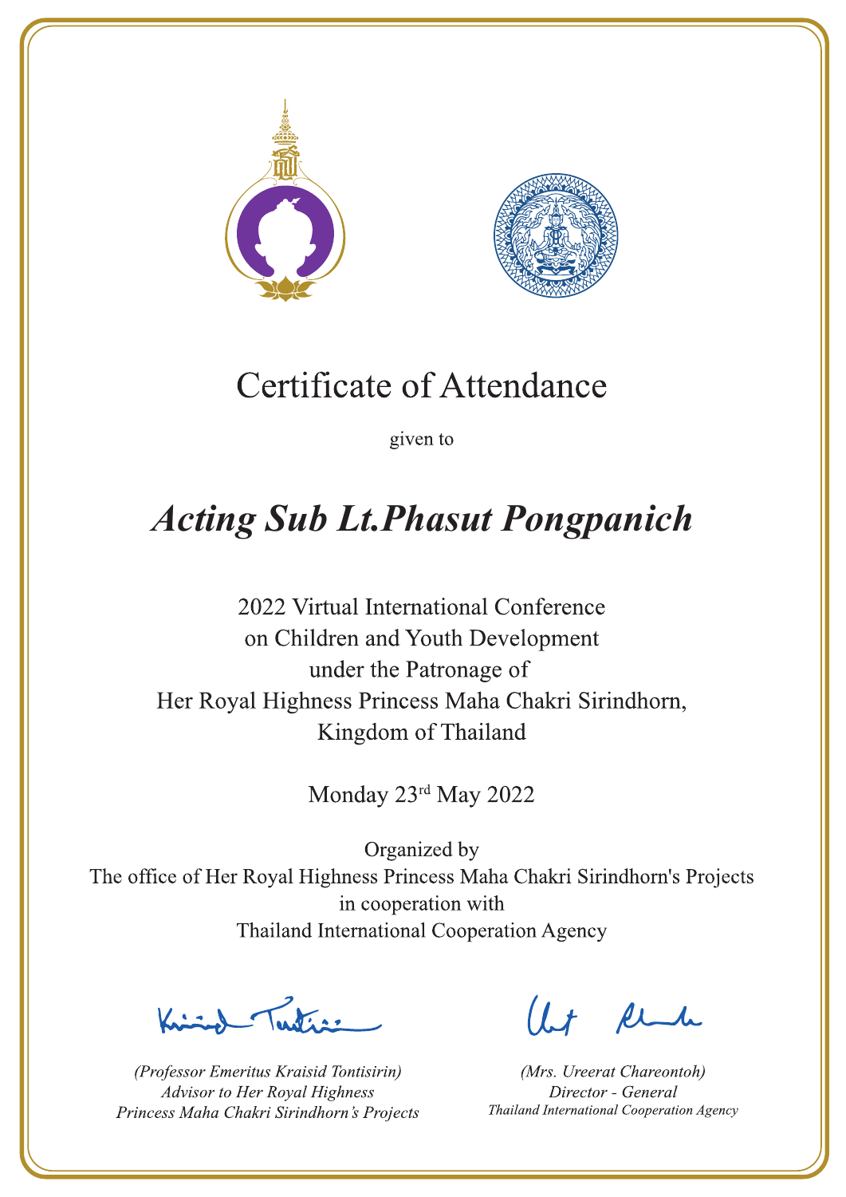# Certificate of Attendance

given to

## *Acting Sub Lt.Phasut Pongpanich*

2022 Virtual International Conference
on Children and Youth Development
under the Patronage of
Her Royal Highness Princess Maha Chakri Sirindhorn,
Kingdom of Thailand

Monday 23rd May 2022

Organized by
The office of Her Royal Highness Princess Maha Chakri Sirindhorn's Projects
in cooperation with
Thailand International Cooperation Agency

*(Professor Emeritus Kraisid Tontisirin)*
*Advisor to Her Royal Highness*
*Princess Maha Chakri Sirindhorn's Projects*

*(Mrs. Ureerat Chareontoh)*
*Director - General*
*Thailand International Cooperation Agency*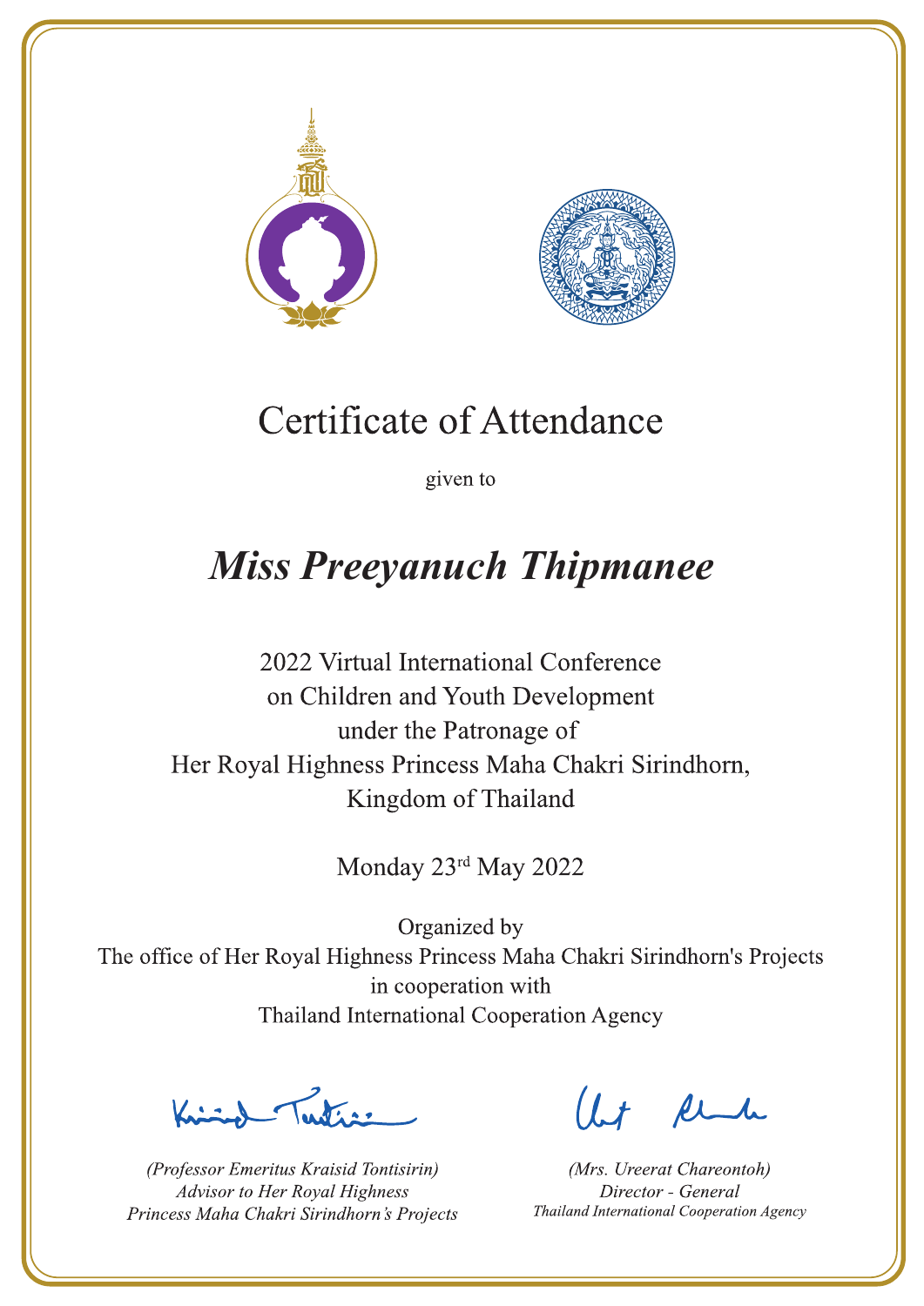# Certificate of Attendance

given to

## *Miss Preeyanuch Thipmanee*

2022 Virtual International Conference
on Children and Youth Development
under the Patronage of
Her Royal Highness Princess Maha Chakri Sirindhorn,
Kingdom of Thailand

Monday 23[rd] May 2022

Organized by
The office of Her Royal Highness Princess Maha Chakri Sirindhorn's Projects
in cooperation with
Thailand International Cooperation Agency

*(Professor Emeritus Kraisid Tontisirin)*
*Advisor to Her Royal Highness*
*Princess Maha Chakri Sirindhorn's Projects*

*(Mrs. Ureerat Chareontoh)*
*Director - General*
*Thailand International Cooperation Agency*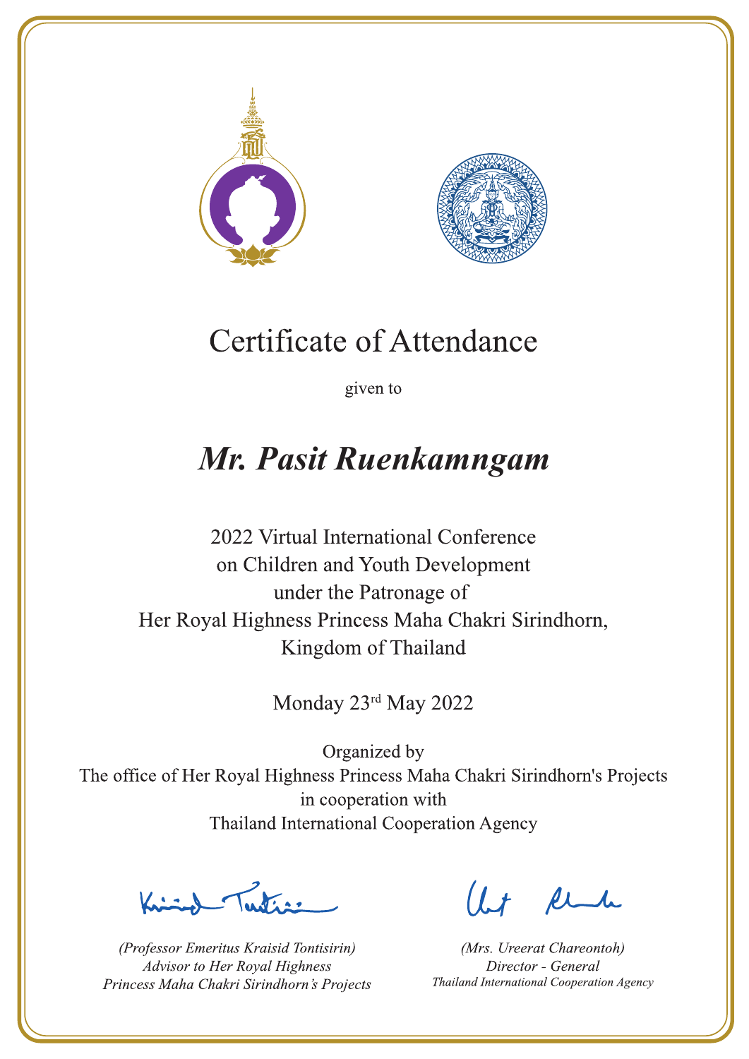# Certificate of Attendance

given to

## *Mr. Pasit Ruenkamngam*

2022 Virtual International Conference
on Children and Youth Development
under the Patronage of
Her Royal Highness Princess Maha Chakri Sirindhorn,
Kingdom of Thailand

Monday 23rd May 2022

Organized by
The office of Her Royal Highness Princess Maha Chakri Sirindhorn's Projects
in cooperation with
Thailand International Cooperation Agency

*(Professor Emeritus Kraisid Tontisirin)*
*Advisor to Her Royal Highness*
*Princess Maha Chakri Sirindhorn's Projects*

*(Mrs. Ureerat Chareontoh)*
*Director - General*
*Thailand International Cooperation Agency*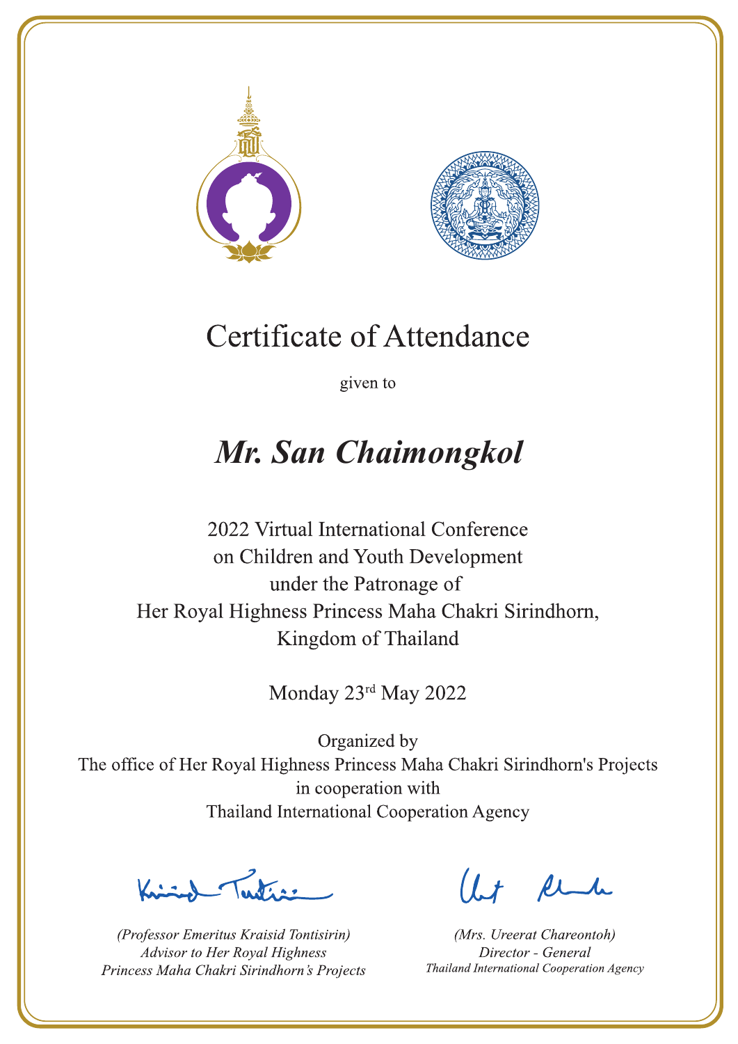# Certificate of Attendance

given to

## *Mr. San Chaimongkol*

2022 Virtual International Conference
on Children and Youth Development
under the Patronage of
Her Royal Highness Princess Maha Chakri Sirindhorn,
Kingdom of Thailand

Monday 23rd May 2022

Organized by
The office of Her Royal Highness Princess Maha Chakri Sirindhorn's Projects
in cooperation with
Thailand International Cooperation Agency

*(Professor Emeritus Kraisid Tontisirin)*
*Advisor to Her Royal Highness*
*Princess Maha Chakri Sirindhorn's Projects*

*(Mrs. Ureerat Chareontoh)*
*Director - General*
*Thailand International Cooperation Agency*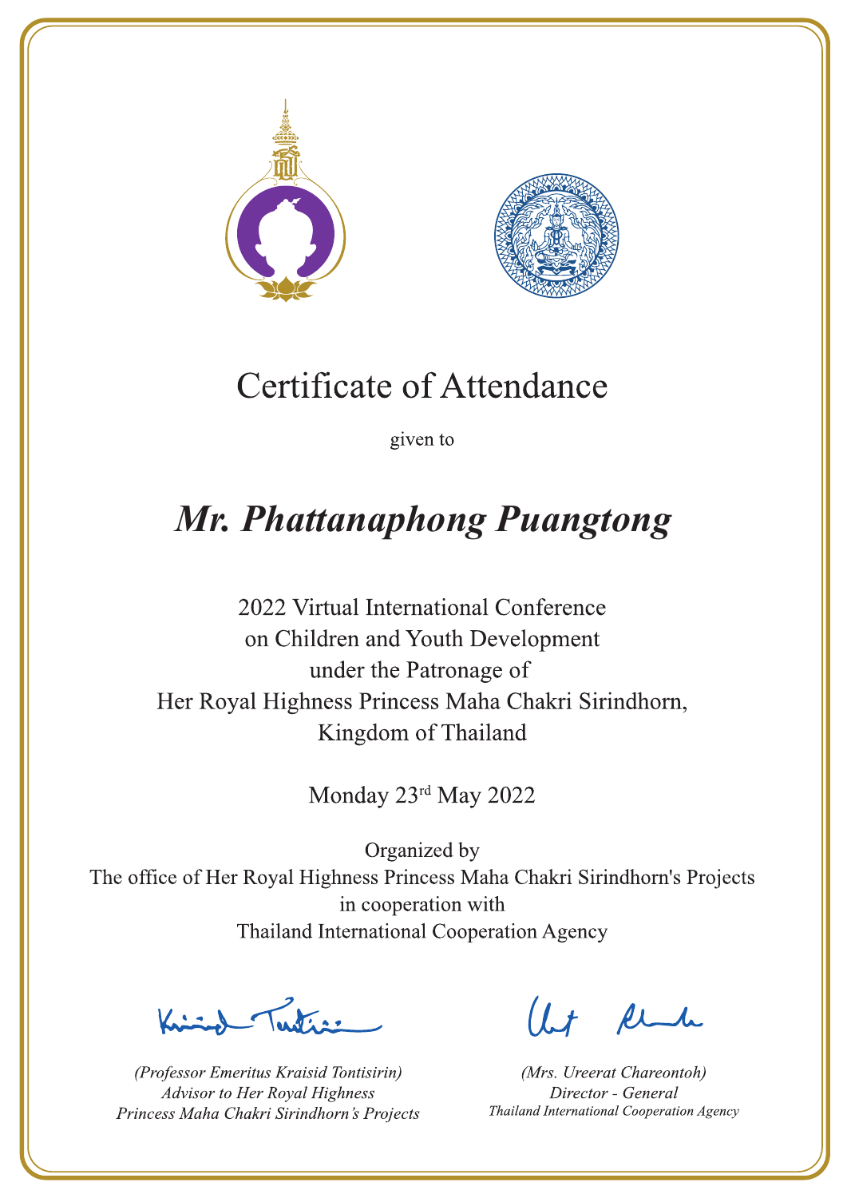# Certificate of Attendance

given to

## *Mr. Phattanaphong Puangtong*

2022 Virtual International Conference
on Children and Youth Development
under the Patronage of
Her Royal Highness Princess Maha Chakri Sirindhorn,
Kingdom of Thailand

Monday 23rd May 2022

Organized by
The office of Her Royal Highness Princess Maha Chakri Sirindhorn's Projects
in cooperation with
Thailand International Cooperation Agency

*(Professor Emeritus Kraisid Tontisirin)*
*Advisor to Her Royal Highness*
*Princess Maha Chakri Sirindhorn's Projects*

*(Mrs. Ureerat Chareontoh)*
*Director - General*
*Thailand International Cooperation Agency*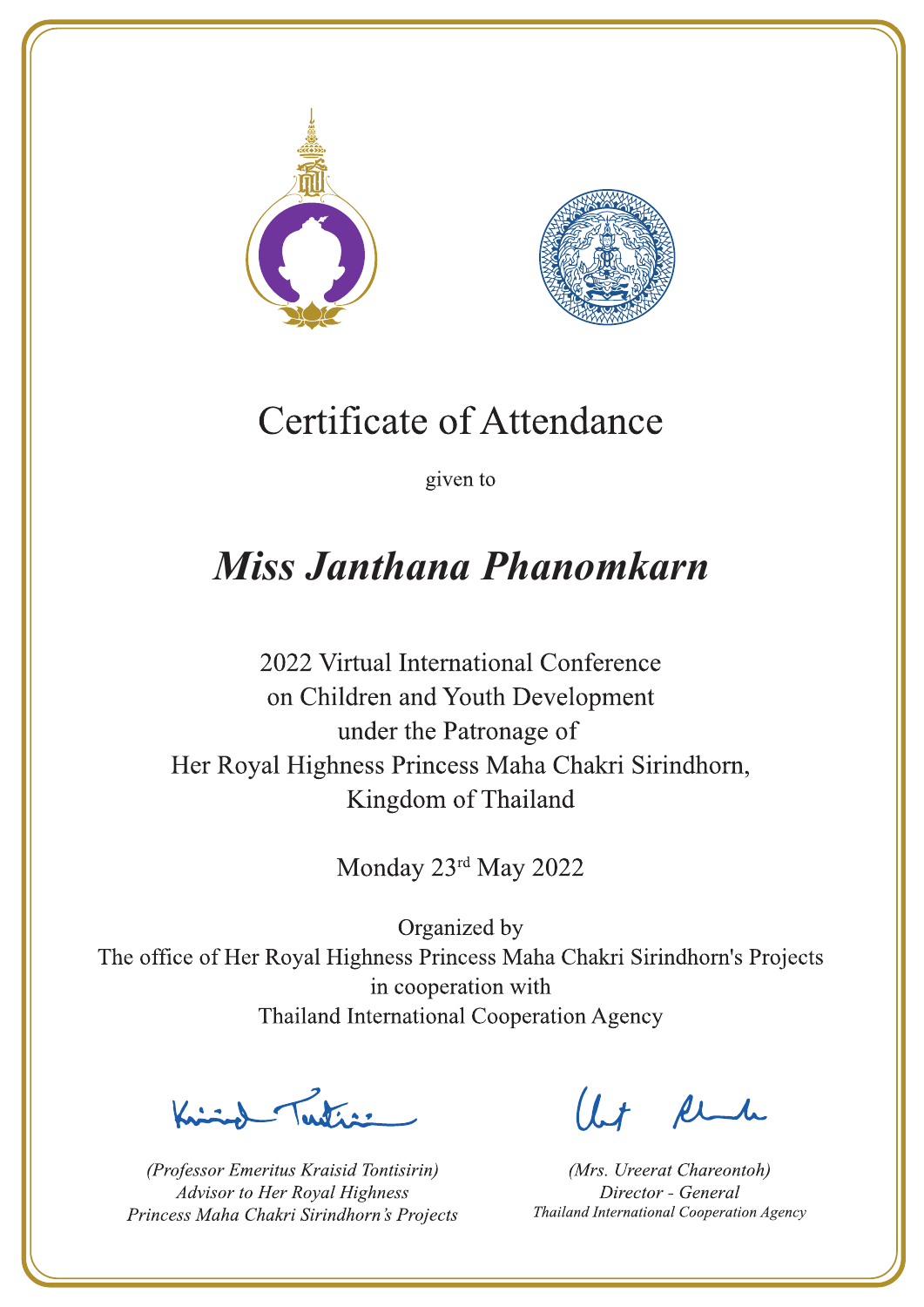# Certificate of Attendance

given to

## *Miss Janthana Phanomkarn*

2022 Virtual International Conference
on Children and Youth Development
under the Patronage of
Her Royal Highness Princess Maha Chakri Sirindhorn,
Kingdom of Thailand

Monday 23rd May 2022

Organized by
The office of Her Royal Highness Princess Maha Chakri Sirindhorn's Projects
in cooperation with
Thailand International Cooperation Agency

*(Professor Emeritus Kraisid Tontisirin)*
*Advisor to Her Royal Highness*
*Princess Maha Chakri Sirindhorn's Projects*

*(Mrs. Ureerat Chareontoh)*
*Director - General*
*Thailand International Cooperation Agency*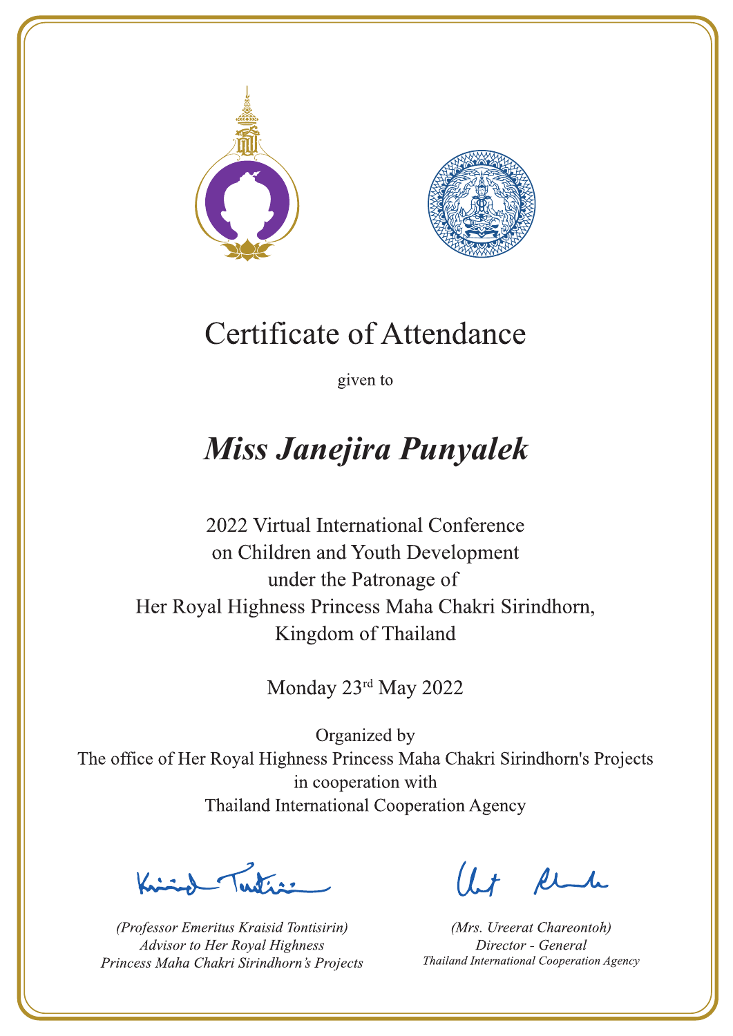# Certificate of Attendance

given to

## *Miss Janejira Punyalek*

2022 Virtual International Conference
on Children and Youth Development
under the Patronage of
Her Royal Highness Princess Maha Chakri Sirindhorn,
Kingdom of Thailand

Monday 23rd May 2022

Organized by
The office of Her Royal Highness Princess Maha Chakri Sirindhorn's Projects
in cooperation with
Thailand International Cooperation Agency

*(Professor Emeritus Kraisid Tontisirin)*
*Advisor to Her Royal Highness*
*Princess Maha Chakri Sirindhorn's Projects*

*(Mrs. Ureerat Chareontoh)*
*Director - General*
*Thailand International Cooperation Agency*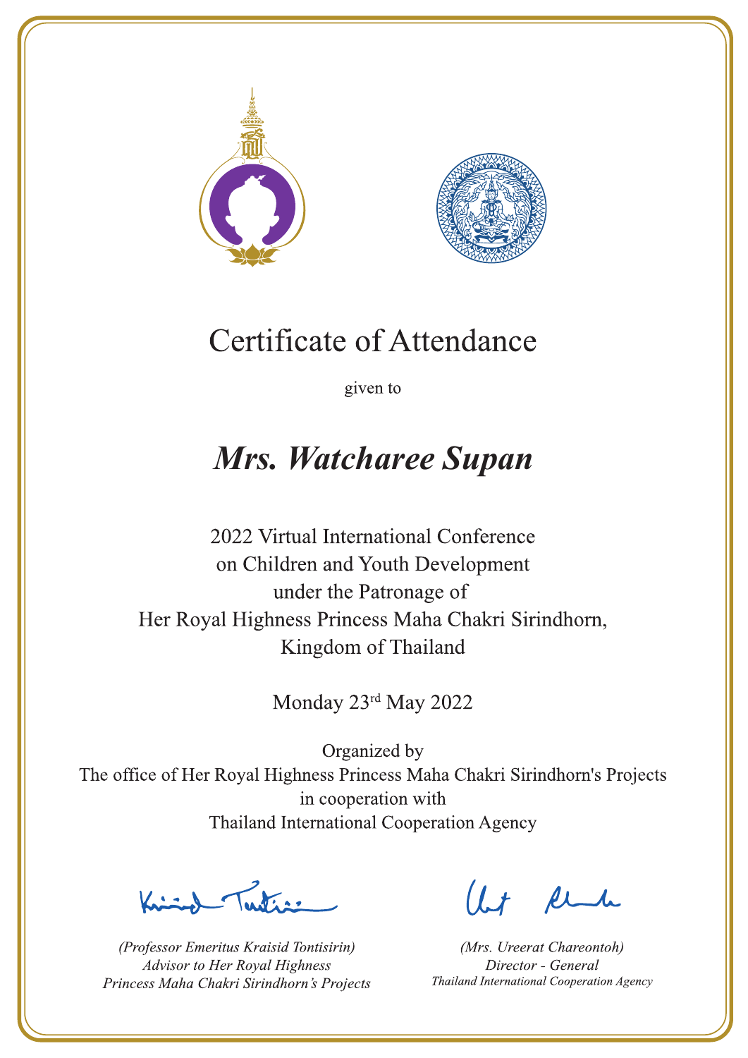# Certificate of Attendance

given to

## *Mrs. Watcharee Supan*

2022 Virtual International Conference
on Children and Youth Development
under the Patronage of
Her Royal Highness Princess Maha Chakri Sirindhorn,
Kingdom of Thailand

Monday 23rd May 2022

Organized by
The office of Her Royal Highness Princess Maha Chakri Sirindhorn's Projects
in cooperation with
Thailand International Cooperation Agency

*(Professor Emeritus Kraisid Tontisirin)*
*Advisor to Her Royal Highness*
*Princess Maha Chakri Sirindhorn's Projects*

*(Mrs. Ureerat Chareontoh)*
*Director - General*
*Thailand International Cooperation Agency*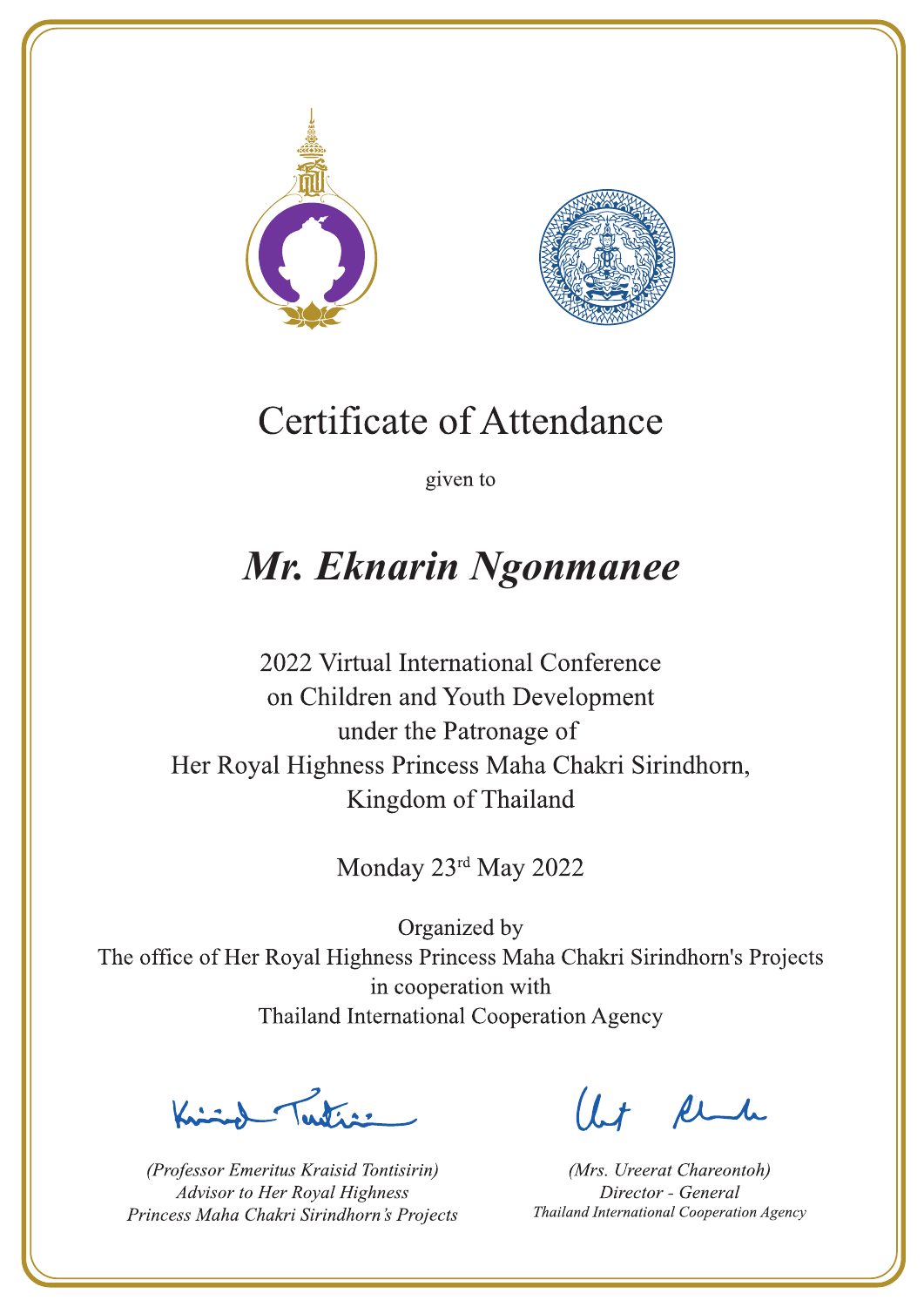# Certificate of Attendance

given to

## *Mr. Eknarin Ngonmanee*

2022 Virtual International Conference
on Children and Youth Development
under the Patronage of
Her Royal Highness Princess Maha Chakri Sirindhorn,
Kingdom of Thailand

Monday 23rd May 2022

Organized by
The office of Her Royal Highness Princess Maha Chakri Sirindhorn's Projects
in cooperation with
Thailand International Cooperation Agency

*(Professor Emeritus Kraisid Tontisirin)*
*Advisor to Her Royal Highness*
*Princess Maha Chakri Sirindhorn's Projects*

*(Mrs. Ureerat Chareontoh)*
*Director - General*
*Thailand International Cooperation Agency*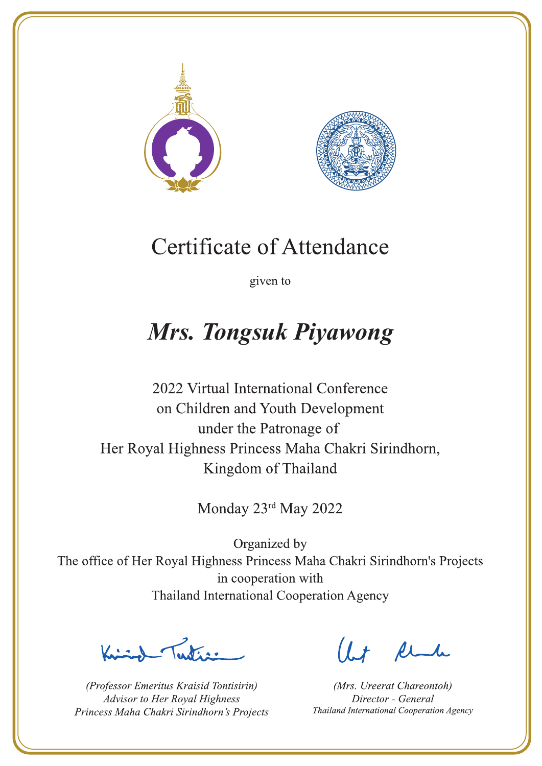# Certificate of Attendance

given to

## *Mrs. Tongsuk Piyawong*

2022 Virtual International Conference
on Children and Youth Development
under the Patronage of
Her Royal Highness Princess Maha Chakri Sirindhorn,
Kingdom of Thailand

Monday 23rd May 2022

Organized by
The office of Her Royal Highness Princess Maha Chakri Sirindhorn's Projects
in cooperation with
Thailand International Cooperation Agency

*(Professor Emeritus Kraisid Tontisirin)*
*Advisor to Her Royal Highness*
*Princess Maha Chakri Sirindhorn's Projects*

*(Mrs. Ureerat Chareontoh)*
*Director - General*
*Thailand International Cooperation Agency*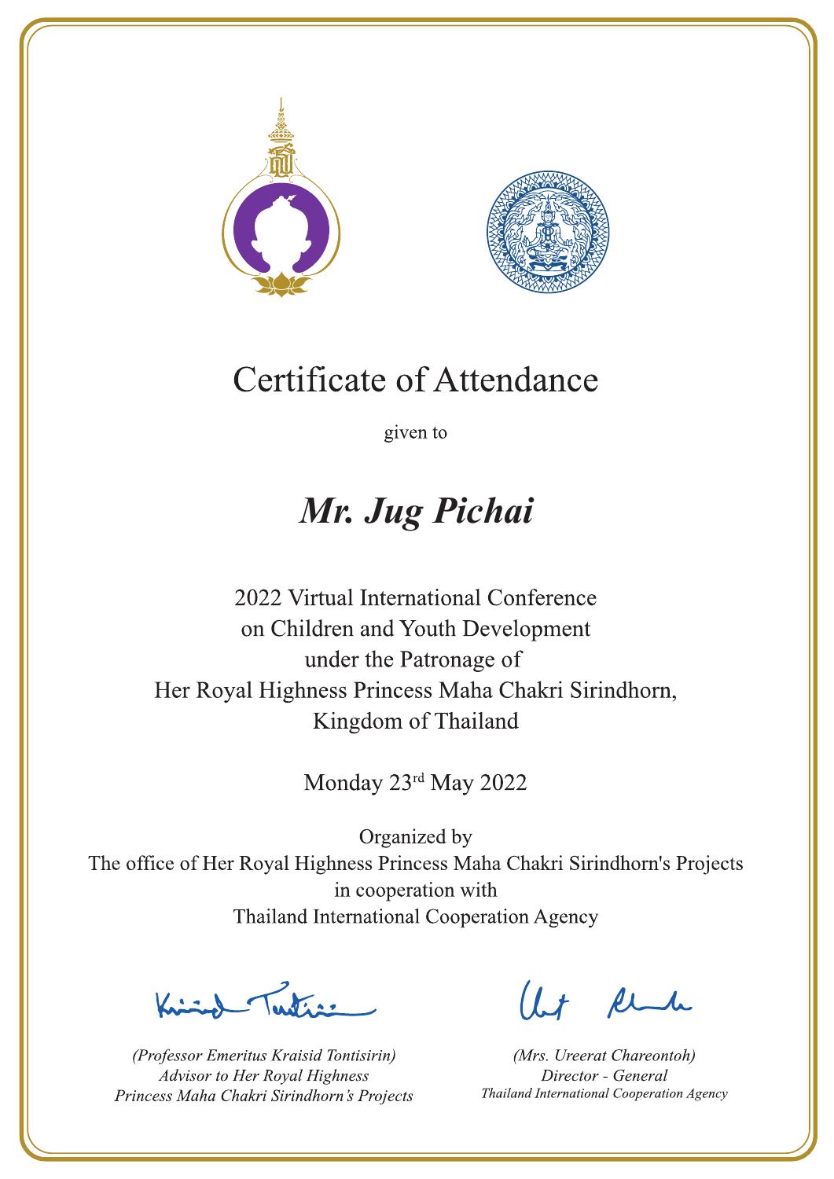# Certificate of Attendance

given to

## *Mr. Jug Pichai*

2022 Virtual International Conference
on Children and Youth Development
under the Patronage of
Her Royal Highness Princess Maha Chakri Sirindhorn,
Kingdom of Thailand

Monday 23rd May 2022

Organized by
The office of Her Royal Highness Princess Maha Chakri Sirindhorn's Projects
in cooperation with
Thailand International Cooperation Agency

*(Professor Emeritus Kraisid Tontisirin)*
*Advisor to Her Royal Highness*
*Princess Maha Chakri Sirindhorn's Projects*

*(Mrs. Ureerat Chareontoh)*
*Director - General*
*Thailand International Cooperation Agency*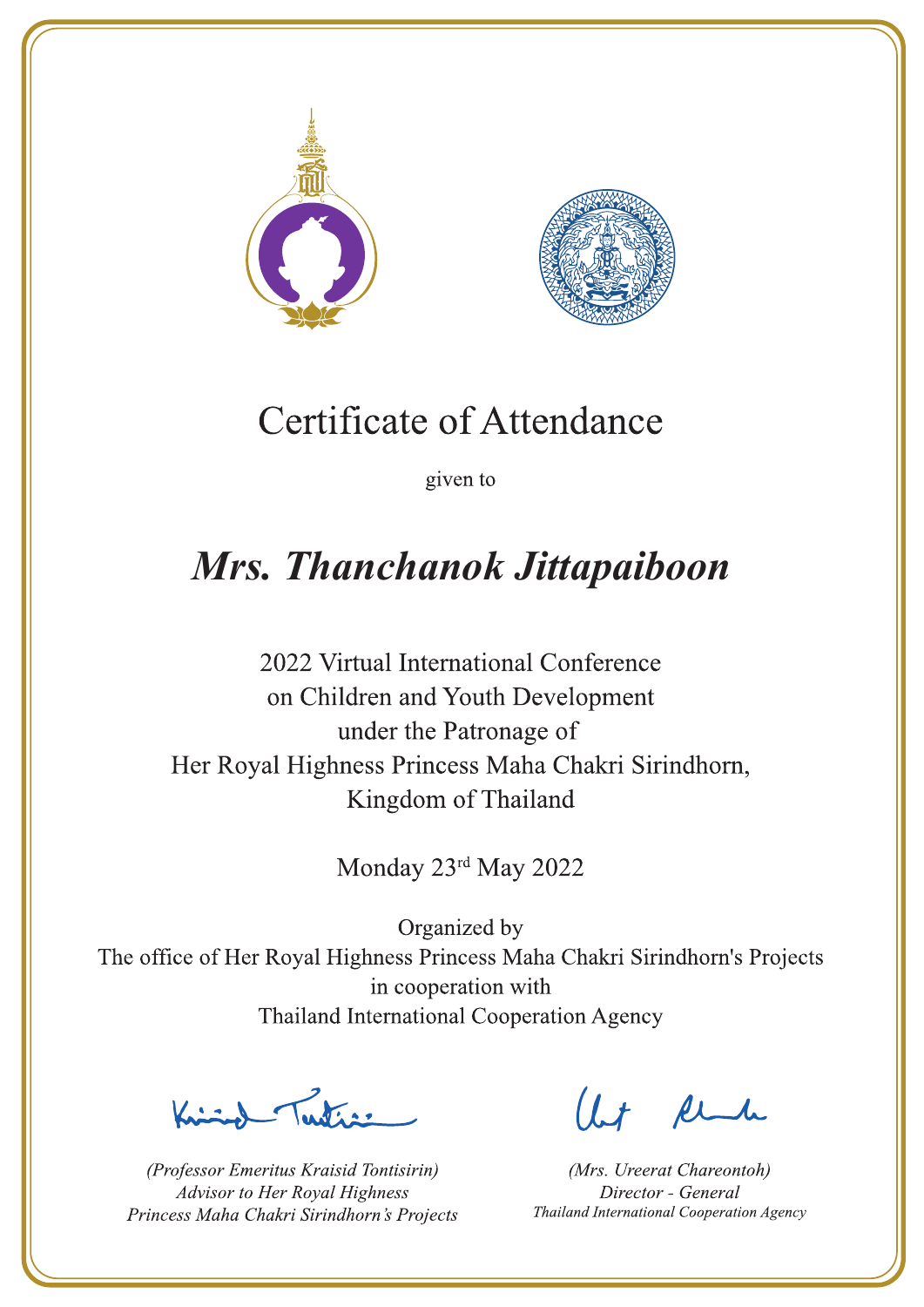# Certificate of Attendance

given to

## *Mrs. Thanchanok Jittapaiboon*

2022 Virtual International Conference
on Children and Youth Development
under the Patronage of
Her Royal Highness Princess Maha Chakri Sirindhorn,
Kingdom of Thailand

Monday 23rd May 2022

Organized by
The office of Her Royal Highness Princess Maha Chakri Sirindhorn's Projects
in cooperation with
Thailand International Cooperation Agency

*(Professor Emeritus Kraisid Tontisirin)*
*Advisor to Her Royal Highness*
*Princess Maha Chakri Sirindhorn's Projects*

*(Mrs. Ureerat Chareontoh)*
*Director - General*
*Thailand International Cooperation Agency*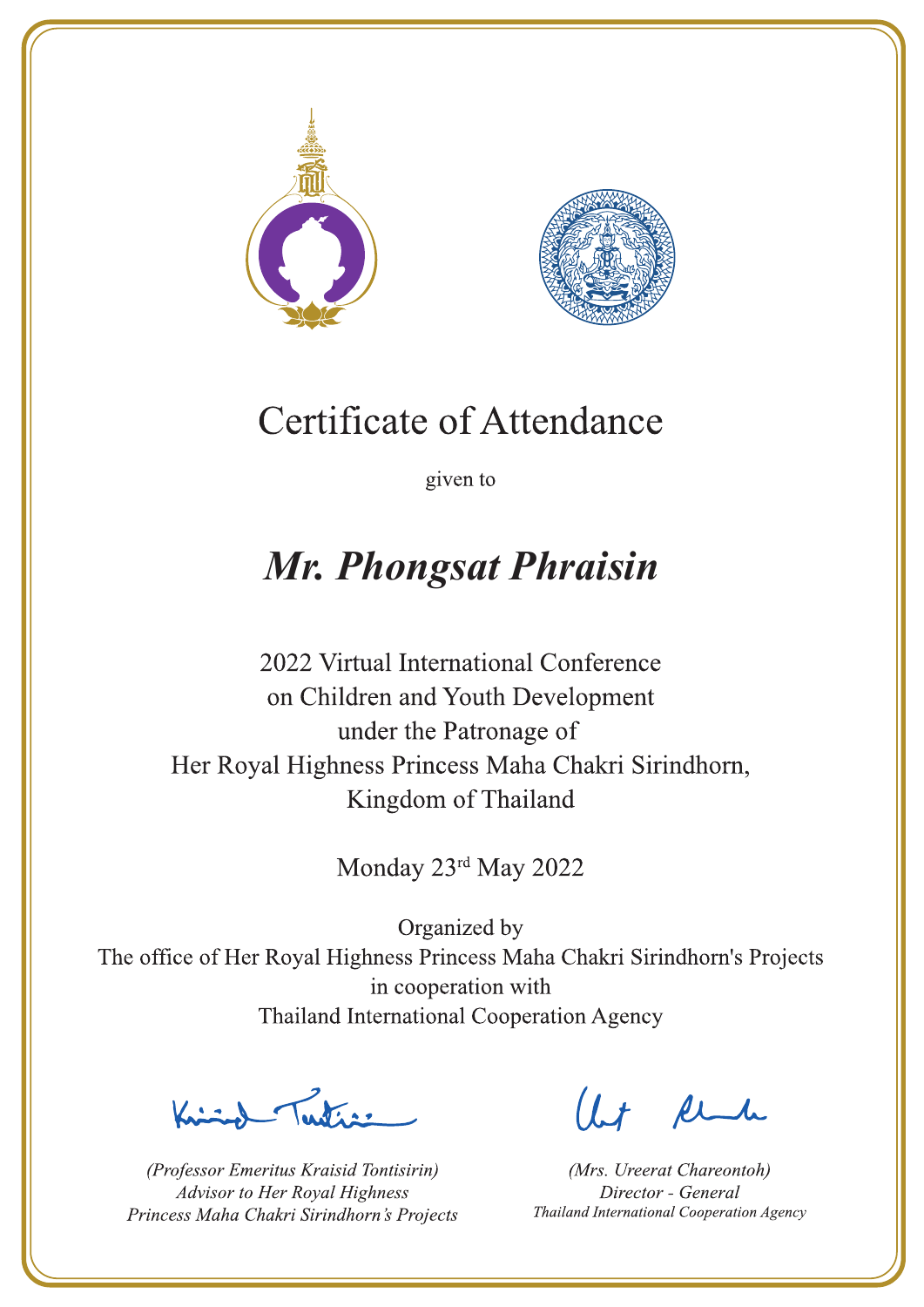# Certificate of Attendance

given to

## *Mr. Phongsat Phraisin*

2022 Virtual International Conference
on Children and Youth Development
under the Patronage of
Her Royal Highness Princess Maha Chakri Sirindhorn,
Kingdom of Thailand

Monday 23rd May 2022

Organized by
The office of Her Royal Highness Princess Maha Chakri Sirindhorn's Projects
in cooperation with
Thailand International Cooperation Agency

*(Professor Emeritus Kraisid Tontisirin)*
*Advisor to Her Royal Highness*
*Princess Maha Chakri Sirindhorn's Projects*

*(Mrs. Ureerat Chareontoh)*
*Director - General*
*Thailand International Cooperation Agency*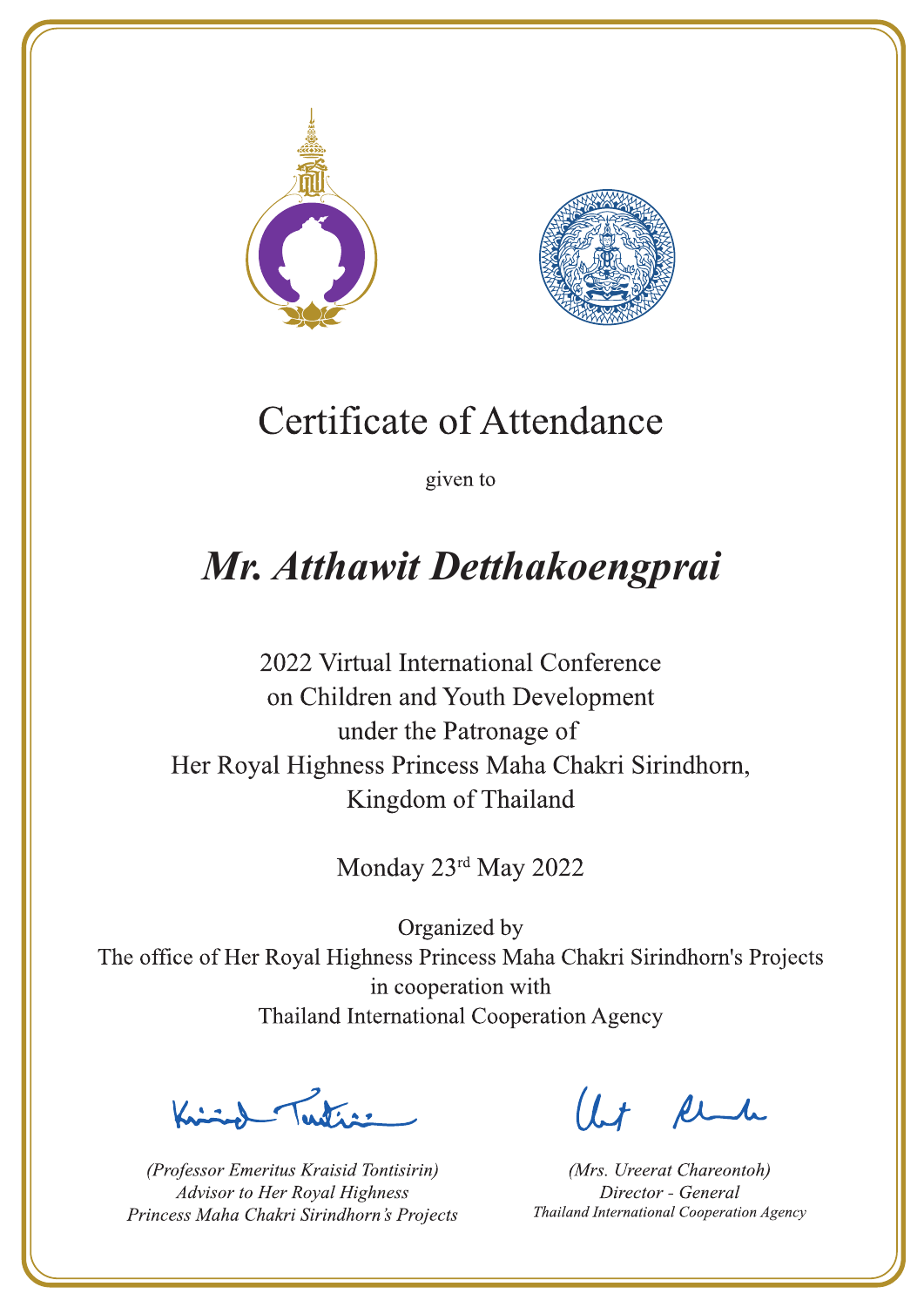# Certificate of Attendance

given to

## *Mr. Atthawit Detthakoengprai*

2022 Virtual International Conference
on Children and Youth Development
under the Patronage of
Her Royal Highness Princess Maha Chakri Sirindhorn,
Kingdom of Thailand

Monday 23rd May 2022

Organized by
The office of Her Royal Highness Princess Maha Chakri Sirindhorn's Projects
in cooperation with
Thailand International Cooperation Agency

*(Professor Emeritus Kraisid Tontisirin)*
*Advisor to Her Royal Highness*
*Princess Maha Chakri Sirindhorn's Projects*

*(Mrs. Ureerat Chareontoh)*
*Director - General*
*Thailand International Cooperation Agency*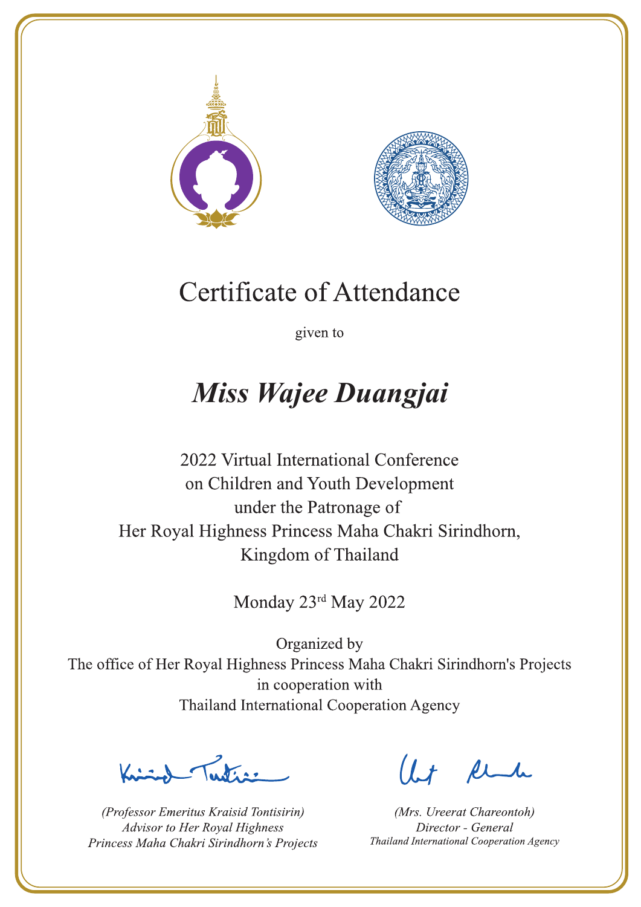# Certificate of Attendance

given to

## *Miss Wajee Duangjai*

2022 Virtual International Conference
on Children and Youth Development
under the Patronage of
Her Royal Highness Princess Maha Chakri Sirindhorn,
Kingdom of Thailand

Monday 23rd May 2022

Organized by
The office of Her Royal Highness Princess Maha Chakri Sirindhorn's Projects
in cooperation with
Thailand International Cooperation Agency

*(Professor Emeritus Kraisid Tontisirin)*
*Advisor to Her Royal Highness*
*Princess Maha Chakri Sirindhorn's Projects*

*(Mrs. Ureerat Chareontoh)*
*Director - General*
*Thailand International Cooperation Agency*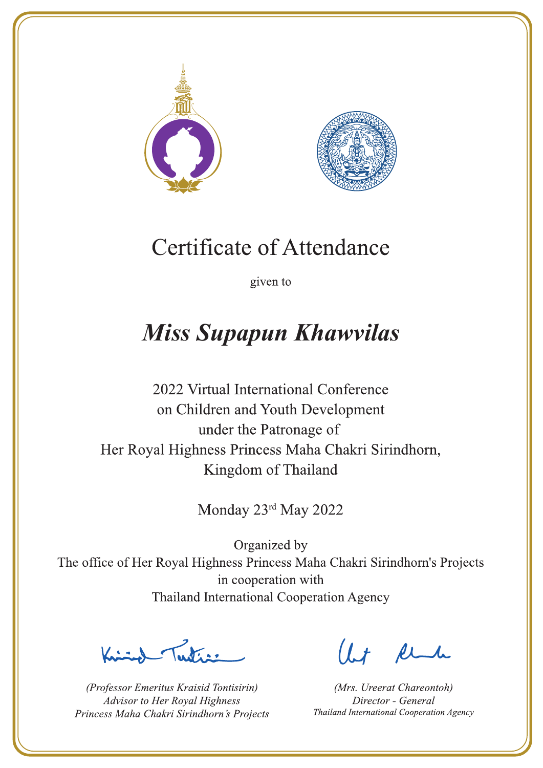# Certificate of Attendance

given to

***Miss Supapun Khawvilas***

2022 Virtual International Conference
on Children and Youth Development
under the Patronage of
Her Royal Highness Princess Maha Chakri Sirindhorn,
Kingdom of Thailand

Monday 23rd May 2022

Organized by
The office of Her Royal Highness Princess Maha Chakri Sirindhorn's Projects
in cooperation with
Thailand International Cooperation Agency

*(Professor Emeritus Kraisid Tontisirin)*
*Advisor to Her Royal Highness*
*Princess Maha Chakri Sirindhorn's Projects*

*(Mrs. Ureerat Chareontoh)*
*Director - General*
*Thailand International Cooperation Agency*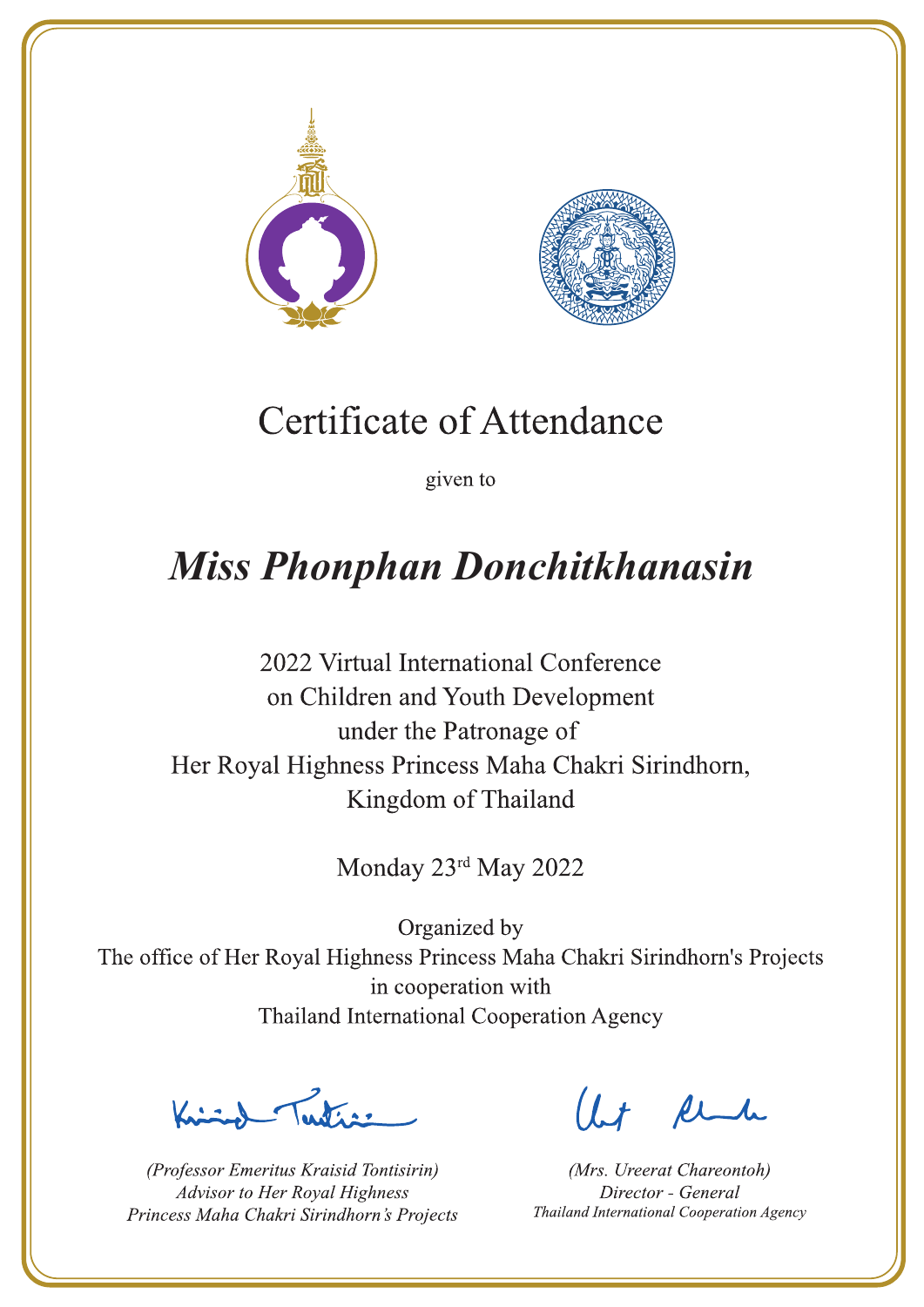# Certificate of Attendance

given to

***Miss Phonphan Donchitkhanasin***

2022 Virtual International Conference
on Children and Youth Development
under the Patronage of
Her Royal Highness Princess Maha Chakri Sirindhorn,
Kingdom of Thailand

Monday 23rd May 2022

Organized by
The office of Her Royal Highness Princess Maha Chakri Sirindhorn's Projects
in cooperation with
Thailand International Cooperation Agency

*(Professor Emeritus Kraisid Tontisirin)*
*Advisor to Her Royal Highness*
*Princess Maha Chakri Sirindhorn's Projects*

*(Mrs. Ureerat Chareontoh)*
*Director - General*
*Thailand International Cooperation Agency*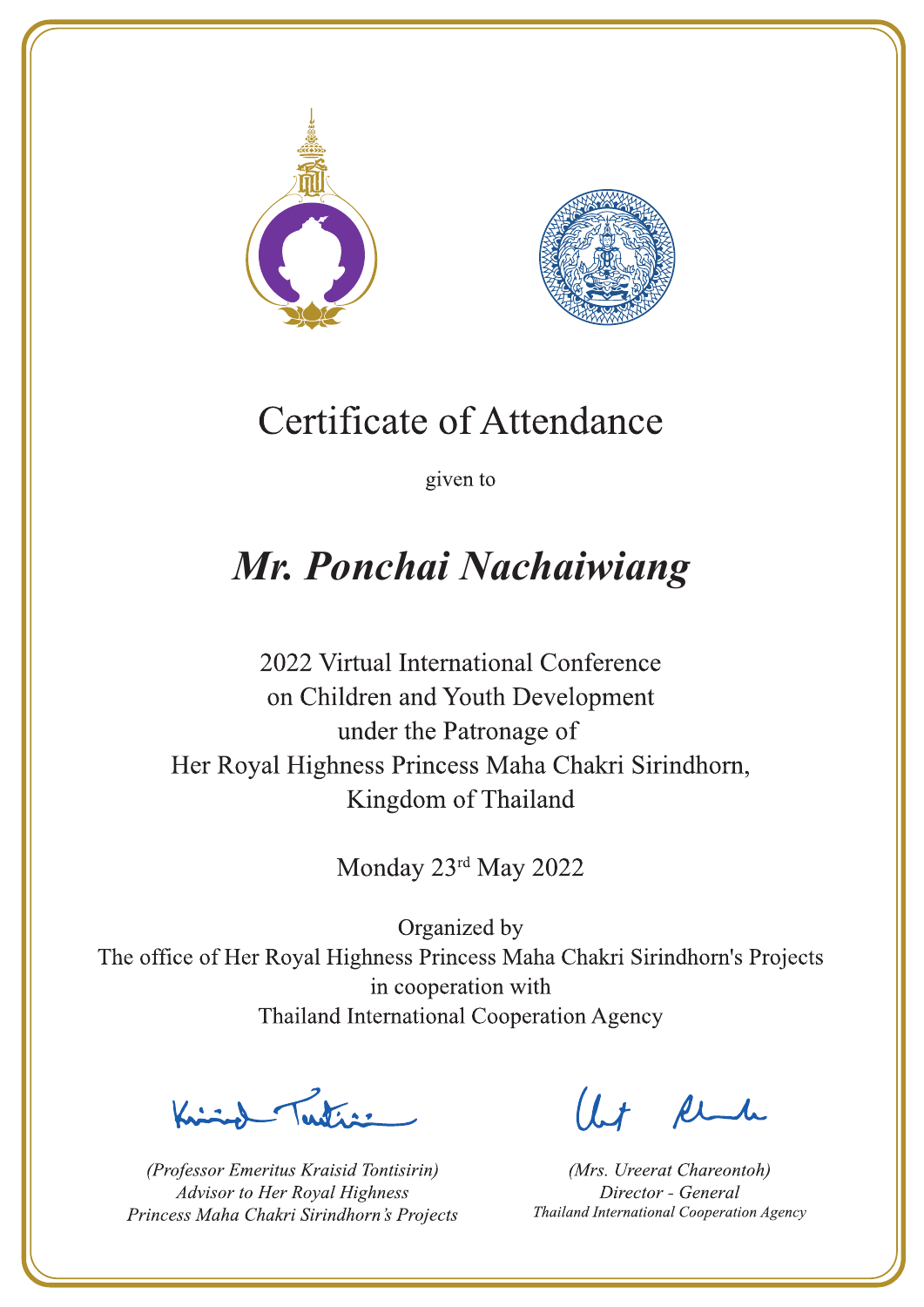# Certificate of Attendance

given to

## *Mr. Ponchai Nachaiwiang*

2022 Virtual International Conference
on Children and Youth Development
under the Patronage of
Her Royal Highness Princess Maha Chakri Sirindhorn,
Kingdom of Thailand

Monday 23rd May 2022

Organized by
The office of Her Royal Highness Princess Maha Chakri Sirindhorn's Projects
in cooperation with
Thailand International Cooperation Agency

*(Professor Emeritus Kraisid Tontisirin)*
*Advisor to Her Royal Highness*
*Princess Maha Chakri Sirindhorn's Projects*

*(Mrs. Ureerat Chareontoh)*
*Director - General*
*Thailand International Cooperation Agency*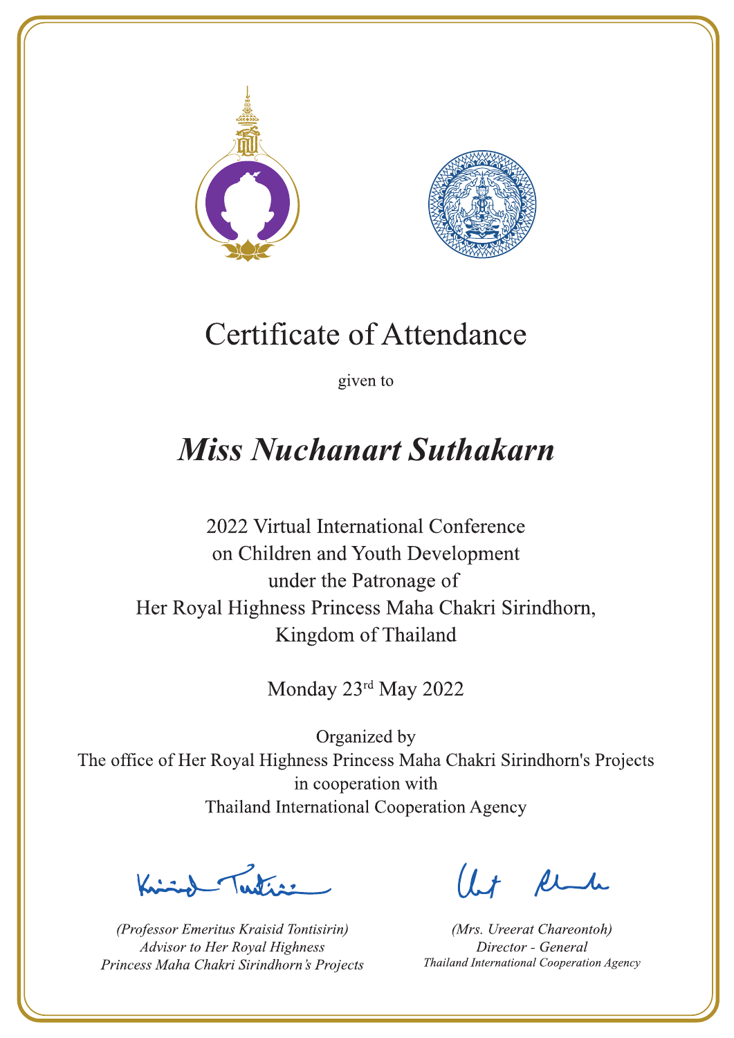# Certificate of Attendance

given to

## *Miss Nuchanart Suthakarn*

2022 Virtual International Conference
on Children and Youth Development
under the Patronage of
Her Royal Highness Princess Maha Chakri Sirindhorn,
Kingdom of Thailand

Monday 23rd May 2022

Organized by
The office of Her Royal Highness Princess Maha Chakri Sirindhorn's Projects
in cooperation with
Thailand International Cooperation Agency

*(Professor Emeritus Kraisid Tontisirin)*
*Advisor to Her Royal Highness*
*Princess Maha Chakri Sirindhorn's Projects*

*(Mrs. Ureerat Chareontoh)*
*Director - General*
*Thailand International Cooperation Agency*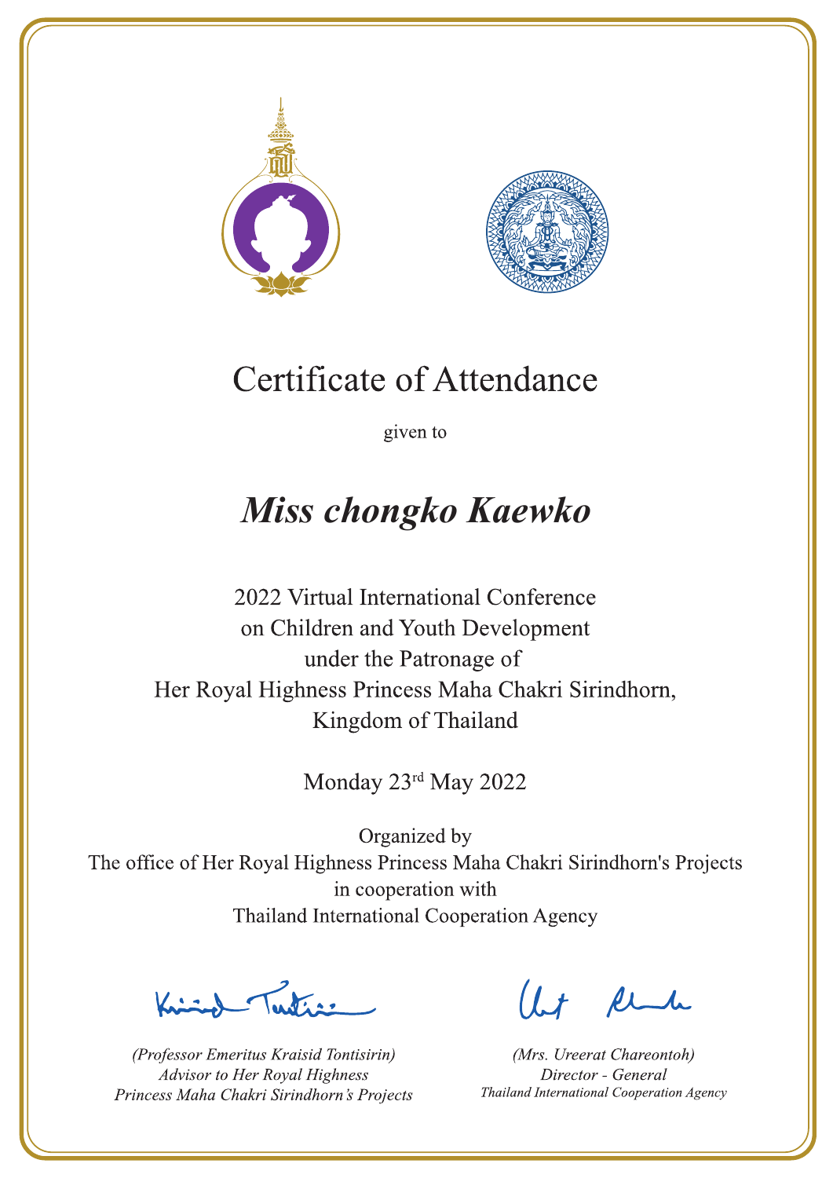# Certificate of Attendance

given to

## *Miss chongko Kaewko*

2022 Virtual International Conference
on Children and Youth Development
under the Patronage of
Her Royal Highness Princess Maha Chakri Sirindhorn,
Kingdom of Thailand

Monday 23rd May 2022

Organized by
The office of Her Royal Highness Princess Maha Chakri Sirindhorn's Projects
in cooperation with
Thailand International Cooperation Agency

*(Professor Emeritus Kraisid Tontisirin)*
*Advisor to Her Royal Highness*
*Princess Maha Chakri Sirindhorn's Projects*

*(Mrs. Ureerat Chareontoh)*
*Director - General*
*Thailand International Cooperation Agency*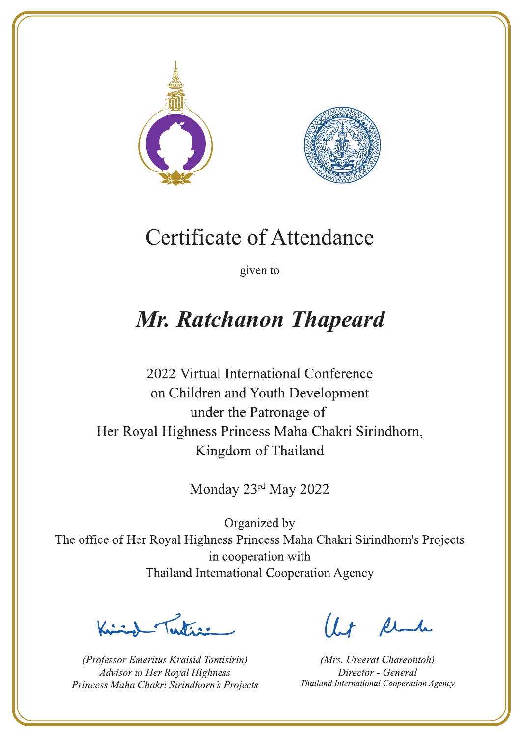# Certificate of Attendance

given to

## *Mr. Ratchanon Thapeard*

2022 Virtual International Conference
on Children and Youth Development
under the Patronage of
Her Royal Highness Princess Maha Chakri Sirindhorn,
Kingdom of Thailand

Monday 23rd May 2022

Organized by
The office of Her Royal Highness Princess Maha Chakri Sirindhorn's Projects
in cooperation with
Thailand International Cooperation Agency

*(Professor Emeritus Kraisid Tontisirin)*
*Advisor to Her Royal Highness*
*Princess Maha Chakri Sirindhorn's Projects*

*(Mrs. Ureerat Chareontoh)*
*Director - General*
*Thailand International Cooperation Agency*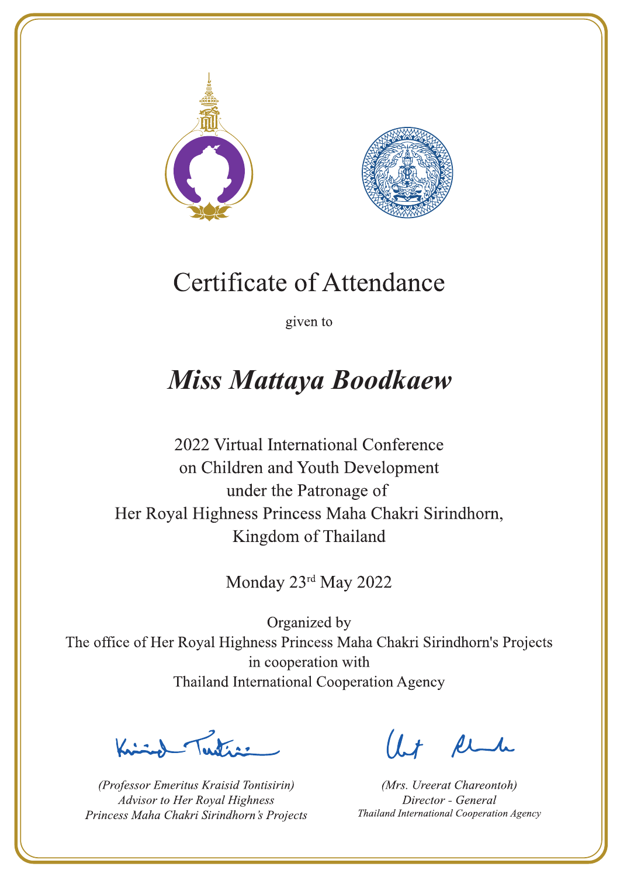# Certificate of Attendance

given to

## *Miss Mattaya Boodkaew*

2022 Virtual International Conference
on Children and Youth Development
under the Patronage of
Her Royal Highness Princess Maha Chakri Sirindhorn,
Kingdom of Thailand

Monday 23rd May 2022

Organized by
The office of Her Royal Highness Princess Maha Chakri Sirindhorn's Projects
in cooperation with
Thailand International Cooperation Agency

*(Professor Emeritus Kraisid Tontisirin)*
*Advisor to Her Royal Highness*
*Princess Maha Chakri Sirindhorn's Projects*

*(Mrs. Ureerat Chareontoh)*
*Director - General*
*Thailand International Cooperation Agency*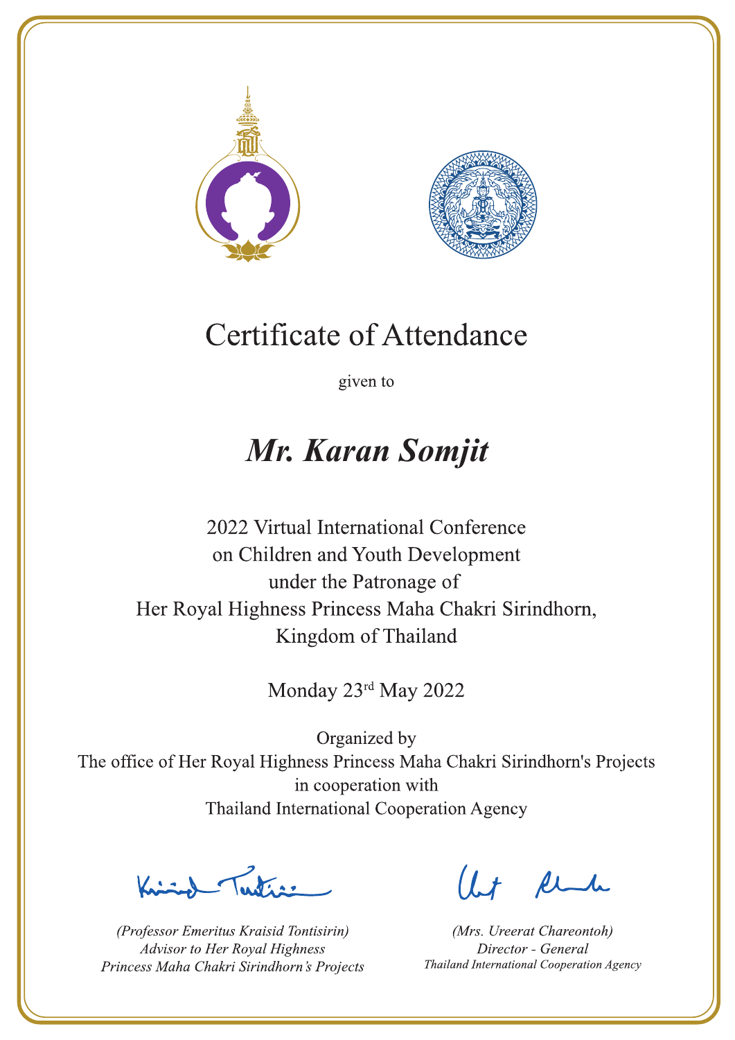# Certificate of Attendance

given to

## *Mr. Karan Somjit*

2022 Virtual International Conference
on Children and Youth Development
under the Patronage of
Her Royal Highness Princess Maha Chakri Sirindhorn,
Kingdom of Thailand

Monday 23rd May 2022

Organized by
The office of Her Royal Highness Princess Maha Chakri Sirindhorn's Projects
in cooperation with
Thailand International Cooperation Agency

*(Professor Emeritus Kraisid Tontisirin)*
*Advisor to Her Royal Highness*
*Princess Maha Chakri Sirindhorn's Projects*

*(Mrs. Ureerat Chareontoh)*
*Director - General*
*Thailand International Cooperation Agency*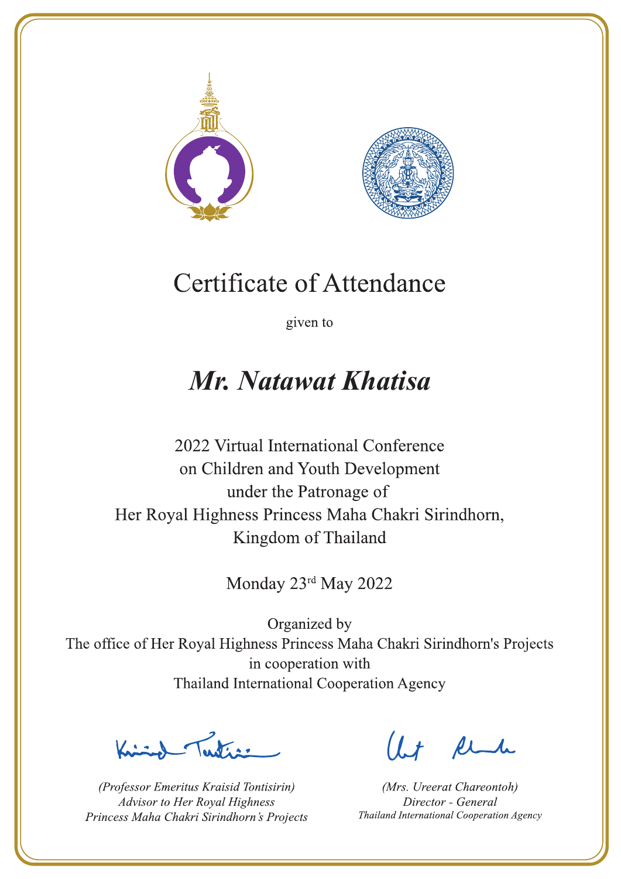# Certificate of Attendance

given to

## *Mr. Natawat Khatisa*

2022 Virtual International Conference
on Children and Youth Development
under the Patronage of
Her Royal Highness Princess Maha Chakri Sirindhorn,
Kingdom of Thailand

Monday 23rd May 2022

Organized by
The office of Her Royal Highness Princess Maha Chakri Sirindhorn's Projects
in cooperation with
Thailand International Cooperation Agency

*(Professor Emeritus Kraisid Tontisirin)*
*Advisor to Her Royal Highness*
*Princess Maha Chakri Sirindhorn's Projects*

*(Mrs. Ureerat Chareontoh)*
*Director - General*
*Thailand International Cooperation Agency*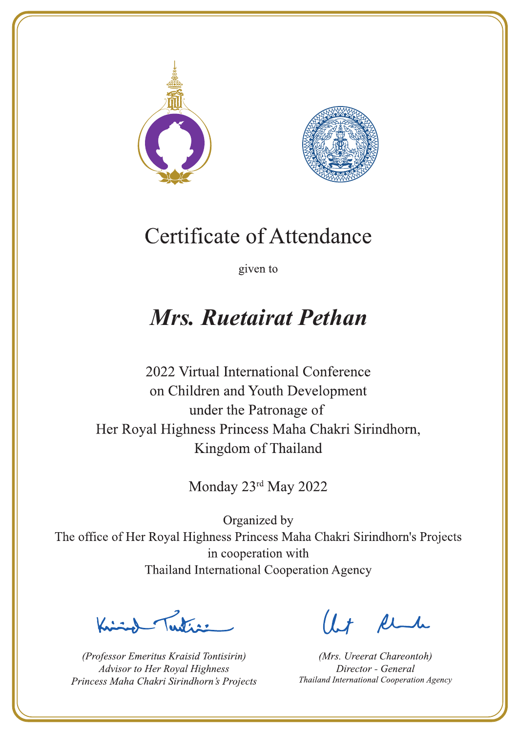# Certificate of Attendance

given to

## *Mrs. Ruetairat Pethan*

2022 Virtual International Conference
on Children and Youth Development
under the Patronage of
Her Royal Highness Princess Maha Chakri Sirindhorn,
Kingdom of Thailand

Monday 23rd May 2022

Organized by
The office of Her Royal Highness Princess Maha Chakri Sirindhorn's Projects
in cooperation with
Thailand International Cooperation Agency

*(Professor Emeritus Kraisid Tontisirin)*
*Advisor to Her Royal Highness*
*Princess Maha Chakri Sirindhorn's Projects*

*(Mrs. Ureerat Chareontoh)*
*Director - General*
*Thailand International Cooperation Agency*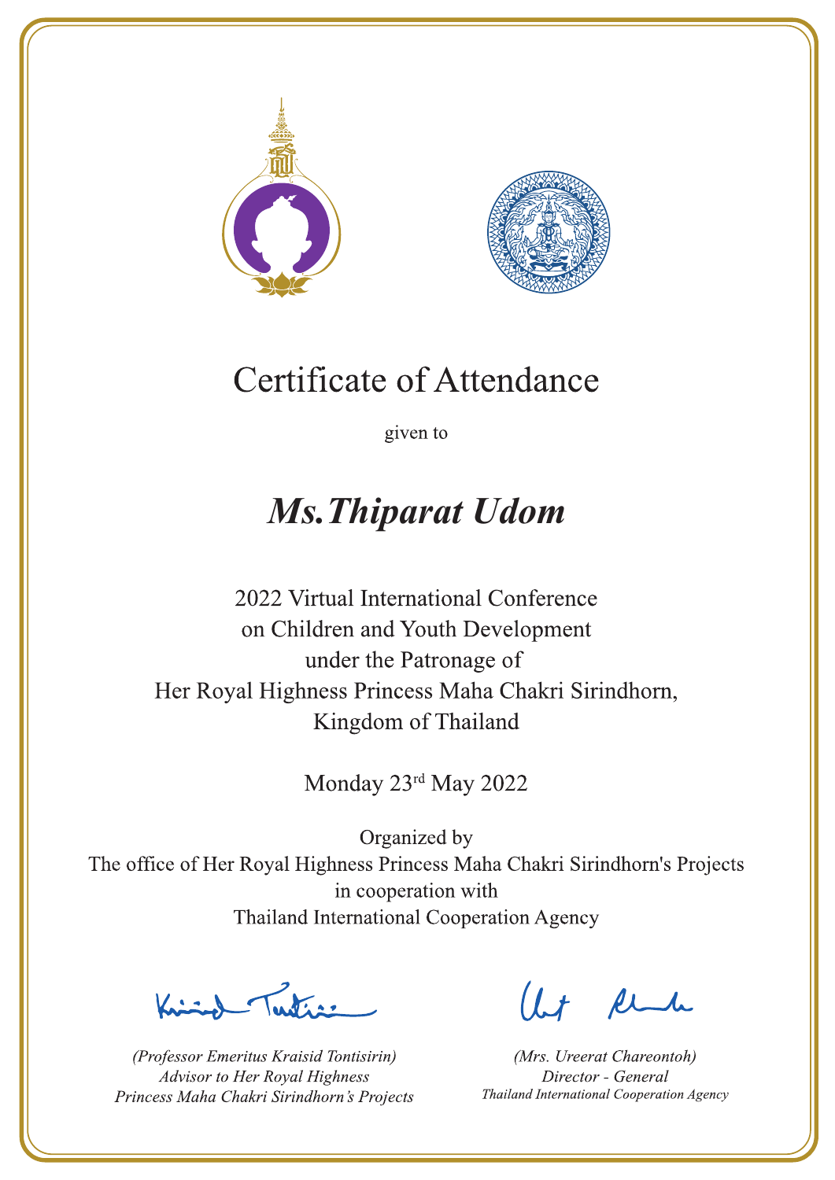# Certificate of Attendance

given to

## *Ms.Thiparat Udom*

2022 Virtual International Conference
on Children and Youth Development
under the Patronage of
Her Royal Highness Princess Maha Chakri Sirindhorn,
Kingdom of Thailand

Monday 23rd May 2022

Organized by
The office of Her Royal Highness Princess Maha Chakri Sirindhorn's Projects
in cooperation with
Thailand International Cooperation Agency

*(Professor Emeritus Kraisid Tontisirin)*
*Advisor to Her Royal Highness*
*Princess Maha Chakri Sirindhorn's Projects*

*(Mrs. Ureerat Chareontoh)*
*Director - General*
*Thailand International Cooperation Agency*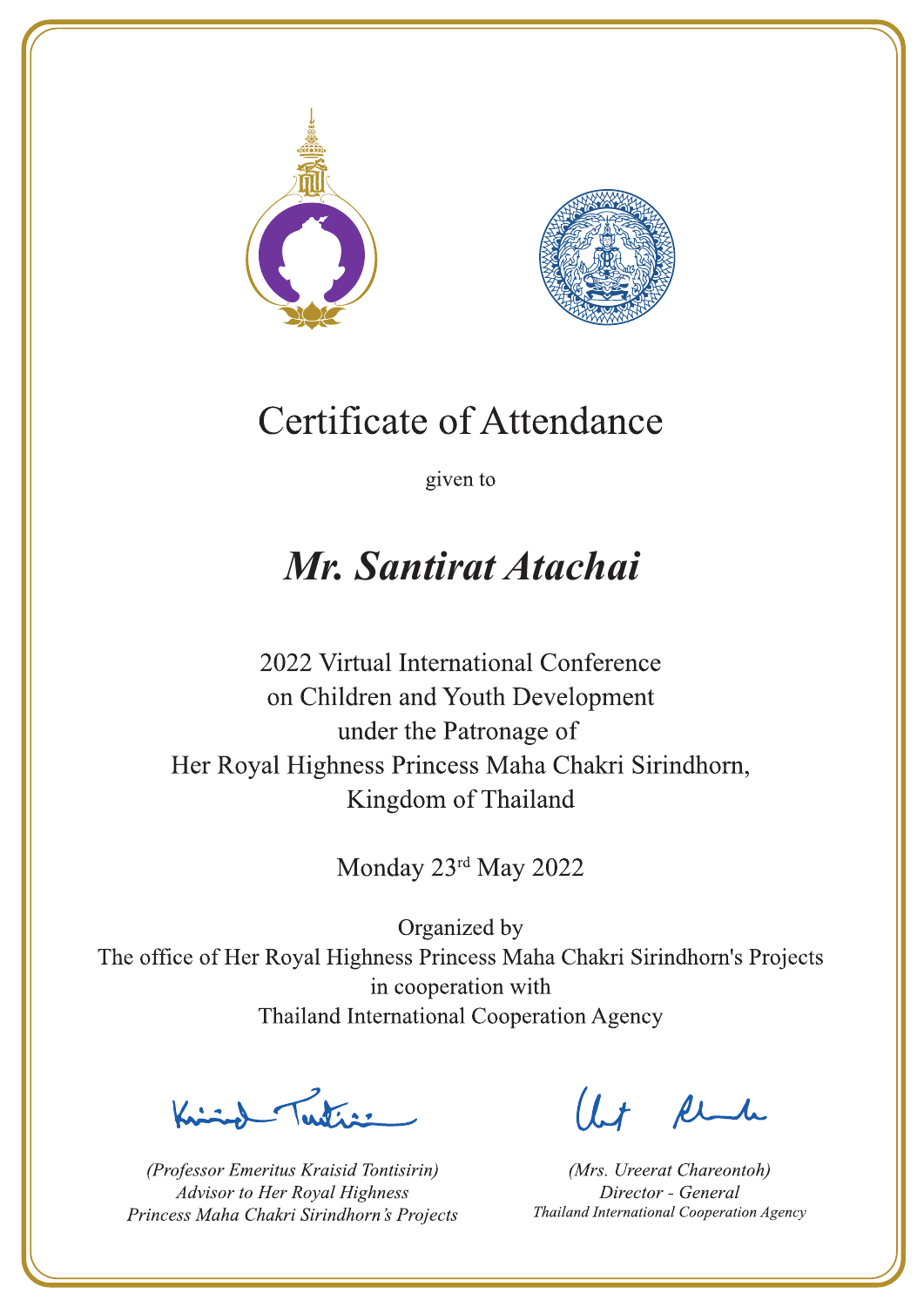# Certificate of Attendance

given to

## *Mr. Santirat Atachai*

2022 Virtual International Conference
on Children and Youth Development
under the Patronage of
Her Royal Highness Princess Maha Chakri Sirindhorn,
Kingdom of Thailand

Monday 23rd May 2022

Organized by
The office of Her Royal Highness Princess Maha Chakri Sirindhorn's Projects
in cooperation with
Thailand International Cooperation Agency

*(Professor Emeritus Kraisid Tontisirin)*
*Advisor to Her Royal Highness*
*Princess Maha Chakri Sirindhorn's Projects*

*(Mrs. Ureerat Chareontoh)*
*Director - General*
*Thailand International Cooperation Agency*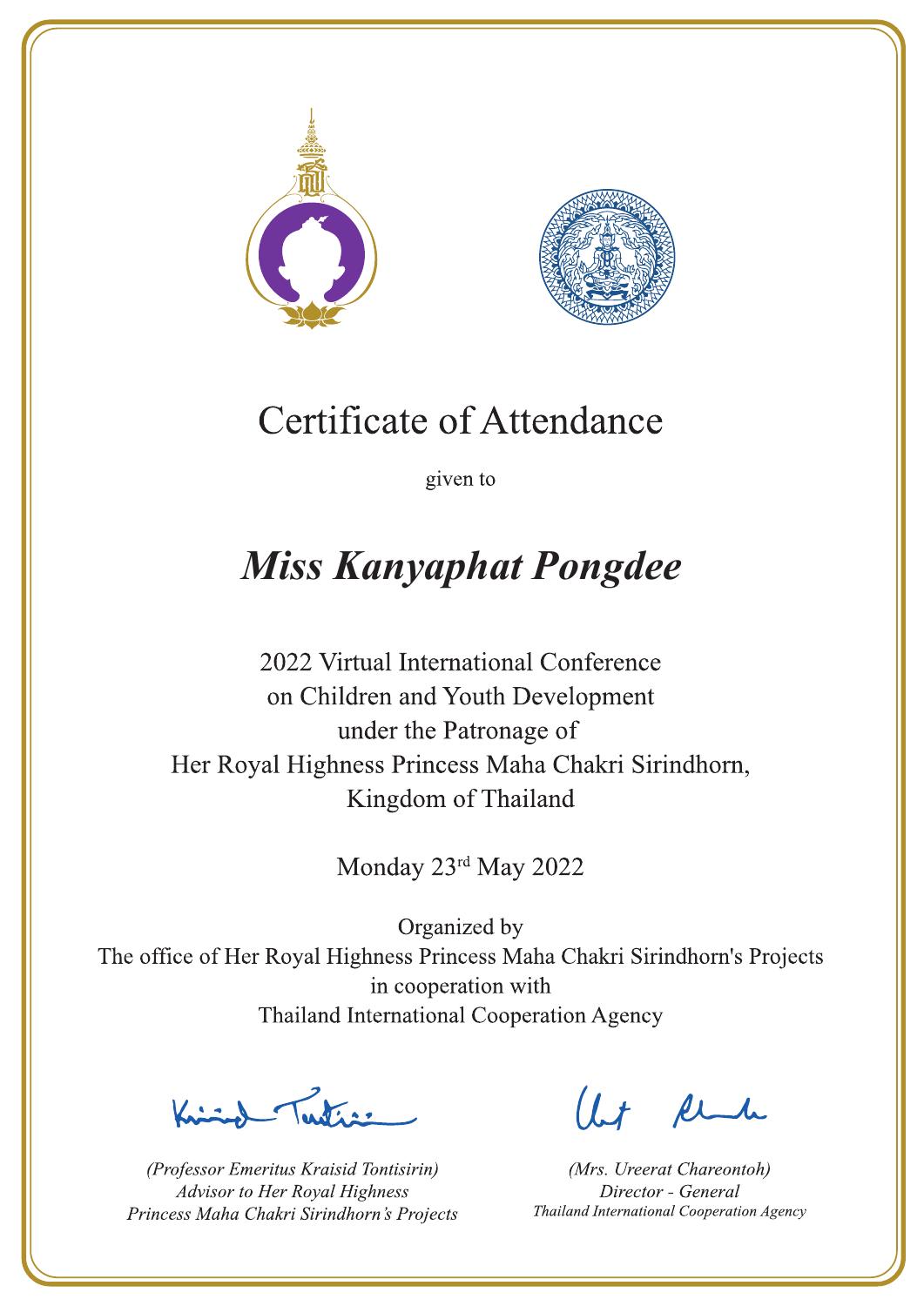# Certificate of Attendance

given to

## *Miss Kanyaphat Pongdee*

2022 Virtual International Conference
on Children and Youth Development
under the Patronage of
Her Royal Highness Princess Maha Chakri Sirindhorn,
Kingdom of Thailand

Monday 23rd May 2022

Organized by
The office of Her Royal Highness Princess Maha Chakri Sirindhorn's Projects
in cooperation with
Thailand International Cooperation Agency

*(Professor Emeritus Kraisid Tontisirin)*
*Advisor to Her Royal Highness*
*Princess Maha Chakri Sirindhorn's Projects*

*(Mrs. Ureerat Chareontoh)*
*Director - General*
*Thailand International Cooperation Agency*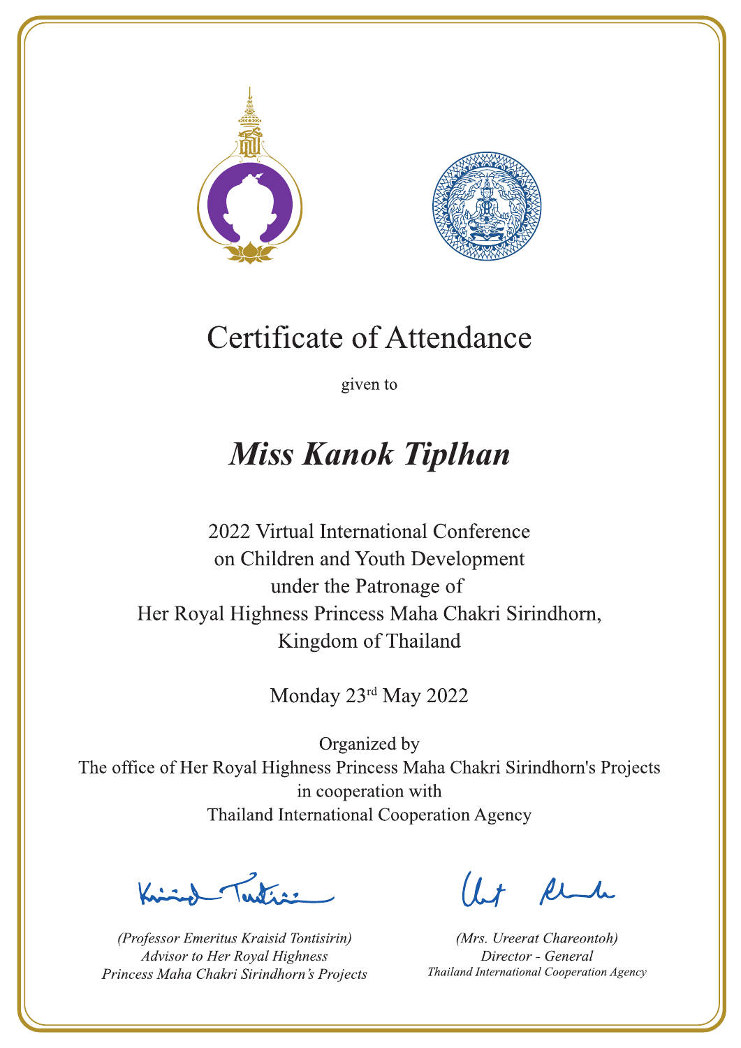# Certificate of Attendance

given to

## ***Miss Kanok Tiplhan***

2022 Virtual International Conference
on Children and Youth Development
under the Patronage of
Her Royal Highness Princess Maha Chakri Sirindhorn,
Kingdom of Thailand

Monday 23rd May 2022

Organized by
The office of Her Royal Highness Princess Maha Chakri Sirindhorn's Projects
in cooperation with
Thailand International Cooperation Agency

*(Professor Emeritus Kraisid Tontisirin)*
*Advisor to Her Royal Highness*
*Princess Maha Chakri Sirindhorn's Projects*

*(Mrs. Ureerat Chareontoh)*
*Director - General*
*Thailand International Cooperation Agency*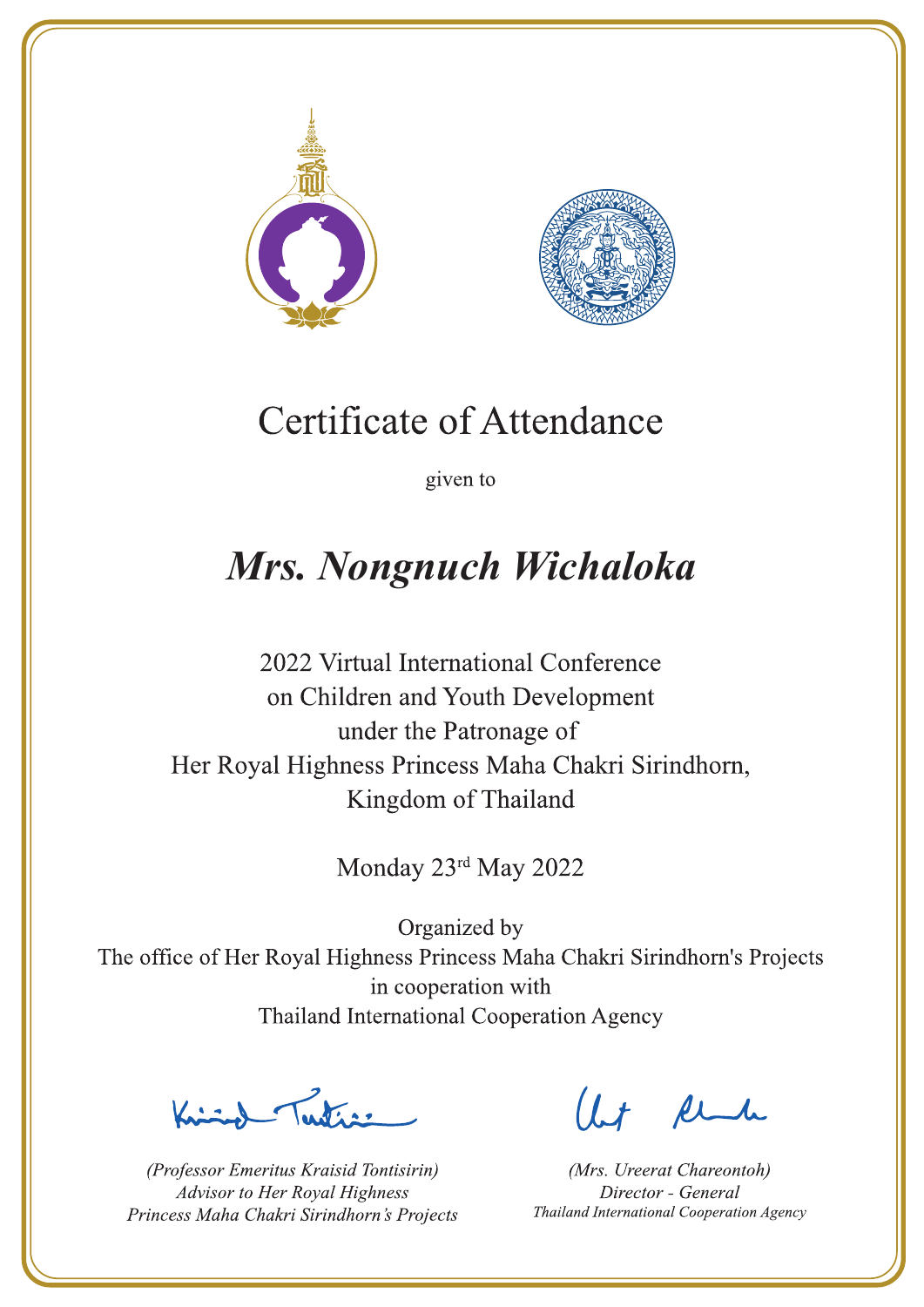# Certificate of Attendance

given to

## *Mrs. Nongnuch Wichaloka*

2022 Virtual International Conference
on Children and Youth Development
under the Patronage of
Her Royal Highness Princess Maha Chakri Sirindhorn,
Kingdom of Thailand

Monday 23rd May 2022

Organized by
The office of Her Royal Highness Princess Maha Chakri Sirindhorn's Projects
in cooperation with
Thailand International Cooperation Agency

*(Professor Emeritus Kraisid Tontisirin)*
*Advisor to Her Royal Highness*
*Princess Maha Chakri Sirindhorn's Projects*

*(Mrs. Ureerat Chareontoh)*
*Director - General*
*Thailand International Cooperation Agency*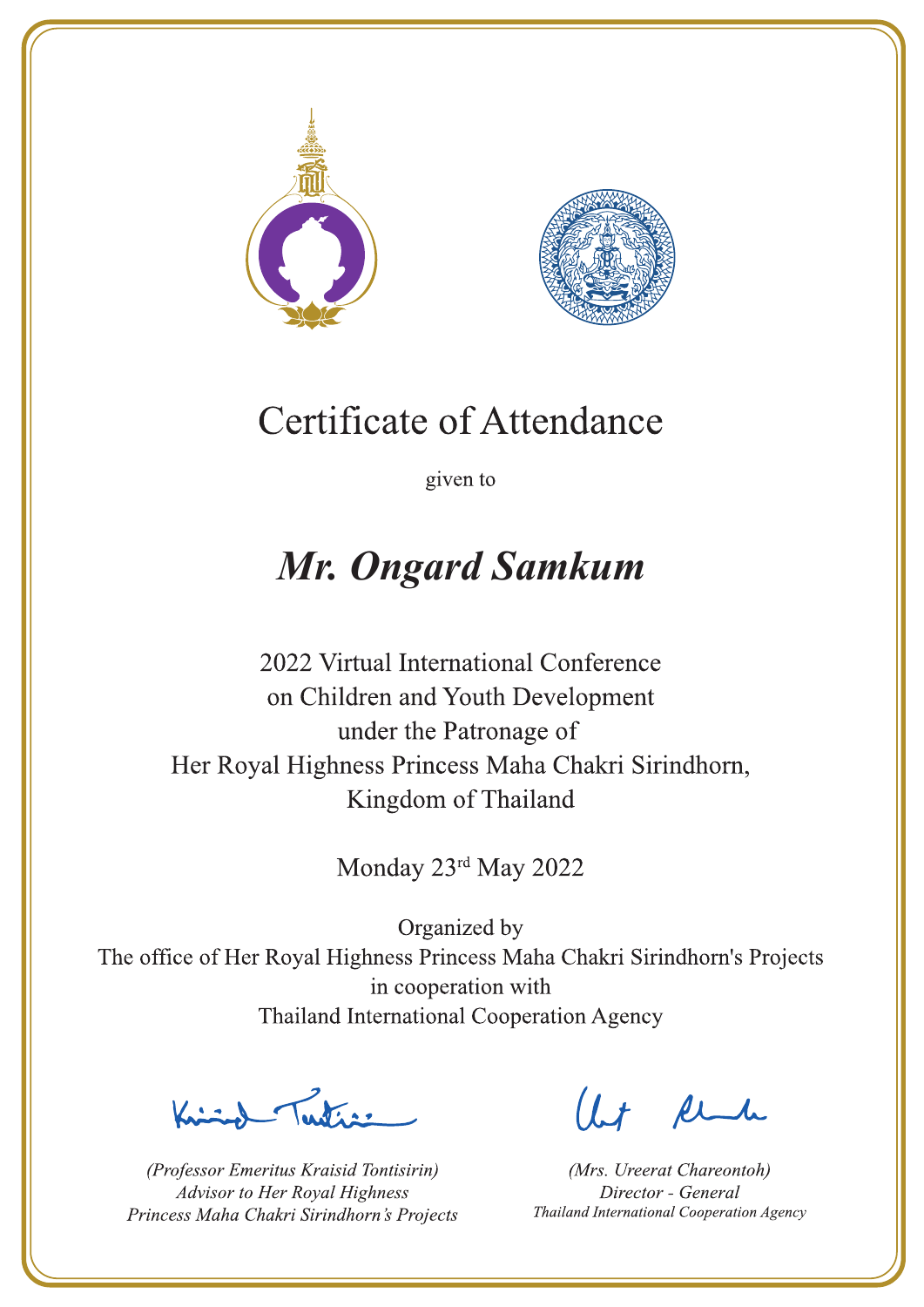# Certificate of Attendance

given to

## *Mr. Ongard Samkum*

2022 Virtual International Conference
on Children and Youth Development
under the Patronage of
Her Royal Highness Princess Maha Chakri Sirindhorn,
Kingdom of Thailand

Monday 23rd May 2022

Organized by
The office of Her Royal Highness Princess Maha Chakri Sirindhorn's Projects
in cooperation with
Thailand International Cooperation Agency

*(Professor Emeritus Kraisid Tontisirin)*
*Advisor to Her Royal Highness*
*Princess Maha Chakri Sirindhorn's Projects*

*(Mrs. Ureerat Chareontoh)*
*Director - General*
*Thailand International Cooperation Agency*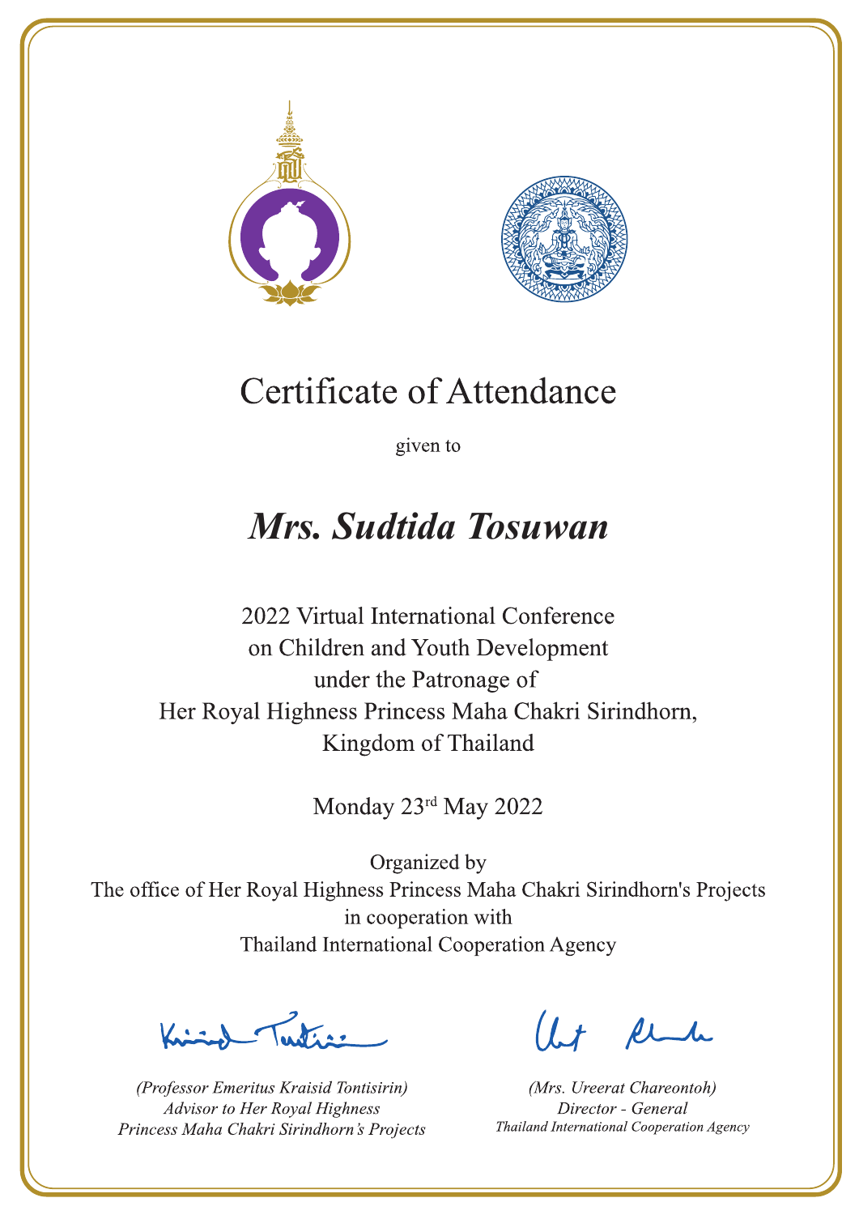# Certificate of Attendance

given to

## *Mrs. Sudtida Tosuwan*

2022 Virtual International Conference
on Children and Youth Development
under the Patronage of
Her Royal Highness Princess Maha Chakri Sirindhorn,
Kingdom of Thailand

Monday 23rd May 2022

Organized by
The office of Her Royal Highness Princess Maha Chakri Sirindhorn's Projects
in cooperation with
Thailand International Cooperation Agency

*(Professor Emeritus Kraisid Tontisirin)*
*Advisor to Her Royal Highness*
*Princess Maha Chakri Sirindhorn's Projects*

*(Mrs. Ureerat Chareontoh)*
*Director - General*
*Thailand International Cooperation Agency*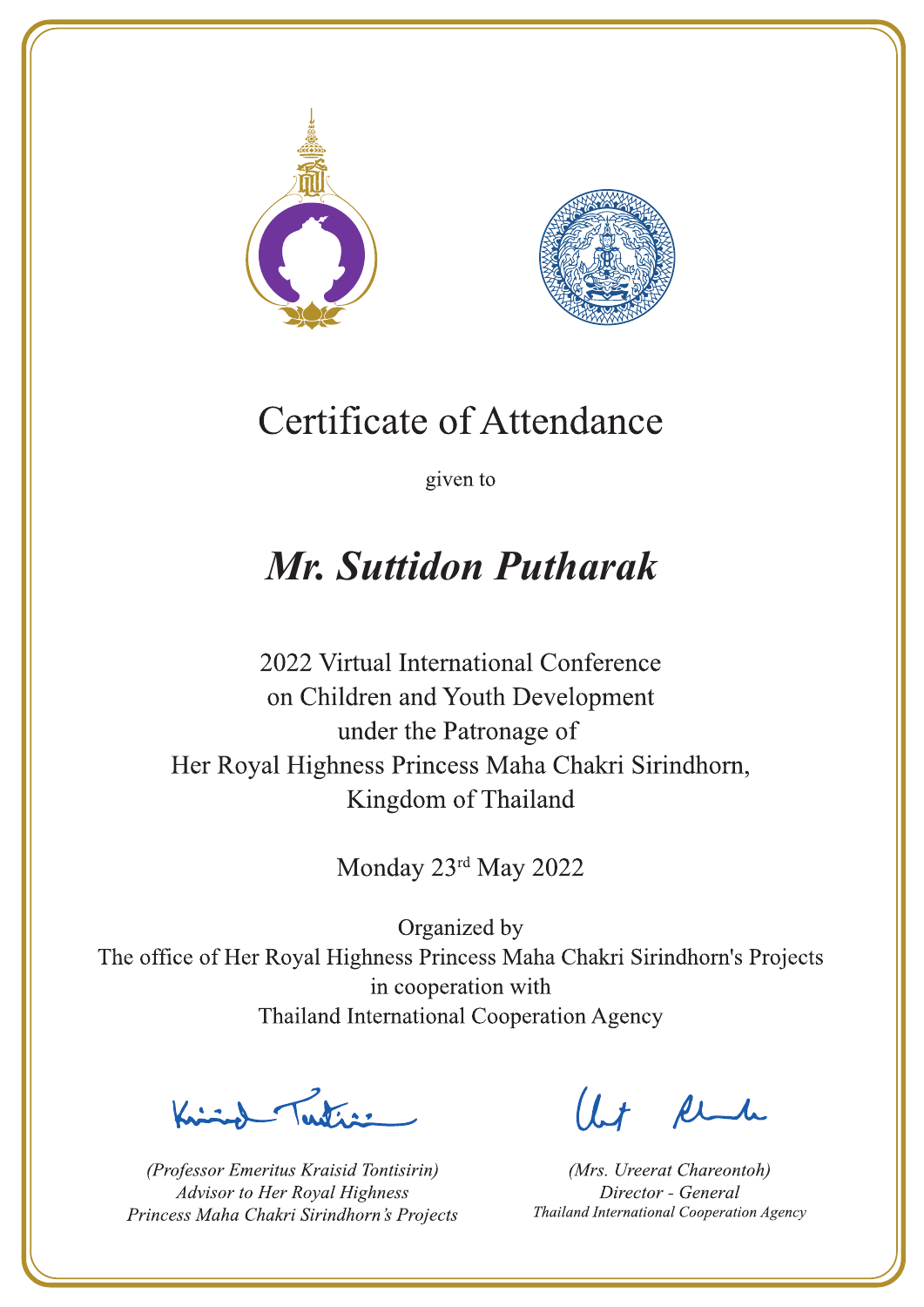# Certificate of Attendance

given to

## *Mr. Suttidon Putharak*

2022 Virtual International Conference
on Children and Youth Development
under the Patronage of
Her Royal Highness Princess Maha Chakri Sirindhorn,
Kingdom of Thailand

Monday 23rd May 2022

Organized by
The office of Her Royal Highness Princess Maha Chakri Sirindhorn's Projects
in cooperation with
Thailand International Cooperation Agency

*(Professor Emeritus Kraisid Tontisirin)*
*Advisor to Her Royal Highness*
*Princess Maha Chakri Sirindhorn's Projects*

*(Mrs. Ureerat Chareontoh)*
*Director - General*
*Thailand International Cooperation Agency*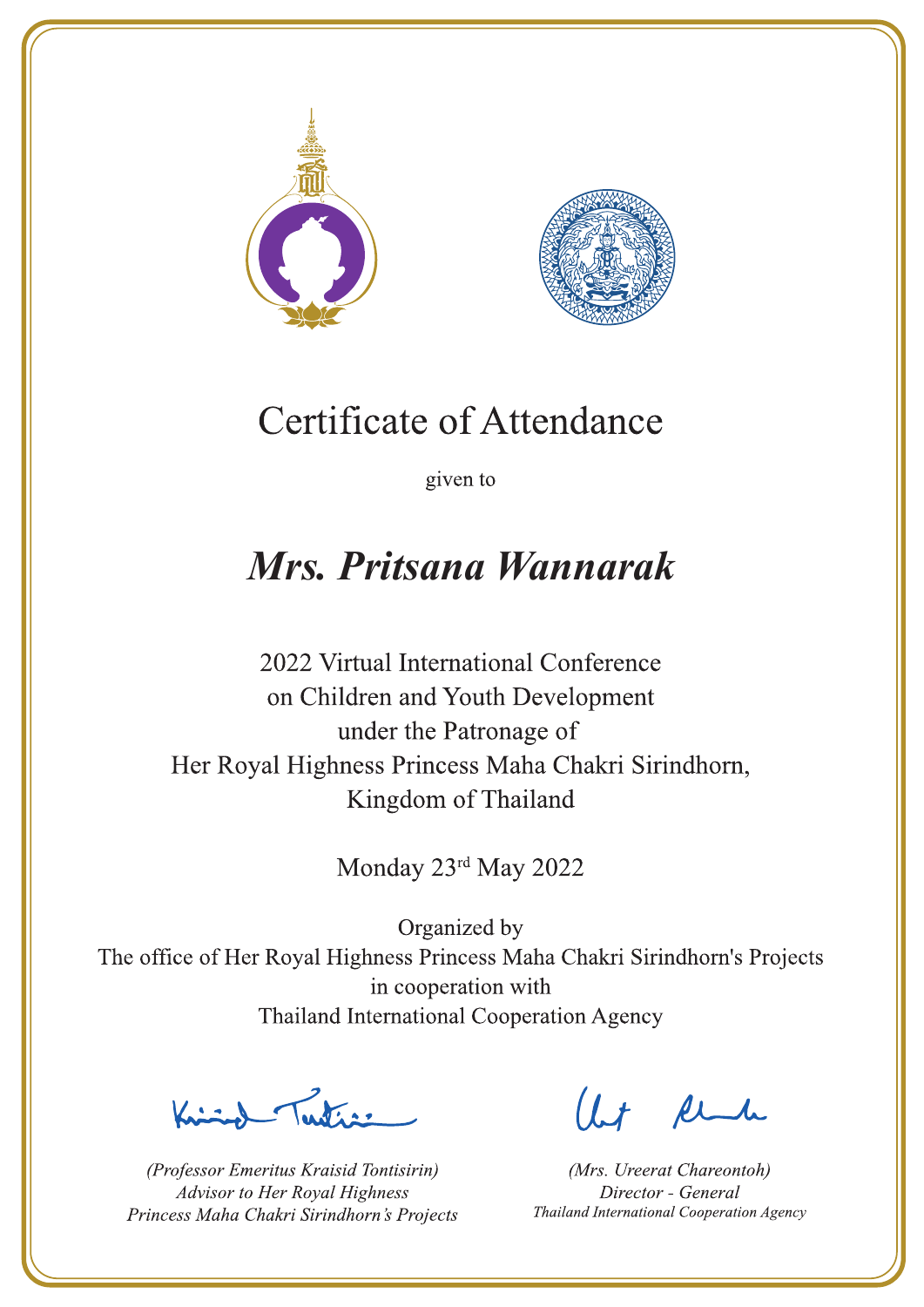# Certificate of Attendance

given to

## ***Mrs. Pritsana Wannarak***

2022 Virtual International Conference
on Children and Youth Development
under the Patronage of
Her Royal Highness Princess Maha Chakri Sirindhorn,
Kingdom of Thailand

Monday 23rd May 2022

Organized by
The office of Her Royal Highness Princess Maha Chakri Sirindhorn's Projects
in cooperation with
Thailand International Cooperation Agency

*(Professor Emeritus Kraisid Tontisirin)*
*Advisor to Her Royal Highness*
*Princess Maha Chakri Sirindhorn's Projects*

*(Mrs. Ureerat Chareontoh)*
*Director - General*
*Thailand International Cooperation Agency*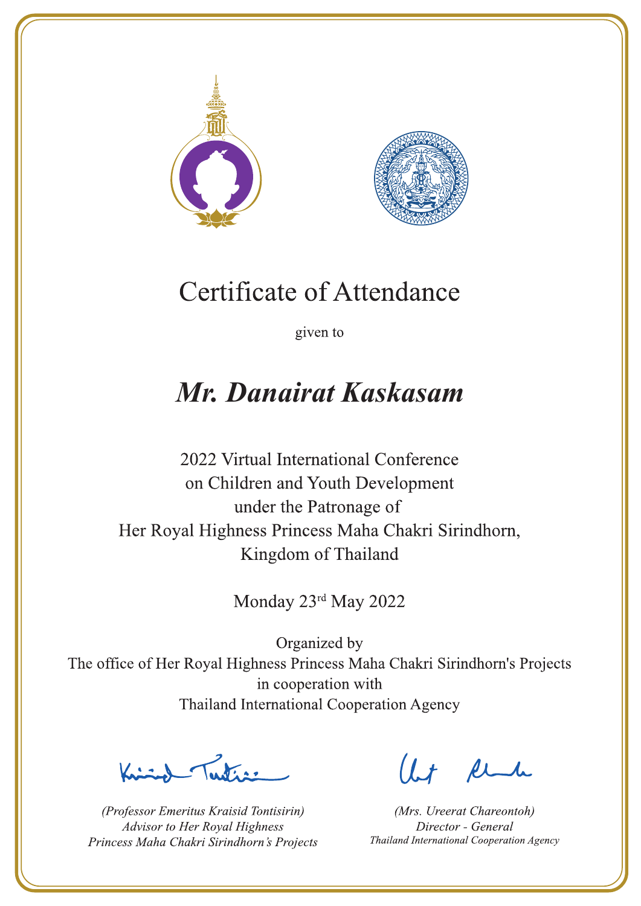# Certificate of Attendance

given to

## *Mr. Danairat Kaskasam*

2022 Virtual International Conference
on Children and Youth Development
under the Patronage of
Her Royal Highness Princess Maha Chakri Sirindhorn,
Kingdom of Thailand

Monday 23rd May 2022

Organized by
The office of Her Royal Highness Princess Maha Chakri Sirindhorn's Projects
in cooperation with
Thailand International Cooperation Agency

*(Professor Emeritus Kraisid Tontisirin)*
*Advisor to Her Royal Highness*
*Princess Maha Chakri Sirindhorn's Projects*

*(Mrs. Ureerat Chareontoh)*
*Director - General*
*Thailand International Cooperation Agency*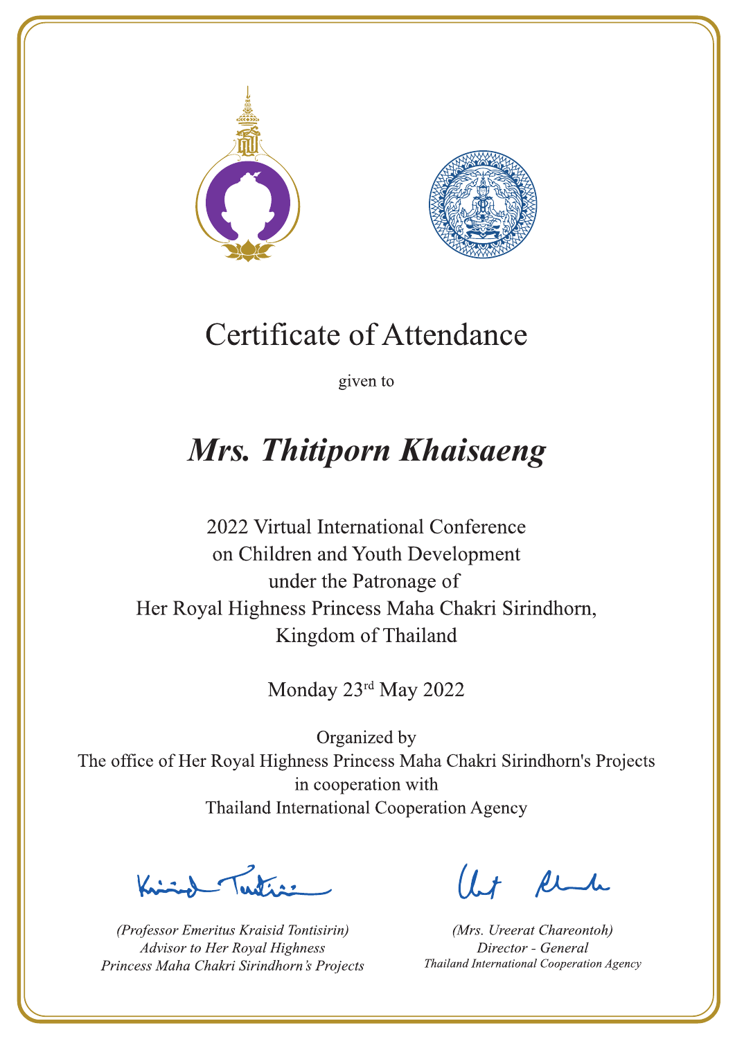# Certificate of Attendance

given to

## *Mrs. Thitiporn Khaisaeng*

2022 Virtual International Conference
on Children and Youth Development
under the Patronage of
Her Royal Highness Princess Maha Chakri Sirindhorn,
Kingdom of Thailand

Monday 23rd May 2022

Organized by
The office of Her Royal Highness Princess Maha Chakri Sirindhorn's Projects
in cooperation with
Thailand International Cooperation Agency

*(Professor Emeritus Kraisid Tontisirin)*
*Advisor to Her Royal Highness*
*Princess Maha Chakri Sirindhorn's Projects*

*(Mrs. Ureerat Chareontoh)*
*Director - General*
*Thailand International Cooperation Agency*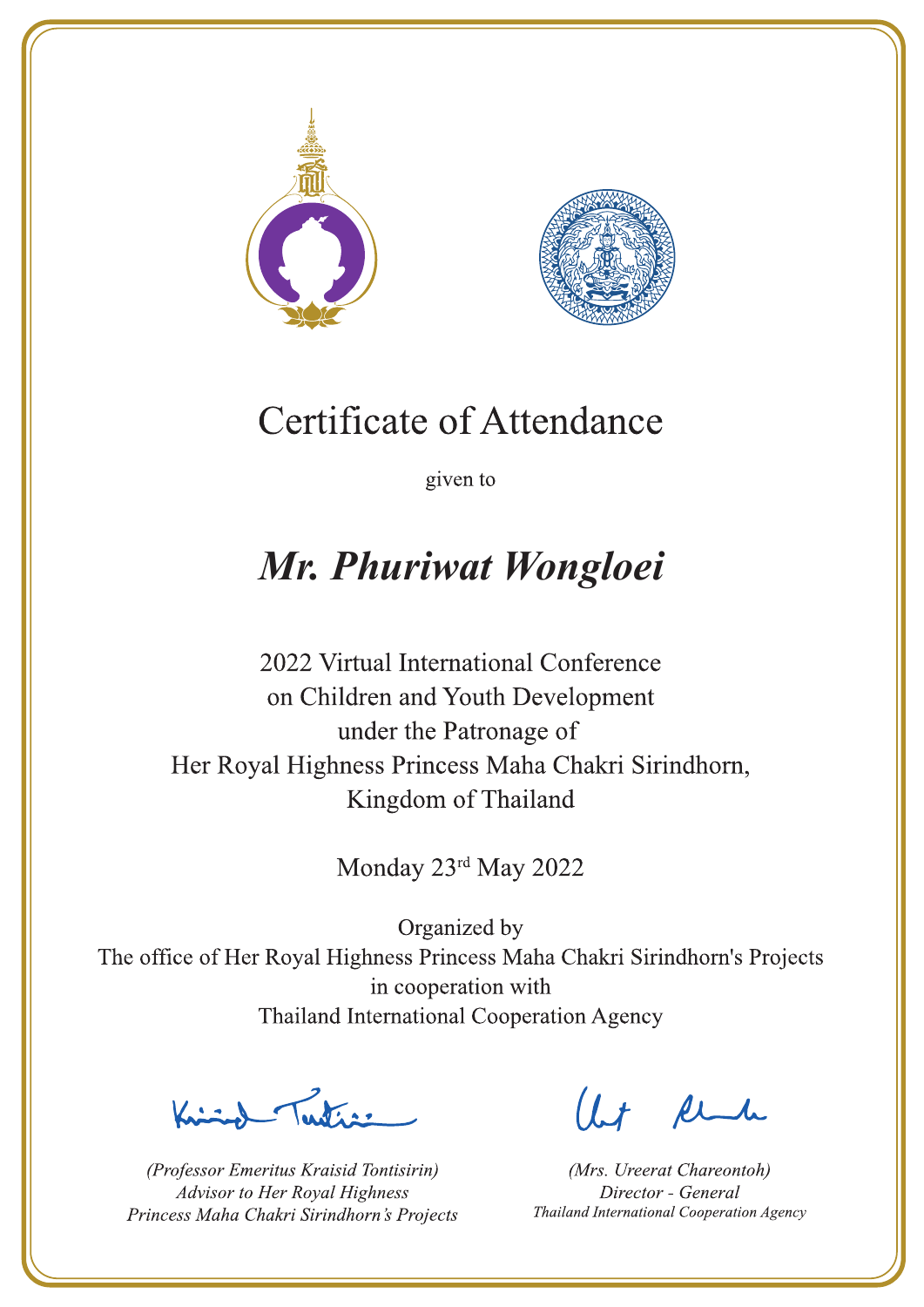# Certificate of Attendance

given to

## *Mr. Phuriwat Wongloei*

2022 Virtual International Conference
on Children and Youth Development
under the Patronage of
Her Royal Highness Princess Maha Chakri Sirindhorn,
Kingdom of Thailand

Monday 23rd May 2022

Organized by
The office of Her Royal Highness Princess Maha Chakri Sirindhorn's Projects
in cooperation with
Thailand International Cooperation Agency

*(Professor Emeritus Kraisid Tontisirin)*
*Advisor to Her Royal Highness*
*Princess Maha Chakri Sirindhorn's Projects*

*(Mrs. Ureerat Chareontoh)*
*Director - General*
*Thailand International Cooperation Agency*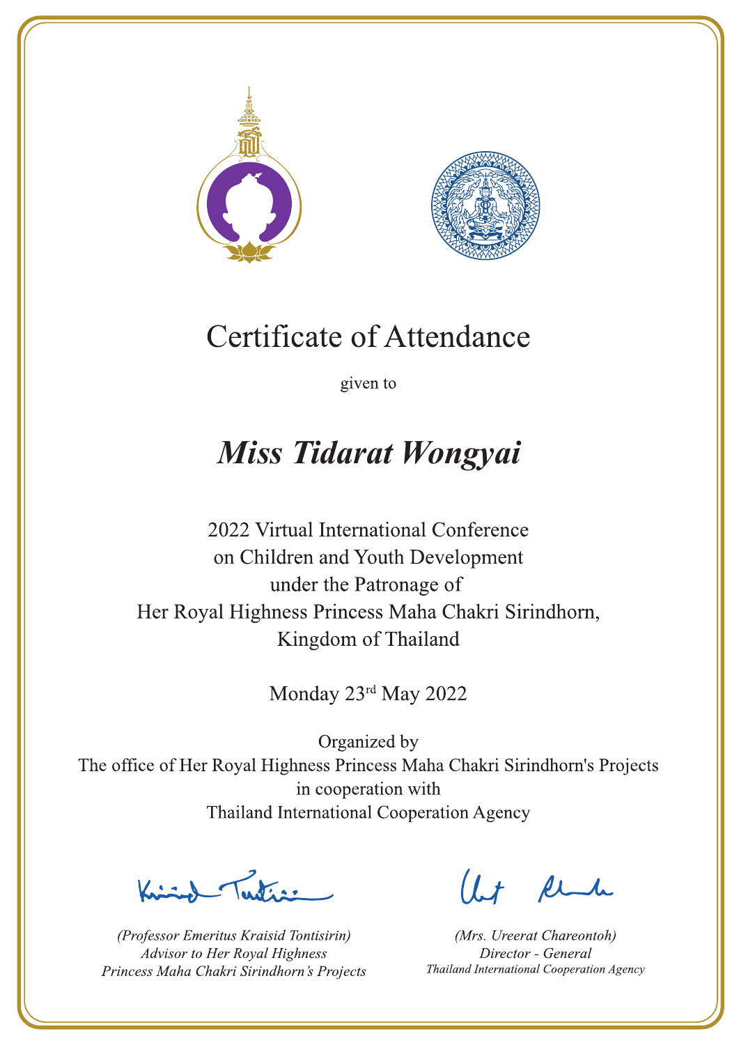# Certificate of Attendance

given to

## *Miss Tidarat Wongyai*

2022 Virtual International Conference
on Children and Youth Development
under the Patronage of
Her Royal Highness Princess Maha Chakri Sirindhorn,
Kingdom of Thailand

Monday 23rd May 2022

Organized by
The office of Her Royal Highness Princess Maha Chakri Sirindhorn's Projects
in cooperation with
Thailand International Cooperation Agency

*(Professor Emeritus Kraisid Tontisirin)*
*Advisor to Her Royal Highness*
*Princess Maha Chakri Sirindhorn's Projects*

*(Mrs. Ureerat Chareontoh)*
*Director - General*
*Thailand International Cooperation Agency*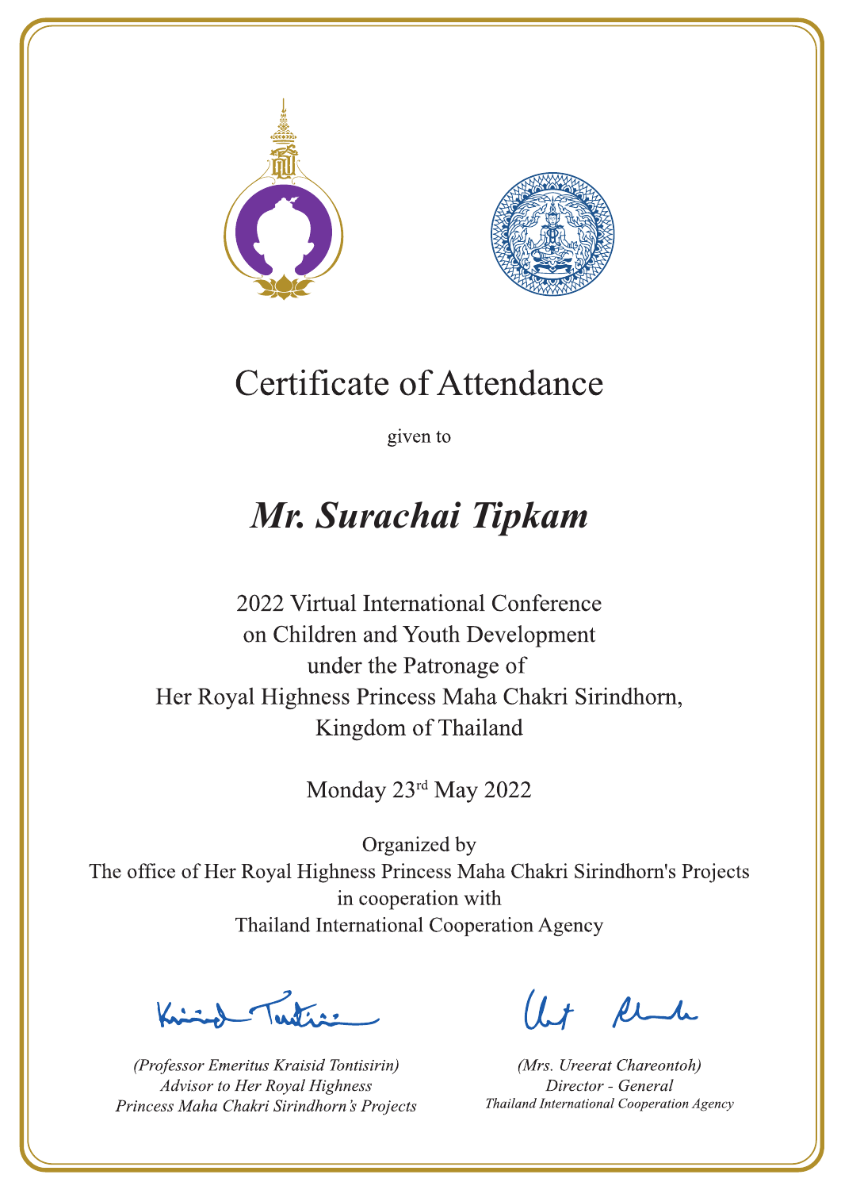# Certificate of Attendance

given to

## *Mr. Surachai Tipkam*

2022 Virtual International Conference
on Children and Youth Development
under the Patronage of
Her Royal Highness Princess Maha Chakri Sirindhorn,
Kingdom of Thailand

Monday 23rd May 2022

Organized by
The office of Her Royal Highness Princess Maha Chakri Sirindhorn's Projects
in cooperation with
Thailand International Cooperation Agency

*(Professor Emeritus Kraisid Tontisirin)*
*Advisor to Her Royal Highness*
*Princess Maha Chakri Sirindhorn's Projects*

*(Mrs. Ureerat Chareontoh)*
*Director - General*
*Thailand International Cooperation Agency*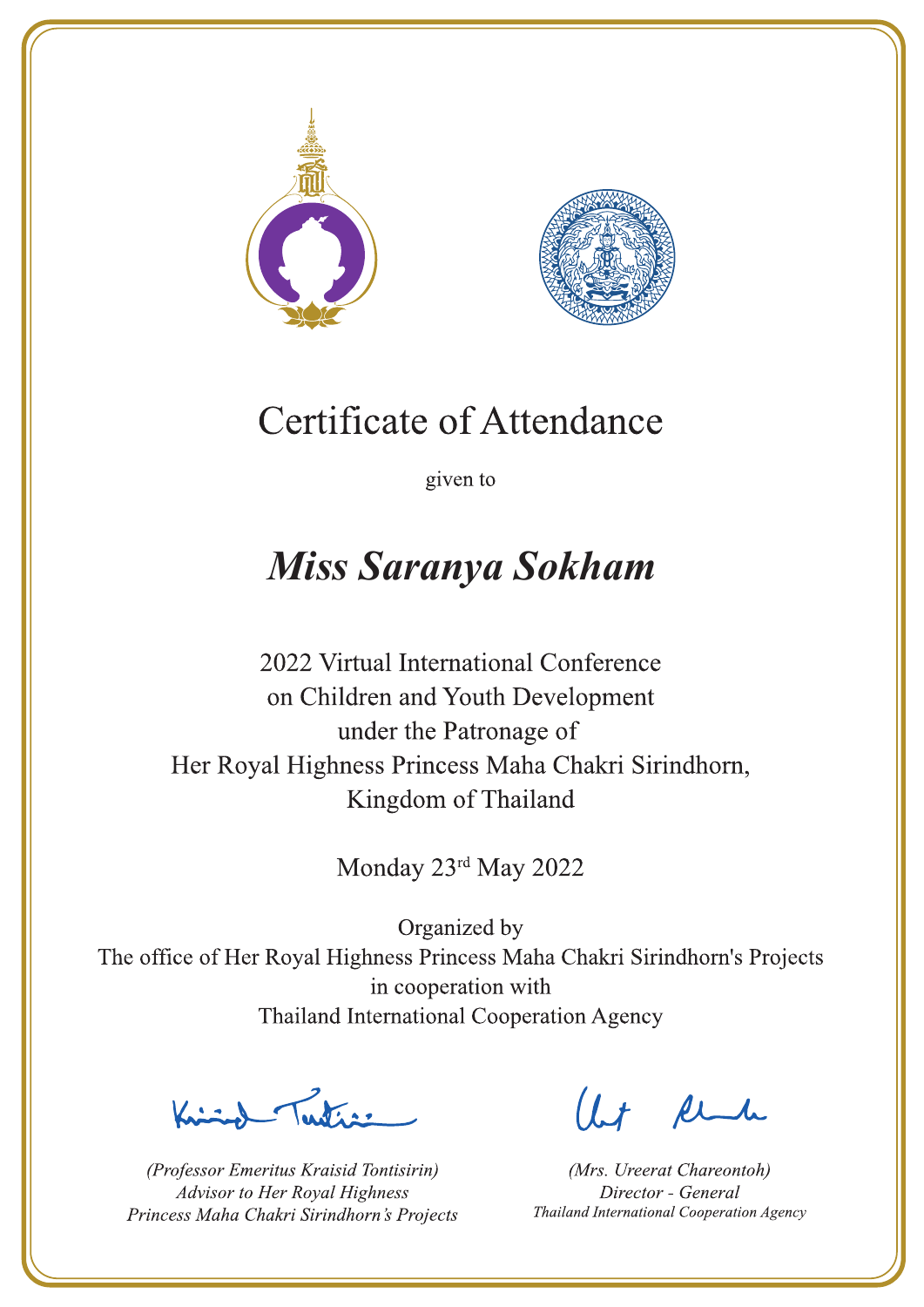# Certificate of Attendance

given to

***Miss Saranya Sokham***

2022 Virtual International Conference
on Children and Youth Development
under the Patronage of
Her Royal Highness Princess Maha Chakri Sirindhorn,
Kingdom of Thailand

Monday 23rd May 2022

Organized by
The office of Her Royal Highness Princess Maha Chakri Sirindhorn's Projects
in cooperation with
Thailand International Cooperation Agency

*(Professor Emeritus Kraisid Tontisirin)*
*Advisor to Her Royal Highness*
*Princess Maha Chakri Sirindhorn's Projects*

*(Mrs. Ureerat Chareontoh)*
*Director - General*
*Thailand International Cooperation Agency*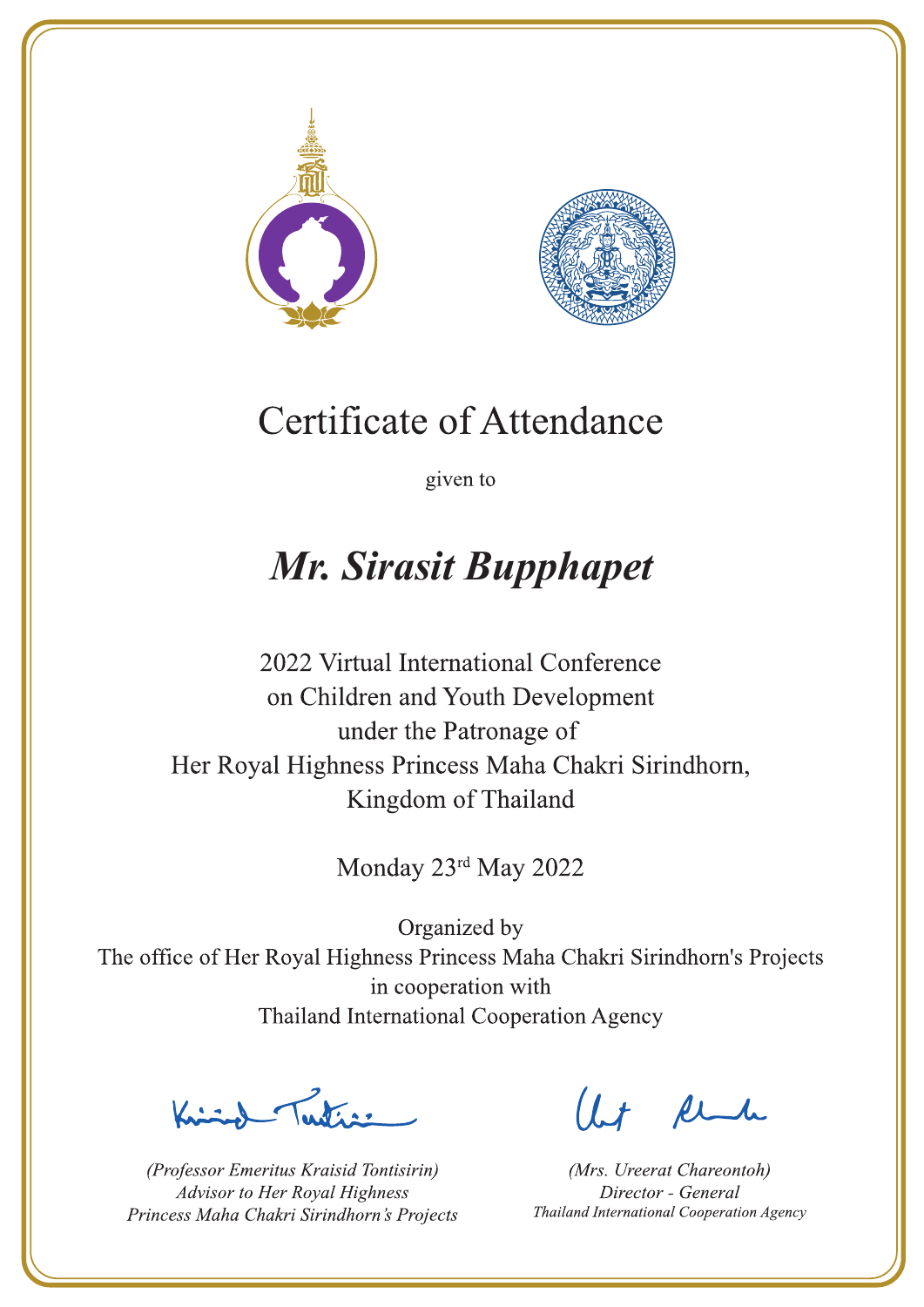# Certificate of Attendance

given to

## *Mr. Sirasit Bupphapet*

2022 Virtual International Conference
on Children and Youth Development
under the Patronage of
Her Royal Highness Princess Maha Chakri Sirindhorn,
Kingdom of Thailand

Monday 23rd May 2022

Organized by
The office of Her Royal Highness Princess Maha Chakri Sirindhorn's Projects
in cooperation with
Thailand International Cooperation Agency

*(Professor Emeritus Kraisid Tontisirin)*
*Advisor to Her Royal Highness*
*Princess Maha Chakri Sirindhorn's Projects*

*(Mrs. Ureerat Chareontoh)*
*Director - General*
*Thailand International Cooperation Agency*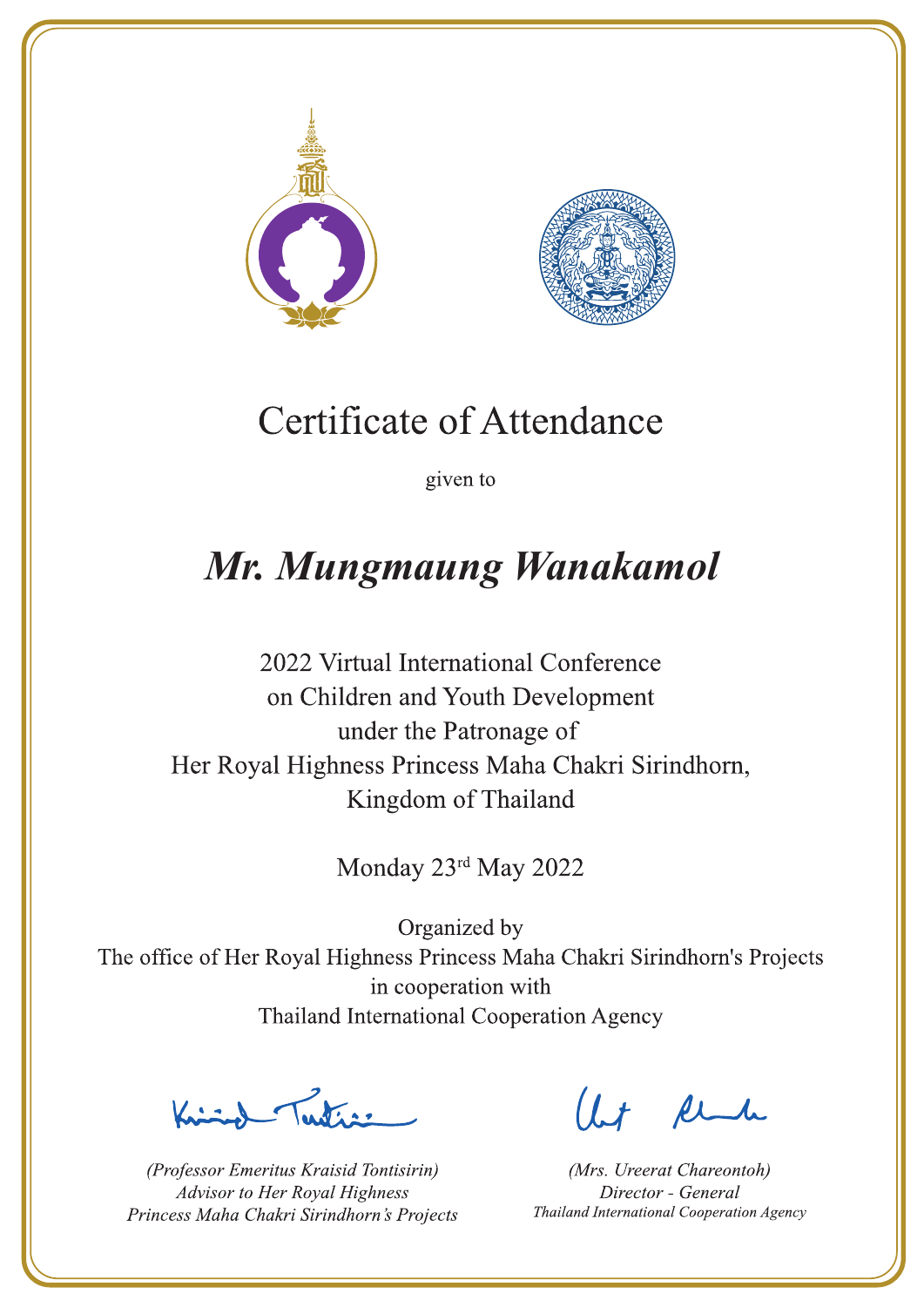# Certificate of Attendance

given to

## *Mr. Mungmaung Wanakamol*

2022 Virtual International Conference
on Children and Youth Development
under the Patronage of
Her Royal Highness Princess Maha Chakri Sirindhorn,
Kingdom of Thailand

Monday 23rd May 2022

Organized by
The office of Her Royal Highness Princess Maha Chakri Sirindhorn's Projects
in cooperation with
Thailand International Cooperation Agency

*(Professor Emeritus Kraisid Tontisirin)*
*Advisor to Her Royal Highness*
*Princess Maha Chakri Sirindhorn's Projects*

*(Mrs. Ureerat Chareontoh)*
*Director - General*
*Thailand International Cooperation Agency*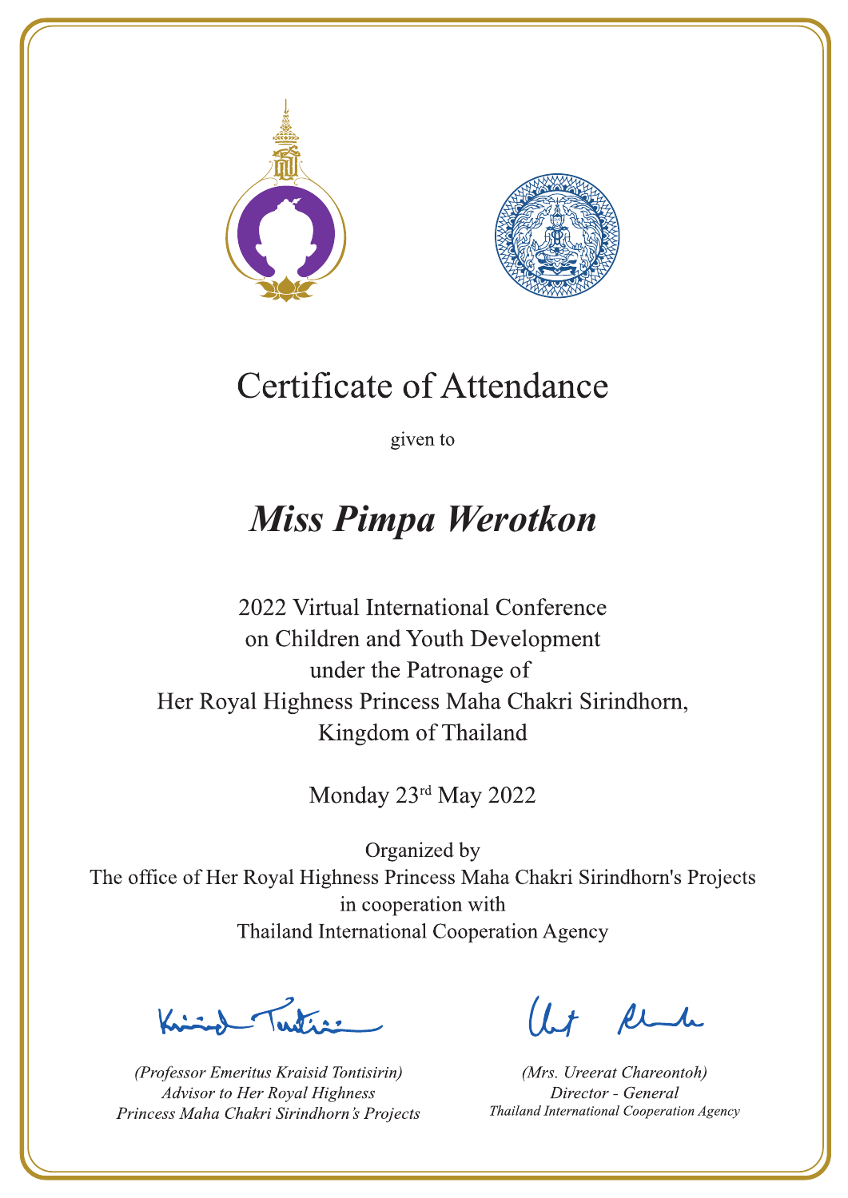# Certificate of Attendance

given to

## *Miss Pimpa Werotkon*

2022 Virtual International Conference
on Children and Youth Development
under the Patronage of
Her Royal Highness Princess Maha Chakri Sirindhorn,
Kingdom of Thailand

Monday 23rd May 2022

Organized by
The office of Her Royal Highness Princess Maha Chakri Sirindhorn's Projects
in cooperation with
Thailand International Cooperation Agency

*(Professor Emeritus Kraisid Tontisirin)*
*Advisor to Her Royal Highness*
*Princess Maha Chakri Sirindhorn's Projects*

*(Mrs. Ureerat Chareontoh)*
*Director - General*
*Thailand International Cooperation Agency*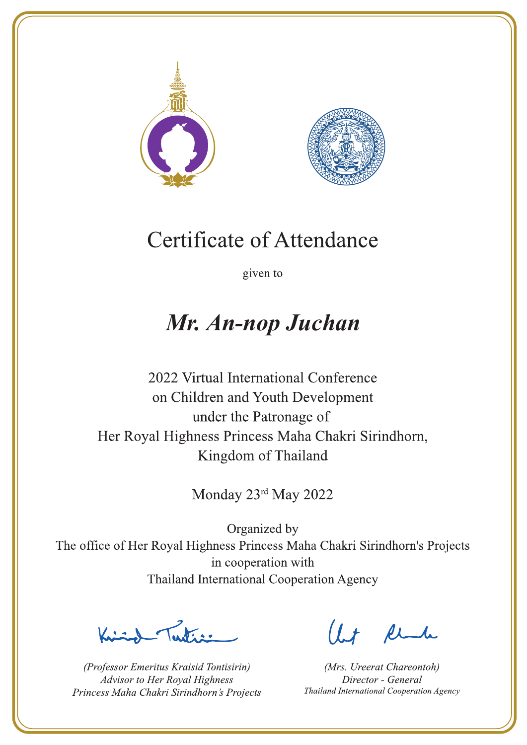# Certificate of Attendance

given to

## *Mr. An-nop Juchan*

2022 Virtual International Conference
on Children and Youth Development
under the Patronage of
Her Royal Highness Princess Maha Chakri Sirindhorn,
Kingdom of Thailand

Monday 23rd May 2022

Organized by
The office of Her Royal Highness Princess Maha Chakri Sirindhorn's Projects
in cooperation with
Thailand International Cooperation Agency

*(Professor Emeritus Kraisid Tontisirin)*
*Advisor to Her Royal Highness*
*Princess Maha Chakri Sirindhorn's Projects*

*(Mrs. Ureerat Chareontoh)*
*Director - General*
*Thailand International Cooperation Agency*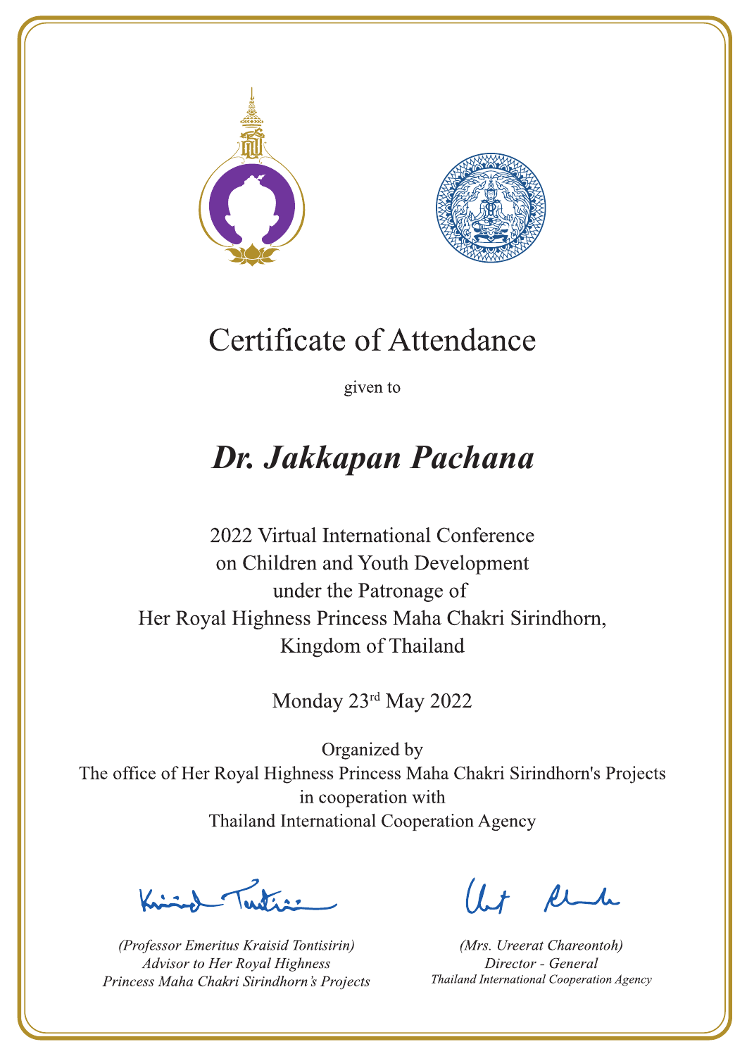# Certificate of Attendance

given to

## *Dr. Jakkapan Pachana*

2022 Virtual International Conference
on Children and Youth Development
under the Patronage of
Her Royal Highness Princess Maha Chakri Sirindhorn,
Kingdom of Thailand

Monday 23rd May 2022

Organized by
The office of Her Royal Highness Princess Maha Chakri Sirindhorn's Projects
in cooperation with
Thailand International Cooperation Agency

*(Professor Emeritus Kraisid Tontisirin)*
*Advisor to Her Royal Highness*
*Princess Maha Chakri Sirindhorn's Projects*

*(Mrs. Ureerat Chareontoh)*
*Director - General*
*Thailand International Cooperation Agency*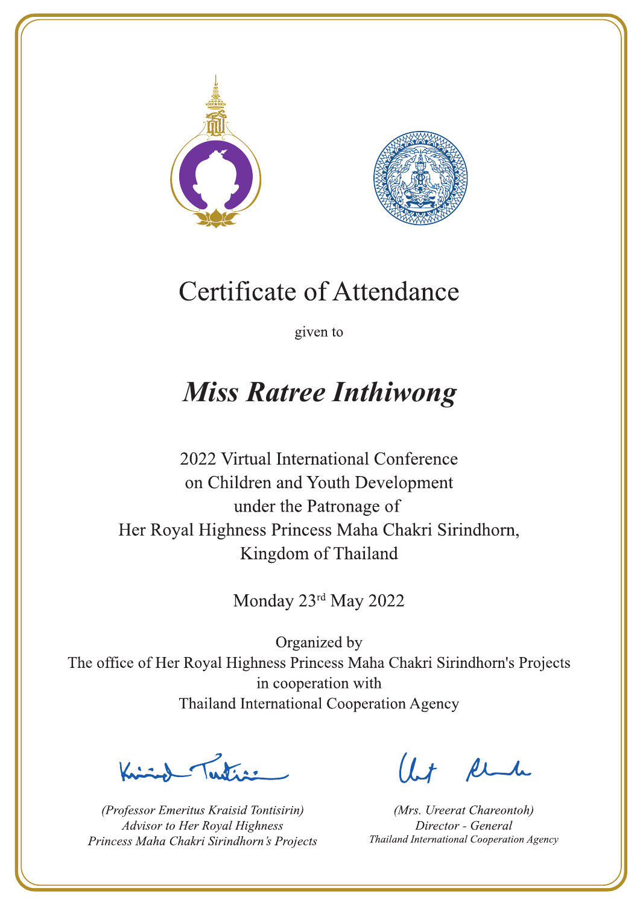# Certificate of Attendance

given to

## *Miss Ratree Inthiwong*

2022 Virtual International Conference
on Children and Youth Development
under the Patronage of
Her Royal Highness Princess Maha Chakri Sirindhorn,
Kingdom of Thailand

Monday 23rd May 2022

Organized by
The office of Her Royal Highness Princess Maha Chakri Sirindhorn's Projects
in cooperation with
Thailand International Cooperation Agency

*(Professor Emeritus Kraisid Tontisirin)*
*Advisor to Her Royal Highness*
*Princess Maha Chakri Sirindhorn's Projects*

*(Mrs. Ureerat Chareontoh)*
*Director - General*
*Thailand International Cooperation Agency*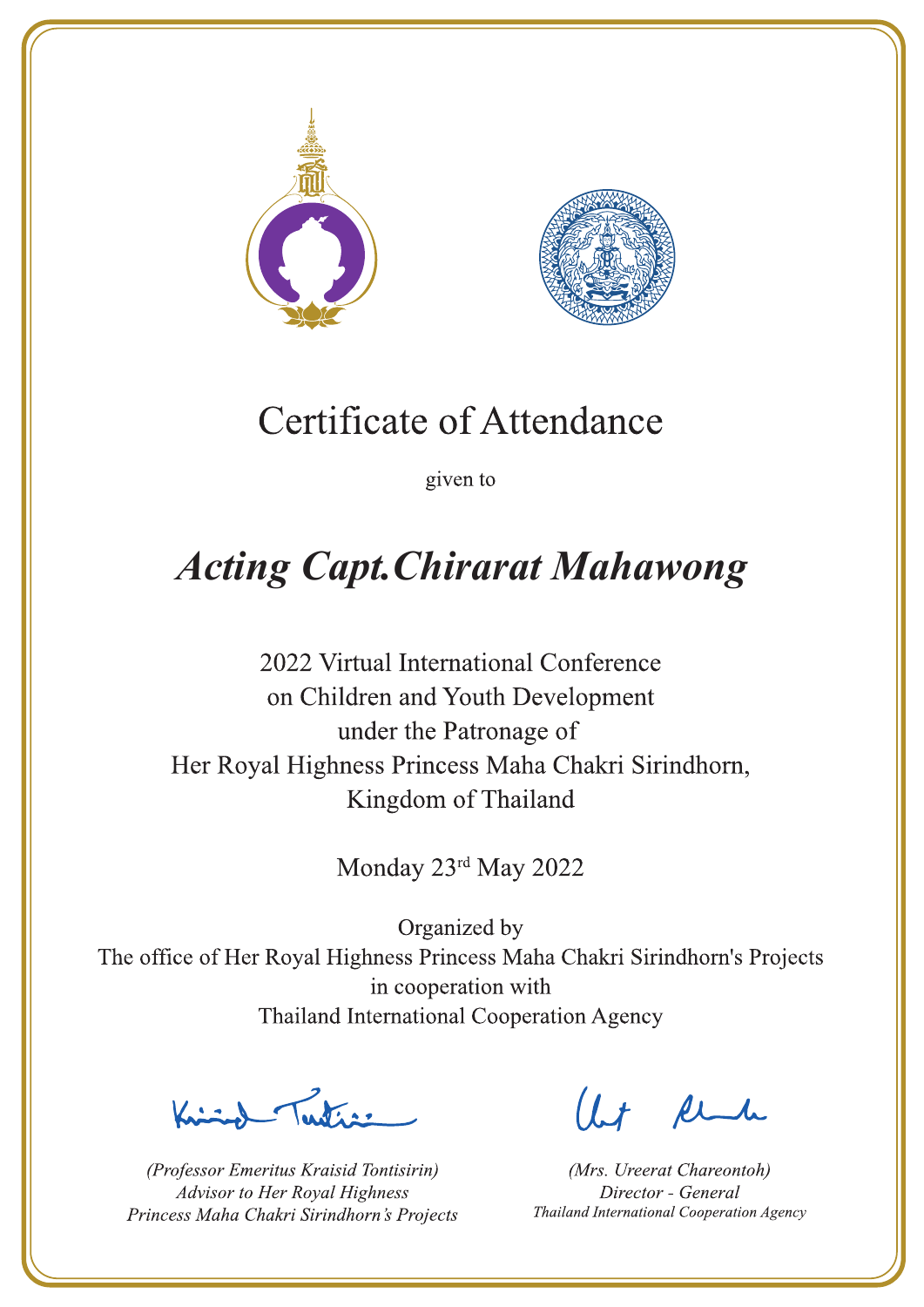# Certificate of Attendance

given to

## *Acting Capt.Chirarat Mahawong*

2022 Virtual International Conference
on Children and Youth Development
under the Patronage of
Her Royal Highness Princess Maha Chakri Sirindhorn,
Kingdom of Thailand

Monday 23rd May 2022

Organized by
The office of Her Royal Highness Princess Maha Chakri Sirindhorn's Projects
in cooperation with
Thailand International Cooperation Agency

*(Professor Emeritus Kraisid Tontisirin)*
*Advisor to Her Royal Highness*
*Princess Maha Chakri Sirindhorn's Projects*

*(Mrs. Ureerat Chareontoh)*
*Director - General*
*Thailand International Cooperation Agency*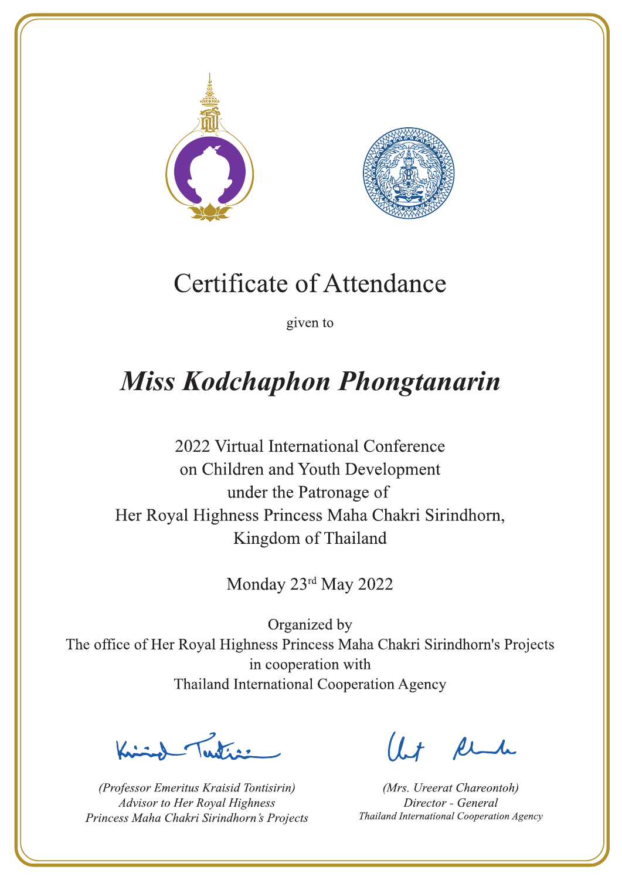# Certificate of Attendance

given to

## *Miss Kodchaphon Phongtanarin*

2022 Virtual International Conference
on Children and Youth Development
under the Patronage of
Her Royal Highness Princess Maha Chakri Sirindhorn,
Kingdom of Thailand

Monday 23rd May 2022

Organized by
The office of Her Royal Highness Princess Maha Chakri Sirindhorn's Projects
in cooperation with
Thailand International Cooperation Agency

*(Professor Emeritus Kraisid Tontisirin)*
*Advisor to Her Royal Highness*
*Princess Maha Chakri Sirindhorn's Projects*

*(Mrs. Ureerat Chareontoh)*
*Director - General*
*Thailand International Cooperation Agency*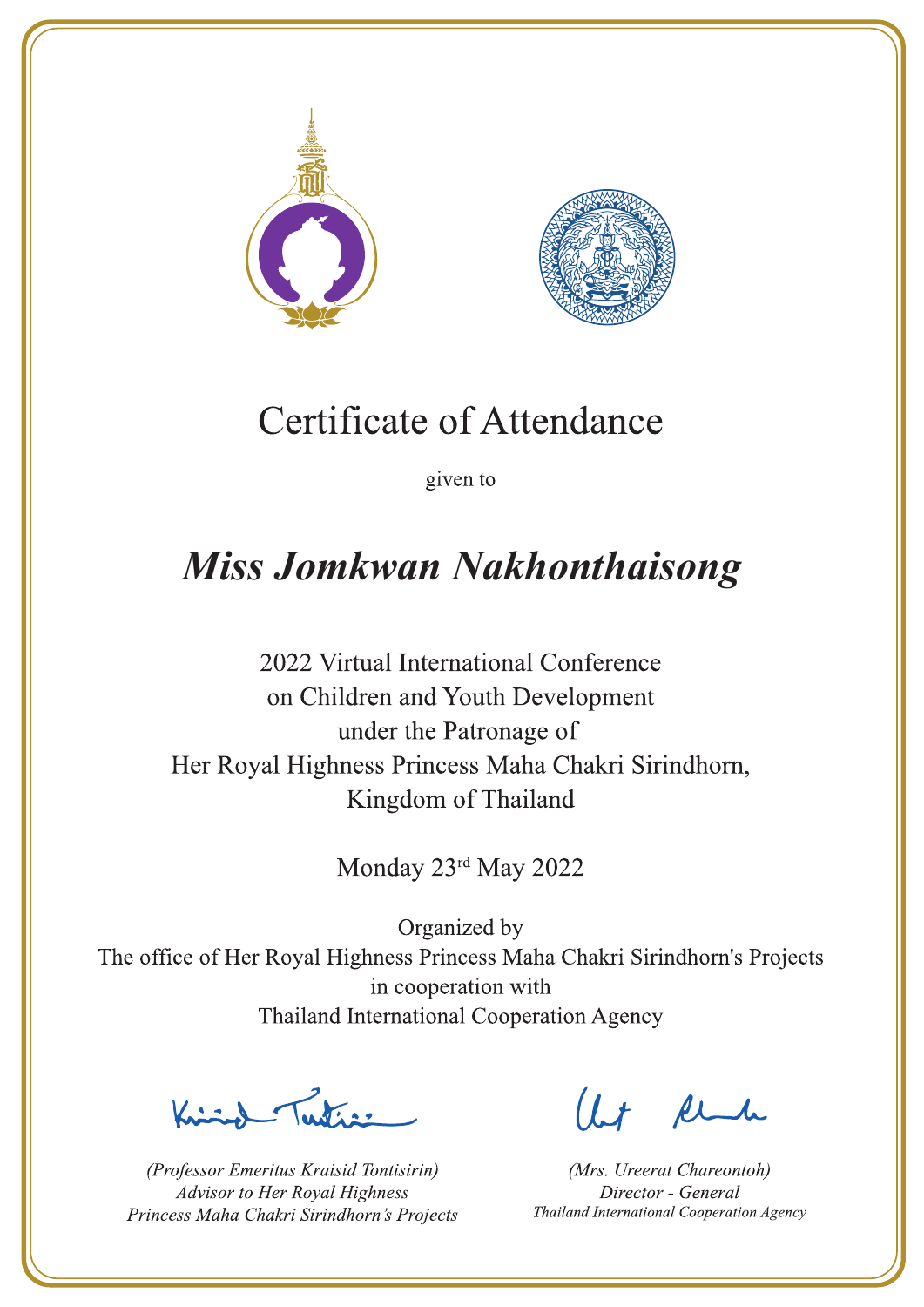# Certificate of Attendance

given to

## *Miss Jomkwan Nakhonthaisong*

2022 Virtual International Conference
on Children and Youth Development
under the Patronage of
Her Royal Highness Princess Maha Chakri Sirindhorn,
Kingdom of Thailand

Monday 23rd May 2022

Organized by
The office of Her Royal Highness Princess Maha Chakri Sirindhorn's Projects
in cooperation with
Thailand International Cooperation Agency

*(Professor Emeritus Kraisid Tontisirin)*
*Advisor to Her Royal Highness*
*Princess Maha Chakri Sirindhorn's Projects*

*(Mrs. Ureerat Chareontoh)*
*Director - General*
*Thailand International Cooperation Agency*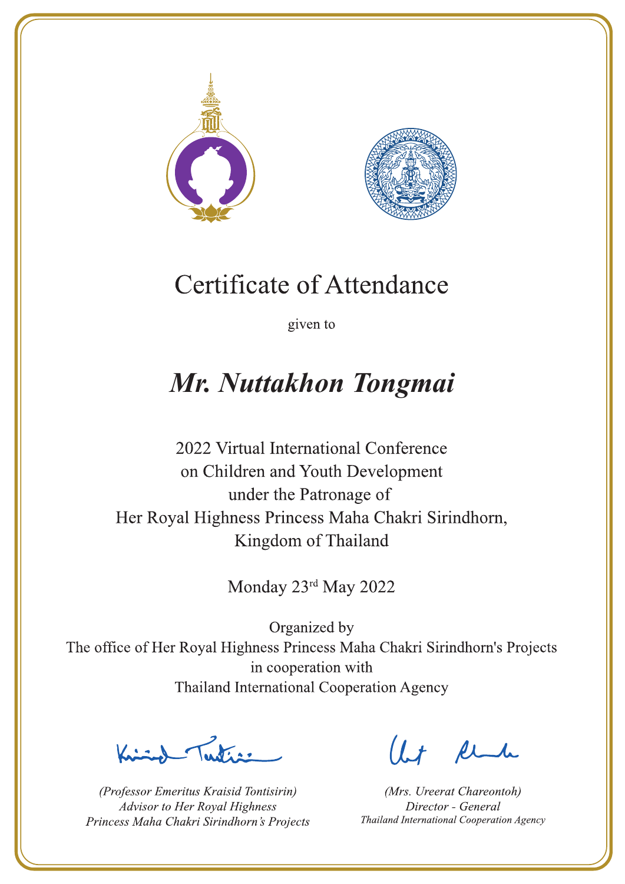# Certificate of Attendance

given to

## *Mr. Nuttakhon Tongmai*

2022 Virtual International Conference
on Children and Youth Development
under the Patronage of
Her Royal Highness Princess Maha Chakri Sirindhorn,
Kingdom of Thailand

Monday 23rd May 2022

Organized by
The office of Her Royal Highness Princess Maha Chakri Sirindhorn's Projects
in cooperation with
Thailand International Cooperation Agency

*(Professor Emeritus Kraisid Tontisirin)*
*Advisor to Her Royal Highness*
*Princess Maha Chakri Sirindhorn's Projects*

*(Mrs. Ureerat Chareontoh)*
*Director - General*
*Thailand International Cooperation Agency*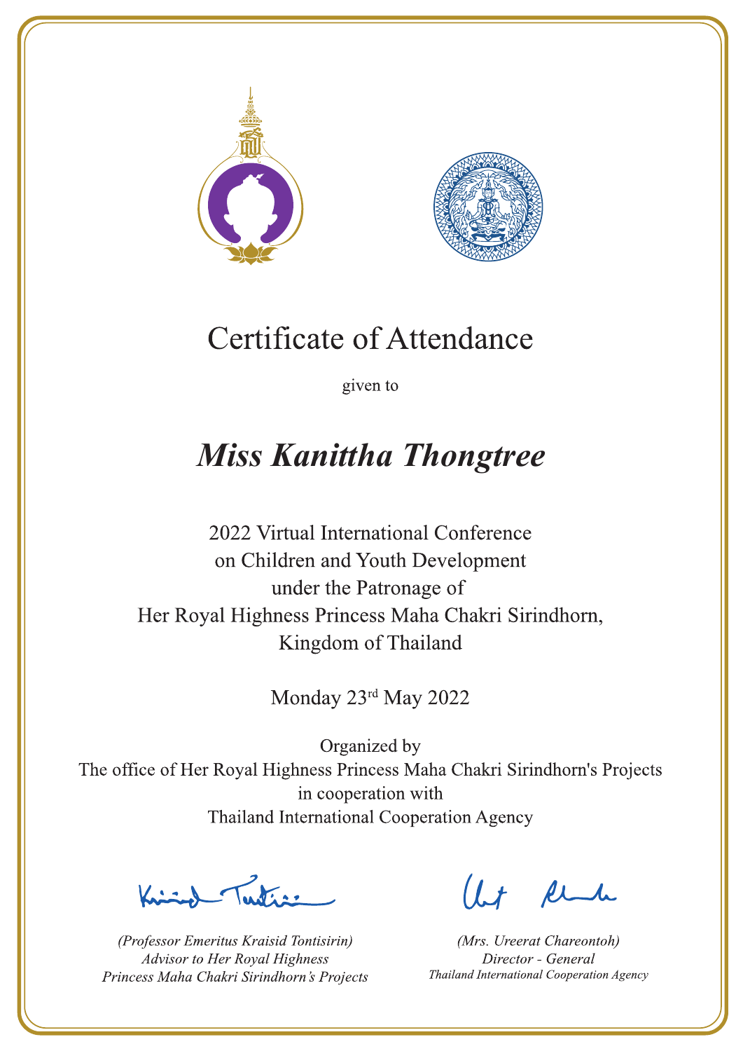# Certificate of Attendance

given to

## *Miss Kanittha Thongtree*

2022 Virtual International Conference
on Children and Youth Development
under the Patronage of
Her Royal Highness Princess Maha Chakri Sirindhorn,
Kingdom of Thailand

Monday 23rd May 2022

Organized by
The office of Her Royal Highness Princess Maha Chakri Sirindhorn's Projects
in cooperation with
Thailand International Cooperation Agency

*(Professor Emeritus Kraisid Tontisirin)*
*Advisor to Her Royal Highness*
*Princess Maha Chakri Sirindhorn's Projects*

*(Mrs. Ureerat Chareontoh)*
*Director - General*
*Thailand International Cooperation Agency*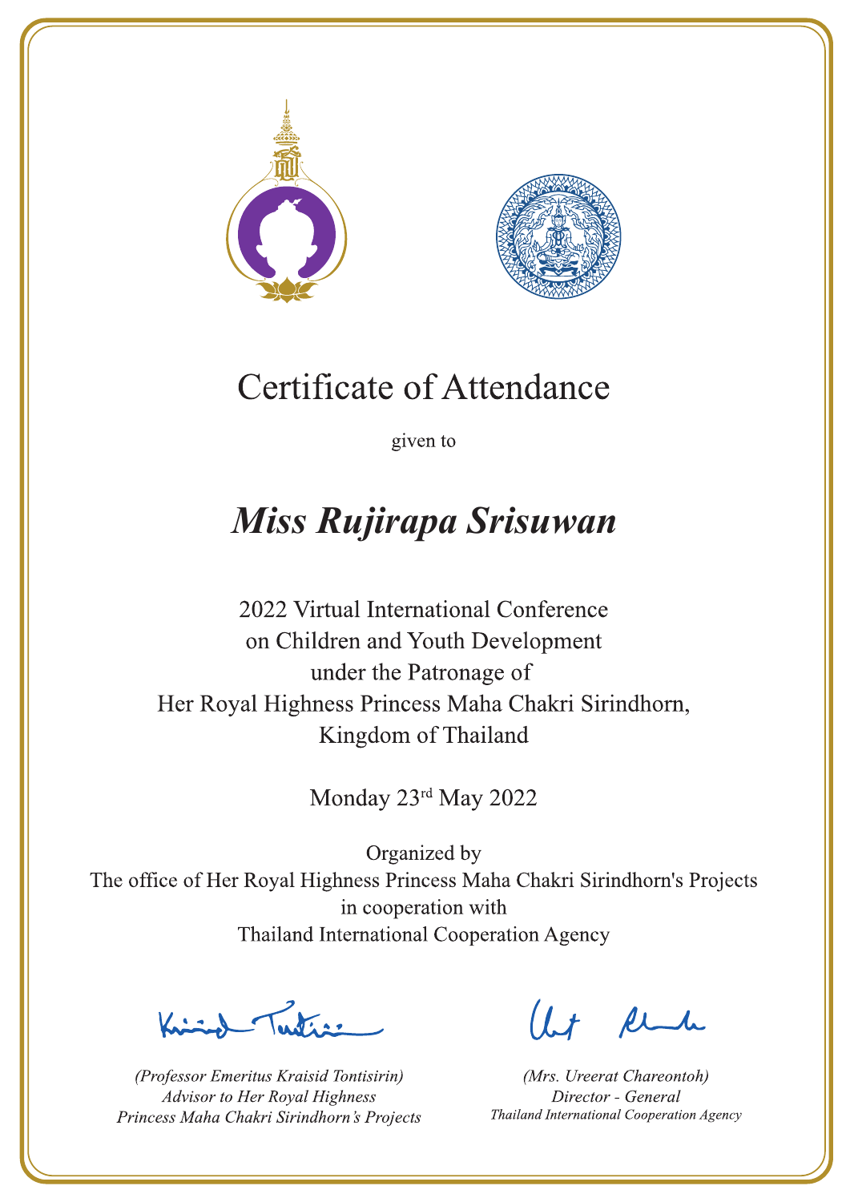# Certificate of Attendance

given to

## *Miss Rujirapa Srisuwan*

2022 Virtual International Conference
on Children and Youth Development
under the Patronage of
Her Royal Highness Princess Maha Chakri Sirindhorn,
Kingdom of Thailand

Monday 23rd May 2022

Organized by
The office of Her Royal Highness Princess Maha Chakri Sirindhorn's Projects
in cooperation with
Thailand International Cooperation Agency

*(Professor Emeritus Kraisid Tontisirin)*
*Advisor to Her Royal Highness*
*Princess Maha Chakri Sirindhorn's Projects*

*(Mrs. Ureerat Chareontoh)*
*Director - General*
*Thailand International Cooperation Agency*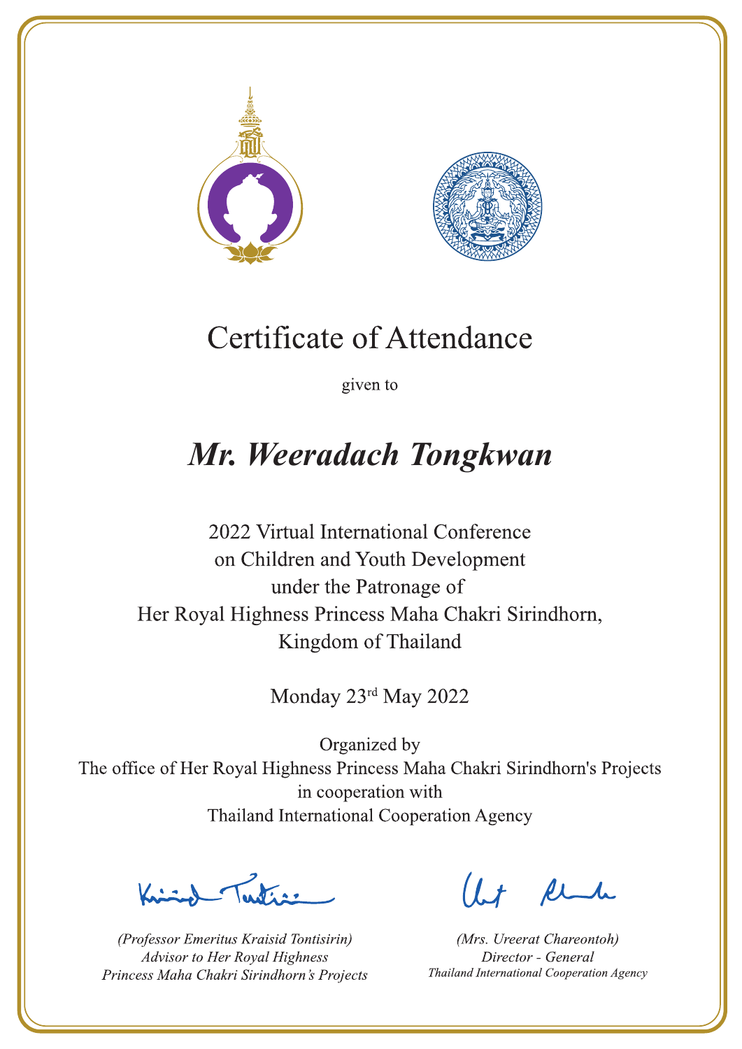# Certificate of Attendance

given to

## *Mr. Weeradach Tongkwan*

2022 Virtual International Conference
on Children and Youth Development
under the Patronage of
Her Royal Highness Princess Maha Chakri Sirindhorn,
Kingdom of Thailand

Monday 23rd May 2022

Organized by
The office of Her Royal Highness Princess Maha Chakri Sirindhorn's Projects
in cooperation with
Thailand International Cooperation Agency

*(Professor Emeritus Kraisid Tontisirin)*
*Advisor to Her Royal Highness*
*Princess Maha Chakri Sirindhorn's Projects*

*(Mrs. Ureerat Chareontoh)*
*Director - General*
*Thailand International Cooperation Agency*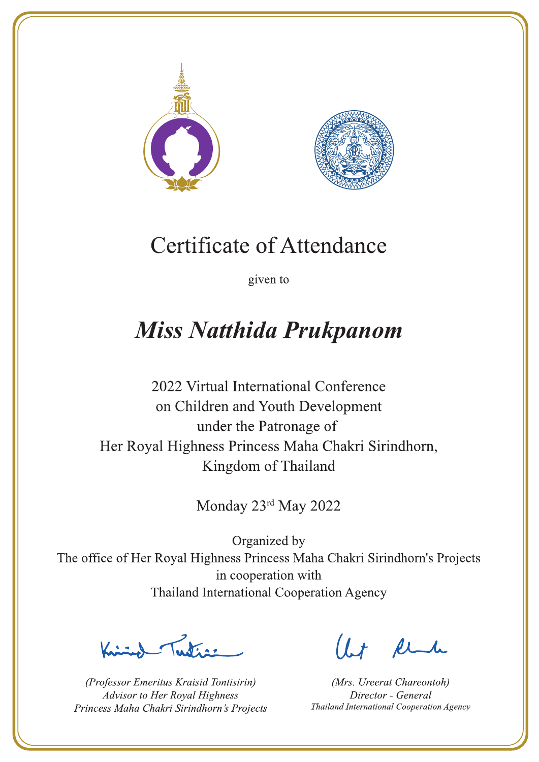# Certificate of Attendance

given to

## *Miss Natthida Prukpanom*

2022 Virtual International Conference
on Children and Youth Development
under the Patronage of
Her Royal Highness Princess Maha Chakri Sirindhorn,
Kingdom of Thailand

Monday 23rd May 2022

Organized by
The office of Her Royal Highness Princess Maha Chakri Sirindhorn's Projects
in cooperation with
Thailand International Cooperation Agency

*(Professor Emeritus Kraisid Tontisirin)*
*Advisor to Her Royal Highness*
*Princess Maha Chakri Sirindhorn's Projects*

*(Mrs. Ureerat Chareontoh)*
*Director - General*
*Thailand International Cooperation Agency*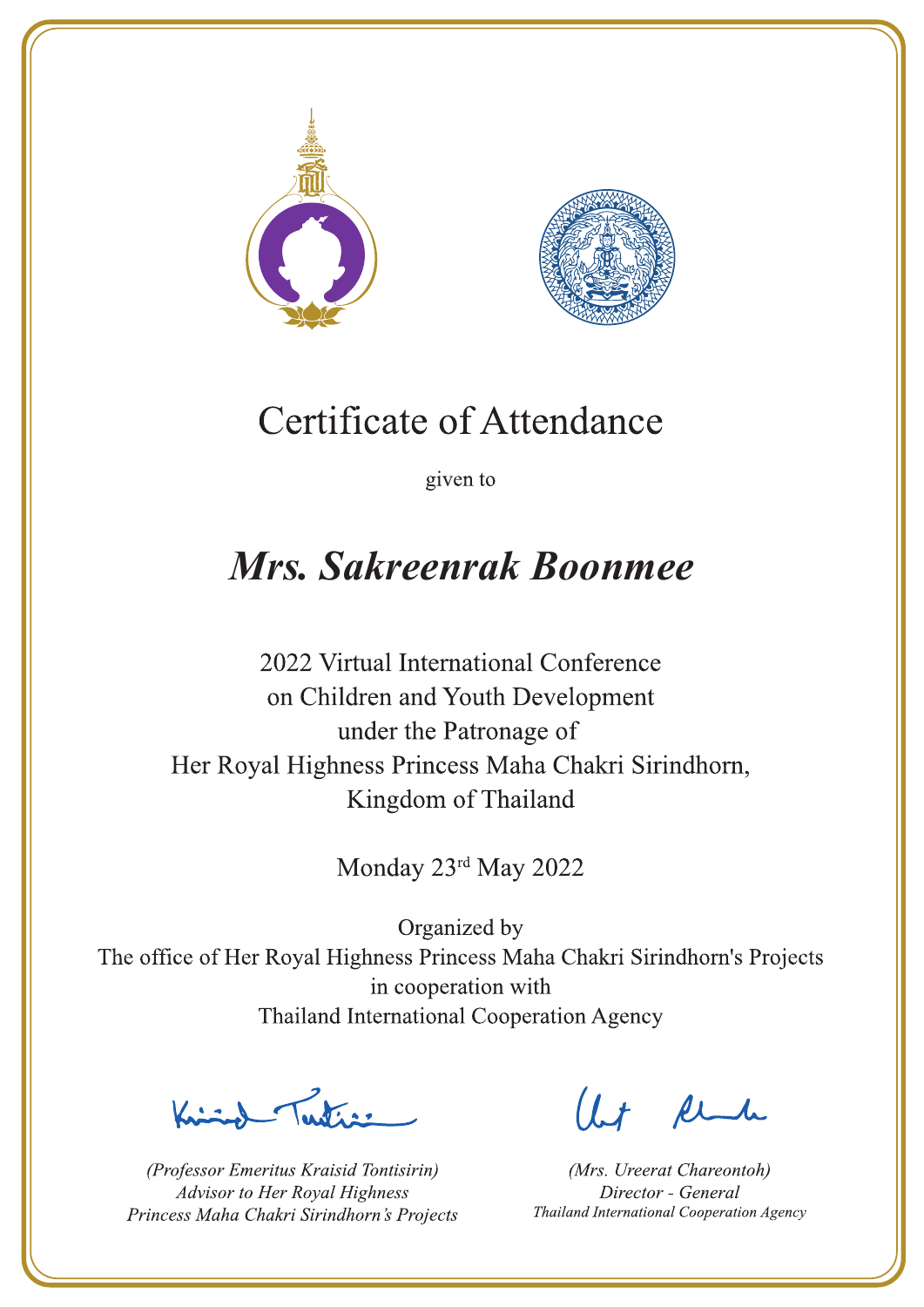# Certificate of Attendance

given to

## *Mrs. Sakreenrak Boonmee*

2022 Virtual International Conference
on Children and Youth Development
under the Patronage of
Her Royal Highness Princess Maha Chakri Sirindhorn,
Kingdom of Thailand

Monday 23rd May 2022

Organized by
The office of Her Royal Highness Princess Maha Chakri Sirindhorn's Projects
in cooperation with
Thailand International Cooperation Agency

*(Professor Emeritus Kraisid Tontisirin)*
*Advisor to Her Royal Highness*
*Princess Maha Chakri Sirindhorn's Projects*

*(Mrs. Ureerat Chareontoh)*
*Director - General*
*Thailand International Cooperation Agency*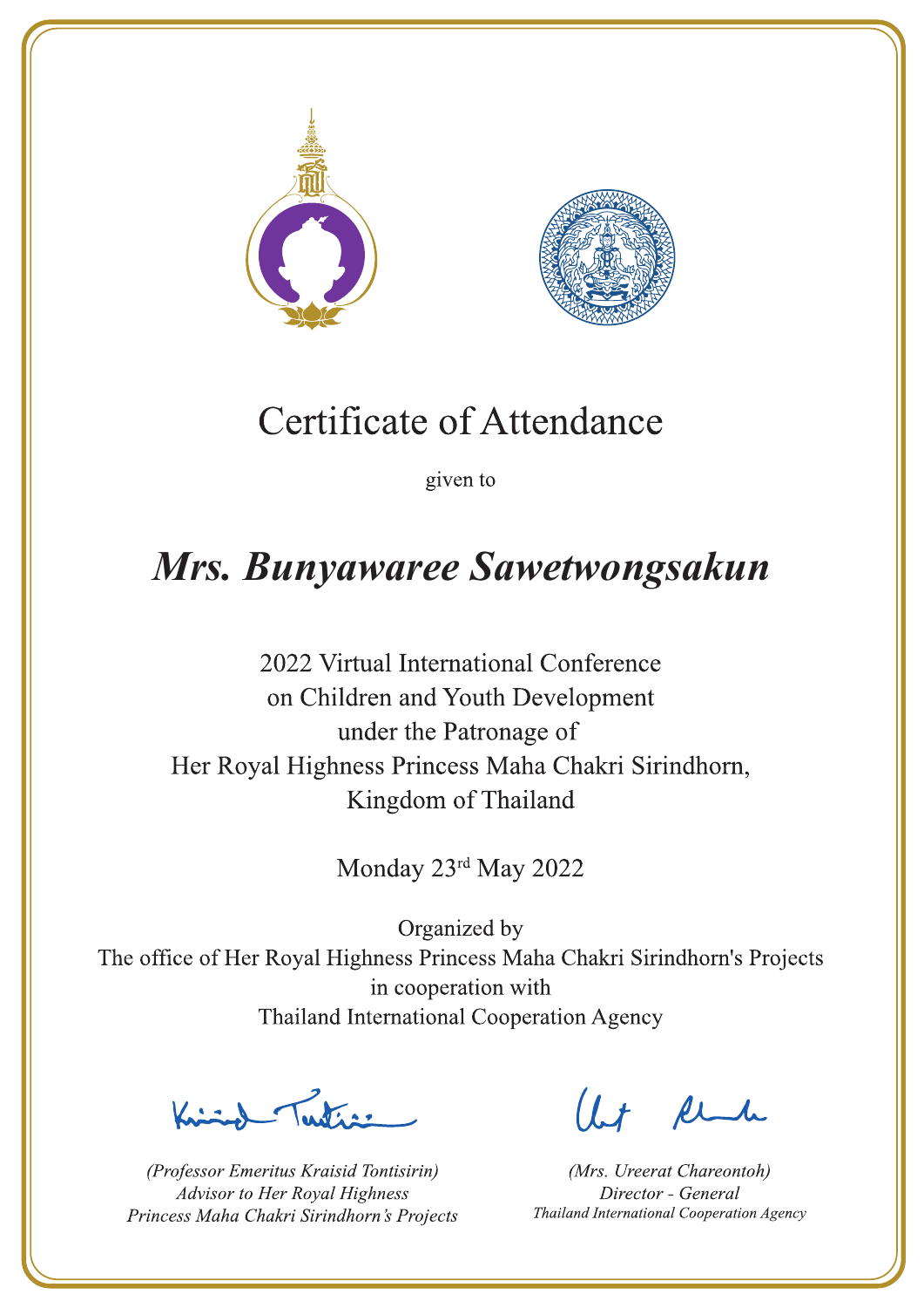# Certificate of Attendance

given to

## *Mrs. Bunyawaree Sawetwongsakun*

2022 Virtual International Conference
on Children and Youth Development
under the Patronage of
Her Royal Highness Princess Maha Chakri Sirindhorn,
Kingdom of Thailand

Monday 23rd May 2022

Organized by
The office of Her Royal Highness Princess Maha Chakri Sirindhorn's Projects
in cooperation with
Thailand International Cooperation Agency

*(Professor Emeritus Kraisid Tontisirin)*
*Advisor to Her Royal Highness*
*Princess Maha Chakri Sirindhorn's Projects*

*(Mrs. Ureerat Chareontoh)*
*Director - General*
*Thailand International Cooperation Agency*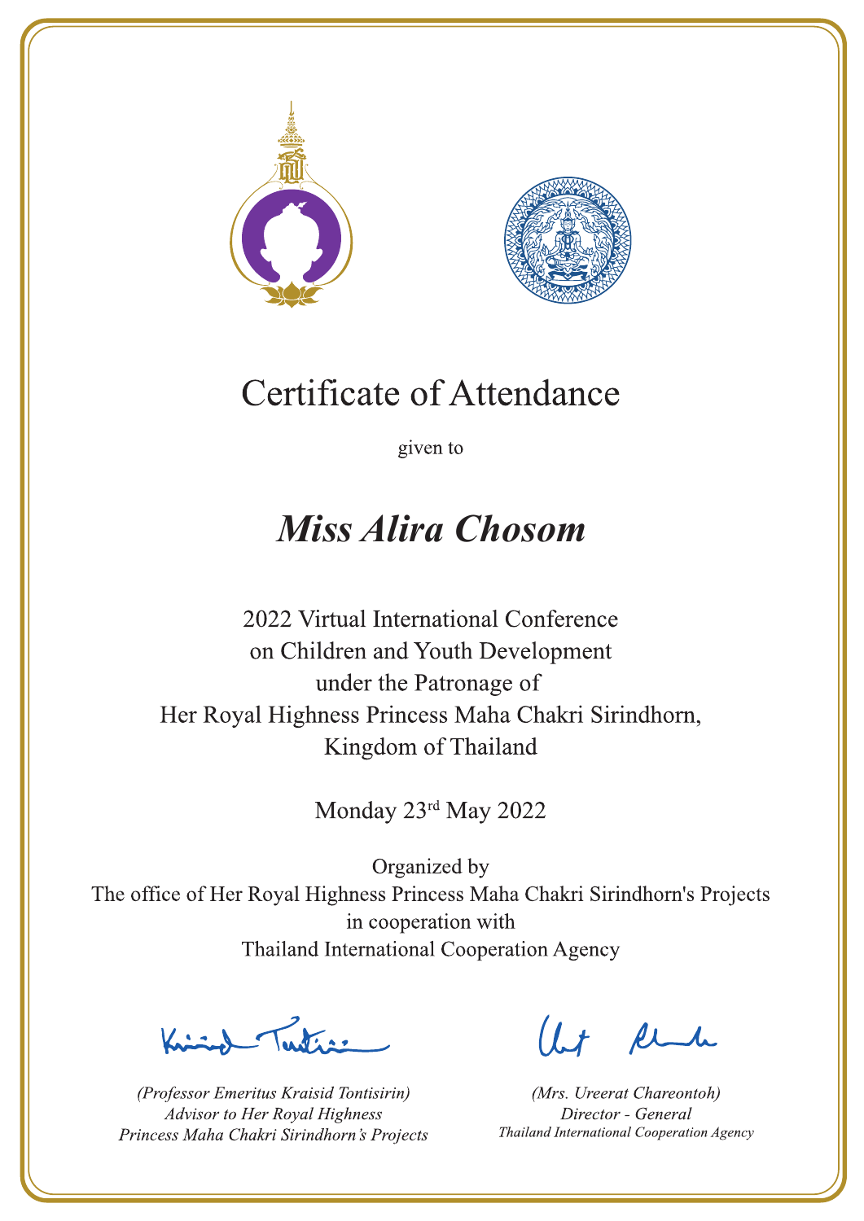# Certificate of Attendance

given to

## *Miss Alira Chosom*

2022 Virtual International Conference
on Children and Youth Development
under the Patronage of
Her Royal Highness Princess Maha Chakri Sirindhorn,
Kingdom of Thailand

Monday 23rd May 2022

Organized by
The office of Her Royal Highness Princess Maha Chakri Sirindhorn's Projects
in cooperation with
Thailand International Cooperation Agency

*(Professor Emeritus Kraisid Tontisirin)*
*Advisor to Her Royal Highness*
*Princess Maha Chakri Sirindhorn's Projects*

*(Mrs. Ureerat Chareontoh)*
*Director - General*
*Thailand International Cooperation Agency*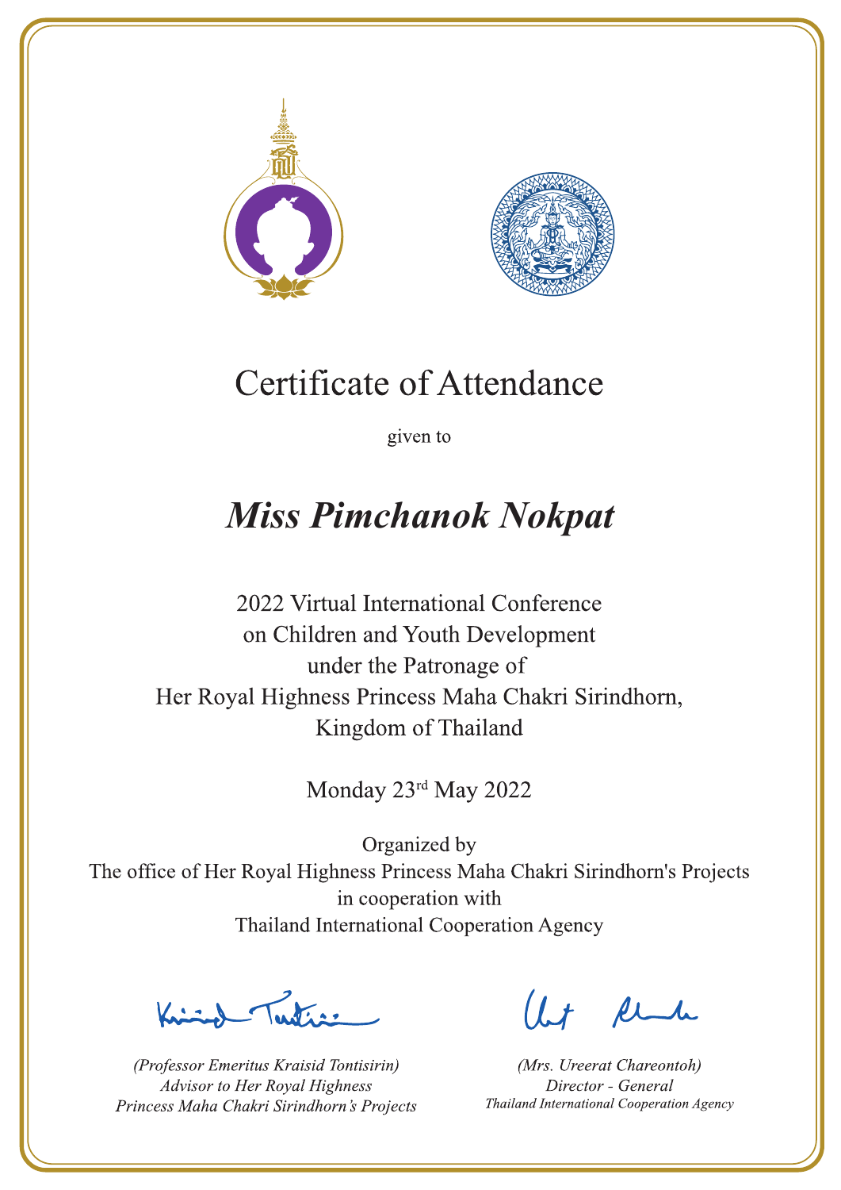# Certificate of Attendance

given to

## *Miss Pimchanok Nokpat*

2022 Virtual International Conference
on Children and Youth Development
under the Patronage of
Her Royal Highness Princess Maha Chakri Sirindhorn,
Kingdom of Thailand

Monday 23[rd] May 2022

Organized by
The office of Her Royal Highness Princess Maha Chakri Sirindhorn's Projects
in cooperation with
Thailand International Cooperation Agency

*(Professor Emeritus Kraisid Tontisirin)*
*Advisor to Her Royal Highness*
*Princess Maha Chakri Sirindhorn's Projects*

*(Mrs. Ureerat Chareontoh)*
*Director - General*
*Thailand International Cooperation Agency*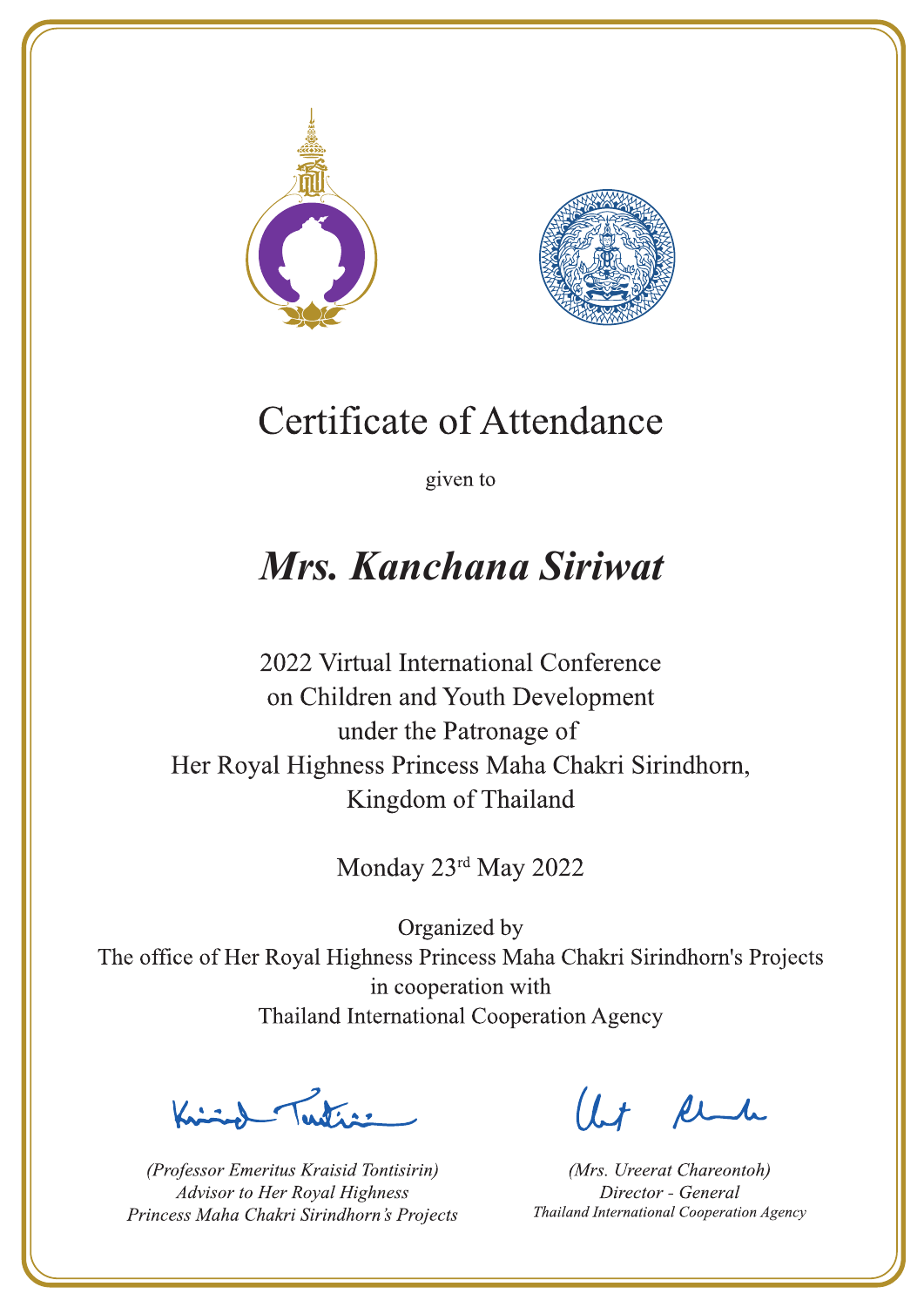# Certificate of Attendance

given to

## ***Mrs. Kanchana Siriwat***

2022 Virtual International Conference
on Children and Youth Development
under the Patronage of
Her Royal Highness Princess Maha Chakri Sirindhorn,
Kingdom of Thailand

Monday 23rd May 2022

Organized by
The office of Her Royal Highness Princess Maha Chakri Sirindhorn's Projects
in cooperation with
Thailand International Cooperation Agency

*(Professor Emeritus Kraisid Tontisirin)*
*Advisor to Her Royal Highness*
*Princess Maha Chakri Sirindhorn's Projects*

*(Mrs. Ureerat Chareontoh)*
*Director - General*
*Thailand International Cooperation Agency*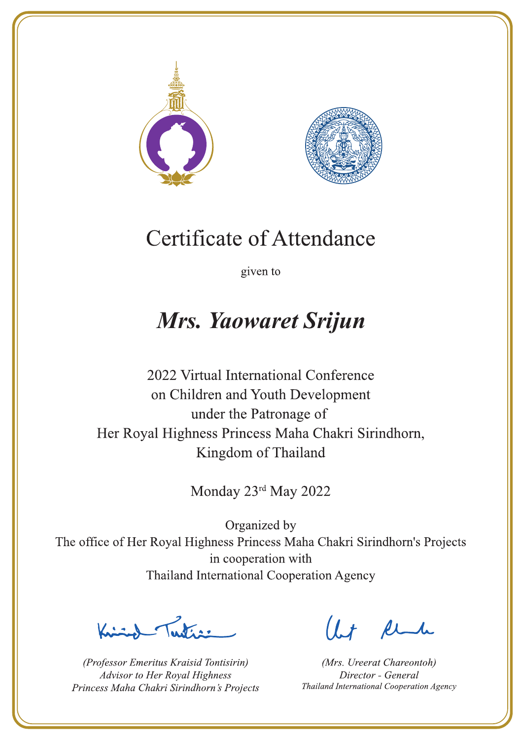# Certificate of Attendance

given to

## *Mrs. Yaowaret Srijun*

2022 Virtual International Conference
on Children and Youth Development
under the Patronage of
Her Royal Highness Princess Maha Chakri Sirindhorn,
Kingdom of Thailand

Monday 23rd May 2022

Organized by
The office of Her Royal Highness Princess Maha Chakri Sirindhorn's Projects
in cooperation with
Thailand International Cooperation Agency

*(Professor Emeritus Kraisid Tontisirin)*
*Advisor to Her Royal Highness*
*Princess Maha Chakri Sirindhorn's Projects*

*(Mrs. Ureerat Chareontoh)*
*Director - General*
*Thailand International Cooperation Agency*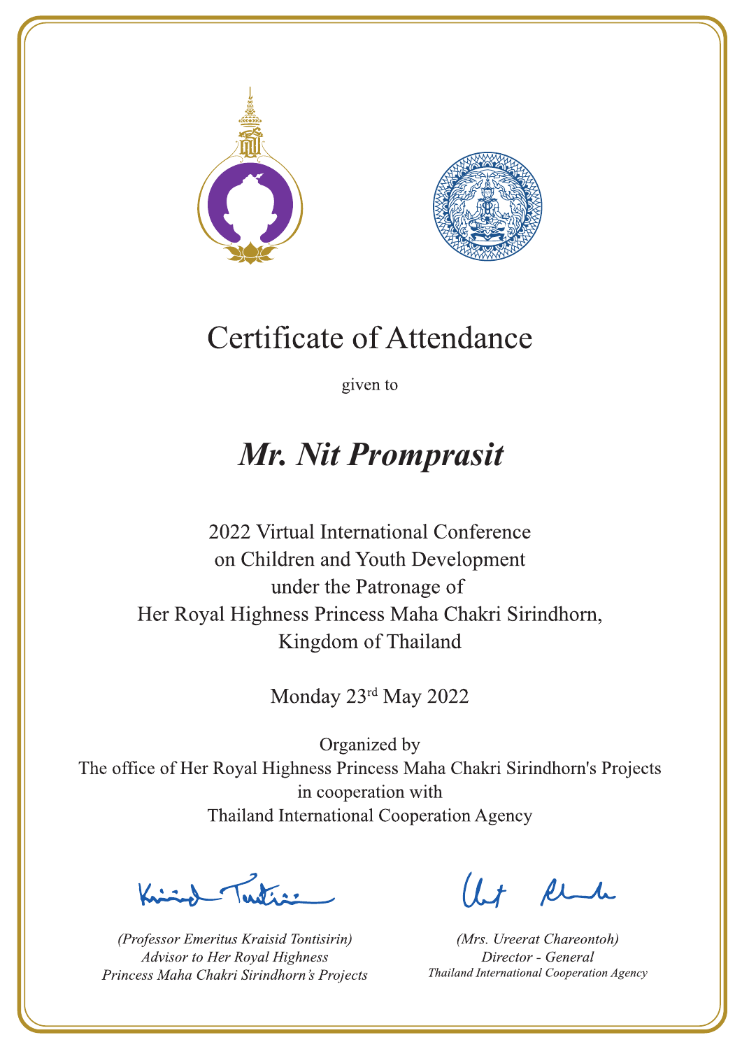# Certificate of Attendance

given to

***Mr. Nit Promprasit***

2022 Virtual International Conference
on Children and Youth Development
under the Patronage of
Her Royal Highness Princess Maha Chakri Sirindhorn,
Kingdom of Thailand

Monday 23rd May 2022

Organized by
The office of Her Royal Highness Princess Maha Chakri Sirindhorn's Projects
in cooperation with
Thailand International Cooperation Agency

*(Professor Emeritus Kraisid Tontisirin)*
*Advisor to Her Royal Highness*
*Princess Maha Chakri Sirindhorn's Projects*

*(Mrs. Ureerat Chareontoh)*
*Director - General*
*Thailand International Cooperation Agency*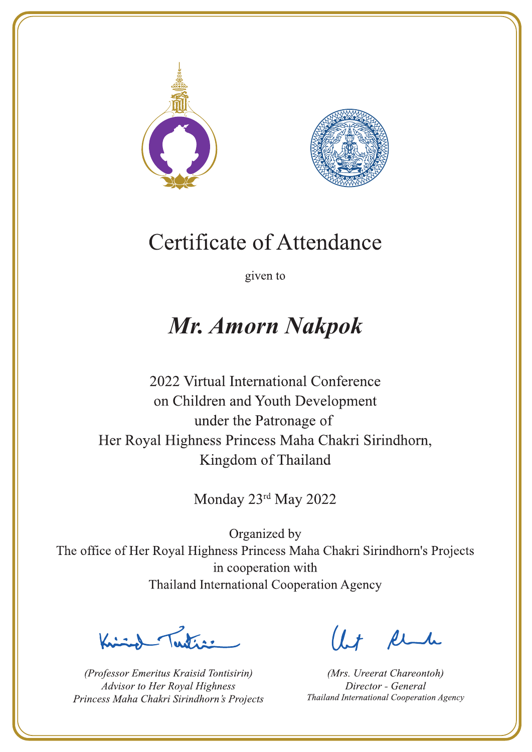# Certificate of Attendance

given to

## *Mr. Amorn Nakpok*

2022 Virtual International Conference
on Children and Youth Development
under the Patronage of
Her Royal Highness Princess Maha Chakri Sirindhorn,
Kingdom of Thailand

Monday 23rd May 2022

Organized by
The office of Her Royal Highness Princess Maha Chakri Sirindhorn's Projects
in cooperation with
Thailand International Cooperation Agency

*(Professor Emeritus Kraisid Tontisirin)*
*Advisor to Her Royal Highness*
*Princess Maha Chakri Sirindhorn's Projects*

*(Mrs. Ureerat Chareontoh)*
*Director - General*
*Thailand International Cooperation Agency*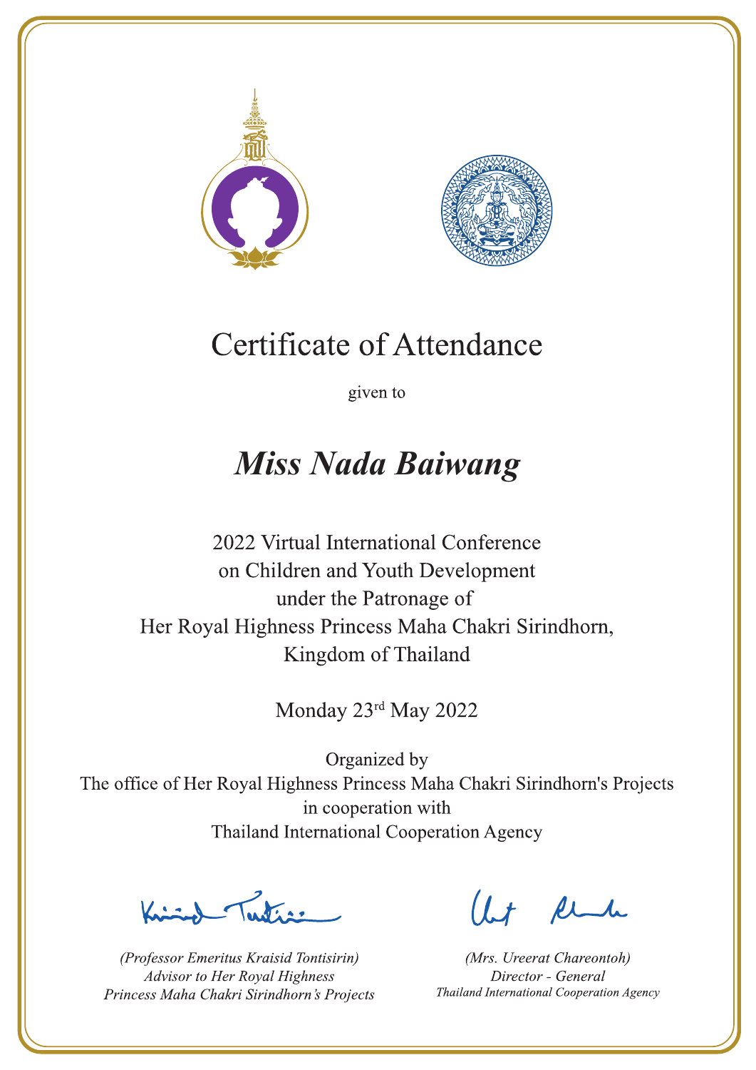# Certificate of Attendance

given to

## *Miss Nada Baiwang*

2022 Virtual International Conference
on Children and Youth Development
under the Patronage of
Her Royal Highness Princess Maha Chakri Sirindhorn,
Kingdom of Thailand

Monday 23rd May 2022

Organized by
The office of Her Royal Highness Princess Maha Chakri Sirindhorn's Projects
in cooperation with
Thailand International Cooperation Agency

*(Professor Emeritus Kraisid Tontisirin)*
*Advisor to Her Royal Highness*
*Princess Maha Chakri Sirindhorn's Projects*

*(Mrs. Ureerat Chareontoh)*
*Director - General*
*Thailand International Cooperation Agency*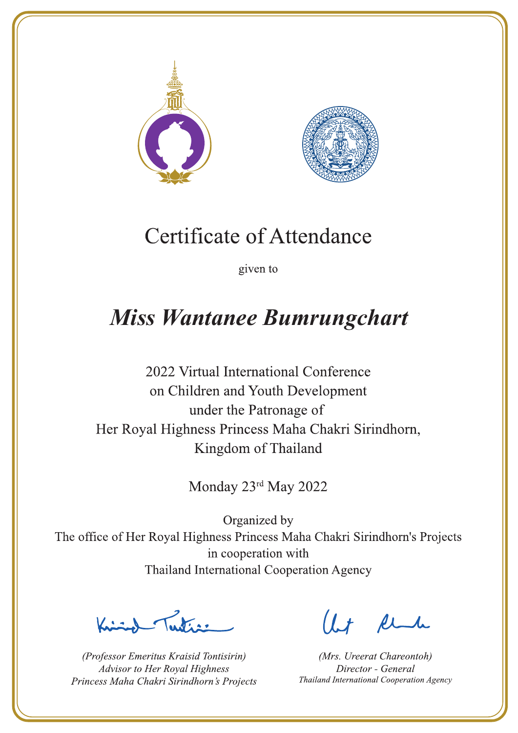# Certificate of Attendance

given to

## *Miss Wantanee Bumrungchart*

2022 Virtual International Conference
on Children and Youth Development
under the Patronage of
Her Royal Highness Princess Maha Chakri Sirindhorn,
Kingdom of Thailand

Monday 23rd May 2022

Organized by
The office of Her Royal Highness Princess Maha Chakri Sirindhorn's Projects
in cooperation with
Thailand International Cooperation Agency

*(Professor Emeritus Kraisid Tontisirin)*
*Advisor to Her Royal Highness*
*Princess Maha Chakri Sirindhorn's Projects*

*(Mrs. Ureerat Chareontoh)*
*Director - General*
*Thailand International Cooperation Agency*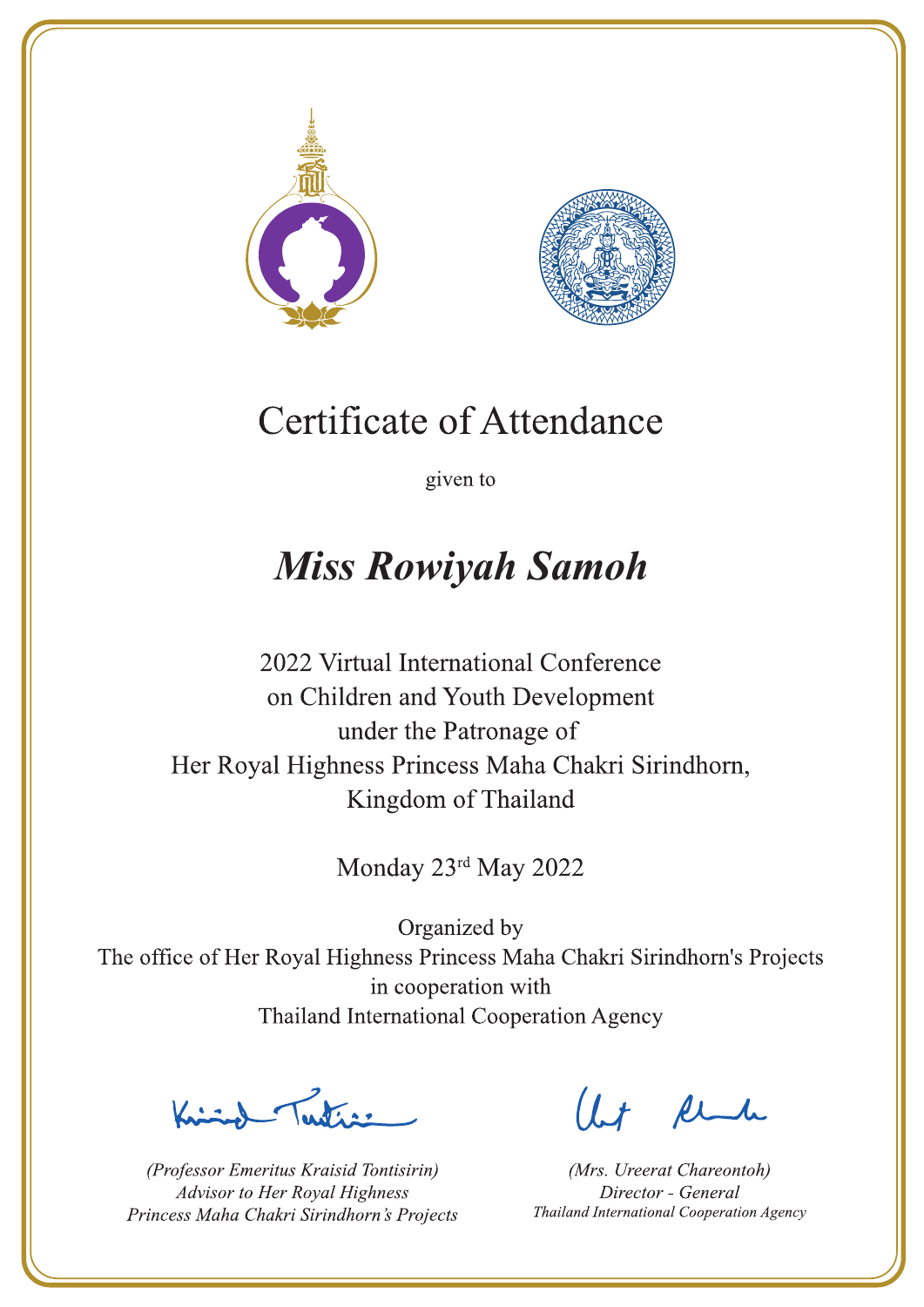# Certificate of Attendance

given to

## *Miss Rowiyah Samoh*

2022 Virtual International Conference
on Children and Youth Development
under the Patronage of
Her Royal Highness Princess Maha Chakri Sirindhorn,
Kingdom of Thailand

Monday 23rd May 2022

Organized by
The office of Her Royal Highness Princess Maha Chakri Sirindhorn's Projects
in cooperation with
Thailand International Cooperation Agency

*(Professor Emeritus Kraisid Tontisirin)*
*Advisor to Her Royal Highness*
*Princess Maha Chakri Sirindhorn's Projects*

*(Mrs. Ureerat Chareontoh)*
*Director - General*
*Thailand International Cooperation Agency*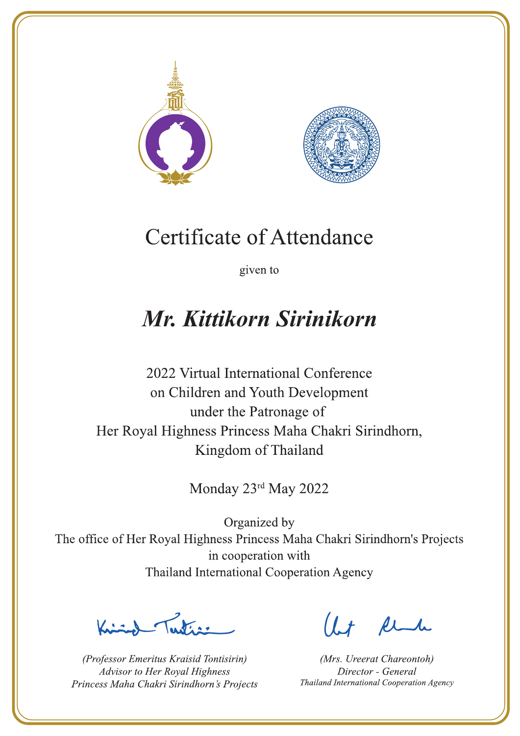# Certificate of Attendance

given to

## *Mr. Kittikorn Sirinikorn*

2022 Virtual International Conference
on Children and Youth Development
under the Patronage of
Her Royal Highness Princess Maha Chakri Sirindhorn,
Kingdom of Thailand

Monday 23rd May 2022

Organized by
The office of Her Royal Highness Princess Maha Chakri Sirindhorn's Projects
in cooperation with
Thailand International Cooperation Agency

*(Professor Emeritus Kraisid Tontisirin)*
*Advisor to Her Royal Highness*
*Princess Maha Chakri Sirindhorn's Projects*

*(Mrs. Ureerat Chareontoh)*
*Director - General*
*Thailand International Cooperation Agency*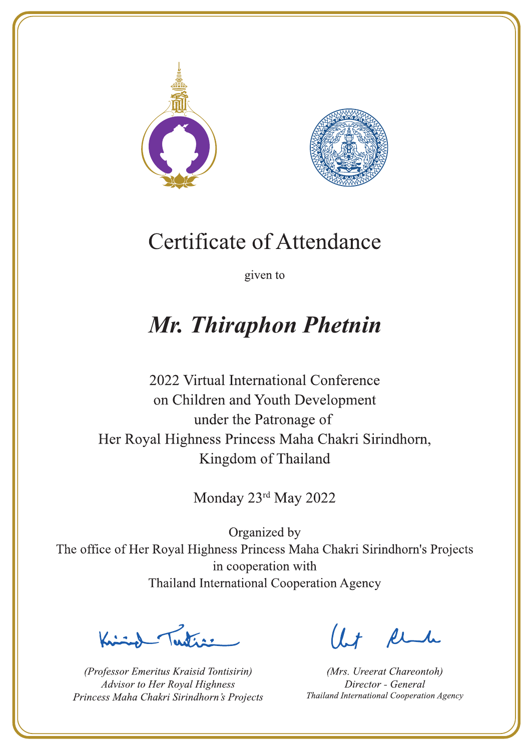# Certificate of Attendance

given to

## *Mr. Thiraphon Phetnin*

2022 Virtual International Conference
on Children and Youth Development
under the Patronage of
Her Royal Highness Princess Maha Chakri Sirindhorn,
Kingdom of Thailand

Monday 23rd May 2022

Organized by
The office of Her Royal Highness Princess Maha Chakri Sirindhorn's Projects
in cooperation with
Thailand International Cooperation Agency

*(Professor Emeritus Kraisid Tontisirin)*
*Advisor to Her Royal Highness*
*Princess Maha Chakri Sirindhorn's Projects*

*(Mrs. Ureerat Chareontoh)*
*Director - General*
*Thailand International Cooperation Agency*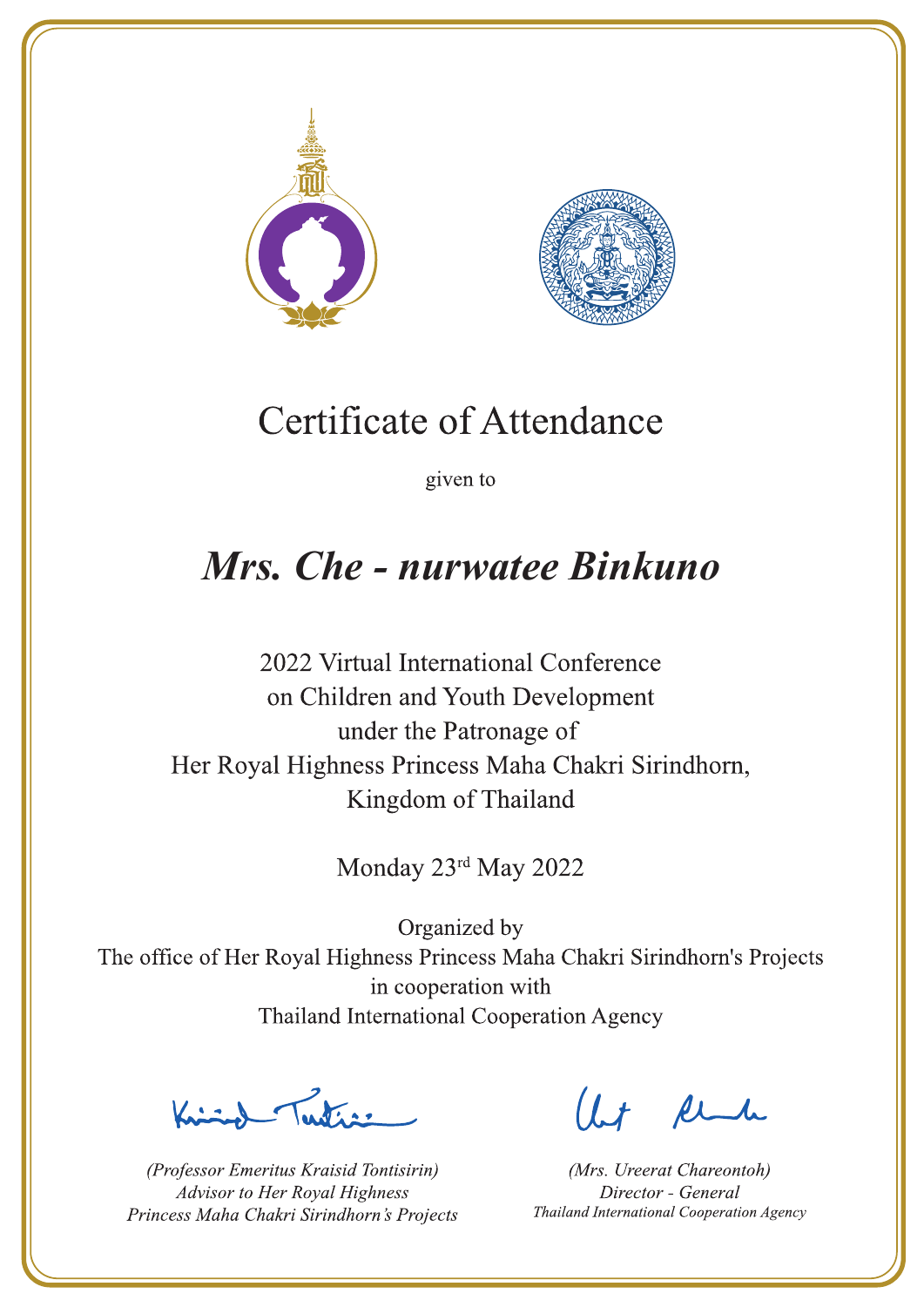# Certificate of Attendance

given to

## *Mrs. Che - nurwatee Binkuno*

2022 Virtual International Conference
on Children and Youth Development
under the Patronage of
Her Royal Highness Princess Maha Chakri Sirindhorn,
Kingdom of Thailand

Monday 23rd May 2022

Organized by
The office of Her Royal Highness Princess Maha Chakri Sirindhorn's Projects
in cooperation with
Thailand International Cooperation Agency

*(Professor Emeritus Kraisid Tontisirin)*
*Advisor to Her Royal Highness*
*Princess Maha Chakri Sirindhorn's Projects*

*(Mrs. Ureerat Chareontoh)*
*Director - General*
*Thailand International Cooperation Agency*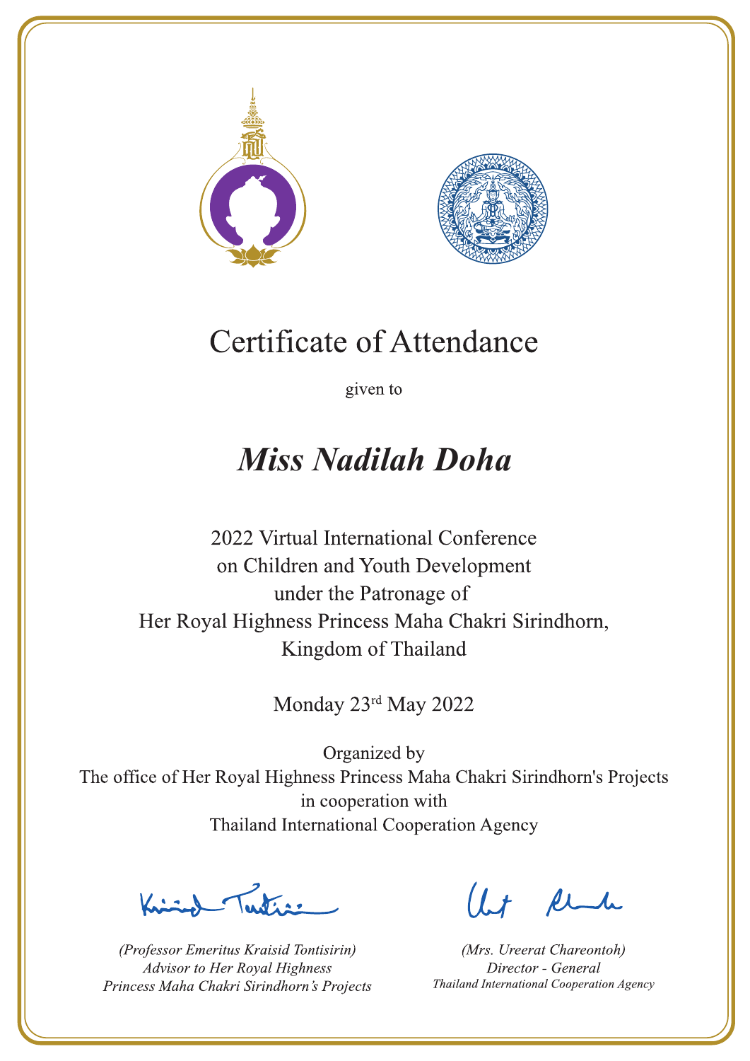# Certificate of Attendance

given to

## *Miss Nadilah Doha*

2022 Virtual International Conference
on Children and Youth Development
under the Patronage of
Her Royal Highness Princess Maha Chakri Sirindhorn,
Kingdom of Thailand

Monday 23rd May 2022

Organized by
The office of Her Royal Highness Princess Maha Chakri Sirindhorn's Projects
in cooperation with
Thailand International Cooperation Agency

*(Professor Emeritus Kraisid Tontisirin)*
*Advisor to Her Royal Highness*
*Princess Maha Chakri Sirindhorn's Projects*

*(Mrs. Ureerat Chareontoh)*
*Director - General*
*Thailand International Cooperation Agency*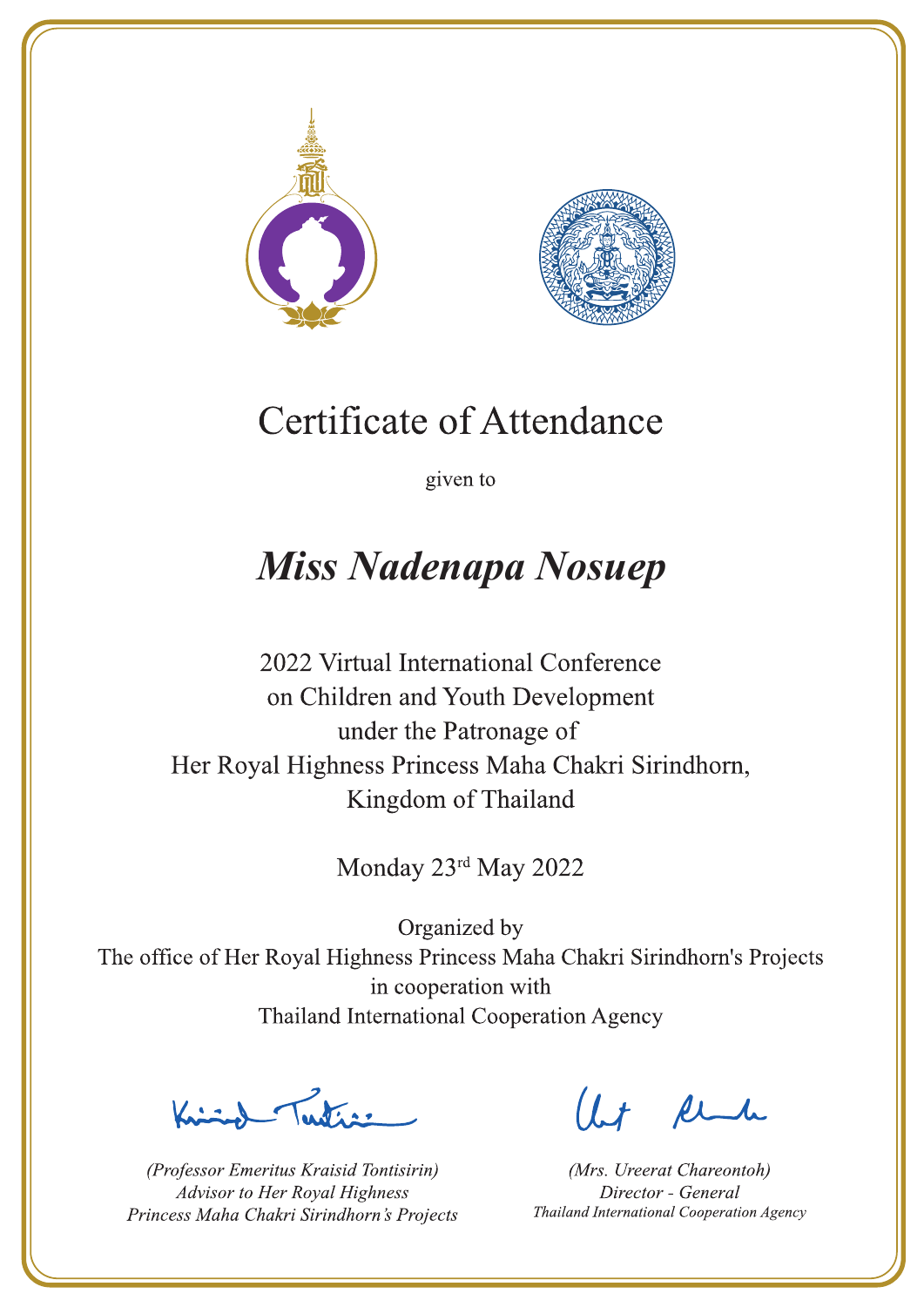# Certificate of Attendance

given to

***Miss Nadenapa Nosuep***

2022 Virtual International Conference
on Children and Youth Development
under the Patronage of
Her Royal Highness Princess Maha Chakri Sirindhorn,
Kingdom of Thailand

Monday 23rd May 2022

Organized by
The office of Her Royal Highness Princess Maha Chakri Sirindhorn's Projects
in cooperation with
Thailand International Cooperation Agency

*(Professor Emeritus Kraisid Tontisirin)*
*Advisor to Her Royal Highness*
*Princess Maha Chakri Sirindhorn's Projects*

*(Mrs. Ureerat Chareontoh)*
*Director - General*
*Thailand International Cooperation Agency*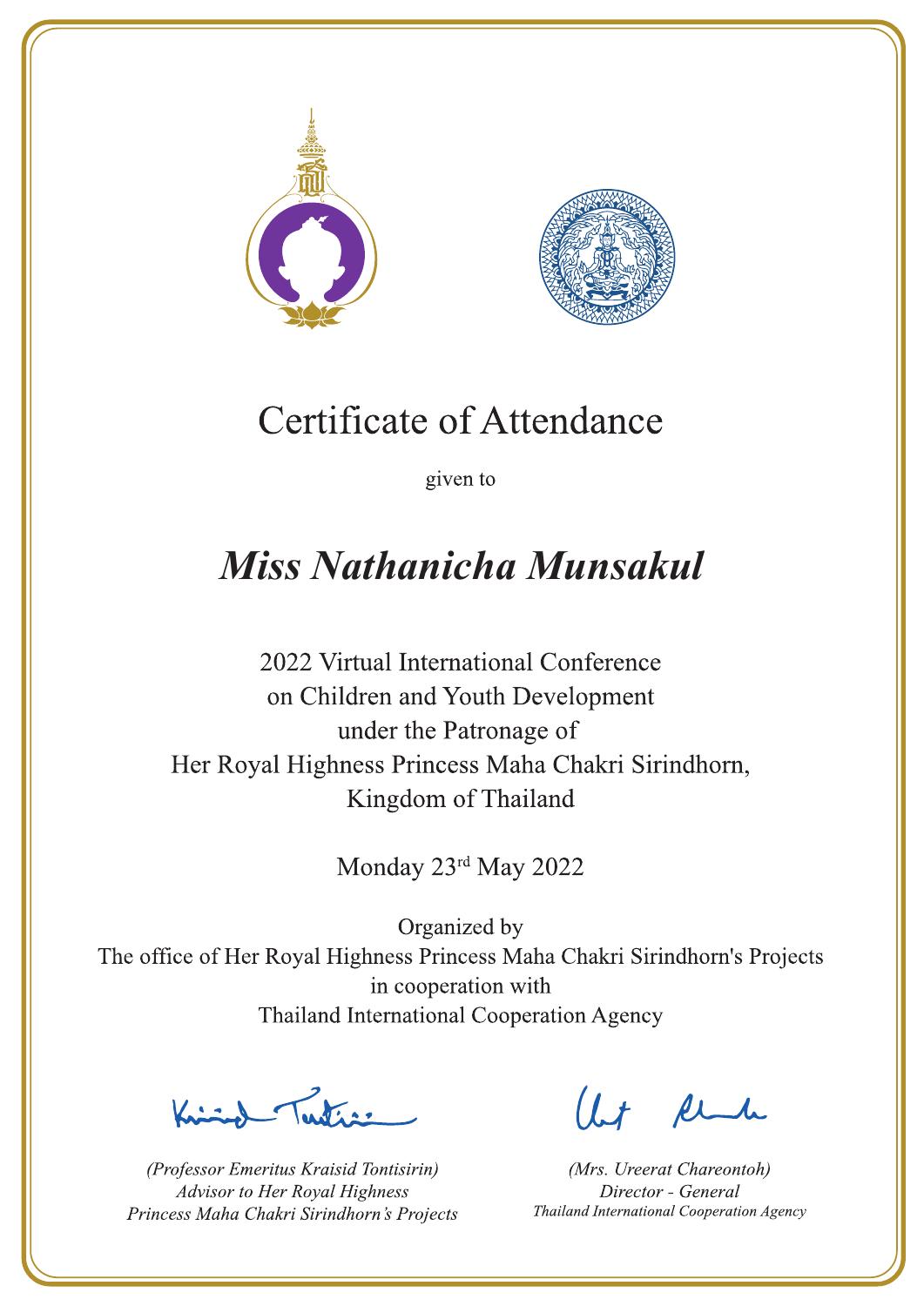# Certificate of Attendance

given to

## *Miss Nathanicha Munsakul*

2022 Virtual International Conference
on Children and Youth Development
under the Patronage of
Her Royal Highness Princess Maha Chakri Sirindhorn,
Kingdom of Thailand

Monday 23rd May 2022

Organized by
The office of Her Royal Highness Princess Maha Chakri Sirindhorn's Projects
in cooperation with
Thailand International Cooperation Agency

*(Professor Emeritus Kraisid Tontisirin)*
*Advisor to Her Royal Highness*
*Princess Maha Chakri Sirindhorn's Projects*

*(Mrs. Ureerat Chareontoh)*
*Director - General*
*Thailand International Cooperation Agency*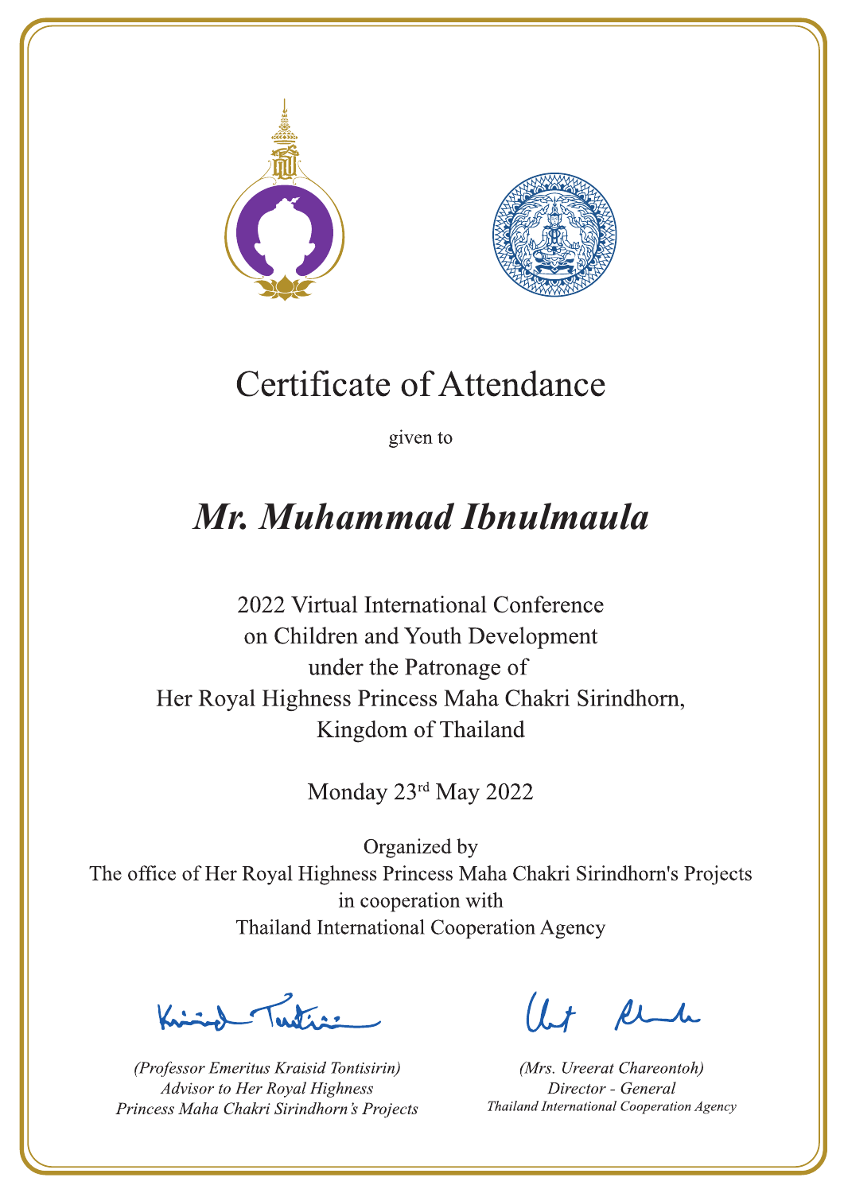# Certificate of Attendance

given to

## *Mr. Muhammad Ibnulmaula*

2022 Virtual International Conference
on Children and Youth Development
under the Patronage of
Her Royal Highness Princess Maha Chakri Sirindhorn,
Kingdom of Thailand

Monday 23rd May 2022

Organized by
The office of Her Royal Highness Princess Maha Chakri Sirindhorn's Projects
in cooperation with
Thailand International Cooperation Agency

*(Professor Emeritus Kraisid Tontisirin)*
*Advisor to Her Royal Highness*
*Princess Maha Chakri Sirindhorn's Projects*

*(Mrs. Ureerat Chareontoh)*
*Director - General*
*Thailand International Cooperation Agency*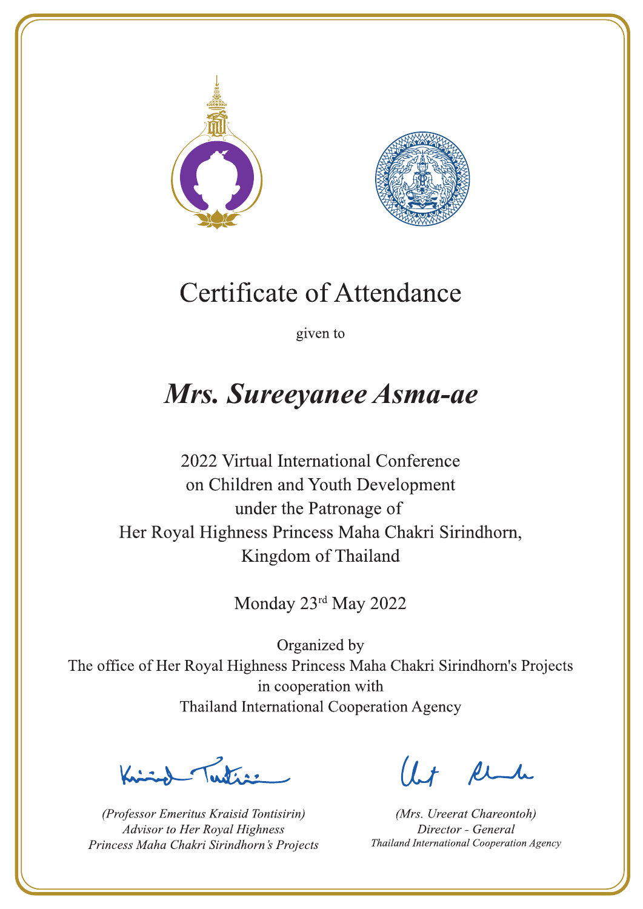# Certificate of Attendance

given to

## ***Mrs. Sureeyanee Asma-ae***

2022 Virtual International Conference
on Children and Youth Development
under the Patronage of
Her Royal Highness Princess Maha Chakri Sirindhorn,
Kingdom of Thailand

Monday 23rd May 2022

Organized by
The office of Her Royal Highness Princess Maha Chakri Sirindhorn's Projects
in cooperation with
Thailand International Cooperation Agency

*(Professor Emeritus Kraisid Tontisirin)*
*Advisor to Her Royal Highness*
*Princess Maha Chakri Sirindhorn's Projects*

*(Mrs. Ureerat Chareontoh)*
*Director - General*
*Thailand International Cooperation Agency*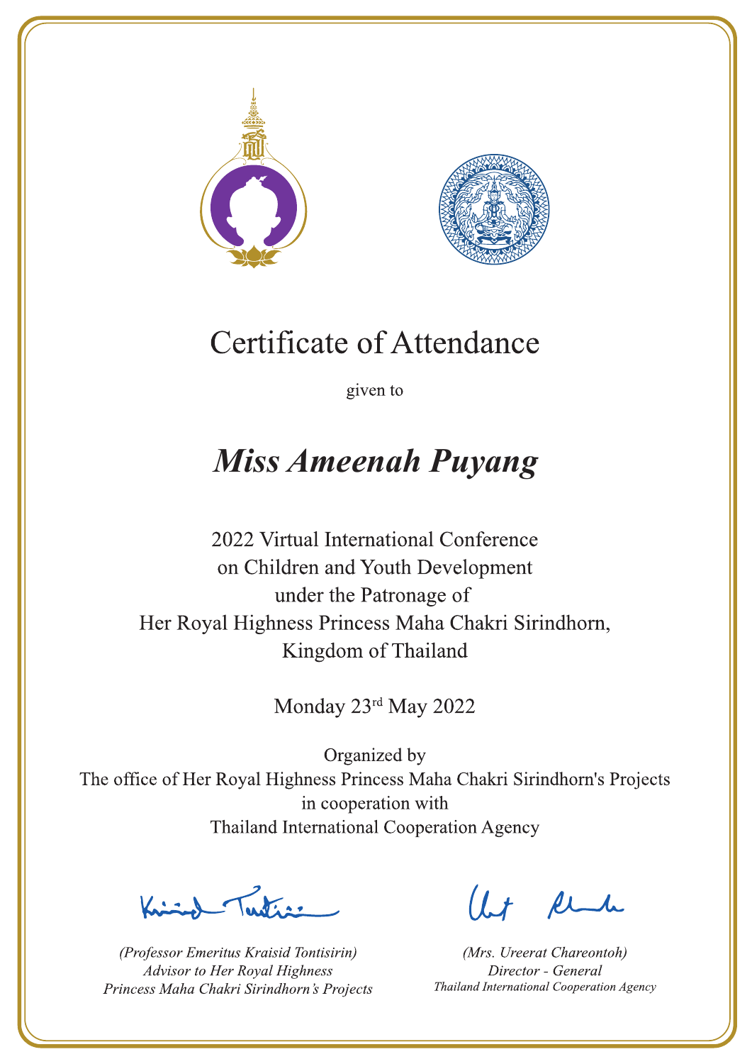# Certificate of Attendance

given to

## *Miss Ameenah Puyang*

2022 Virtual International Conference
on Children and Youth Development
under the Patronage of
Her Royal Highness Princess Maha Chakri Sirindhorn,
Kingdom of Thailand

Monday 23rd May 2022

Organized by
The office of Her Royal Highness Princess Maha Chakri Sirindhorn's Projects
in cooperation with
Thailand International Cooperation Agency

*(Professor Emeritus Kraisid Tontisirin)*
*Advisor to Her Royal Highness*
*Princess Maha Chakri Sirindhorn's Projects*

*(Mrs. Ureerat Chareontoh)*
*Director - General*
*Thailand International Cooperation Agency*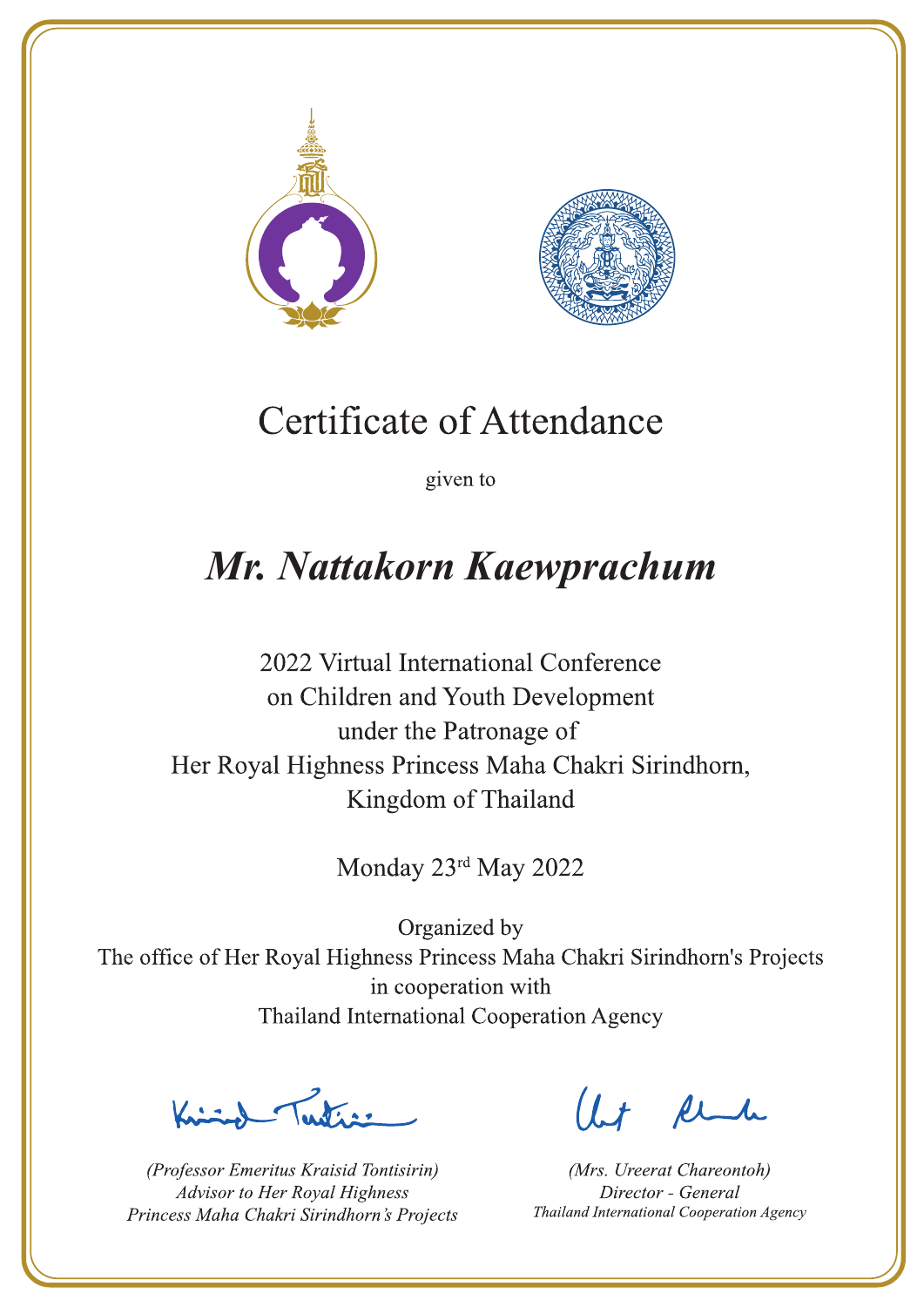# Certificate of Attendance

given to

## *Mr. Nattakorn Kaewprachum*

2022 Virtual International Conference
on Children and Youth Development
under the Patronage of
Her Royal Highness Princess Maha Chakri Sirindhorn,
Kingdom of Thailand

Monday 23rd May 2022

Organized by
The office of Her Royal Highness Princess Maha Chakri Sirindhorn's Projects
in cooperation with
Thailand International Cooperation Agency

*(Professor Emeritus Kraisid Tontisirin)*
*Advisor to Her Royal Highness*
*Princess Maha Chakri Sirindhorn's Projects*

*(Mrs. Ureerat Chareontoh)*
*Director - General*
*Thailand International Cooperation Agency*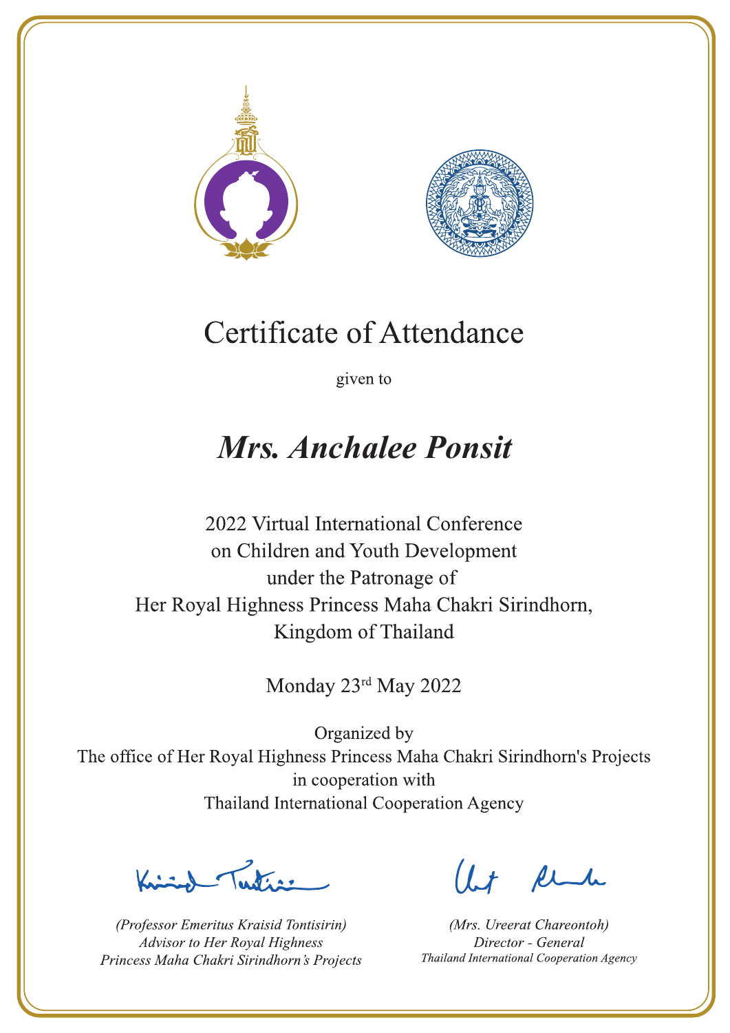# Certificate of Attendance

given to

## *Mrs. Anchalee Ponsit*

2022 Virtual International Conference
on Children and Youth Development
under the Patronage of
Her Royal Highness Princess Maha Chakri Sirindhorn,
Kingdom of Thailand

Monday 23rd May 2022

Organized by
The office of Her Royal Highness Princess Maha Chakri Sirindhorn's Projects
in cooperation with
Thailand International Cooperation Agency

*(Professor Emeritus Kraisid Tontisirin)*
*Advisor to Her Royal Highness*
*Princess Maha Chakri Sirindhorn's Projects*

*(Mrs. Ureerat Chareontoh)*
*Director - General*
*Thailand International Cooperation Agency*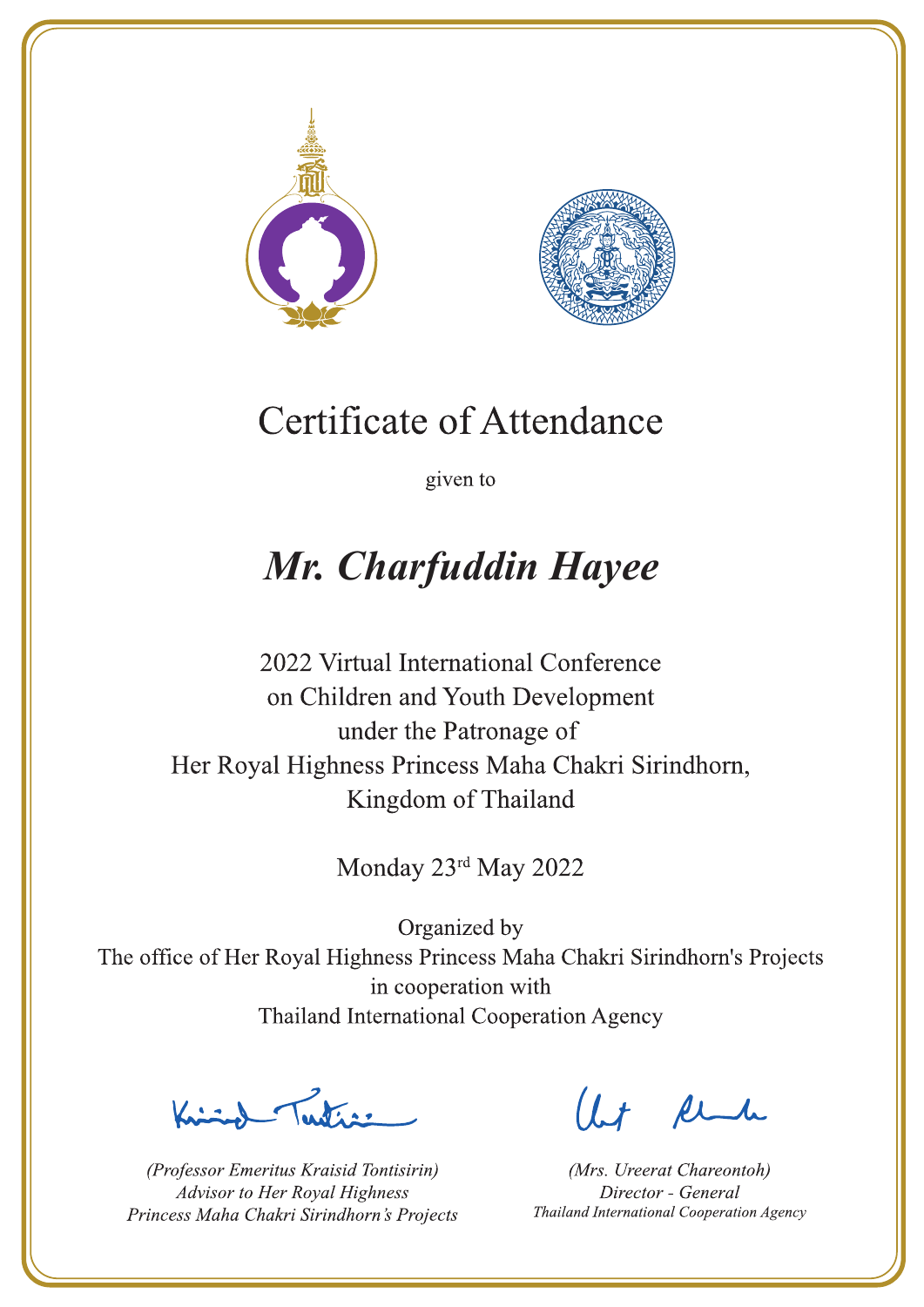# Certificate of Attendance

given to

## *Mr. Charfuddin Hayee*

2022 Virtual International Conference
on Children and Youth Development
under the Patronage of
Her Royal Highness Princess Maha Chakri Sirindhorn,
Kingdom of Thailand

Monday 23rd May 2022

Organized by
The office of Her Royal Highness Princess Maha Chakri Sirindhorn's Projects
in cooperation with
Thailand International Cooperation Agency

*(Professor Emeritus Kraisid Tontisirin)*
*Advisor to Her Royal Highness*
*Princess Maha Chakri Sirindhorn's Projects*

*(Mrs. Ureerat Chareontoh)*
*Director - General*
*Thailand International Cooperation Agency*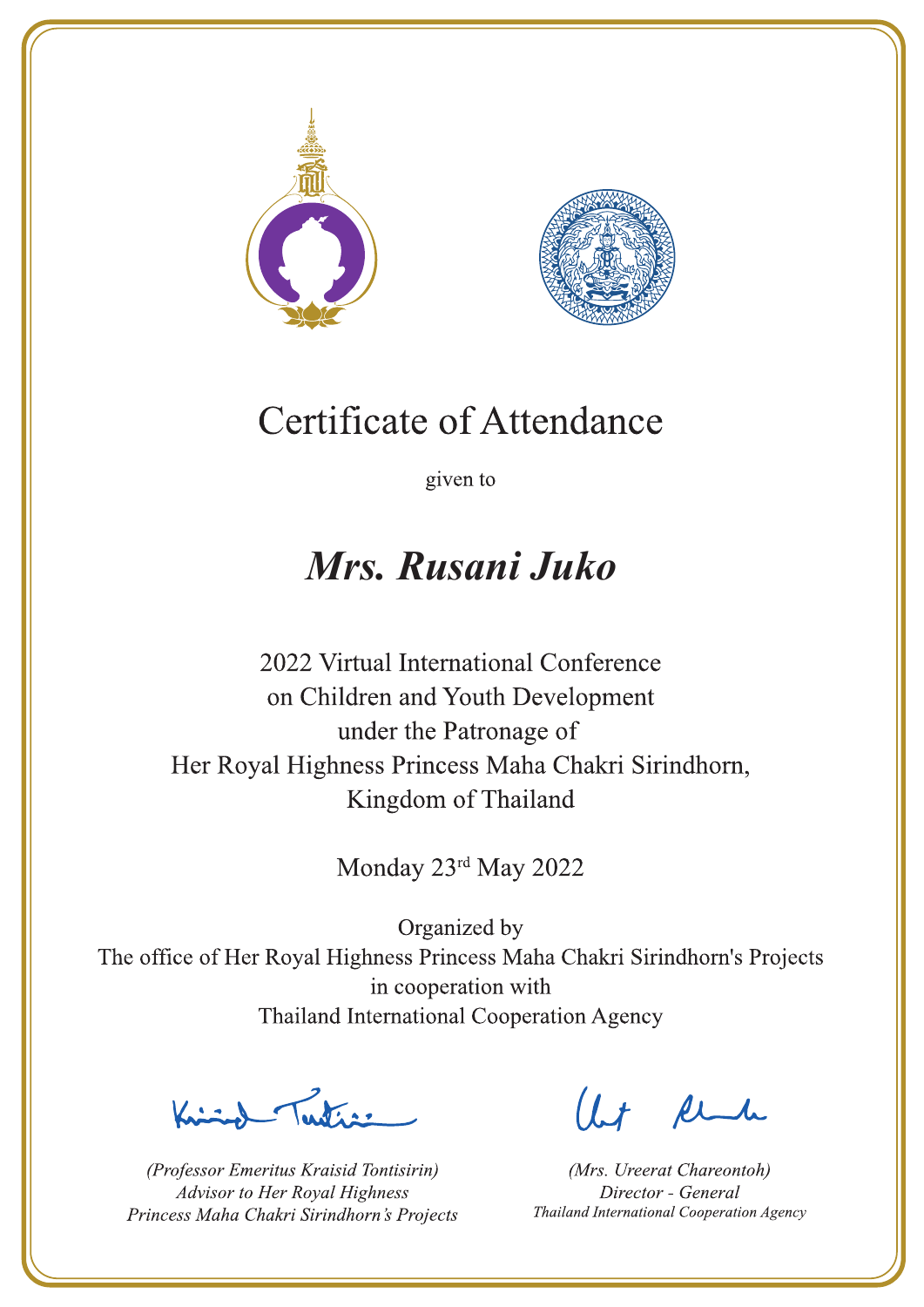# Certificate of Attendance

given to

## ***Mrs. Rusani Juko***

2022 Virtual International Conference
on Children and Youth Development
under the Patronage of
Her Royal Highness Princess Maha Chakri Sirindhorn,
Kingdom of Thailand

Monday 23rd May 2022

Organized by
The office of Her Royal Highness Princess Maha Chakri Sirindhorn's Projects
in cooperation with
Thailand International Cooperation Agency

*(Professor Emeritus Kraisid Tontisirin)*
*Advisor to Her Royal Highness*
*Princess Maha Chakri Sirindhorn's Projects*

*(Mrs. Ureerat Chareontoh)*
*Director - General*
*Thailand International Cooperation Agency*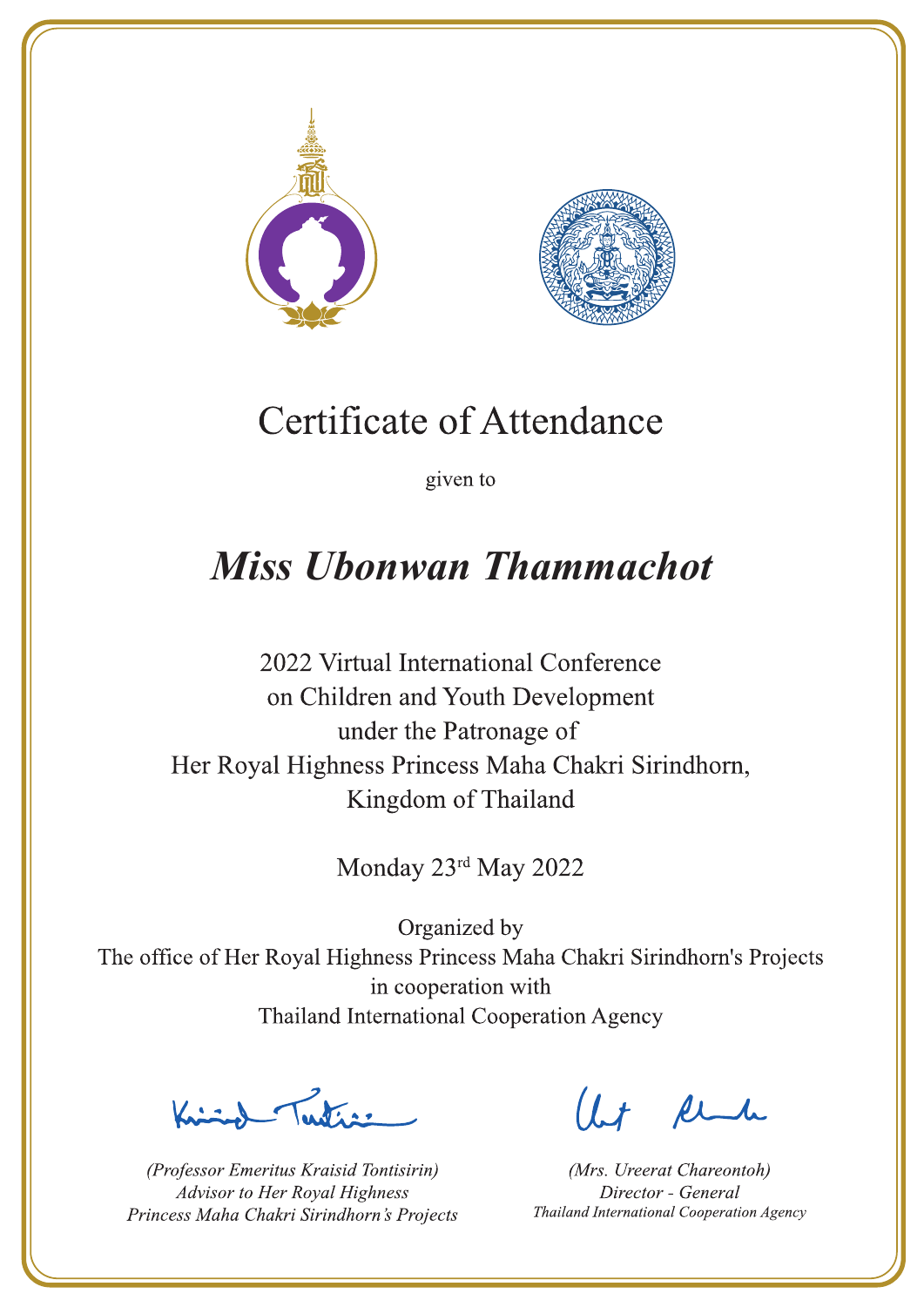# Certificate of Attendance

given to

## ***Miss Ubonwan Thammachot***

2022 Virtual International Conference
on Children and Youth Development
under the Patronage of
Her Royal Highness Princess Maha Chakri Sirindhorn,
Kingdom of Thailand

Monday 23rd May 2022

Organized by
The office of Her Royal Highness Princess Maha Chakri Sirindhorn's Projects
in cooperation with
Thailand International Cooperation Agency

*(Professor Emeritus Kraisid Tontisirin)*
*Advisor to Her Royal Highness*
*Princess Maha Chakri Sirindhorn's Projects*

*(Mrs. Ureerat Chareontoh)*
*Director - General*
*Thailand International Cooperation Agency*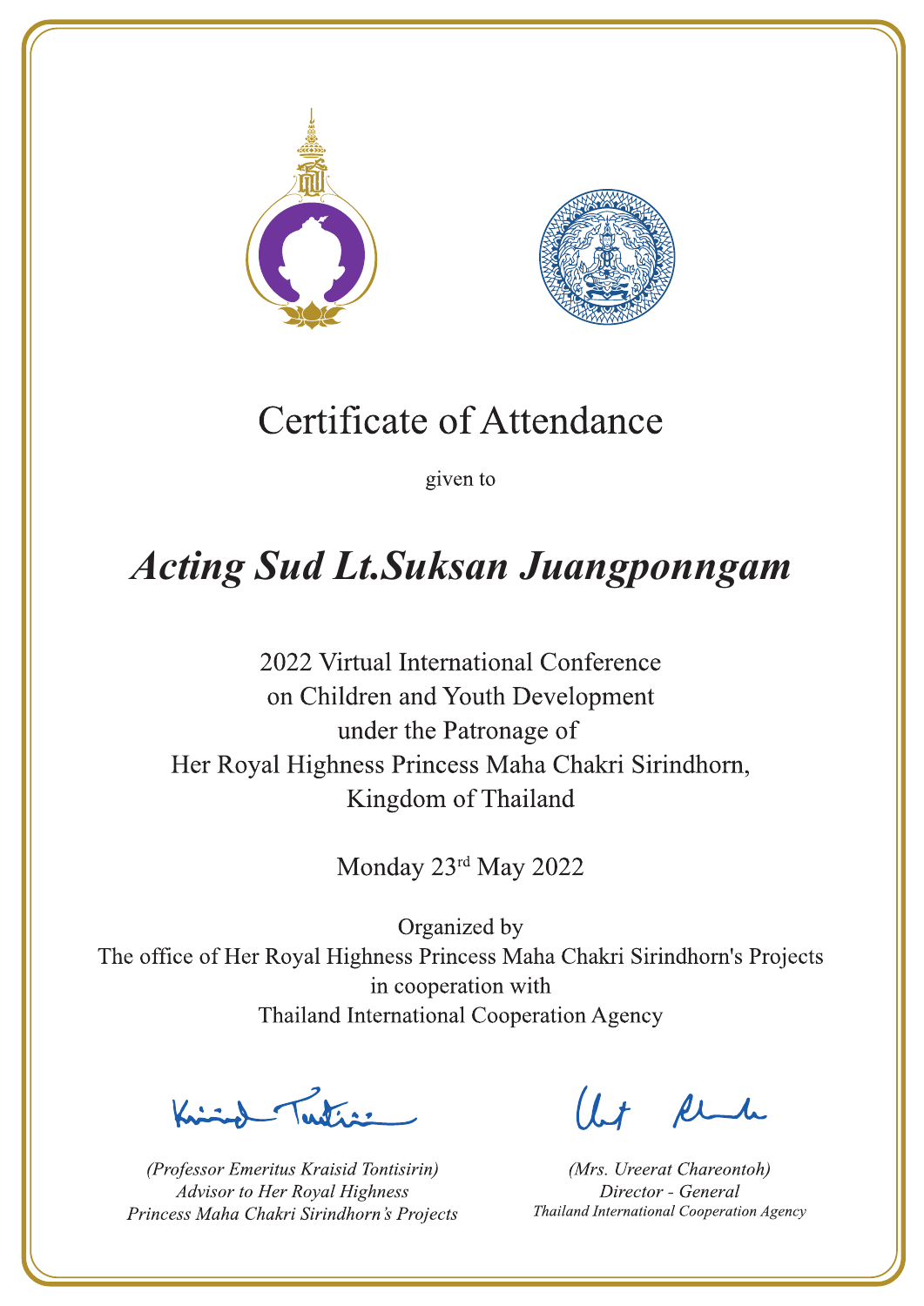# Certificate of Attendance

given to

## *Acting Sud Lt.Suksan Juangponngam*

2022 Virtual International Conference
on Children and Youth Development
under the Patronage of
Her Royal Highness Princess Maha Chakri Sirindhorn,
Kingdom of Thailand

Monday 23rd May 2022

Organized by
The office of Her Royal Highness Princess Maha Chakri Sirindhorn's Projects
in cooperation with
Thailand International Cooperation Agency

*(Professor Emeritus Kraisid Tontisirin)*
*Advisor to Her Royal Highness*
*Princess Maha Chakri Sirindhorn's Projects*

*(Mrs. Ureerat Chareontoh)*
*Director - General*
*Thailand International Cooperation Agency*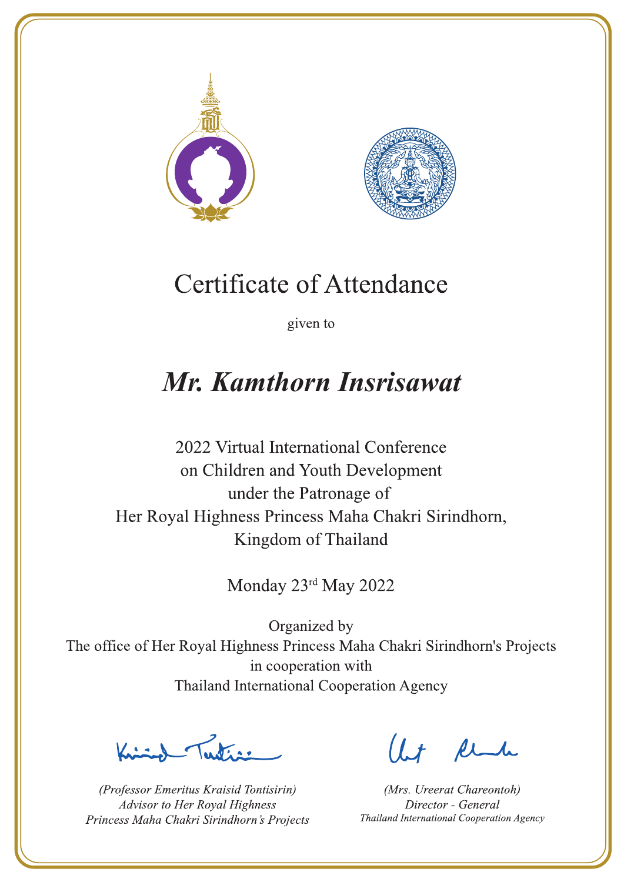# Certificate of Attendance

given to

## *Mr. Kamthorn Insrisawat*

2022 Virtual International Conference
on Children and Youth Development
under the Patronage of
Her Royal Highness Princess Maha Chakri Sirindhorn,
Kingdom of Thailand

Monday 23rd May 2022

Organized by
The office of Her Royal Highness Princess Maha Chakri Sirindhorn's Projects
in cooperation with
Thailand International Cooperation Agency

*(Professor Emeritus Kraisid Tontisirin)*
*Advisor to Her Royal Highness*
*Princess Maha Chakri Sirindhorn's Projects*

*(Mrs. Ureerat Chareontoh)*
*Director - General*
*Thailand International Cooperation Agency*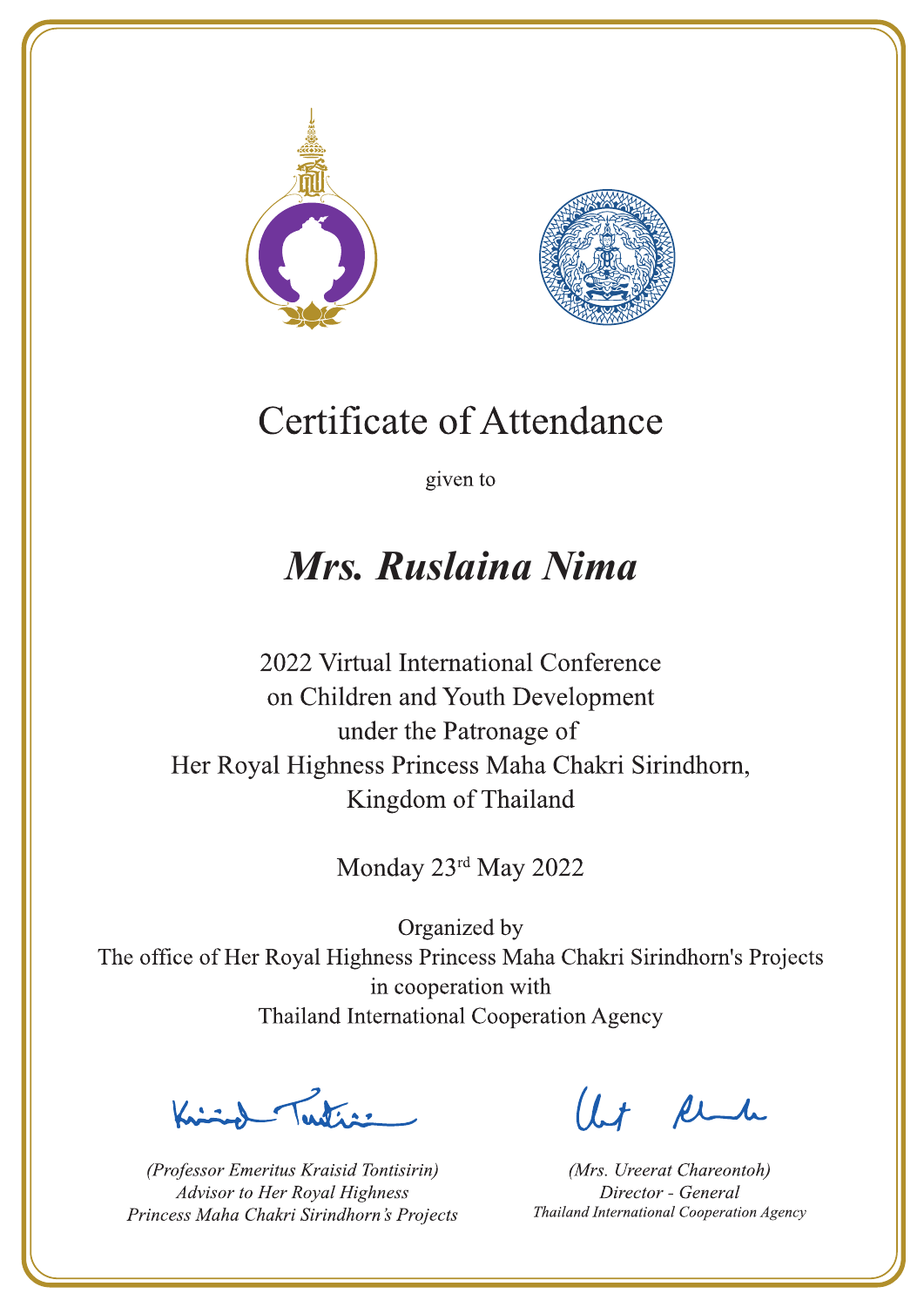# Certificate of Attendance

given to

## *Mrs. Ruslaina Nima*

2022 Virtual International Conference
on Children and Youth Development
under the Patronage of
Her Royal Highness Princess Maha Chakri Sirindhorn,
Kingdom of Thailand

Monday 23rd May 2022

Organized by
The office of Her Royal Highness Princess Maha Chakri Sirindhorn's Projects
in cooperation with
Thailand International Cooperation Agency

*(Professor Emeritus Kraisid Tontisirin)*
*Advisor to Her Royal Highness*
*Princess Maha Chakri Sirindhorn's Projects*

*(Mrs. Ureerat Chareontoh)*
*Director - General*
*Thailand International Cooperation Agency*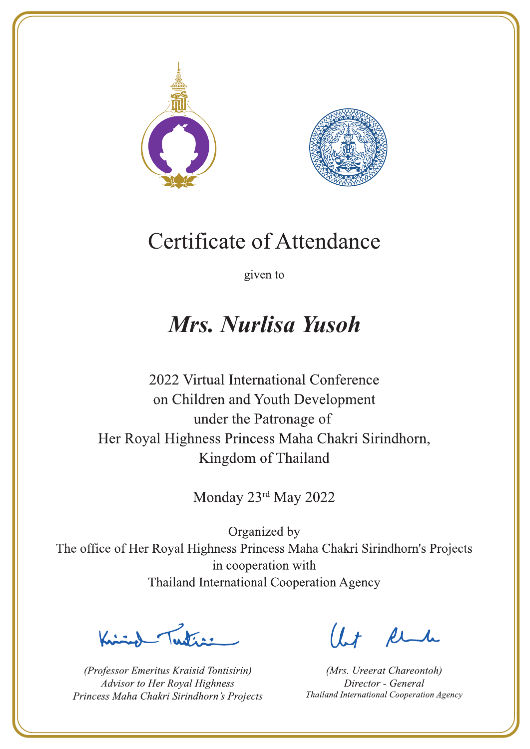# Certificate of Attendance

given to

## *Mrs. Nurlisa Yusoh*

2022 Virtual International Conference
on Children and Youth Development
under the Patronage of
Her Royal Highness Princess Maha Chakri Sirindhorn,
Kingdom of Thailand

Monday 23rd May 2022

Organized by
The office of Her Royal Highness Princess Maha Chakri Sirindhorn's Projects
in cooperation with
Thailand International Cooperation Agency

*(Professor Emeritus Kraisid Tontisirin)*
*Advisor to Her Royal Highness*
*Princess Maha Chakri Sirindhorn's Projects*

*(Mrs. Ureerat Chareontoh)*
*Director - General*
*Thailand International Cooperation Agency*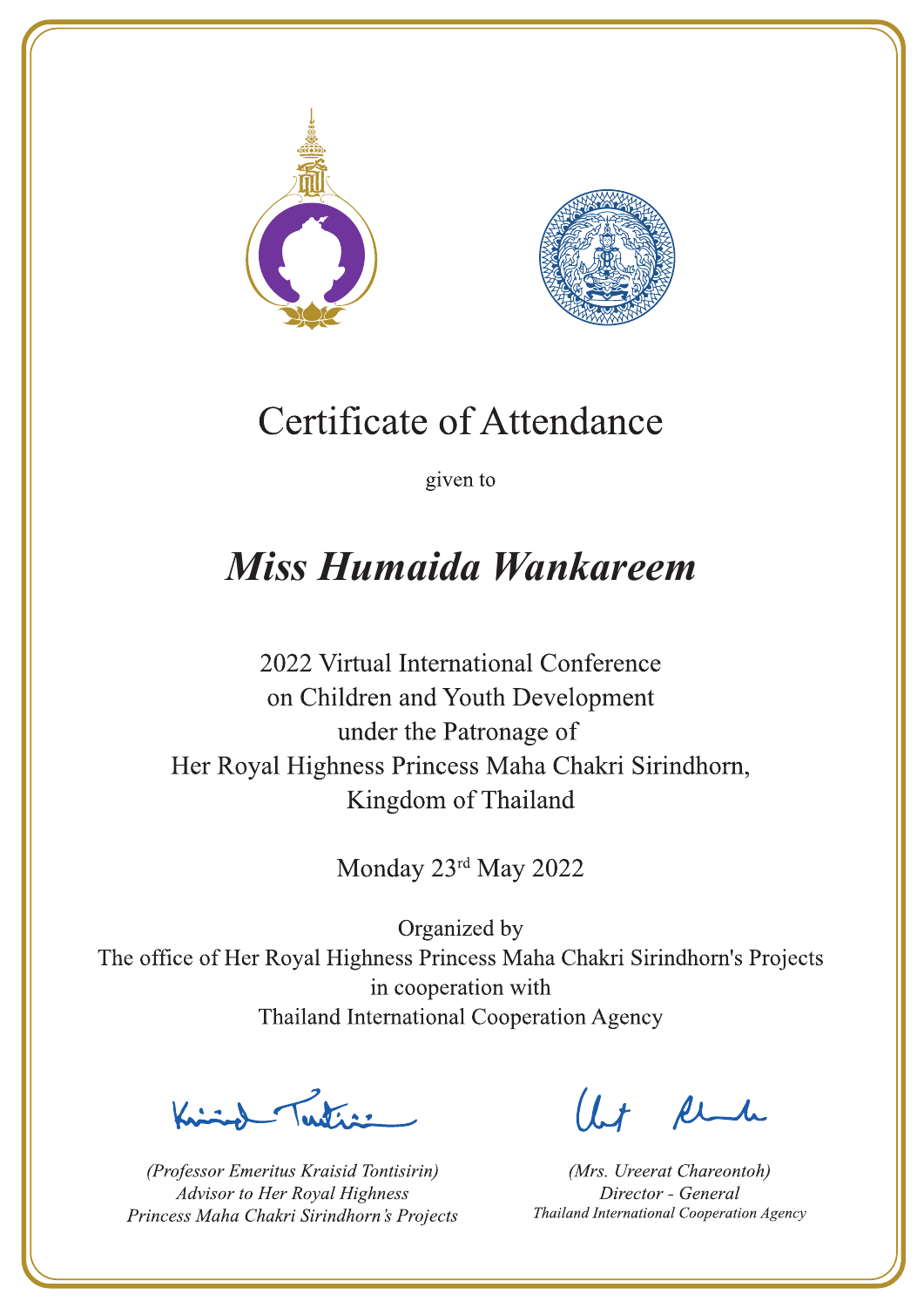# Certificate of Attendance

given to

## *Miss Humaida Wankareem*

2022 Virtual International Conference
on Children and Youth Development
under the Patronage of
Her Royal Highness Princess Maha Chakri Sirindhorn,
Kingdom of Thailand

Monday 23rd May 2022

Organized by
The office of Her Royal Highness Princess Maha Chakri Sirindhorn's Projects
in cooperation with
Thailand International Cooperation Agency

*(Professor Emeritus Kraisid Tontisirin)*
*Advisor to Her Royal Highness*
*Princess Maha Chakri Sirindhorn's Projects*

*(Mrs. Ureerat Chareontoh)*
*Director - General*
*Thailand International Cooperation Agency*